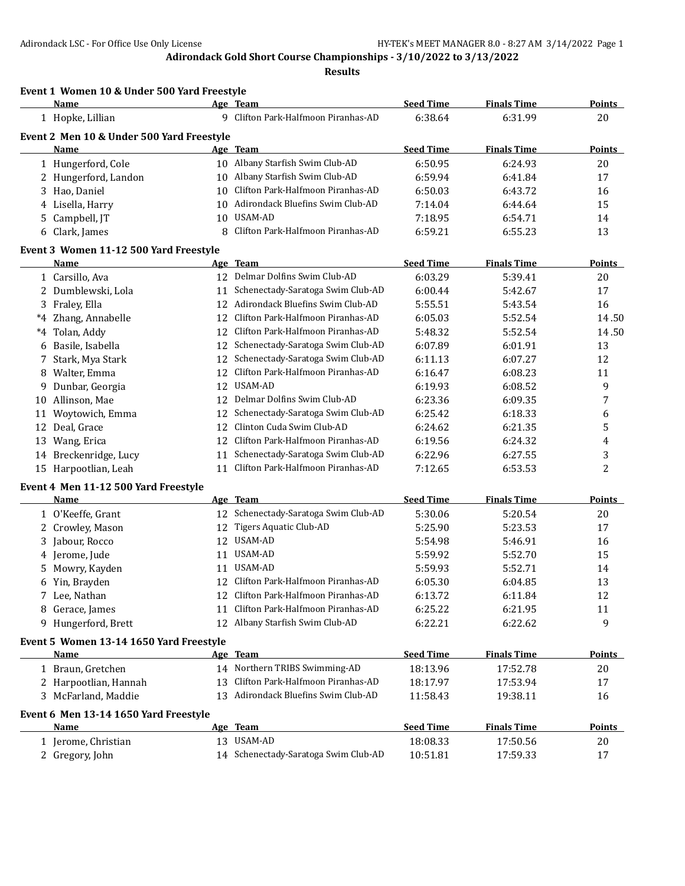# Adirondack Gold Short Course Championships - 3/10/2022 to 3/13/2022

## Results

### Event 1 Women 10 & Under 500 Yard Freestyle

| | Name | Age | Team | Seed Time | Finals Time | Points |
|---|---|---|---|---|---|---|
| 1 | Hopke, Lillian | 9 | Clifton Park-Halfmoon Piranhas-AD | 6:38.64 | 6:31.99 | 20 |

### Event 2 Men 10 & Under 500 Yard Freestyle

| | Name | Age | Team | Seed Time | Finals Time | Points |
|---|---|---|---|---|---|---|
| 1 | Hungerford, Cole | 10 | Albany Starfish Swim Club-AD | 6:50.95 | 6:24.93 | 20 |
| 2 | Hungerford, Landon | 10 | Albany Starfish Swim Club-AD | 6:59.94 | 6:41.84 | 17 |
| 3 | Hao, Daniel | 10 | Clifton Park-Halfmoon Piranhas-AD | 6:50.03 | 6:43.72 | 16 |
| 4 | Lisella, Harry | 10 | Adirondack Bluefins Swim Club-AD | 7:14.04 | 6:44.64 | 15 |
| 5 | Campbell, JT | 10 | USAM-AD | 7:18.95 | 6:54.71 | 14 |
| 6 | Clark, James | 8 | Clifton Park-Halfmoon Piranhas-AD | 6:59.21 | 6:55.23 | 13 |

### Event 3 Women 11-12 500 Yard Freestyle

| | Name | Age | Team | Seed Time | Finals Time | Points |
|---|---|---|---|---|---|---|
| 1 | Carsillo, Ava | 12 | Delmar Dolfins Swim Club-AD | 6:03.29 | 5:39.41 | 20 |
| 2 | Dumblewski, Lola | 11 | Schenectady-Saratoga Swim Club-AD | 6:00.44 | 5:42.67 | 17 |
| 3 | Fraley, Ella | 12 | Adirondack Bluefins Swim Club-AD | 5:55.51 | 5:43.54 | 16 |
| *4 | Zhang, Annabelle | 12 | Clifton Park-Halfmoon Piranhas-AD | 6:05.03 | 5:52.54 | 14.50 |
| *4 | Tolan, Addy | 12 | Clifton Park-Halfmoon Piranhas-AD | 5:48.32 | 5:52.54 | 14.50 |
| 6 | Basile, Isabella | 12 | Schenectady-Saratoga Swim Club-AD | 6:07.89 | 6:01.91 | 13 |
| 7 | Stark, Mya Stark | 12 | Schenectady-Saratoga Swim Club-AD | 6:11.13 | 6:07.27 | 12 |
| 8 | Walter, Emma | 12 | Clifton Park-Halfmoon Piranhas-AD | 6:16.47 | 6:08.23 | 11 |
| 9 | Dunbar, Georgia | 12 | USAM-AD | 6:19.93 | 6:08.52 | 9 |
| 10 | Allinson, Mae | 12 | Delmar Dolfins Swim Club-AD | 6:23.36 | 6:09.35 | 7 |
| 11 | Woytowich, Emma | 12 | Schenectady-Saratoga Swim Club-AD | 6:25.42 | 6:18.33 | 6 |
| 12 | Deal, Grace | 12 | Clinton Cuda Swim Club-AD | 6:24.62 | 6:21.35 | 5 |
| 13 | Wang, Erica | 12 | Clifton Park-Halfmoon Piranhas-AD | 6:19.56 | 6:24.32 | 4 |
| 14 | Breckenridge, Lucy | 11 | Schenectady-Saratoga Swim Club-AD | 6:22.96 | 6:27.55 | 3 |
| 15 | Harpootlian, Leah | 11 | Clifton Park-Halfmoon Piranhas-AD | 7:12.65 | 6:53.53 | 2 |

### Event 4 Men 11-12 500 Yard Freestyle

| | Name | Age | Team | Seed Time | Finals Time | Points |
|---|---|---|---|---|---|---|
| 1 | O'Keeffe, Grant | 12 | Schenectady-Saratoga Swim Club-AD | 5:30.06 | 5:20.54 | 20 |
| 2 | Crowley, Mason | 12 | Tigers Aquatic Club-AD | 5:25.90 | 5:23.53 | 17 |
| 3 | Jabour, Rocco | 12 | USAM-AD | 5:54.98 | 5:46.91 | 16 |
| 4 | Jerome, Jude | 11 | USAM-AD | 5:59.92 | 5:52.70 | 15 |
| 5 | Mowry, Kayden | 11 | USAM-AD | 5:59.93 | 5:52.71 | 14 |
| 6 | Yin, Brayden | 12 | Clifton Park-Halfmoon Piranhas-AD | 6:05.30 | 6:04.85 | 13 |
| 7 | Lee, Nathan | 12 | Clifton Park-Halfmoon Piranhas-AD | 6:13.72 | 6:11.84 | 12 |
| 8 | Gerace, James | 11 | Clifton Park-Halfmoon Piranhas-AD | 6:25.22 | 6:21.95 | 11 |
| 9 | Hungerford, Brett | 12 | Albany Starfish Swim Club-AD | 6:22.21 | 6:22.62 | 9 |

### Event 5 Women 13-14 1650 Yard Freestyle

| | Name | Age | Team | Seed Time | Finals Time | Points |
|---|---|---|---|---|---|---|
| 1 | Braun, Gretchen | 14 | Northern TRIBS Swimming-AD | 18:13.96 | 17:52.78 | 20 |
| 2 | Harpootlian, Hannah | 13 | Clifton Park-Halfmoon Piranhas-AD | 18:17.97 | 17:53.94 | 17 |
| 3 | McFarland, Maddie | 13 | Adirondack Bluefins Swim Club-AD | 11:58.43 | 19:38.11 | 16 |

### Event 6 Men 13-14 1650 Yard Freestyle

| | Name | Age | Team | Seed Time | Finals Time | Points |
|---|---|---|---|---|---|---|
| 1 | Jerome, Christian | 13 | USAM-AD | 18:08.33 | 17:50.56 | 20 |
| 2 | Gregory, John | 14 | Schenectady-Saratoga Swim Club-AD | 10:51.81 | 17:59.33 | 17 |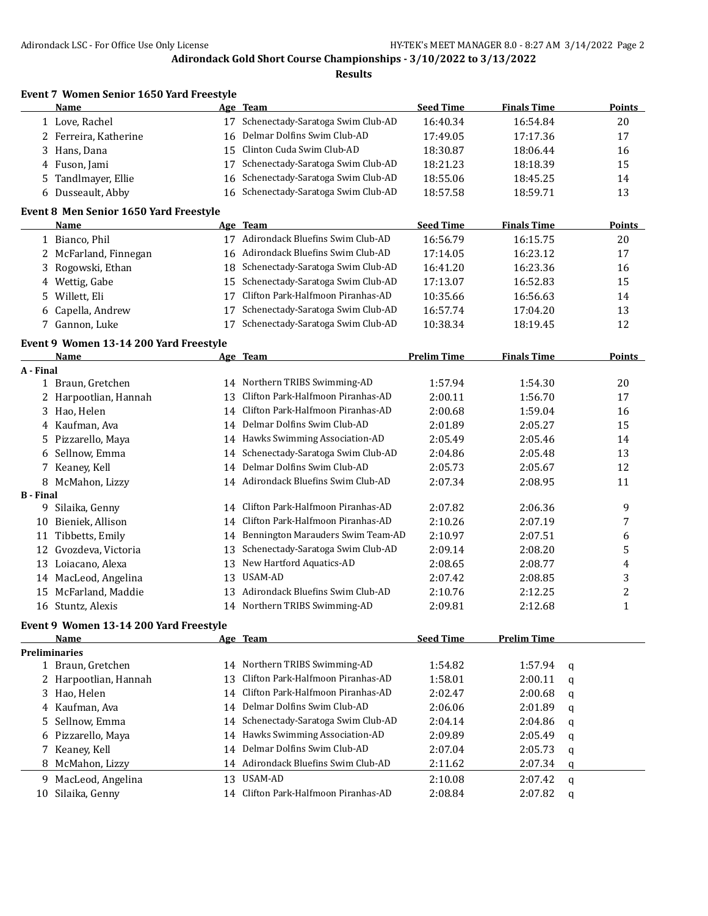# Adirondack Gold Short Course Championships - 3/10/2022 to 3/13/2022

## Results

### Event 7 Women Senior 1650 Yard Freestyle

| | Name | Age | Team | Seed Time | Finals Time | Points |
|---|---|---|---|---|---|---|
| 1 | Love, Rachel | 17 | Schenectady-Saratoga Swim Club-AD | 16:40.34 | 16:54.84 | 20 |
| 2 | Ferreira, Katherine | 16 | Delmar Dolfins Swim Club-AD | 17:49.05 | 17:17.36 | 17 |
| 3 | Hans, Dana | 15 | Clinton Cuda Swim Club-AD | 18:30.87 | 18:06.44 | 16 |
| 4 | Fuson, Jami | 17 | Schenectady-Saratoga Swim Club-AD | 18:21.23 | 18:18.39 | 15 |
| 5 | Tandlmayer, Ellie | 16 | Schenectady-Saratoga Swim Club-AD | 18:55.06 | 18:45.25 | 14 |
| 6 | Dusseault, Abby | 16 | Schenectady-Saratoga Swim Club-AD | 18:57.58 | 18:59.71 | 13 |

### Event 8 Men Senior 1650 Yard Freestyle

| | Name | Age | Team | Seed Time | Finals Time | Points |
|---|---|---|---|---|---|---|
| 1 | Bianco, Phil | 17 | Adirondack Bluefins Swim Club-AD | 16:56.79 | 16:15.75 | 20 |
| 2 | McFarland, Finnegan | 16 | Adirondack Bluefins Swim Club-AD | 17:14.05 | 16:23.12 | 17 |
| 3 | Rogowski, Ethan | 18 | Schenectady-Saratoga Swim Club-AD | 16:41.20 | 16:23.36 | 16 |
| 4 | Wettig, Gabe | 15 | Schenectady-Saratoga Swim Club-AD | 17:13.07 | 16:52.83 | 15 |
| 5 | Willett, Eli | 17 | Clifton Park-Halfmoon Piranhas-AD | 10:35.66 | 16:56.63 | 14 |
| 6 | Capella, Andrew | 17 | Schenectady-Saratoga Swim Club-AD | 16:57.74 | 17:04.20 | 13 |
| 7 | Gannon, Luke | 17 | Schenectady-Saratoga Swim Club-AD | 10:38.34 | 18:19.45 | 12 |

### Event 9 Women 13-14 200 Yard Freestyle

| | Name | Age | Team | Prelim Time | Finals Time | Points |
|---|---|---|---|---|---|---|
| **A - Final** | | | | | | |
| 1 | Braun, Gretchen | 14 | Northern TRIBS Swimming-AD | 1:57.94 | 1:54.30 | 20 |
| 2 | Harpootlian, Hannah | 13 | Clifton Park-Halfmoon Piranhas-AD | 2:00.11 | 1:56.70 | 17 |
| 3 | Hao, Helen | 14 | Clifton Park-Halfmoon Piranhas-AD | 2:00.68 | 1:59.04 | 16 |
| 4 | Kaufman, Ava | 14 | Delmar Dolfins Swim Club-AD | 2:01.89 | 2:05.27 | 15 |
| 5 | Pizzarello, Maya | 14 | Hawks Swimming Association-AD | 2:05.49 | 2:05.46 | 14 |
| 6 | Sellnow, Emma | 14 | Schenectady-Saratoga Swim Club-AD | 2:04.86 | 2:05.48 | 13 |
| 7 | Keaney, Kell | 14 | Delmar Dolfins Swim Club-AD | 2:05.73 | 2:05.67 | 12 |
| 8 | McMahon, Lizzy | 14 | Adirondack Bluefins Swim Club-AD | 2:07.34 | 2:08.95 | 11 |
| **B - Final** | | | | | | |
| 9 | Silaika, Genny | 14 | Clifton Park-Halfmoon Piranhas-AD | 2:07.82 | 2:06.36 | 9 |
| 10 | Bieniek, Allison | 14 | Clifton Park-Halfmoon Piranhas-AD | 2:10.26 | 2:07.19 | 7 |
| 11 | Tibbetts, Emily | 14 | Bennington Marauders Swim Team-AD | 2:10.97 | 2:07.51 | 6 |
| 12 | Gvozdeva, Victoria | 13 | Schenectady-Saratoga Swim Club-AD | 2:09.14 | 2:08.20 | 5 |
| 13 | Loiacano, Alexa | 13 | New Hartford Aquatics-AD | 2:08.65 | 2:08.77 | 4 |
| 14 | MacLeod, Angelina | 13 | USAM-AD | 2:07.42 | 2:08.85 | 3 |
| 15 | McFarland, Maddie | 13 | Adirondack Bluefins Swim Club-AD | 2:10.76 | 2:12.25 | 2 |
| 16 | Stuntz, Alexis | 14 | Northern TRIBS Swimming-AD | 2:09.81 | 2:12.68 | 1 |

### Event 9 Women 13-14 200 Yard Freestyle

| | Name | Age | Team | Seed Time | Prelim Time | |
|---|---|---|---|---|---|---|
| **Preliminaries** | | | | | | |
| 1 | Braun, Gretchen | 14 | Northern TRIBS Swimming-AD | 1:54.82 | 1:57.94 | q |
| 2 | Harpootlian, Hannah | 13 | Clifton Park-Halfmoon Piranhas-AD | 1:58.01 | 2:00.11 | q |
| 3 | Hao, Helen | 14 | Clifton Park-Halfmoon Piranhas-AD | 2:02.47 | 2:00.68 | q |
| 4 | Kaufman, Ava | 14 | Delmar Dolfins Swim Club-AD | 2:06.06 | 2:01.89 | q |
| 5 | Sellnow, Emma | 14 | Schenectady-Saratoga Swim Club-AD | 2:04.14 | 2:04.86 | q |
| 6 | Pizzarello, Maya | 14 | Hawks Swimming Association-AD | 2:09.89 | 2:05.49 | q |
| 7 | Keaney, Kell | 14 | Delmar Dolfins Swim Club-AD | 2:07.04 | 2:05.73 | q |
| 8 | McMahon, Lizzy | 14 | Adirondack Bluefins Swim Club-AD | 2:11.62 | 2:07.34 | q |
| 9 | MacLeod, Angelina | 13 | USAM-AD | 2:10.08 | 2:07.42 | q |
| 10 | Silaika, Genny | 14 | Clifton Park-Halfmoon Piranhas-AD | 2:08.84 | 2:07.82 | q |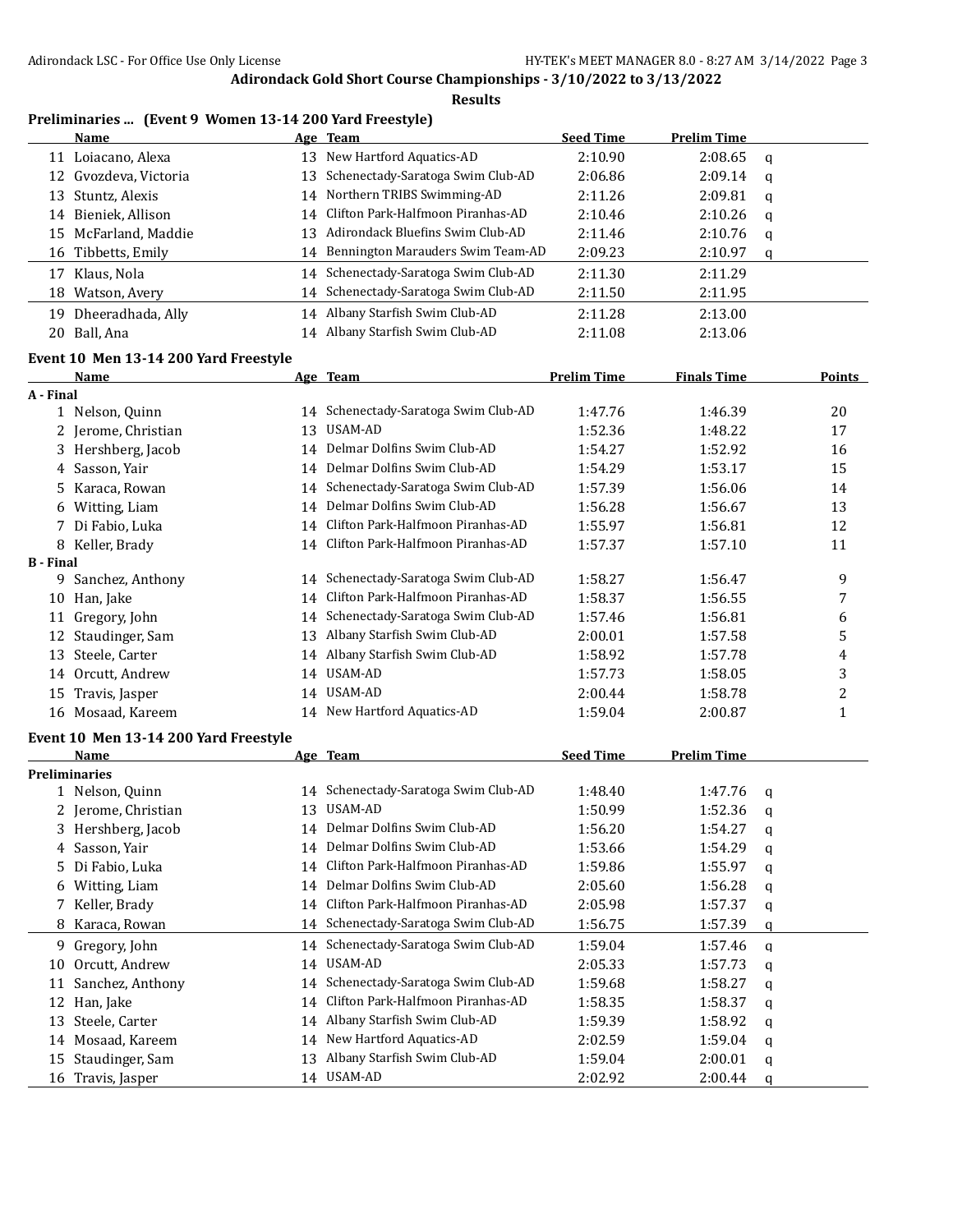## Adirondack Gold Short Course Championships - 3/10/2022 to 3/13/2022

**Results**

### Preliminaries ... (Event 9 Women 13-14 200 Yard Freestyle)

| | Name | Age | Team | Seed Time | Prelim Time | |
|---|---|---|---|---|---|---|
| 11 | Loiacano, Alexa | 13 | New Hartford Aquatics-AD | 2:10.90 | 2:08.65 | q |
| 12 | Gvozdeva, Victoria | 13 | Schenectady-Saratoga Swim Club-AD | 2:06.86 | 2:09.14 | q |
| 13 | Stuntz, Alexis | 14 | Northern TRIBS Swimming-AD | 2:11.26 | 2:09.81 | q |
| 14 | Bieniek, Allison | 14 | Clifton Park-Halfmoon Piranhas-AD | 2:10.46 | 2:10.26 | q |
| 15 | McFarland, Maddie | 13 | Adirondack Bluefins Swim Club-AD | 2:11.46 | 2:10.76 | q |
| 16 | Tibbetts, Emily | 14 | Bennington Marauders Swim Team-AD | 2:09.23 | 2:10.97 | q |
| 17 | Klaus, Nola | 14 | Schenectady-Saratoga Swim Club-AD | 2:11.30 | 2:11.29 | |
| 18 | Watson, Avery | 14 | Schenectady-Saratoga Swim Club-AD | 2:11.50 | 2:11.95 | |
| 19 | Dheeradhada, Ally | 14 | Albany Starfish Swim Club-AD | 2:11.28 | 2:13.00 | |
| 20 | Ball, Ana | 14 | Albany Starfish Swim Club-AD | 2:11.08 | 2:13.06 | |

### Event 10 Men 13-14 200 Yard Freestyle

| | Name | Age | Team | Prelim Time | Finals Time | Points |
|---|---|---|---|---|---|---|
| **A - Final** | | | | | | |
| 1 | Nelson, Quinn | 14 | Schenectady-Saratoga Swim Club-AD | 1:47.76 | 1:46.39 | 20 |
| 2 | Jerome, Christian | 13 | USAM-AD | 1:52.36 | 1:48.22 | 17 |
| 3 | Hershberg, Jacob | 14 | Delmar Dolfins Swim Club-AD | 1:54.27 | 1:52.92 | 16 |
| 4 | Sasson, Yair | 14 | Delmar Dolfins Swim Club-AD | 1:54.29 | 1:53.17 | 15 |
| 5 | Karaca, Rowan | 14 | Schenectady-Saratoga Swim Club-AD | 1:57.39 | 1:56.06 | 14 |
| 6 | Witting, Liam | 14 | Delmar Dolfins Swim Club-AD | 1:56.28 | 1:56.67 | 13 |
| 7 | Di Fabio, Luka | 14 | Clifton Park-Halfmoon Piranhas-AD | 1:55.97 | 1:56.81 | 12 |
| 8 | Keller, Brady | 14 | Clifton Park-Halfmoon Piranhas-AD | 1:57.37 | 1:57.10 | 11 |
| **B - Final** | | | | | | |
| 9 | Sanchez, Anthony | 14 | Schenectady-Saratoga Swim Club-AD | 1:58.27 | 1:56.47 | 9 |
| 10 | Han, Jake | 14 | Clifton Park-Halfmoon Piranhas-AD | 1:58.37 | 1:56.55 | 7 |
| 11 | Gregory, John | 14 | Schenectady-Saratoga Swim Club-AD | 1:57.46 | 1:56.81 | 6 |
| 12 | Staudinger, Sam | 13 | Albany Starfish Swim Club-AD | 2:00.01 | 1:57.58 | 5 |
| 13 | Steele, Carter | 14 | Albany Starfish Swim Club-AD | 1:58.92 | 1:57.78 | 4 |
| 14 | Orcutt, Andrew | 14 | USAM-AD | 1:57.73 | 1:58.05 | 3 |
| 15 | Travis, Jasper | 14 | USAM-AD | 2:00.44 | 1:58.78 | 2 |
| 16 | Mosaad, Kareem | 14 | New Hartford Aquatics-AD | 1:59.04 | 2:00.87 | 1 |

### Event 10 Men 13-14 200 Yard Freestyle

| | Name | Age | Team | Seed Time | Prelim Time | |
|---|---|---|---|---|---|---|
| **Preliminaries** | | | | | | |
| 1 | Nelson, Quinn | 14 | Schenectady-Saratoga Swim Club-AD | 1:48.40 | 1:47.76 | q |
| 2 | Jerome, Christian | 13 | USAM-AD | 1:50.99 | 1:52.36 | q |
| 3 | Hershberg, Jacob | 14 | Delmar Dolfins Swim Club-AD | 1:56.20 | 1:54.27 | q |
| 4 | Sasson, Yair | 14 | Delmar Dolfins Swim Club-AD | 1:53.66 | 1:54.29 | q |
| 5 | Di Fabio, Luka | 14 | Clifton Park-Halfmoon Piranhas-AD | 1:59.86 | 1:55.97 | q |
| 6 | Witting, Liam | 14 | Delmar Dolfins Swim Club-AD | 2:05.60 | 1:56.28 | q |
| 7 | Keller, Brady | 14 | Clifton Park-Halfmoon Piranhas-AD | 2:05.98 | 1:57.37 | q |
| 8 | Karaca, Rowan | 14 | Schenectady-Saratoga Swim Club-AD | 1:56.75 | 1:57.39 | q |
| 9 | Gregory, John | 14 | Schenectady-Saratoga Swim Club-AD | 1:59.04 | 1:57.46 | q |
| 10 | Orcutt, Andrew | 14 | USAM-AD | 2:05.33 | 1:57.73 | q |
| 11 | Sanchez, Anthony | 14 | Schenectady-Saratoga Swim Club-AD | 1:59.68 | 1:58.27 | q |
| 12 | Han, Jake | 14 | Clifton Park-Halfmoon Piranhas-AD | 1:58.35 | 1:58.37 | q |
| 13 | Steele, Carter | 14 | Albany Starfish Swim Club-AD | 1:59.39 | 1:58.92 | q |
| 14 | Mosaad, Kareem | 14 | New Hartford Aquatics-AD | 2:02.59 | 1:59.04 | q |
| 15 | Staudinger, Sam | 13 | Albany Starfish Swim Club-AD | 1:59.04 | 2:00.01 | q |
| 16 | Travis, Jasper | 14 | USAM-AD | 2:02.92 | 2:00.44 | q |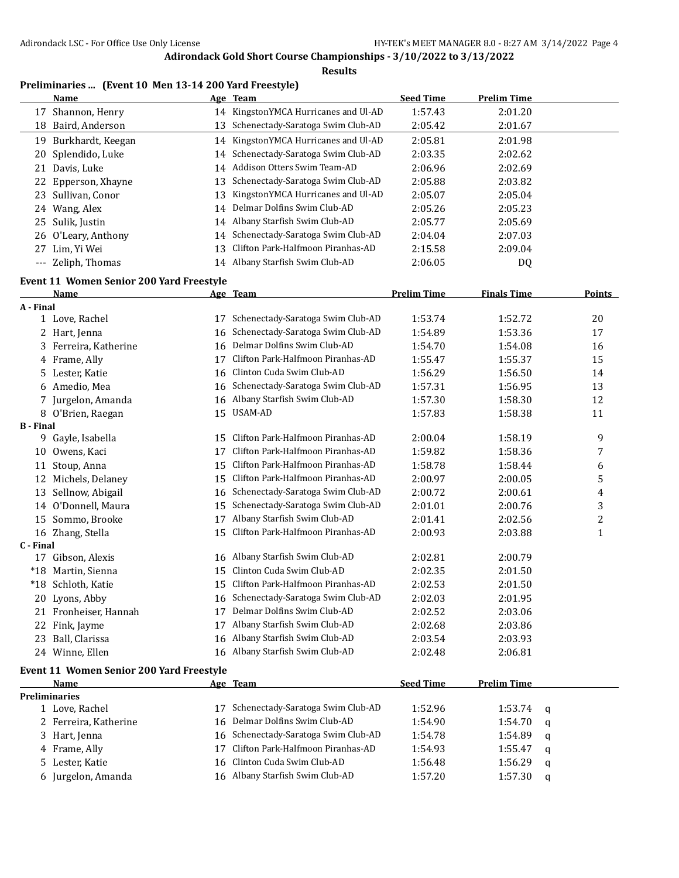Adirondack Gold Short Course Championships - 3/10/2022 to 3/13/2022

**Results**

### Preliminaries ... (Event 10 Men 13-14 200 Yard Freestyle)

| | Name | Age | Team | Seed Time | Prelim Time |
|---|---|---|---|---|---|
| 17 | Shannon, Henry | 14 | KingstonYMCA Hurricanes and Ul-AD | 1:57.43 | 2:01.20 |
| 18 | Baird, Anderson | 13 | Schenectady-Saratoga Swim Club-AD | 2:05.42 | 2:01.67 |
| 19 | Burkhardt, Keegan | 14 | KingstonYMCA Hurricanes and Ul-AD | 2:05.81 | 2:01.98 |
| 20 | Splendido, Luke | 14 | Schenectady-Saratoga Swim Club-AD | 2:03.35 | 2:02.62 |
| 21 | Davis, Luke | 14 | Addison Otters Swim Team-AD | 2:06.96 | 2:02.69 |
| 22 | Epperson, Xhayne | 13 | Schenectady-Saratoga Swim Club-AD | 2:05.88 | 2:03.82 |
| 23 | Sullivan, Conor | 13 | KingstonYMCA Hurricanes and Ul-AD | 2:05.07 | 2:05.04 |
| 24 | Wang, Alex | 14 | Delmar Dolfins Swim Club-AD | 2:05.26 | 2:05.23 |
| 25 | Sulik, Justin | 14 | Albany Starfish Swim Club-AD | 2:05.77 | 2:05.69 |
| 26 | O'Leary, Anthony | 14 | Schenectady-Saratoga Swim Club-AD | 2:04.04 | 2:07.03 |
| 27 | Lim, Yi Wei | 13 | Clifton Park-Halfmoon Piranhas-AD | 2:15.58 | 2:09.04 |
| --- | Zeliph, Thomas | 14 | Albany Starfish Swim Club-AD | 2:06.05 | DQ |

### Event 11 Women Senior 200 Yard Freestyle

| | Name | Age | Team | Prelim Time | Finals Time | Points |
|---|---|---|---|---|---|---|
| **A - Final** | | | | | | |
| 1 | Love, Rachel | 17 | Schenectady-Saratoga Swim Club-AD | 1:53.74 | 1:52.72 | 20 |
| 2 | Hart, Jenna | 16 | Schenectady-Saratoga Swim Club-AD | 1:54.89 | 1:53.36 | 17 |
| 3 | Ferreira, Katherine | 16 | Delmar Dolfins Swim Club-AD | 1:54.70 | 1:54.08 | 16 |
| 4 | Frame, Ally | 17 | Clifton Park-Halfmoon Piranhas-AD | 1:55.47 | 1:55.37 | 15 |
| 5 | Lester, Katie | 16 | Clinton Cuda Swim Club-AD | 1:56.29 | 1:56.50 | 14 |
| 6 | Amedio, Mea | 16 | Schenectady-Saratoga Swim Club-AD | 1:57.31 | 1:56.95 | 13 |
| 7 | Jurgelon, Amanda | 16 | Albany Starfish Swim Club-AD | 1:57.30 | 1:58.30 | 12 |
| 8 | O'Brien, Raegan | 15 | USAM-AD | 1:57.83 | 1:58.38 | 11 |
| **B - Final** | | | | | | |
| 9 | Gayle, Isabella | 15 | Clifton Park-Halfmoon Piranhas-AD | 2:00.04 | 1:58.19 | 9 |
| 10 | Owens, Kaci | 17 | Clifton Park-Halfmoon Piranhas-AD | 1:59.82 | 1:58.36 | 7 |
| 11 | Stoup, Anna | 15 | Clifton Park-Halfmoon Piranhas-AD | 1:58.78 | 1:58.44 | 6 |
| 12 | Michels, Delaney | 15 | Clifton Park-Halfmoon Piranhas-AD | 2:00.97 | 2:00.05 | 5 |
| 13 | Sellnow, Abigail | 16 | Schenectady-Saratoga Swim Club-AD | 2:00.72 | 2:00.61 | 4 |
| 14 | O'Donnell, Maura | 15 | Schenectady-Saratoga Swim Club-AD | 2:01.01 | 2:00.76 | 3 |
| 15 | Sommo, Brooke | 17 | Albany Starfish Swim Club-AD | 2:01.41 | 2:02.56 | 2 |
| 16 | Zhang, Stella | 15 | Clifton Park-Halfmoon Piranhas-AD | 2:00.93 | 2:03.88 | 1 |
| **C - Final** | | | | | | |
| 17 | Gibson, Alexis | 16 | Albany Starfish Swim Club-AD | 2:02.81 | 2:00.79 | |
| *18 | Martin, Sienna | 15 | Clinton Cuda Swim Club-AD | 2:02.35 | 2:01.50 | |
| *18 | Schloth, Katie | 15 | Clifton Park-Halfmoon Piranhas-AD | 2:02.53 | 2:01.50 | |
| 20 | Lyons, Abby | 16 | Schenectady-Saratoga Swim Club-AD | 2:02.03 | 2:01.95 | |
| 21 | Fronheiser, Hannah | 17 | Delmar Dolfins Swim Club-AD | 2:02.52 | 2:03.06 | |
| 22 | Fink, Jayme | 17 | Albany Starfish Swim Club-AD | 2:02.68 | 2:03.86 | |
| 23 | Ball, Clarissa | 16 | Albany Starfish Swim Club-AD | 2:03.54 | 2:03.93 | |
| 24 | Winne, Ellen | 16 | Albany Starfish Swim Club-AD | 2:02.48 | 2:06.81 | |

### Event 11 Women Senior 200 Yard Freestyle

| | Name | Age | Team | Seed Time | Prelim Time | |
|---|---|---|---|---|---|---|
| **Preliminaries** | | | | | | |
| 1 | Love, Rachel | 17 | Schenectady-Saratoga Swim Club-AD | 1:52.96 | 1:53.74 | q |
| 2 | Ferreira, Katherine | 16 | Delmar Dolfins Swim Club-AD | 1:54.90 | 1:54.70 | q |
| 3 | Hart, Jenna | 16 | Schenectady-Saratoga Swim Club-AD | 1:54.78 | 1:54.89 | q |
| 4 | Frame, Ally | 17 | Clifton Park-Halfmoon Piranhas-AD | 1:54.93 | 1:55.47 | q |
| 5 | Lester, Katie | 16 | Clinton Cuda Swim Club-AD | 1:56.48 | 1:56.29 | q |
| 6 | Jurgelon, Amanda | 16 | Albany Starfish Swim Club-AD | 1:57.20 | 1:57.30 | q |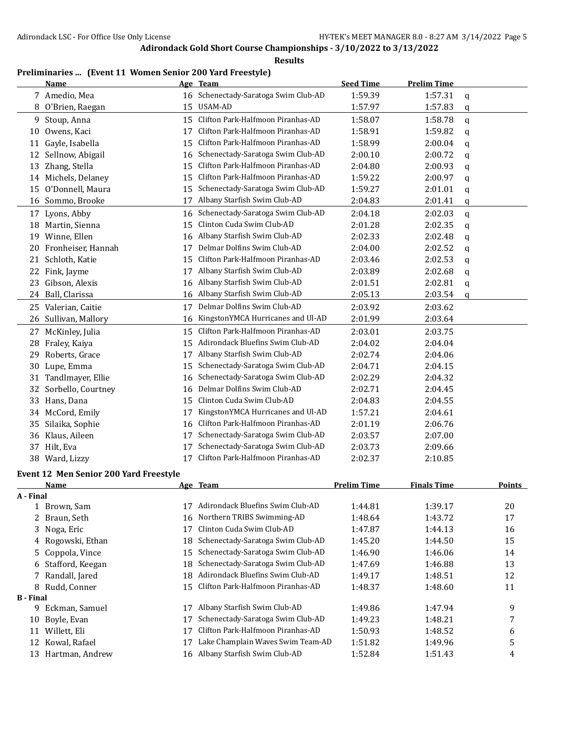## Adirondack Gold Short Course Championships - 3/10/2022 to 3/13/2022

**Results**

### Preliminaries ... (Event 11 Women Senior 200 Yard Freestyle)

| | Name | Age | Team | Seed Time | Prelim Time | |
|---|---|---|---|---|---|---|
| 7 | Amedio, Mea | 16 | Schenectady-Saratoga Swim Club-AD | 1:59.39 | 1:57.31 | q |
| 8 | O'Brien, Raegan | 15 | USAM-AD | 1:57.97 | 1:57.83 | q |
| 9 | Stoup, Anna | 15 | Clifton Park-Halfmoon Piranhas-AD | 1:58.07 | 1:58.78 | q |
| 10 | Owens, Kaci | 17 | Clifton Park-Halfmoon Piranhas-AD | 1:58.91 | 1:59.82 | q |
| 11 | Gayle, Isabella | 15 | Clifton Park-Halfmoon Piranhas-AD | 1:58.99 | 2:00.04 | q |
| 12 | Sellnow, Abigail | 16 | Schenectady-Saratoga Swim Club-AD | 2:00.10 | 2:00.72 | q |
| 13 | Zhang, Stella | 15 | Clifton Park-Halfmoon Piranhas-AD | 2:04.80 | 2:00.93 | q |
| 14 | Michels, Delaney | 15 | Clifton Park-Halfmoon Piranhas-AD | 1:59.22 | 2:00.97 | q |
| 15 | O'Donnell, Maura | 15 | Schenectady-Saratoga Swim Club-AD | 1:59.27 | 2:01.01 | q |
| 16 | Sommo, Brooke | 17 | Albany Starfish Swim Club-AD | 2:04.83 | 2:01.41 | q |
| 17 | Lyons, Abby | 16 | Schenectady-Saratoga Swim Club-AD | 2:04.18 | 2:02.03 | q |
| 18 | Martin, Sienna | 15 | Clinton Cuda Swim Club-AD | 2:01.28 | 2:02.35 | q |
| 19 | Winne, Ellen | 16 | Albany Starfish Swim Club-AD | 2:02.33 | 2:02.48 | q |
| 20 | Fronheiser, Hannah | 17 | Delmar Dolfins Swim Club-AD | 2:04.00 | 2:02.52 | q |
| 21 | Schloth, Katie | 15 | Clifton Park-Halfmoon Piranhas-AD | 2:03.46 | 2:02.53 | q |
| 22 | Fink, Jayme | 17 | Albany Starfish Swim Club-AD | 2:03.89 | 2:02.68 | q |
| 23 | Gibson, Alexis | 16 | Albany Starfish Swim Club-AD | 2:01.51 | 2:02.81 | q |
| 24 | Ball, Clarissa | 16 | Albany Starfish Swim Club-AD | 2:05.13 | 2:03.54 | q |
| 25 | Valerian, Caitie | 17 | Delmar Dolfins Swim Club-AD | 2:03.92 | 2:03.62 | |
| 26 | Sullivan, Mallory | 16 | KingstonYMCA Hurricanes and Ul-AD | 2:01.99 | 2:03.64 | |
| 27 | McKinley, Julia | 15 | Clifton Park-Halfmoon Piranhas-AD | 2:03.01 | 2:03.75 | |
| 28 | Fraley, Kaiya | 15 | Adirondack Bluefins Swim Club-AD | 2:04.02 | 2:04.04 | |
| 29 | Roberts, Grace | 17 | Albany Starfish Swim Club-AD | 2:02.74 | 2:04.06 | |
| 30 | Lupe, Emma | 15 | Schenectady-Saratoga Swim Club-AD | 2:04.71 | 2:04.15 | |
| 31 | Tandlmayer, Ellie | 16 | Schenectady-Saratoga Swim Club-AD | 2:02.29 | 2:04.32 | |
| 32 | Sorbello, Courtney | 16 | Delmar Dolfins Swim Club-AD | 2:02.71 | 2:04.45 | |
| 33 | Hans, Dana | 15 | Clinton Cuda Swim Club-AD | 2:04.83 | 2:04.55 | |
| 34 | McCord, Emily | 17 | KingstonYMCA Hurricanes and Ul-AD | 1:57.21 | 2:04.61 | |
| 35 | Silaika, Sophie | 16 | Clifton Park-Halfmoon Piranhas-AD | 2:01.19 | 2:06.76 | |
| 36 | Klaus, Aileen | 17 | Schenectady-Saratoga Swim Club-AD | 2:03.57 | 2:07.00 | |
| 37 | Hilt, Eva | 17 | Schenectady-Saratoga Swim Club-AD | 2:03.73 | 2:09.66 | |
| 38 | Ward, Lizzy | 17 | Clifton Park-Halfmoon Piranhas-AD | 2:02.37 | 2:10.85 | |

### Event 12 Men Senior 200 Yard Freestyle

| | Name | Age | Team | Prelim Time | Finals Time | Points |
|---|---|---|---|---|---|---|
| **A - Final** | | | | | | |
| 1 | Brown, Sam | 17 | Adirondack Bluefins Swim Club-AD | 1:44.81 | 1:39.17 | 20 |
| 2 | Braun, Seth | 16 | Northern TRIBS Swimming-AD | 1:48.64 | 1:43.72 | 17 |
| 3 | Noga, Eric | 17 | Clinton Cuda Swim Club-AD | 1:47.87 | 1:44.13 | 16 |
| 4 | Rogowski, Ethan | 18 | Schenectady-Saratoga Swim Club-AD | 1:45.20 | 1:44.50 | 15 |
| 5 | Coppola, Vince | 15 | Schenectady-Saratoga Swim Club-AD | 1:46.90 | 1:46.06 | 14 |
| 6 | Stafford, Keegan | 18 | Schenectady-Saratoga Swim Club-AD | 1:47.69 | 1:46.88 | 13 |
| 7 | Randall, Jared | 18 | Adirondack Bluefins Swim Club-AD | 1:49.17 | 1:48.51 | 12 |
| 8 | Rudd, Conner | 15 | Clifton Park-Halfmoon Piranhas-AD | 1:48.37 | 1:48.60 | 11 |
| **B - Final** | | | | | | |
| 9 | Eckman, Samuel | 17 | Albany Starfish Swim Club-AD | 1:49.86 | 1:47.94 | 9 |
| 10 | Boyle, Evan | 17 | Schenectady-Saratoga Swim Club-AD | 1:49.23 | 1:48.21 | 7 |
| 11 | Willett, Eli | 17 | Clifton Park-Halfmoon Piranhas-AD | 1:50.93 | 1:48.52 | 6 |
| 12 | Kowal, Rafael | 17 | Lake Champlain Waves Swim Team-AD | 1:51.82 | 1:49.96 | 5 |
| 13 | Hartman, Andrew | 16 | Albany Starfish Swim Club-AD | 1:52.84 | 1:51.43 | 4 |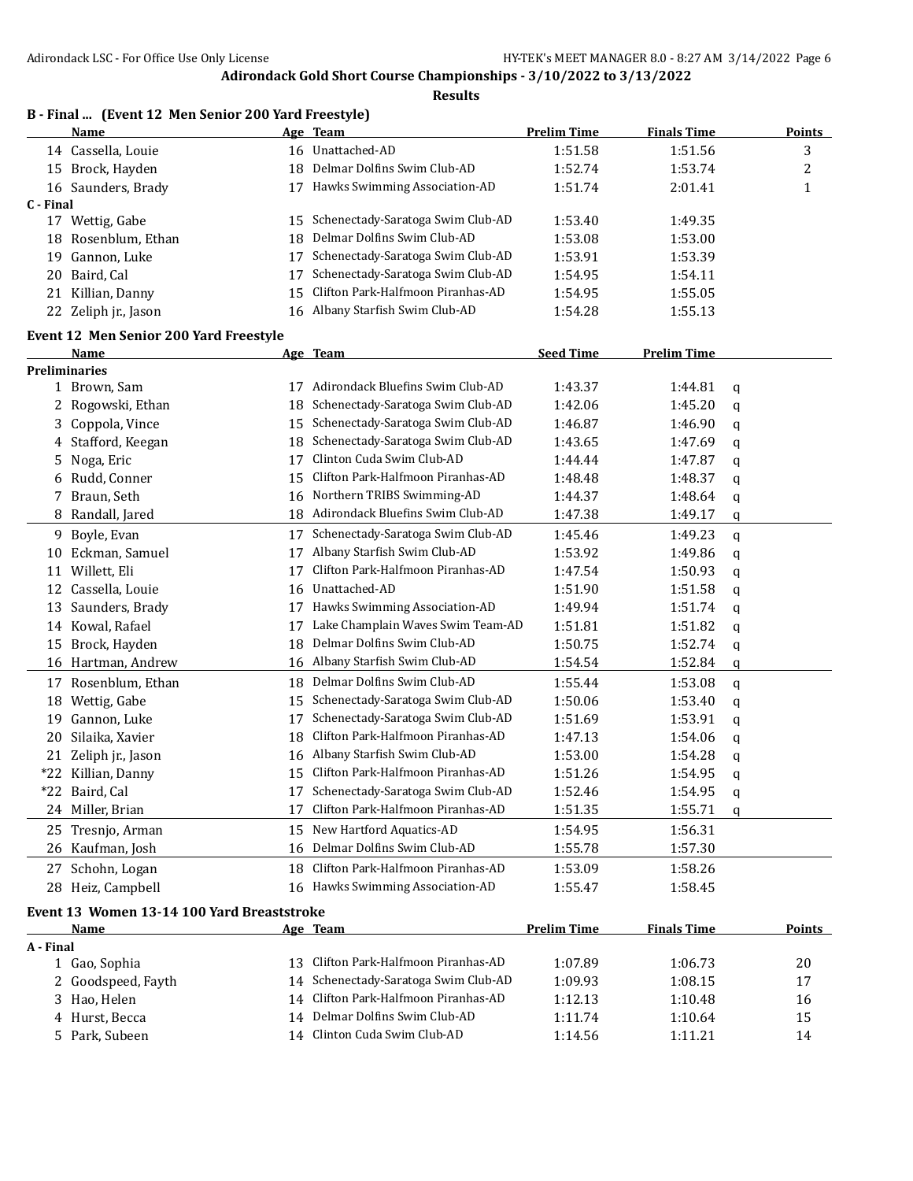Adirondack Gold Short Course Championships - 3/10/2022 to 3/13/2022

**Results**

### B - Final ... (Event 12 Men Senior 200 Yard Freestyle)

| | Name | Age | Team | Prelim Time | Finals Time | Points |
|---|---|---|---|---|---|---|
| 14 | Cassella, Louie | 16 | Unattached-AD | 1:51.58 | 1:51.56 | 3 |
| 15 | Brock, Hayden | 18 | Delmar Dolfins Swim Club-AD | 1:52.74 | 1:53.74 | 2 |
| 16 | Saunders, Brady | 17 | Hawks Swimming Association-AD | 1:51.74 | 2:01.41 | 1 |
| **C - Final** | | | | | | |
| 17 | Wettig, Gabe | 15 | Schenectady-Saratoga Swim Club-AD | 1:53.40 | 1:49.35 | |
| 18 | Rosenblum, Ethan | 18 | Delmar Dolfins Swim Club-AD | 1:53.08 | 1:53.00 | |
| 19 | Gannon, Luke | 17 | Schenectady-Saratoga Swim Club-AD | 1:53.91 | 1:53.39 | |
| 20 | Baird, Cal | 17 | Schenectady-Saratoga Swim Club-AD | 1:54.95 | 1:54.11 | |
| 21 | Killian, Danny | 15 | Clifton Park-Halfmoon Piranhas-AD | 1:54.95 | 1:55.05 | |
| 22 | Zeliph jr., Jason | 16 | Albany Starfish Swim Club-AD | 1:54.28 | 1:55.13 | |

### Event 12 Men Senior 200 Yard Freestyle

| | Name | Age | Team | Seed Time | Prelim Time | |
|---|---|---|---|---|---|---|
| **Preliminaries** | | | | | | |
| 1 | Brown, Sam | 17 | Adirondack Bluefins Swim Club-AD | 1:43.37 | 1:44.81 | q |
| 2 | Rogowski, Ethan | 18 | Schenectady-Saratoga Swim Club-AD | 1:42.06 | 1:45.20 | q |
| 3 | Coppola, Vince | 15 | Schenectady-Saratoga Swim Club-AD | 1:46.87 | 1:46.90 | q |
| 4 | Stafford, Keegan | 18 | Schenectady-Saratoga Swim Club-AD | 1:43.65 | 1:47.69 | q |
| 5 | Noga, Eric | 17 | Clinton Cuda Swim Club-AD | 1:44.44 | 1:47.87 | q |
| 6 | Rudd, Conner | 15 | Clifton Park-Halfmoon Piranhas-AD | 1:48.48 | 1:48.37 | q |
| 7 | Braun, Seth | 16 | Northern TRIBS Swimming-AD | 1:44.37 | 1:48.64 | q |
| 8 | Randall, Jared | 18 | Adirondack Bluefins Swim Club-AD | 1:47.38 | 1:49.17 | q |
| 9 | Boyle, Evan | 17 | Schenectady-Saratoga Swim Club-AD | 1:45.46 | 1:49.23 | q |
| 10 | Eckman, Samuel | 17 | Albany Starfish Swim Club-AD | 1:53.92 | 1:49.86 | q |
| 11 | Willett, Eli | 17 | Clifton Park-Halfmoon Piranhas-AD | 1:47.54 | 1:50.93 | q |
| 12 | Cassella, Louie | 16 | Unattached-AD | 1:51.90 | 1:51.58 | q |
| 13 | Saunders, Brady | 17 | Hawks Swimming Association-AD | 1:49.94 | 1:51.74 | q |
| 14 | Kowal, Rafael | 17 | Lake Champlain Waves Swim Team-AD | 1:51.81 | 1:51.82 | q |
| 15 | Brock, Hayden | 18 | Delmar Dolfins Swim Club-AD | 1:50.75 | 1:52.74 | q |
| 16 | Hartman, Andrew | 16 | Albany Starfish Swim Club-AD | 1:54.54 | 1:52.84 | q |
| 17 | Rosenblum, Ethan | 18 | Delmar Dolfins Swim Club-AD | 1:55.44 | 1:53.08 | q |
| 18 | Wettig, Gabe | 15 | Schenectady-Saratoga Swim Club-AD | 1:50.06 | 1:53.40 | q |
| 19 | Gannon, Luke | 17 | Schenectady-Saratoga Swim Club-AD | 1:51.69 | 1:53.91 | q |
| 20 | Silaika, Xavier | 18 | Clifton Park-Halfmoon Piranhas-AD | 1:47.13 | 1:54.06 | q |
| 21 | Zeliph jr., Jason | 16 | Albany Starfish Swim Club-AD | 1:53.00 | 1:54.28 | q |
| *22 | Killian, Danny | 15 | Clifton Park-Halfmoon Piranhas-AD | 1:51.26 | 1:54.95 | q |
| *22 | Baird, Cal | 17 | Schenectady-Saratoga Swim Club-AD | 1:52.46 | 1:54.95 | q |
| 24 | Miller, Brian | 17 | Clifton Park-Halfmoon Piranhas-AD | 1:51.35 | 1:55.71 | q |
| 25 | Tresnjo, Arman | 15 | New Hartford Aquatics-AD | 1:54.95 | 1:56.31 | |
| 26 | Kaufman, Josh | 16 | Delmar Dolfins Swim Club-AD | 1:55.78 | 1:57.30 | |
| 27 | Schohn, Logan | 18 | Clifton Park-Halfmoon Piranhas-AD | 1:53.09 | 1:58.26 | |
| 28 | Heiz, Campbell | 16 | Hawks Swimming Association-AD | 1:55.47 | 1:58.45 | |

### Event 13 Women 13-14 100 Yard Breaststroke

| | Name | Age | Team | Prelim Time | Finals Time | Points |
|---|---|---|---|---|---|---|
| **A - Final** | | | | | | |
| 1 | Gao, Sophia | 13 | Clifton Park-Halfmoon Piranhas-AD | 1:07.89 | 1:06.73 | 20 |
| 2 | Goodspeed, Fayth | 14 | Schenectady-Saratoga Swim Club-AD | 1:09.93 | 1:08.15 | 17 |
| 3 | Hao, Helen | 14 | Clifton Park-Halfmoon Piranhas-AD | 1:12.13 | 1:10.48 | 16 |
| 4 | Hurst, Becca | 14 | Delmar Dolfins Swim Club-AD | 1:11.74 | 1:10.64 | 15 |
| 5 | Park, Subeen | 14 | Clinton Cuda Swim Club-AD | 1:14.56 | 1:11.21 | 14 |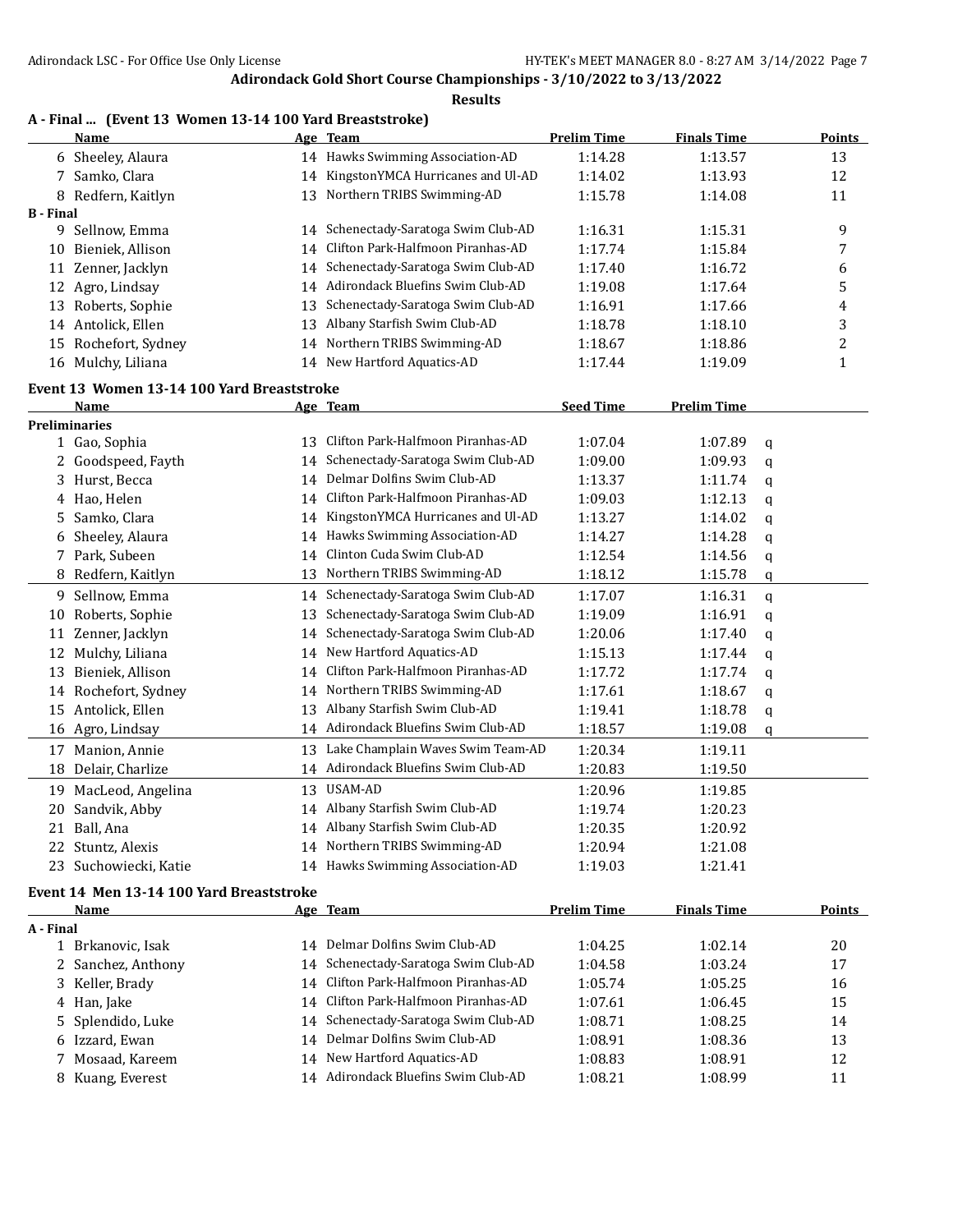# Adirondack Gold Short Course Championships - 3/10/2022 to 3/13/2022

## Results

### A - Final ... (Event 13 Women 13-14 100 Yard Breaststroke)

| | Name | Age | Team | Prelim Time | Finals Time | Points |
|---|---|---|---|---|---|---|
| 6 | Sheeley, Alaura | 14 | Hawks Swimming Association-AD | 1:14.28 | 1:13.57 | 13 |
| 7 | Samko, Clara | 14 | KingstonYMCA Hurricanes and Ul-AD | 1:14.02 | 1:13.93 | 12 |
| 8 | Redfern, Kaitlyn | 13 | Northern TRIBS Swimming-AD | 1:15.78 | 1:14.08 | 11 |
| **B - Final** | | | | | | |
| 9 | Sellnow, Emma | 14 | Schenectady-Saratoga Swim Club-AD | 1:16.31 | 1:15.31 | 9 |
| 10 | Bieniek, Allison | 14 | Clifton Park-Halfmoon Piranhas-AD | 1:17.74 | 1:15.84 | 7 |
| 11 | Zenner, Jacklyn | 14 | Schenectady-Saratoga Swim Club-AD | 1:17.40 | 1:16.72 | 6 |
| 12 | Agro, Lindsay | 14 | Adirondack Bluefins Swim Club-AD | 1:19.08 | 1:17.64 | 5 |
| 13 | Roberts, Sophie | 13 | Schenectady-Saratoga Swim Club-AD | 1:16.91 | 1:17.66 | 4 |
| 14 | Antolick, Ellen | 13 | Albany Starfish Swim Club-AD | 1:18.78 | 1:18.10 | 3 |
| 15 | Rochefort, Sydney | 14 | Northern TRIBS Swimming-AD | 1:18.67 | 1:18.86 | 2 |
| 16 | Mulchy, Liliana | 14 | New Hartford Aquatics-AD | 1:17.44 | 1:19.09 | 1 |

### Event 13 Women 13-14 100 Yard Breaststroke

| | Name | Age | Team | Seed Time | Prelim Time | |
|---|---|---|---|---|---|---|
| **Preliminaries** | | | | | | |
| 1 | Gao, Sophia | 13 | Clifton Park-Halfmoon Piranhas-AD | 1:07.04 | 1:07.89 | q |
| 2 | Goodspeed, Fayth | 14 | Schenectady-Saratoga Swim Club-AD | 1:09.00 | 1:09.93 | q |
| 3 | Hurst, Becca | 14 | Delmar Dolfins Swim Club-AD | 1:13.37 | 1:11.74 | q |
| 4 | Hao, Helen | 14 | Clifton Park-Halfmoon Piranhas-AD | 1:09.03 | 1:12.13 | q |
| 5 | Samko, Clara | 14 | KingstonYMCA Hurricanes and Ul-AD | 1:13.27 | 1:14.02 | q |
| 6 | Sheeley, Alaura | 14 | Hawks Swimming Association-AD | 1:14.27 | 1:14.28 | q |
| 7 | Park, Subeen | 14 | Clinton Cuda Swim Club-AD | 1:12.54 | 1:14.56 | q |
| 8 | Redfern, Kaitlyn | 13 | Northern TRIBS Swimming-AD | 1:18.12 | 1:15.78 | q |
| 9 | Sellnow, Emma | 14 | Schenectady-Saratoga Swim Club-AD | 1:17.07 | 1:16.31 | q |
| 10 | Roberts, Sophie | 13 | Schenectady-Saratoga Swim Club-AD | 1:19.09 | 1:16.91 | q |
| 11 | Zenner, Jacklyn | 14 | Schenectady-Saratoga Swim Club-AD | 1:20.06 | 1:17.40 | q |
| 12 | Mulchy, Liliana | 14 | New Hartford Aquatics-AD | 1:15.13 | 1:17.44 | q |
| 13 | Bieniek, Allison | 14 | Clifton Park-Halfmoon Piranhas-AD | 1:17.72 | 1:17.74 | q |
| 14 | Rochefort, Sydney | 14 | Northern TRIBS Swimming-AD | 1:17.61 | 1:18.67 | q |
| 15 | Antolick, Ellen | 13 | Albany Starfish Swim Club-AD | 1:19.41 | 1:18.78 | q |
| 16 | Agro, Lindsay | 14 | Adirondack Bluefins Swim Club-AD | 1:18.57 | 1:19.08 | q |
| 17 | Manion, Annie | 13 | Lake Champlain Waves Swim Team-AD | 1:20.34 | 1:19.11 | |
| 18 | Delair, Charlize | 14 | Adirondack Bluefins Swim Club-AD | 1:20.83 | 1:19.50 | |
| 19 | MacLeod, Angelina | 13 | USAM-AD | 1:20.96 | 1:19.85 | |
| 20 | Sandvik, Abby | 14 | Albany Starfish Swim Club-AD | 1:19.74 | 1:20.23 | |
| 21 | Ball, Ana | 14 | Albany Starfish Swim Club-AD | 1:20.35 | 1:20.92 | |
| 22 | Stuntz, Alexis | 14 | Northern TRIBS Swimming-AD | 1:20.94 | 1:21.08 | |
| 23 | Suchowiecki, Katie | 14 | Hawks Swimming Association-AD | 1:19.03 | 1:21.41 | |

### Event 14 Men 13-14 100 Yard Breaststroke

| | Name | Age | Team | Prelim Time | Finals Time | Points |
|---|---|---|---|---|---|---|
| **A - Final** | | | | | | |
| 1 | Brkanovic, Isak | 14 | Delmar Dolfins Swim Club-AD | 1:04.25 | 1:02.14 | 20 |
| 2 | Sanchez, Anthony | 14 | Schenectady-Saratoga Swim Club-AD | 1:04.58 | 1:03.24 | 17 |
| 3 | Keller, Brady | 14 | Clifton Park-Halfmoon Piranhas-AD | 1:05.74 | 1:05.25 | 16 |
| 4 | Han, Jake | 14 | Clifton Park-Halfmoon Piranhas-AD | 1:07.61 | 1:06.45 | 15 |
| 5 | Splendido, Luke | 14 | Schenectady-Saratoga Swim Club-AD | 1:08.71 | 1:08.25 | 14 |
| 6 | Izzard, Ewan | 14 | Delmar Dolfins Swim Club-AD | 1:08.91 | 1:08.36 | 13 |
| 7 | Mosaad, Kareem | 14 | New Hartford Aquatics-AD | 1:08.83 | 1:08.91 | 12 |
| 8 | Kuang, Everest | 14 | Adirondack Bluefins Swim Club-AD | 1:08.21 | 1:08.99 | 11 |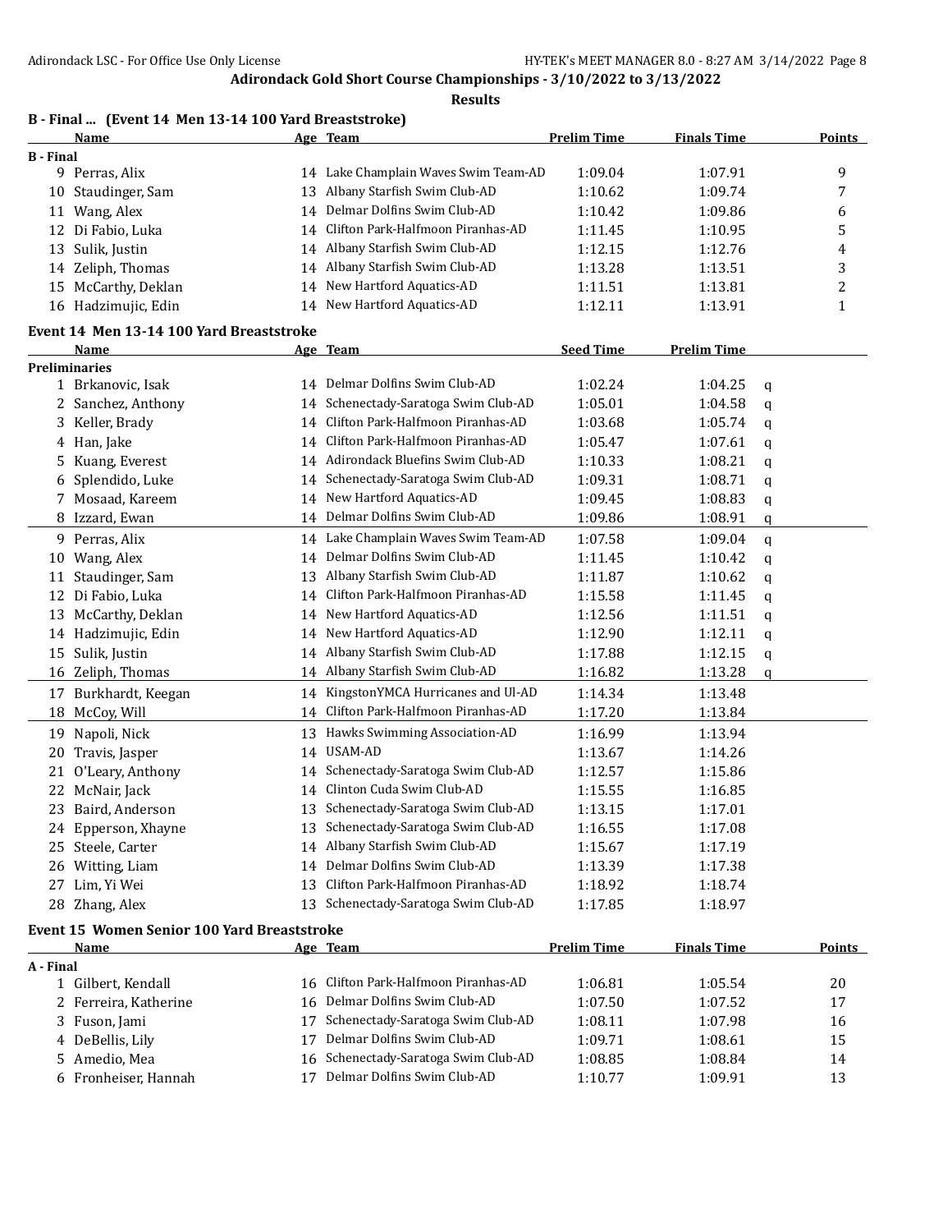## Adirondack Gold Short Course Championships - 3/10/2022 to 3/13/2022

### Results

### B - Final ... (Event 14 Men 13-14 100 Yard Breaststroke)

| | Name | Age | Team | Prelim Time | Finals Time | Points |
|---|---|---|---|---|---|---|
| **B - Final** | | | | | | |
| 9 | Perras, Alix | 14 | Lake Champlain Waves Swim Team-AD | 1:09.04 | 1:07.91 | 9 |
| 10 | Staudinger, Sam | 13 | Albany Starfish Swim Club-AD | 1:10.62 | 1:09.74 | 7 |
| 11 | Wang, Alex | 14 | Delmar Dolfins Swim Club-AD | 1:10.42 | 1:09.86 | 6 |
| 12 | Di Fabio, Luka | 14 | Clifton Park-Halfmoon Piranhas-AD | 1:11.45 | 1:10.95 | 5 |
| 13 | Sulik, Justin | 14 | Albany Starfish Swim Club-AD | 1:12.15 | 1:12.76 | 4 |
| 14 | Zeliph, Thomas | 14 | Albany Starfish Swim Club-AD | 1:13.28 | 1:13.51 | 3 |
| 15 | McCarthy, Deklan | 14 | New Hartford Aquatics-AD | 1:11.51 | 1:13.81 | 2 |
| 16 | Hadzimujic, Edin | 14 | New Hartford Aquatics-AD | 1:12.11 | 1:13.91 | 1 |

### Event 14 Men 13-14 100 Yard Breaststroke

| | Name | Age | Team | Seed Time | Prelim Time | |
|---|---|---|---|---|---|---|
| **Preliminaries** | | | | | | |
| 1 | Brkanovic, Isak | 14 | Delmar Dolfins Swim Club-AD | 1:02.24 | 1:04.25 | q |
| 2 | Sanchez, Anthony | 14 | Schenectady-Saratoga Swim Club-AD | 1:05.01 | 1:04.58 | q |
| 3 | Keller, Brady | 14 | Clifton Park-Halfmoon Piranhas-AD | 1:03.68 | 1:05.74 | q |
| 4 | Han, Jake | 14 | Clifton Park-Halfmoon Piranhas-AD | 1:05.47 | 1:07.61 | q |
| 5 | Kuang, Everest | 14 | Adirondack Bluefins Swim Club-AD | 1:10.33 | 1:08.21 | q |
| 6 | Splendido, Luke | 14 | Schenectady-Saratoga Swim Club-AD | 1:09.31 | 1:08.71 | q |
| 7 | Mosaad, Kareem | 14 | New Hartford Aquatics-AD | 1:09.45 | 1:08.83 | q |
| 8 | Izzard, Ewan | 14 | Delmar Dolfins Swim Club-AD | 1:09.86 | 1:08.91 | q |
| 9 | Perras, Alix | 14 | Lake Champlain Waves Swim Team-AD | 1:07.58 | 1:09.04 | q |
| 10 | Wang, Alex | 14 | Delmar Dolfins Swim Club-AD | 1:11.45 | 1:10.42 | q |
| 11 | Staudinger, Sam | 13 | Albany Starfish Swim Club-AD | 1:11.87 | 1:10.62 | q |
| 12 | Di Fabio, Luka | 14 | Clifton Park-Halfmoon Piranhas-AD | 1:15.58 | 1:11.45 | q |
| 13 | McCarthy, Deklan | 14 | New Hartford Aquatics-AD | 1:12.56 | 1:11.51 | q |
| 14 | Hadzimujic, Edin | 14 | New Hartford Aquatics-AD | 1:12.90 | 1:12.11 | q |
| 15 | Sulik, Justin | 14 | Albany Starfish Swim Club-AD | 1:17.88 | 1:12.15 | q |
| 16 | Zeliph, Thomas | 14 | Albany Starfish Swim Club-AD | 1:16.82 | 1:13.28 | q |
| 17 | Burkhardt, Keegan | 14 | KingstonYMCA Hurricanes and Ul-AD | 1:14.34 | 1:13.48 | |
| 18 | McCoy, Will | 14 | Clifton Park-Halfmoon Piranhas-AD | 1:17.20 | 1:13.84 | |
| 19 | Napoli, Nick | 13 | Hawks Swimming Association-AD | 1:16.99 | 1:13.94 | |
| 20 | Travis, Jasper | 14 | USAM-AD | 1:13.67 | 1:14.26 | |
| 21 | O'Leary, Anthony | 14 | Schenectady-Saratoga Swim Club-AD | 1:12.57 | 1:15.86 | |
| 22 | McNair, Jack | 14 | Clinton Cuda Swim Club-AD | 1:15.55 | 1:16.85 | |
| 23 | Baird, Anderson | 13 | Schenectady-Saratoga Swim Club-AD | 1:13.15 | 1:17.01 | |
| 24 | Epperson, Xhayne | 13 | Schenectady-Saratoga Swim Club-AD | 1:16.55 | 1:17.08 | |
| 25 | Steele, Carter | 14 | Albany Starfish Swim Club-AD | 1:15.67 | 1:17.19 | |
| 26 | Witting, Liam | 14 | Delmar Dolfins Swim Club-AD | 1:13.39 | 1:17.38 | |
| 27 | Lim, Yi Wei | 13 | Clifton Park-Halfmoon Piranhas-AD | 1:18.92 | 1:18.74 | |
| 28 | Zhang, Alex | 13 | Schenectady-Saratoga Swim Club-AD | 1:17.85 | 1:18.97 | |

### Event 15 Women Senior 100 Yard Breaststroke

| | Name | Age | Team | Prelim Time | Finals Time | Points |
|---|---|---|---|---|---|---|
| **A - Final** | | | | | | |
| 1 | Gilbert, Kendall | 16 | Clifton Park-Halfmoon Piranhas-AD | 1:06.81 | 1:05.54 | 20 |
| 2 | Ferreira, Katherine | 16 | Delmar Dolfins Swim Club-AD | 1:07.50 | 1:07.52 | 17 |
| 3 | Fuson, Jami | 17 | Schenectady-Saratoga Swim Club-AD | 1:08.11 | 1:07.98 | 16 |
| 4 | DeBellis, Lily | 17 | Delmar Dolfins Swim Club-AD | 1:09.71 | 1:08.61 | 15 |
| 5 | Amedio, Mea | 16 | Schenectady-Saratoga Swim Club-AD | 1:08.85 | 1:08.84 | 14 |
| 6 | Fronheiser, Hannah | 17 | Delmar Dolfins Swim Club-AD | 1:10.77 | 1:09.91 | 13 |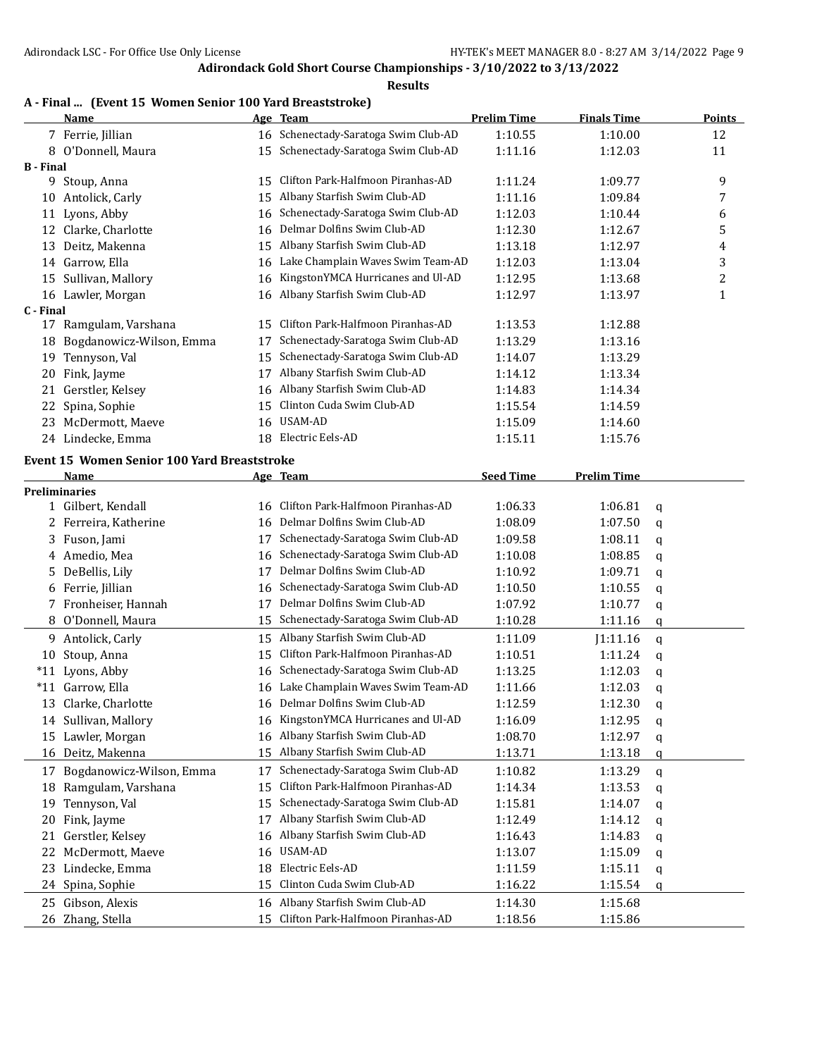# Adirondack Gold Short Course Championships - 3/10/2022 to 3/13/2022

## Results

### A - Final ... (Event 15 Women Senior 100 Yard Breaststroke)

| | Name | Age | Team | Prelim Time | Finals Time | Points |
|---|---|---|---|---|---|---|
| 7 | Ferrie, Jillian | 16 | Schenectady-Saratoga Swim Club-AD | 1:10.55 | 1:10.00 | 12 |
| 8 | O'Donnell, Maura | 15 | Schenectady-Saratoga Swim Club-AD | 1:11.16 | 1:12.03 | 11 |
| **B - Final** | | | | | | |
| 9 | Stoup, Anna | 15 | Clifton Park-Halfmoon Piranhas-AD | 1:11.24 | 1:09.77 | 9 |
| 10 | Antolick, Carly | 15 | Albany Starfish Swim Club-AD | 1:11.16 | 1:09.84 | 7 |
| 11 | Lyons, Abby | 16 | Schenectady-Saratoga Swim Club-AD | 1:12.03 | 1:10.44 | 6 |
| 12 | Clarke, Charlotte | 16 | Delmar Dolfins Swim Club-AD | 1:12.30 | 1:12.67 | 5 |
| 13 | Deitz, Makenna | 15 | Albany Starfish Swim Club-AD | 1:13.18 | 1:12.97 | 4 |
| 14 | Garrow, Ella | 16 | Lake Champlain Waves Swim Team-AD | 1:12.03 | 1:13.04 | 3 |
| 15 | Sullivan, Mallory | 16 | KingstonYMCA Hurricanes and Ul-AD | 1:12.95 | 1:13.68 | 2 |
| 16 | Lawler, Morgan | 16 | Albany Starfish Swim Club-AD | 1:12.97 | 1:13.97 | 1 |
| **C - Final** | | | | | | |
| 17 | Ramgulam, Varshana | 15 | Clifton Park-Halfmoon Piranhas-AD | 1:13.53 | 1:12.88 | |
| 18 | Bogdanowicz-Wilson, Emma | 17 | Schenectady-Saratoga Swim Club-AD | 1:13.29 | 1:13.16 | |
| 19 | Tennyson, Val | 15 | Schenectady-Saratoga Swim Club-AD | 1:14.07 | 1:13.29 | |
| 20 | Fink, Jayme | 17 | Albany Starfish Swim Club-AD | 1:14.12 | 1:13.34 | |
| 21 | Gerstler, Kelsey | 16 | Albany Starfish Swim Club-AD | 1:14.83 | 1:14.34 | |
| 22 | Spina, Sophie | 15 | Clinton Cuda Swim Club-AD | 1:15.54 | 1:14.59 | |
| 23 | McDermott, Maeve | 16 | USAM-AD | 1:15.09 | 1:14.60 | |
| 24 | Lindecke, Emma | 18 | Electric Eels-AD | 1:15.11 | 1:15.76 | |

### Event 15 Women Senior 100 Yard Breaststroke

| | Name | Age | Team | Seed Time | Prelim Time | |
|---|---|---|---|---|---|---|
| **Preliminaries** | | | | | | |
| 1 | Gilbert, Kendall | 16 | Clifton Park-Halfmoon Piranhas-AD | 1:06.33 | 1:06.81 | q |
| 2 | Ferreira, Katherine | 16 | Delmar Dolfins Swim Club-AD | 1:08.09 | 1:07.50 | q |
| 3 | Fuson, Jami | 17 | Schenectady-Saratoga Swim Club-AD | 1:09.58 | 1:08.11 | q |
| 4 | Amedio, Mea | 16 | Schenectady-Saratoga Swim Club-AD | 1:10.08 | 1:08.85 | q |
| 5 | DeBellis, Lily | 17 | Delmar Dolfins Swim Club-AD | 1:10.92 | 1:09.71 | q |
| 6 | Ferrie, Jillian | 16 | Schenectady-Saratoga Swim Club-AD | 1:10.50 | 1:10.55 | q |
| 7 | Fronheiser, Hannah | 17 | Delmar Dolfins Swim Club-AD | 1:07.92 | 1:10.77 | q |
| 8 | O'Donnell, Maura | 15 | Schenectady-Saratoga Swim Club-AD | 1:10.28 | 1:11.16 | q |
| 9 | Antolick, Carly | 15 | Albany Starfish Swim Club-AD | 1:11.09 | J1:11.16 | q |
| 10 | Stoup, Anna | 15 | Clifton Park-Halfmoon Piranhas-AD | 1:10.51 | 1:11.24 | q |
| *11 | Lyons, Abby | 16 | Schenectady-Saratoga Swim Club-AD | 1:13.25 | 1:12.03 | q |
| *11 | Garrow, Ella | 16 | Lake Champlain Waves Swim Team-AD | 1:11.66 | 1:12.03 | q |
| 13 | Clarke, Charlotte | 16 | Delmar Dolfins Swim Club-AD | 1:12.59 | 1:12.30 | q |
| 14 | Sullivan, Mallory | 16 | KingstonYMCA Hurricanes and Ul-AD | 1:16.09 | 1:12.95 | q |
| 15 | Lawler, Morgan | 16 | Albany Starfish Swim Club-AD | 1:08.70 | 1:12.97 | q |
| 16 | Deitz, Makenna | 15 | Albany Starfish Swim Club-AD | 1:13.71 | 1:13.18 | q |
| 17 | Bogdanowicz-Wilson, Emma | 17 | Schenectady-Saratoga Swim Club-AD | 1:10.82 | 1:13.29 | q |
| 18 | Ramgulam, Varshana | 15 | Clifton Park-Halfmoon Piranhas-AD | 1:14.34 | 1:13.53 | q |
| 19 | Tennyson, Val | 15 | Schenectady-Saratoga Swim Club-AD | 1:15.81 | 1:14.07 | q |
| 20 | Fink, Jayme | 17 | Albany Starfish Swim Club-AD | 1:12.49 | 1:14.12 | q |
| 21 | Gerstler, Kelsey | 16 | Albany Starfish Swim Club-AD | 1:16.43 | 1:14.83 | q |
| 22 | McDermott, Maeve | 16 | USAM-AD | 1:13.07 | 1:15.09 | q |
| 23 | Lindecke, Emma | 18 | Electric Eels-AD | 1:11.59 | 1:15.11 | q |
| 24 | Spina, Sophie | 15 | Clinton Cuda Swim Club-AD | 1:16.22 | 1:15.54 | q |
| 25 | Gibson, Alexis | 16 | Albany Starfish Swim Club-AD | 1:14.30 | 1:15.68 | |
| 26 | Zhang, Stella | 15 | Clifton Park-Halfmoon Piranhas-AD | 1:18.56 | 1:15.86 | |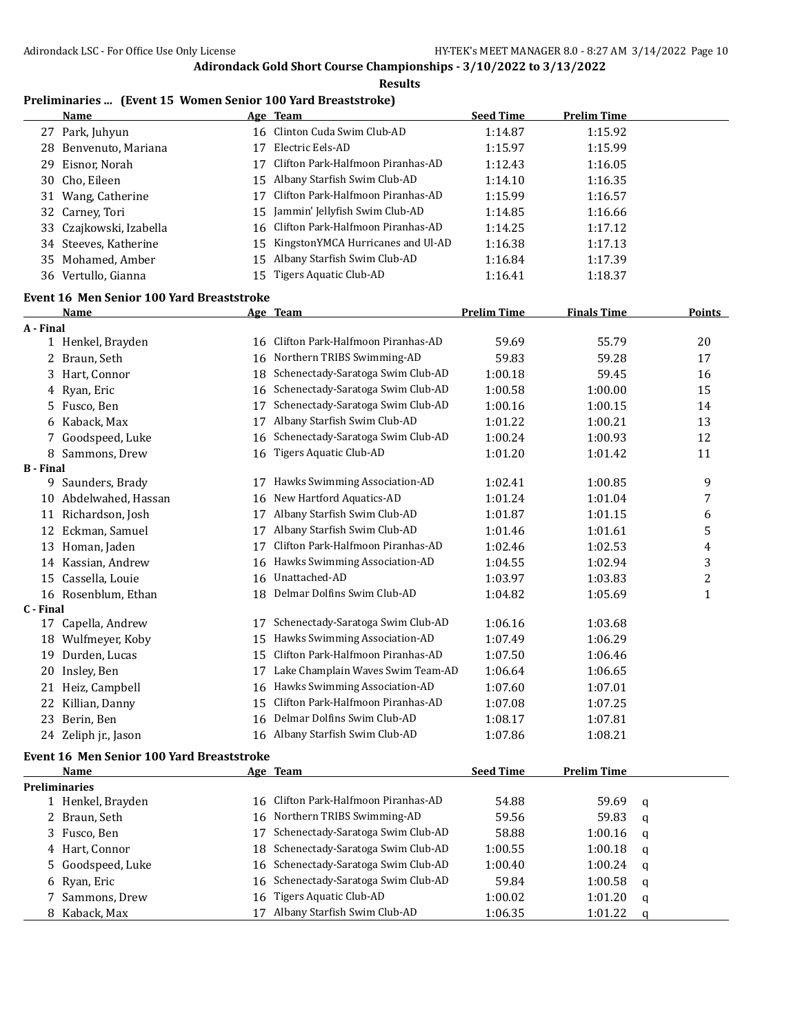# Adirondack Gold Short Course Championships - 3/10/2022 to 3/13/2022

## Results

### Preliminaries ... (Event 15 Women Senior 100 Yard Breaststroke)

| | Name | Age | Team | Seed Time | Prelim Time |
|---|---|---|---|---|---|
| 27 | Park, Juhyun | 16 | Clinton Cuda Swim Club-AD | 1:14.87 | 1:15.92 |
| 28 | Benvenuto, Mariana | 17 | Electric Eels-AD | 1:15.97 | 1:15.99 |
| 29 | Eisnor, Norah | 17 | Clifton Park-Halfmoon Piranhas-AD | 1:12.43 | 1:16.05 |
| 30 | Cho, Eileen | 15 | Albany Starfish Swim Club-AD | 1:14.10 | 1:16.35 |
| 31 | Wang, Catherine | 17 | Clifton Park-Halfmoon Piranhas-AD | 1:15.99 | 1:16.57 |
| 32 | Carney, Tori | 15 | Jammin' Jellyfish Swim Club-AD | 1:14.85 | 1:16.66 |
| 33 | Czajkowski, Izabella | 16 | Clifton Park-Halfmoon Piranhas-AD | 1:14.25 | 1:17.12 |
| 34 | Steeves, Katherine | 15 | KingstonYMCA Hurricanes and Ul-AD | 1:16.38 | 1:17.13 |
| 35 | Mohamed, Amber | 15 | Albany Starfish Swim Club-AD | 1:16.84 | 1:17.39 |
| 36 | Vertullo, Gianna | 15 | Tigers Aquatic Club-AD | 1:16.41 | 1:18.37 |

### Event 16 Men Senior 100 Yard Breaststroke

| | Name | Age | Team | Prelim Time | Finals Time | Points |
|---|---|---|---|---|---|---|
| **A - Final** | | | | | | |
| 1 | Henkel, Brayden | 16 | Clifton Park-Halfmoon Piranhas-AD | 59.69 | 55.79 | 20 |
| 2 | Braun, Seth | 16 | Northern TRIBS Swimming-AD | 59.83 | 59.28 | 17 |
| 3 | Hart, Connor | 18 | Schenectady-Saratoga Swim Club-AD | 1:00.18 | 59.45 | 16 |
| 4 | Ryan, Eric | 16 | Schenectady-Saratoga Swim Club-AD | 1:00.58 | 1:00.00 | 15 |
| 5 | Fusco, Ben | 17 | Schenectady-Saratoga Swim Club-AD | 1:00.16 | 1:00.15 | 14 |
| 6 | Kaback, Max | 17 | Albany Starfish Swim Club-AD | 1:01.22 | 1:00.21 | 13 |
| 7 | Goodspeed, Luke | 16 | Schenectady-Saratoga Swim Club-AD | 1:00.24 | 1:00.93 | 12 |
| 8 | Sammons, Drew | 16 | Tigers Aquatic Club-AD | 1:01.20 | 1:01.42 | 11 |
| **B - Final** | | | | | | |
| 9 | Saunders, Brady | 17 | Hawks Swimming Association-AD | 1:02.41 | 1:00.85 | 9 |
| 10 | Abdelwahed, Hassan | 16 | New Hartford Aquatics-AD | 1:01.24 | 1:01.04 | 7 |
| 11 | Richardson, Josh | 17 | Albany Starfish Swim Club-AD | 1:01.87 | 1:01.15 | 6 |
| 12 | Eckman, Samuel | 17 | Albany Starfish Swim Club-AD | 1:01.46 | 1:01.61 | 5 |
| 13 | Homan, Jaden | 17 | Clifton Park-Halfmoon Piranhas-AD | 1:02.46 | 1:02.53 | 4 |
| 14 | Kassian, Andrew | 16 | Hawks Swimming Association-AD | 1:04.55 | 1:02.94 | 3 |
| 15 | Cassella, Louie | 16 | Unattached-AD | 1:03.97 | 1:03.83 | 2 |
| 16 | Rosenblum, Ethan | 18 | Delmar Dolfins Swim Club-AD | 1:04.82 | 1:05.69 | 1 |
| **C - Final** | | | | | | |
| 17 | Capella, Andrew | 17 | Schenectady-Saratoga Swim Club-AD | 1:06.16 | 1:03.68 | |
| 18 | Wulfmeyer, Koby | 15 | Hawks Swimming Association-AD | 1:07.49 | 1:06.29 | |
| 19 | Durden, Lucas | 15 | Clifton Park-Halfmoon Piranhas-AD | 1:07.50 | 1:06.46 | |
| 20 | Insley, Ben | 17 | Lake Champlain Waves Swim Team-AD | 1:06.64 | 1:06.65 | |
| 21 | Heiz, Campbell | 16 | Hawks Swimming Association-AD | 1:07.60 | 1:07.01 | |
| 22 | Killian, Danny | 15 | Clifton Park-Halfmoon Piranhas-AD | 1:07.08 | 1:07.25 | |
| 23 | Berin, Ben | 16 | Delmar Dolfins Swim Club-AD | 1:08.17 | 1:07.81 | |
| 24 | Zeliph jr., Jason | 16 | Albany Starfish Swim Club-AD | 1:07.86 | 1:08.21 | |

### Event 16 Men Senior 100 Yard Breaststroke

| | Name | Age | Team | Seed Time | Prelim Time | |
|---|---|---|---|---|---|---|
| **Preliminaries** | | | | | | |
| 1 | Henkel, Brayden | 16 | Clifton Park-Halfmoon Piranhas-AD | 54.88 | 59.69 | q |
| 2 | Braun, Seth | 16 | Northern TRIBS Swimming-AD | 59.56 | 59.83 | q |
| 3 | Fusco, Ben | 17 | Schenectady-Saratoga Swim Club-AD | 58.88 | 1:00.16 | q |
| 4 | Hart, Connor | 18 | Schenectady-Saratoga Swim Club-AD | 1:00.55 | 1:00.18 | q |
| 5 | Goodspeed, Luke | 16 | Schenectady-Saratoga Swim Club-AD | 1:00.40 | 1:00.24 | q |
| 6 | Ryan, Eric | 16 | Schenectady-Saratoga Swim Club-AD | 59.84 | 1:00.58 | q |
| 7 | Sammons, Drew | 16 | Tigers Aquatic Club-AD | 1:00.02 | 1:01.20 | q |
| 8 | Kaback, Max | 17 | Albany Starfish Swim Club-AD | 1:06.35 | 1:01.22 | q |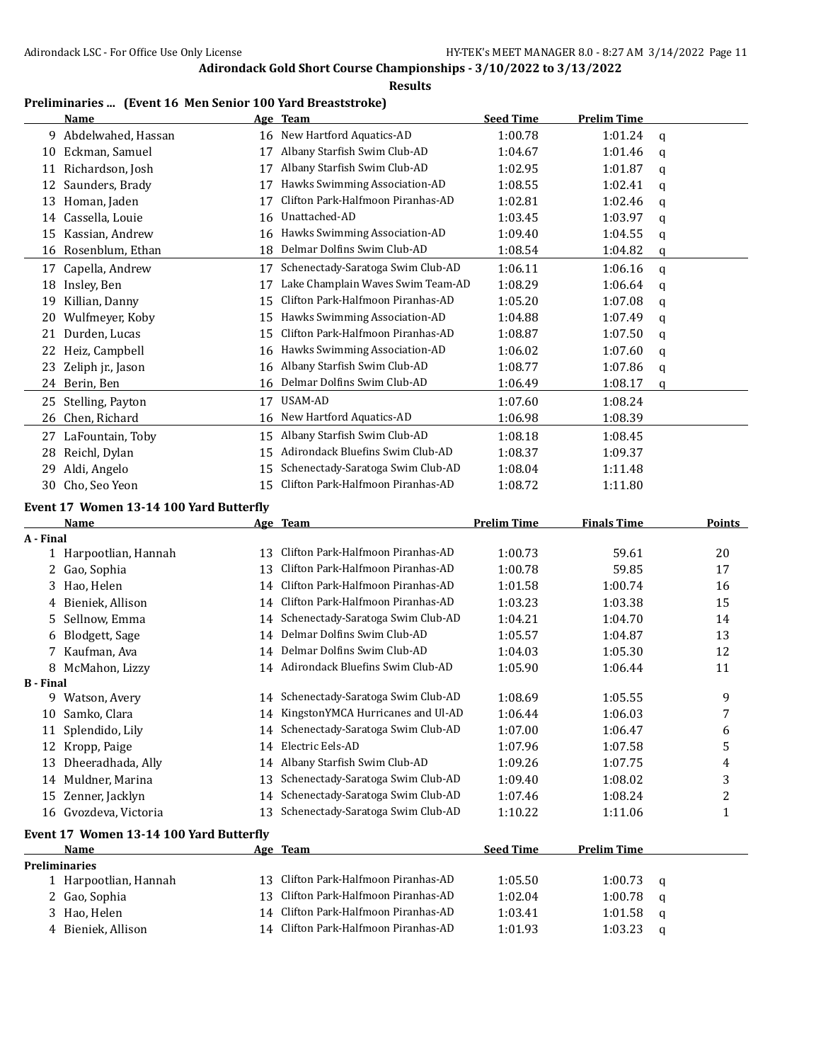## Adirondack Gold Short Course Championships - 3/10/2022 to 3/13/2022

**Results**

### Preliminaries ... (Event 16 Men Senior 100 Yard Breaststroke)

| | Name | Age | Team | Seed Time | Prelim Time | |
|---|---|---|---|---|---|---|
| 9 | Abdelwahed, Hassan | 16 | New Hartford Aquatics-AD | 1:00.78 | 1:01.24 | q |
| 10 | Eckman, Samuel | 17 | Albany Starfish Swim Club-AD | 1:04.67 | 1:01.46 | q |
| 11 | Richardson, Josh | 17 | Albany Starfish Swim Club-AD | 1:02.95 | 1:01.87 | q |
| 12 | Saunders, Brady | 17 | Hawks Swimming Association-AD | 1:08.55 | 1:02.41 | q |
| 13 | Homan, Jaden | 17 | Clifton Park-Halfmoon Piranhas-AD | 1:02.81 | 1:02.46 | q |
| 14 | Cassella, Louie | 16 | Unattached-AD | 1:03.45 | 1:03.97 | q |
| 15 | Kassian, Andrew | 16 | Hawks Swimming Association-AD | 1:09.40 | 1:04.55 | q |
| 16 | Rosenblum, Ethan | 18 | Delmar Dolfins Swim Club-AD | 1:08.54 | 1:04.82 | q |
| 17 | Capella, Andrew | 17 | Schenectady-Saratoga Swim Club-AD | 1:06.11 | 1:06.16 | q |
| 18 | Insley, Ben | 17 | Lake Champlain Waves Swim Team-AD | 1:08.29 | 1:06.64 | q |
| 19 | Killian, Danny | 15 | Clifton Park-Halfmoon Piranhas-AD | 1:05.20 | 1:07.08 | q |
| 20 | Wulfmeyer, Koby | 15 | Hawks Swimming Association-AD | 1:04.88 | 1:07.49 | q |
| 21 | Durden, Lucas | 15 | Clifton Park-Halfmoon Piranhas-AD | 1:08.87 | 1:07.50 | q |
| 22 | Heiz, Campbell | 16 | Hawks Swimming Association-AD | 1:06.02 | 1:07.60 | q |
| 23 | Zeliph jr., Jason | 16 | Albany Starfish Swim Club-AD | 1:08.77 | 1:07.86 | q |
| 24 | Berin, Ben | 16 | Delmar Dolfins Swim Club-AD | 1:06.49 | 1:08.17 | q |
| 25 | Stelling, Payton | 17 | USAM-AD | 1:07.60 | 1:08.24 | |
| 26 | Chen, Richard | 16 | New Hartford Aquatics-AD | 1:06.98 | 1:08.39 | |
| 27 | LaFountain, Toby | 15 | Albany Starfish Swim Club-AD | 1:08.18 | 1:08.45 | |
| 28 | Reichl, Dylan | 15 | Adirondack Bluefins Swim Club-AD | 1:08.37 | 1:09.37 | |
| 29 | Aldi, Angelo | 15 | Schenectady-Saratoga Swim Club-AD | 1:08.04 | 1:11.48 | |
| 30 | Cho, Seo Yeon | 15 | Clifton Park-Halfmoon Piranhas-AD | 1:08.72 | 1:11.80 | |

### Event 17 Women 13-14 100 Yard Butterfly

| | Name | Age | Team | Prelim Time | Finals Time | Points |
|---|---|---|---|---|---|---|
| **A - Final** | | | | | | |
| 1 | Harpootlian, Hannah | 13 | Clifton Park-Halfmoon Piranhas-AD | 1:00.73 | 59.61 | 20 |
| 2 | Gao, Sophia | 13 | Clifton Park-Halfmoon Piranhas-AD | 1:00.78 | 59.85 | 17 |
| 3 | Hao, Helen | 14 | Clifton Park-Halfmoon Piranhas-AD | 1:01.58 | 1:00.74 | 16 |
| 4 | Bieniek, Allison | 14 | Clifton Park-Halfmoon Piranhas-AD | 1:03.23 | 1:03.38 | 15 |
| 5 | Sellnow, Emma | 14 | Schenectady-Saratoga Swim Club-AD | 1:04.21 | 1:04.70 | 14 |
| 6 | Blodgett, Sage | 14 | Delmar Dolfins Swim Club-AD | 1:05.57 | 1:04.87 | 13 |
| 7 | Kaufman, Ava | 14 | Delmar Dolfins Swim Club-AD | 1:04.03 | 1:05.30 | 12 |
| 8 | McMahon, Lizzy | 14 | Adirondack Bluefins Swim Club-AD | 1:05.90 | 1:06.44 | 11 |
| **B - Final** | | | | | | |
| 9 | Watson, Avery | 14 | Schenectady-Saratoga Swim Club-AD | 1:08.69 | 1:05.55 | 9 |
| 10 | Samko, Clara | 14 | KingstonYMCA Hurricanes and Ul-AD | 1:06.44 | 1:06.03 | 7 |
| 11 | Splendido, Lily | 14 | Schenectady-Saratoga Swim Club-AD | 1:07.00 | 1:06.47 | 6 |
| 12 | Kropp, Paige | 14 | Electric Eels-AD | 1:07.96 | 1:07.58 | 5 |
| 13 | Dheeradhada, Ally | 14 | Albany Starfish Swim Club-AD | 1:09.26 | 1:07.75 | 4 |
| 14 | Muldner, Marina | 13 | Schenectady-Saratoga Swim Club-AD | 1:09.40 | 1:08.02 | 3 |
| 15 | Zenner, Jacklyn | 14 | Schenectady-Saratoga Swim Club-AD | 1:07.46 | 1:08.24 | 2 |
| 16 | Gvozdeva, Victoria | 13 | Schenectady-Saratoga Swim Club-AD | 1:10.22 | 1:11.06 | 1 |

### Event 17 Women 13-14 100 Yard Butterfly

| | Name | Age | Team | Seed Time | Prelim Time | |
|---|---|---|---|---|---|---|
| **Preliminaries** | | | | | | |
| 1 | Harpootlian, Hannah | 13 | Clifton Park-Halfmoon Piranhas-AD | 1:05.50 | 1:00.73 | q |
| 2 | Gao, Sophia | 13 | Clifton Park-Halfmoon Piranhas-AD | 1:02.04 | 1:00.78 | q |
| 3 | Hao, Helen | 14 | Clifton Park-Halfmoon Piranhas-AD | 1:03.41 | 1:01.58 | q |
| 4 | Bieniek, Allison | 14 | Clifton Park-Halfmoon Piranhas-AD | 1:01.93 | 1:03.23 | q |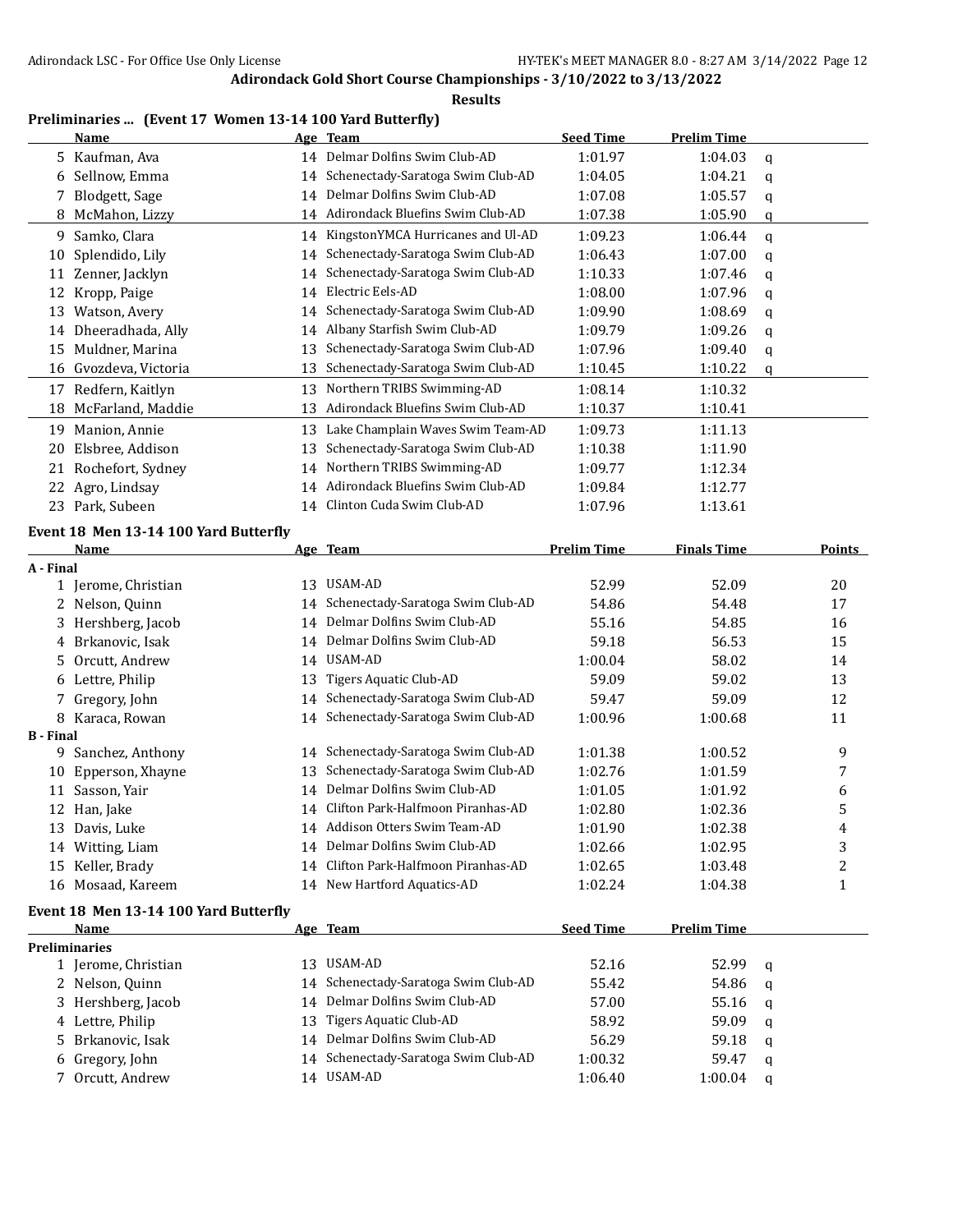## Adirondack Gold Short Course Championships - 3/10/2022 to 3/13/2022

**Results**

### Preliminaries ... (Event 17 Women 13-14 100 Yard Butterfly)

| | Name | Age | Team | Seed Time | Prelim Time | |
|---|---|---|---|---|---|---|
| 5 | Kaufman, Ava | 14 | Delmar Dolfins Swim Club-AD | 1:01.97 | 1:04.03 | q |
| 6 | Sellnow, Emma | 14 | Schenectady-Saratoga Swim Club-AD | 1:04.05 | 1:04.21 | q |
| 7 | Blodgett, Sage | 14 | Delmar Dolfins Swim Club-AD | 1:07.08 | 1:05.57 | q |
| 8 | McMahon, Lizzy | 14 | Adirondack Bluefins Swim Club-AD | 1:07.38 | 1:05.90 | q |
| 9 | Samko, Clara | 14 | KingstonYMCA Hurricanes and Ul-AD | 1:09.23 | 1:06.44 | q |
| 10 | Splendido, Lily | 14 | Schenectady-Saratoga Swim Club-AD | 1:06.43 | 1:07.00 | q |
| 11 | Zenner, Jacklyn | 14 | Schenectady-Saratoga Swim Club-AD | 1:10.33 | 1:07.46 | q |
| 12 | Kropp, Paige | 14 | Electric Eels-AD | 1:08.00 | 1:07.96 | q |
| 13 | Watson, Avery | 14 | Schenectady-Saratoga Swim Club-AD | 1:09.90 | 1:08.69 | q |
| 14 | Dheeradhada, Ally | 14 | Albany Starfish Swim Club-AD | 1:09.79 | 1:09.26 | q |
| 15 | Muldner, Marina | 13 | Schenectady-Saratoga Swim Club-AD | 1:07.96 | 1:09.40 | q |
| 16 | Gvozdeva, Victoria | 13 | Schenectady-Saratoga Swim Club-AD | 1:10.45 | 1:10.22 | q |
| 17 | Redfern, Kaitlyn | 13 | Northern TRIBS Swimming-AD | 1:08.14 | 1:10.32 | |
| 18 | McFarland, Maddie | 13 | Adirondack Bluefins Swim Club-AD | 1:10.37 | 1:10.41 | |
| 19 | Manion, Annie | 13 | Lake Champlain Waves Swim Team-AD | 1:09.73 | 1:11.13 | |
| 20 | Elsbree, Addison | 13 | Schenectady-Saratoga Swim Club-AD | 1:10.38 | 1:11.90 | |
| 21 | Rochefort, Sydney | 14 | Northern TRIBS Swimming-AD | 1:09.77 | 1:12.34 | |
| 22 | Agro, Lindsay | 14 | Adirondack Bluefins Swim Club-AD | 1:09.84 | 1:12.77 | |
| 23 | Park, Subeen | 14 | Clinton Cuda Swim Club-AD | 1:07.96 | 1:13.61 | |

### Event 18 Men 13-14 100 Yard Butterfly

| | Name | Age | Team | Prelim Time | Finals Time | Points |
|---|---|---|---|---|---|---|
| **A - Final** | | | | | | |
| 1 | Jerome, Christian | 13 | USAM-AD | 52.99 | 52.09 | 20 |
| 2 | Nelson, Quinn | 14 | Schenectady-Saratoga Swim Club-AD | 54.86 | 54.48 | 17 |
| 3 | Hershberg, Jacob | 14 | Delmar Dolfins Swim Club-AD | 55.16 | 54.85 | 16 |
| 4 | Brkanovic, Isak | 14 | Delmar Dolfins Swim Club-AD | 59.18 | 56.53 | 15 |
| 5 | Orcutt, Andrew | 14 | USAM-AD | 1:00.04 | 58.02 | 14 |
| 6 | Lettre, Philip | 13 | Tigers Aquatic Club-AD | 59.09 | 59.02 | 13 |
| 7 | Gregory, John | 14 | Schenectady-Saratoga Swim Club-AD | 59.47 | 59.09 | 12 |
| 8 | Karaca, Rowan | 14 | Schenectady-Saratoga Swim Club-AD | 1:00.96 | 1:00.68 | 11 |
| **B - Final** | | | | | | |
| 9 | Sanchez, Anthony | 14 | Schenectady-Saratoga Swim Club-AD | 1:01.38 | 1:00.52 | 9 |
| 10 | Epperson, Xhayne | 13 | Schenectady-Saratoga Swim Club-AD | 1:02.76 | 1:01.59 | 7 |
| 11 | Sasson, Yair | 14 | Delmar Dolfins Swim Club-AD | 1:01.05 | 1:01.92 | 6 |
| 12 | Han, Jake | 14 | Clifton Park-Halfmoon Piranhas-AD | 1:02.80 | 1:02.36 | 5 |
| 13 | Davis, Luke | 14 | Addison Otters Swim Team-AD | 1:01.90 | 1:02.38 | 4 |
| 14 | Witting, Liam | 14 | Delmar Dolfins Swim Club-AD | 1:02.66 | 1:02.95 | 3 |
| 15 | Keller, Brady | 14 | Clifton Park-Halfmoon Piranhas-AD | 1:02.65 | 1:03.48 | 2 |
| 16 | Mosaad, Kareem | 14 | New Hartford Aquatics-AD | 1:02.24 | 1:04.38 | 1 |

### Event 18 Men 13-14 100 Yard Butterfly

| | Name | Age | Team | Seed Time | Prelim Time | |
|---|---|---|---|---|---|---|
| **Preliminaries** | | | | | | |
| 1 | Jerome, Christian | 13 | USAM-AD | 52.16 | 52.99 | q |
| 2 | Nelson, Quinn | 14 | Schenectady-Saratoga Swim Club-AD | 55.42 | 54.86 | q |
| 3 | Hershberg, Jacob | 14 | Delmar Dolfins Swim Club-AD | 57.00 | 55.16 | q |
| 4 | Lettre, Philip | 13 | Tigers Aquatic Club-AD | 58.92 | 59.09 | q |
| 5 | Brkanovic, Isak | 14 | Delmar Dolfins Swim Club-AD | 56.29 | 59.18 | q |
| 6 | Gregory, John | 14 | Schenectady-Saratoga Swim Club-AD | 1:00.32 | 59.47 | q |
| 7 | Orcutt, Andrew | 14 | USAM-AD | 1:06.40 | 1:00.04 | q |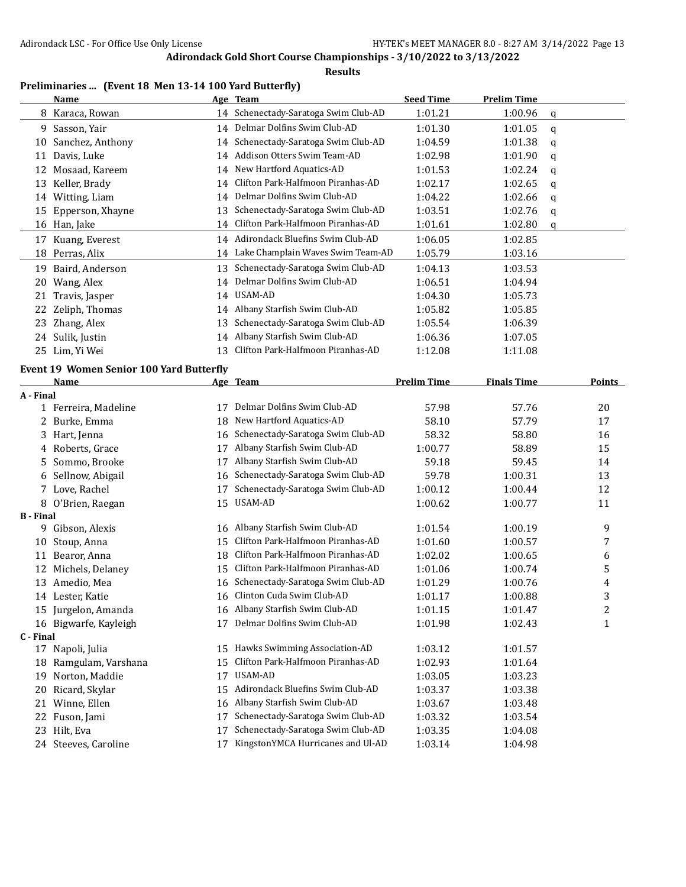# Adirondack Gold Short Course Championships - 3/10/2022 to 3/13/2022

## Results

### Preliminaries ... (Event 18 Men 13-14 100 Yard Butterfly)

| | Name | Age | Team | Seed Time | Prelim Time | |
|---|---|---|---|---|---|---|
| 8 | Karaca, Rowan | 14 | Schenectady-Saratoga Swim Club-AD | 1:01.21 | 1:00.96 | q |
| 9 | Sasson, Yair | 14 | Delmar Dolfins Swim Club-AD | 1:01.30 | 1:01.05 | q |
| 10 | Sanchez, Anthony | 14 | Schenectady-Saratoga Swim Club-AD | 1:04.59 | 1:01.38 | q |
| 11 | Davis, Luke | 14 | Addison Otters Swim Team-AD | 1:02.98 | 1:01.90 | q |
| 12 | Mosaad, Kareem | 14 | New Hartford Aquatics-AD | 1:01.53 | 1:02.24 | q |
| 13 | Keller, Brady | 14 | Clifton Park-Halfmoon Piranhas-AD | 1:02.17 | 1:02.65 | q |
| 14 | Witting, Liam | 14 | Delmar Dolfins Swim Club-AD | 1:04.22 | 1:02.66 | q |
| 15 | Epperson, Xhayne | 13 | Schenectady-Saratoga Swim Club-AD | 1:03.51 | 1:02.76 | q |
| 16 | Han, Jake | 14 | Clifton Park-Halfmoon Piranhas-AD | 1:01.61 | 1:02.80 | q |
| 17 | Kuang, Everest | 14 | Adirondack Bluefins Swim Club-AD | 1:06.05 | 1:02.85 | |
| 18 | Perras, Alix | 14 | Lake Champlain Waves Swim Team-AD | 1:05.79 | 1:03.16 | |
| 19 | Baird, Anderson | 13 | Schenectady-Saratoga Swim Club-AD | 1:04.13 | 1:03.53 | |
| 20 | Wang, Alex | 14 | Delmar Dolfins Swim Club-AD | 1:06.51 | 1:04.94 | |
| 21 | Travis, Jasper | 14 | USAM-AD | 1:04.30 | 1:05.73 | |
| 22 | Zeliph, Thomas | 14 | Albany Starfish Swim Club-AD | 1:05.82 | 1:05.85 | |
| 23 | Zhang, Alex | 13 | Schenectady-Saratoga Swim Club-AD | 1:05.54 | 1:06.39 | |
| 24 | Sulik, Justin | 14 | Albany Starfish Swim Club-AD | 1:06.36 | 1:07.05 | |
| 25 | Lim, Yi Wei | 13 | Clifton Park-Halfmoon Piranhas-AD | 1:12.08 | 1:11.08 | |

### Event 19 Women Senior 100 Yard Butterfly

| | Name | Age | Team | Prelim Time | Finals Time | Points |
|---|---|---|---|---|---|---|
| **A - Final** | | | | | | |
| 1 | Ferreira, Madeline | 17 | Delmar Dolfins Swim Club-AD | 57.98 | 57.76 | 20 |
| 2 | Burke, Emma | 18 | New Hartford Aquatics-AD | 58.10 | 57.79 | 17 |
| 3 | Hart, Jenna | 16 | Schenectady-Saratoga Swim Club-AD | 58.32 | 58.80 | 16 |
| 4 | Roberts, Grace | 17 | Albany Starfish Swim Club-AD | 1:00.77 | 58.89 | 15 |
| 5 | Sommo, Brooke | 17 | Albany Starfish Swim Club-AD | 59.18 | 59.45 | 14 |
| 6 | Sellnow, Abigail | 16 | Schenectady-Saratoga Swim Club-AD | 59.78 | 1:00.31 | 13 |
| 7 | Love, Rachel | 17 | Schenectady-Saratoga Swim Club-AD | 1:00.12 | 1:00.44 | 12 |
| 8 | O'Brien, Raegan | 15 | USAM-AD | 1:00.62 | 1:00.77 | 11 |
| **B - Final** | | | | | | |
| 9 | Gibson, Alexis | 16 | Albany Starfish Swim Club-AD | 1:01.54 | 1:00.19 | 9 |
| 10 | Stoup, Anna | 15 | Clifton Park-Halfmoon Piranhas-AD | 1:01.60 | 1:00.57 | 7 |
| 11 | Bearor, Anna | 18 | Clifton Park-Halfmoon Piranhas-AD | 1:02.02 | 1:00.65 | 6 |
| 12 | Michels, Delaney | 15 | Clifton Park-Halfmoon Piranhas-AD | 1:01.06 | 1:00.74 | 5 |
| 13 | Amedio, Mea | 16 | Schenectady-Saratoga Swim Club-AD | 1:01.29 | 1:00.76 | 4 |
| 14 | Lester, Katie | 16 | Clinton Cuda Swim Club-AD | 1:01.17 | 1:00.88 | 3 |
| 15 | Jurgelon, Amanda | 16 | Albany Starfish Swim Club-AD | 1:01.15 | 1:01.47 | 2 |
| 16 | Bigwarfe, Kayleigh | 17 | Delmar Dolfins Swim Club-AD | 1:01.98 | 1:02.43 | 1 |
| **C - Final** | | | | | | |
| 17 | Napoli, Julia | 15 | Hawks Swimming Association-AD | 1:03.12 | 1:01.57 | |
| 18 | Ramgulam, Varshana | 15 | Clifton Park-Halfmoon Piranhas-AD | 1:02.93 | 1:01.64 | |
| 19 | Norton, Maddie | 17 | USAM-AD | 1:03.05 | 1:03.23 | |
| 20 | Ricard, Skylar | 15 | Adirondack Bluefins Swim Club-AD | 1:03.37 | 1:03.38 | |
| 21 | Winne, Ellen | 16 | Albany Starfish Swim Club-AD | 1:03.67 | 1:03.48 | |
| 22 | Fuson, Jami | 17 | Schenectady-Saratoga Swim Club-AD | 1:03.32 | 1:03.54 | |
| 23 | Hilt, Eva | 17 | Schenectady-Saratoga Swim Club-AD | 1:03.35 | 1:04.08 | |
| 24 | Steeves, Caroline | 17 | KingstonYMCA Hurricanes and Ul-AD | 1:03.14 | 1:04.98 | |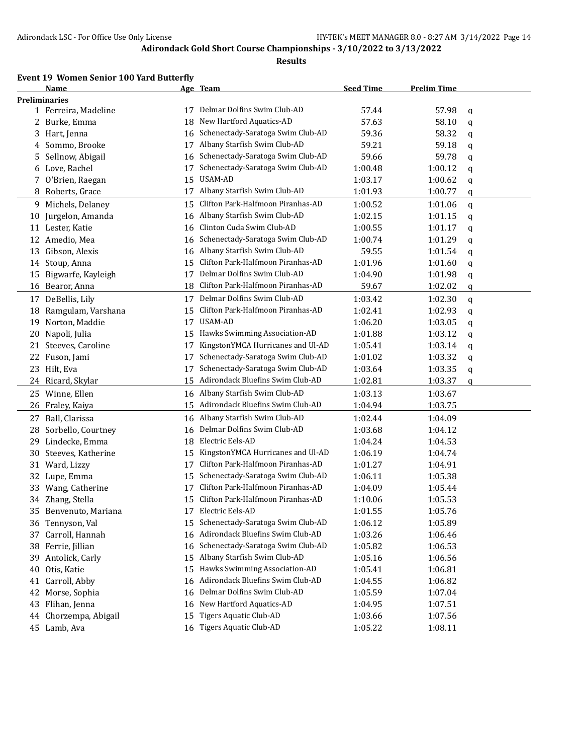Adirondack LSC - For Office Use Only License

HY-TEK's MEET MANAGER 8.0 - 8:27 AM 3/14/2022

# Adirondack Gold Short Course Championships - 3/10/2022 to 3/13/2022

## Results

### Event 19 Women Senior 100 Yard Butterfly

| | Name | Age | Team | Seed Time | Prelim Time | |
|---|---|---|---|---|---|---|
| **Preliminaries** | | | | | | |
| 1 | Ferreira, Madeline | 17 | Delmar Dolfins Swim Club-AD | 57.44 | 57.98 | q |
| 2 | Burke, Emma | 18 | New Hartford Aquatics-AD | 57.63 | 58.10 | q |
| 3 | Hart, Jenna | 16 | Schenectady-Saratoga Swim Club-AD | 59.36 | 58.32 | q |
| 4 | Sommo, Brooke | 17 | Albany Starfish Swim Club-AD | 59.21 | 59.18 | q |
| 5 | Sellnow, Abigail | 16 | Schenectady-Saratoga Swim Club-AD | 59.66 | 59.78 | q |
| 6 | Love, Rachel | 17 | Schenectady-Saratoga Swim Club-AD | 1:00.48 | 1:00.12 | q |
| 7 | O'Brien, Raegan | 15 | USAM-AD | 1:03.17 | 1:00.62 | q |
| 8 | Roberts, Grace | 17 | Albany Starfish Swim Club-AD | 1:01.93 | 1:00.77 | q |
| 9 | Michels, Delaney | 15 | Clifton Park-Halfmoon Piranhas-AD | 1:00.52 | 1:01.06 | q |
| 10 | Jurgelon, Amanda | 16 | Albany Starfish Swim Club-AD | 1:02.15 | 1:01.15 | q |
| 11 | Lester, Katie | 16 | Clinton Cuda Swim Club-AD | 1:00.55 | 1:01.17 | q |
| 12 | Amedio, Mea | 16 | Schenectady-Saratoga Swim Club-AD | 1:00.74 | 1:01.29 | q |
| 13 | Gibson, Alexis | 16 | Albany Starfish Swim Club-AD | 59.55 | 1:01.54 | q |
| 14 | Stoup, Anna | 15 | Clifton Park-Halfmoon Piranhas-AD | 1:01.96 | 1:01.60 | q |
| 15 | Bigwarfe, Kayleigh | 17 | Delmar Dolfins Swim Club-AD | 1:04.90 | 1:01.98 | q |
| 16 | Bearor, Anna | 18 | Clifton Park-Halfmoon Piranhas-AD | 59.67 | 1:02.02 | q |
| 17 | DeBellis, Lily | 17 | Delmar Dolfins Swim Club-AD | 1:03.42 | 1:02.30 | q |
| 18 | Ramgulam, Varshana | 15 | Clifton Park-Halfmoon Piranhas-AD | 1:02.41 | 1:02.93 | q |
| 19 | Norton, Maddie | 17 | USAM-AD | 1:06.20 | 1:03.05 | q |
| 20 | Napoli, Julia | 15 | Hawks Swimming Association-AD | 1:01.88 | 1:03.12 | q |
| 21 | Steeves, Caroline | 17 | KingstonYMCA Hurricanes and Ul-AD | 1:05.41 | 1:03.14 | q |
| 22 | Fuson, Jami | 17 | Schenectady-Saratoga Swim Club-AD | 1:01.02 | 1:03.32 | q |
| 23 | Hilt, Eva | 17 | Schenectady-Saratoga Swim Club-AD | 1:03.64 | 1:03.35 | q |
| 24 | Ricard, Skylar | 15 | Adirondack Bluefins Swim Club-AD | 1:02.81 | 1:03.37 | q |
| 25 | Winne, Ellen | 16 | Albany Starfish Swim Club-AD | 1:03.13 | 1:03.67 | |
| 26 | Fraley, Kaiya | 15 | Adirondack Bluefins Swim Club-AD | 1:04.94 | 1:03.75 | |
| 27 | Ball, Clarissa | 16 | Albany Starfish Swim Club-AD | 1:02.44 | 1:04.09 | |
| 28 | Sorbello, Courtney | 16 | Delmar Dolfins Swim Club-AD | 1:03.68 | 1:04.12 | |
| 29 | Lindecke, Emma | 18 | Electric Eels-AD | 1:04.24 | 1:04.53 | |
| 30 | Steeves, Katherine | 15 | KingstonYMCA Hurricanes and Ul-AD | 1:06.19 | 1:04.74 | |
| 31 | Ward, Lizzy | 17 | Clifton Park-Halfmoon Piranhas-AD | 1:01.27 | 1:04.91 | |
| 32 | Lupe, Emma | 15 | Schenectady-Saratoga Swim Club-AD | 1:06.11 | 1:05.38 | |
| 33 | Wang, Catherine | 17 | Clifton Park-Halfmoon Piranhas-AD | 1:04.09 | 1:05.44 | |
| 34 | Zhang, Stella | 15 | Clifton Park-Halfmoon Piranhas-AD | 1:10.06 | 1:05.53 | |
| 35 | Benvenuto, Mariana | 17 | Electric Eels-AD | 1:01.55 | 1:05.76 | |
| 36 | Tennyson, Val | 15 | Schenectady-Saratoga Swim Club-AD | 1:06.12 | 1:05.89 | |
| 37 | Carroll, Hannah | 16 | Adirondack Bluefins Swim Club-AD | 1:03.26 | 1:06.46 | |
| 38 | Ferrie, Jillian | 16 | Schenectady-Saratoga Swim Club-AD | 1:05.82 | 1:06.53 | |
| 39 | Antolick, Carly | 15 | Albany Starfish Swim Club-AD | 1:05.16 | 1:06.56 | |
| 40 | Otis, Katie | 15 | Hawks Swimming Association-AD | 1:05.41 | 1:06.81 | |
| 41 | Carroll, Abby | 16 | Adirondack Bluefins Swim Club-AD | 1:04.55 | 1:06.82 | |
| 42 | Morse, Sophia | 16 | Delmar Dolfins Swim Club-AD | 1:05.59 | 1:07.04 | |
| 43 | Flihan, Jenna | 16 | New Hartford Aquatics-AD | 1:04.95 | 1:07.51 | |
| 44 | Chorzempa, Abigail | 15 | Tigers Aquatic Club-AD | 1:03.66 | 1:07.56 | |
| 45 | Lamb, Ava | 16 | Tigers Aquatic Club-AD | 1:05.22 | 1:08.11 | |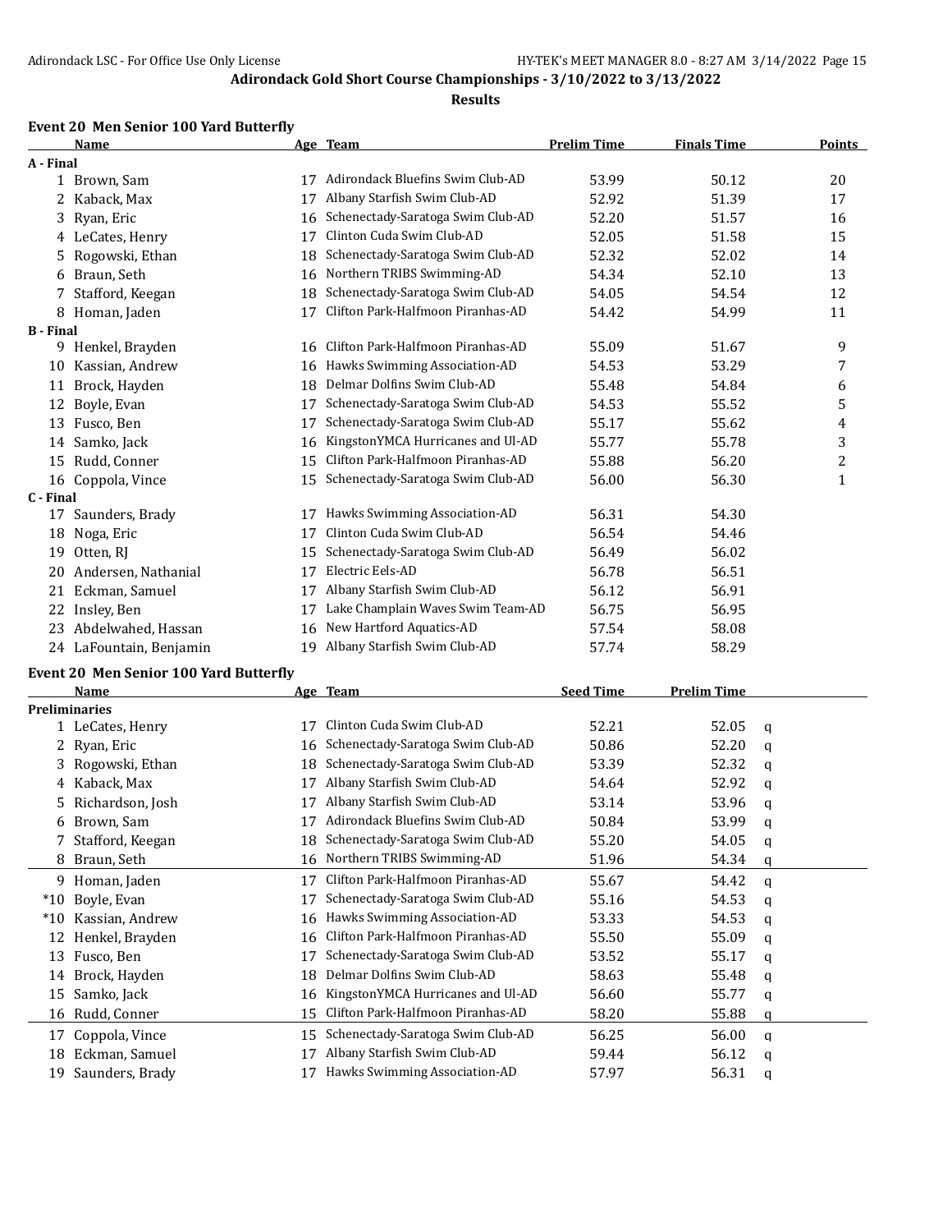## Adirondack Gold Short Course Championships - 3/10/2022 to 3/13/2022

### Results

#### Event 20 Men Senior 100 Yard Butterfly

| | Name | Age | Team | Prelim Time | Finals Time | Points |
|---|---|---|---|---|---|---|
| **A - Final** | | | | | | |
| 1 | Brown, Sam | 17 | Adirondack Bluefins Swim Club-AD | 53.99 | 50.12 | 20 |
| 2 | Kaback, Max | 17 | Albany Starfish Swim Club-AD | 52.92 | 51.39 | 17 |
| 3 | Ryan, Eric | 16 | Schenectady-Saratoga Swim Club-AD | 52.20 | 51.57 | 16 |
| 4 | LeCates, Henry | 17 | Clinton Cuda Swim Club-AD | 52.05 | 51.58 | 15 |
| 5 | Rogowski, Ethan | 18 | Schenectady-Saratoga Swim Club-AD | 52.32 | 52.02 | 14 |
| 6 | Braun, Seth | 16 | Northern TRIBS Swimming-AD | 54.34 | 52.10 | 13 |
| 7 | Stafford, Keegan | 18 | Schenectady-Saratoga Swim Club-AD | 54.05 | 54.54 | 12 |
| 8 | Homan, Jaden | 17 | Clifton Park-Halfmoon Piranhas-AD | 54.42 | 54.99 | 11 |
| **B - Final** | | | | | | |
| 9 | Henkel, Brayden | 16 | Clifton Park-Halfmoon Piranhas-AD | 55.09 | 51.67 | 9 |
| 10 | Kassian, Andrew | 16 | Hawks Swimming Association-AD | 54.53 | 53.29 | 7 |
| 11 | Brock, Hayden | 18 | Delmar Dolfins Swim Club-AD | 55.48 | 54.84 | 6 |
| 12 | Boyle, Evan | 17 | Schenectady-Saratoga Swim Club-AD | 54.53 | 55.52 | 5 |
| 13 | Fusco, Ben | 17 | Schenectady-Saratoga Swim Club-AD | 55.17 | 55.62 | 4 |
| 14 | Samko, Jack | 16 | KingstonYMCA Hurricanes and Ul-AD | 55.77 | 55.78 | 3 |
| 15 | Rudd, Conner | 15 | Clifton Park-Halfmoon Piranhas-AD | 55.88 | 56.20 | 2 |
| 16 | Coppola, Vince | 15 | Schenectady-Saratoga Swim Club-AD | 56.00 | 56.30 | 1 |
| **C - Final** | | | | | | |
| 17 | Saunders, Brady | 17 | Hawks Swimming Association-AD | 56.31 | 54.30 | |
| 18 | Noga, Eric | 17 | Clinton Cuda Swim Club-AD | 56.54 | 54.46 | |
| 19 | Otten, RJ | 15 | Schenectady-Saratoga Swim Club-AD | 56.49 | 56.02 | |
| 20 | Andersen, Nathanial | 17 | Electric Eels-AD | 56.78 | 56.51 | |
| 21 | Eckman, Samuel | 17 | Albany Starfish Swim Club-AD | 56.12 | 56.91 | |
| 22 | Insley, Ben | 17 | Lake Champlain Waves Swim Team-AD | 56.75 | 56.95 | |
| 23 | Abdelwahed, Hassan | 16 | New Hartford Aquatics-AD | 57.54 | 58.08 | |
| 24 | LaFountain, Benjamin | 19 | Albany Starfish Swim Club-AD | 57.74 | 58.29 | |

#### Event 20 Men Senior 100 Yard Butterfly

| | Name | Age | Team | Seed Time | Prelim Time | |
|---|---|---|---|---|---|---|
| **Preliminaries** | | | | | | |
| 1 | LeCates, Henry | 17 | Clinton Cuda Swim Club-AD | 52.21 | 52.05 | q |
| 2 | Ryan, Eric | 16 | Schenectady-Saratoga Swim Club-AD | 50.86 | 52.20 | q |
| 3 | Rogowski, Ethan | 18 | Schenectady-Saratoga Swim Club-AD | 53.39 | 52.32 | q |
| 4 | Kaback, Max | 17 | Albany Starfish Swim Club-AD | 54.64 | 52.92 | q |
| 5 | Richardson, Josh | 17 | Albany Starfish Swim Club-AD | 53.14 | 53.96 | q |
| 6 | Brown, Sam | 17 | Adirondack Bluefins Swim Club-AD | 50.84 | 53.99 | q |
| 7 | Stafford, Keegan | 18 | Schenectady-Saratoga Swim Club-AD | 55.20 | 54.05 | q |
| 8 | Braun, Seth | 16 | Northern TRIBS Swimming-AD | 51.96 | 54.34 | q |
| 9 | Homan, Jaden | 17 | Clifton Park-Halfmoon Piranhas-AD | 55.67 | 54.42 | q |
| *10 | Boyle, Evan | 17 | Schenectady-Saratoga Swim Club-AD | 55.16 | 54.53 | q |
| *10 | Kassian, Andrew | 16 | Hawks Swimming Association-AD | 53.33 | 54.53 | q |
| 12 | Henkel, Brayden | 16 | Clifton Park-Halfmoon Piranhas-AD | 55.50 | 55.09 | q |
| 13 | Fusco, Ben | 17 | Schenectady-Saratoga Swim Club-AD | 53.52 | 55.17 | q |
| 14 | Brock, Hayden | 18 | Delmar Dolfins Swim Club-AD | 58.63 | 55.48 | q |
| 15 | Samko, Jack | 16 | KingstonYMCA Hurricanes and Ul-AD | 56.60 | 55.77 | q |
| 16 | Rudd, Conner | 15 | Clifton Park-Halfmoon Piranhas-AD | 58.20 | 55.88 | q |
| 17 | Coppola, Vince | 15 | Schenectady-Saratoga Swim Club-AD | 56.25 | 56.00 | q |
| 18 | Eckman, Samuel | 17 | Albany Starfish Swim Club-AD | 59.44 | 56.12 | q |
| 19 | Saunders, Brady | 17 | Hawks Swimming Association-AD | 57.97 | 56.31 | q |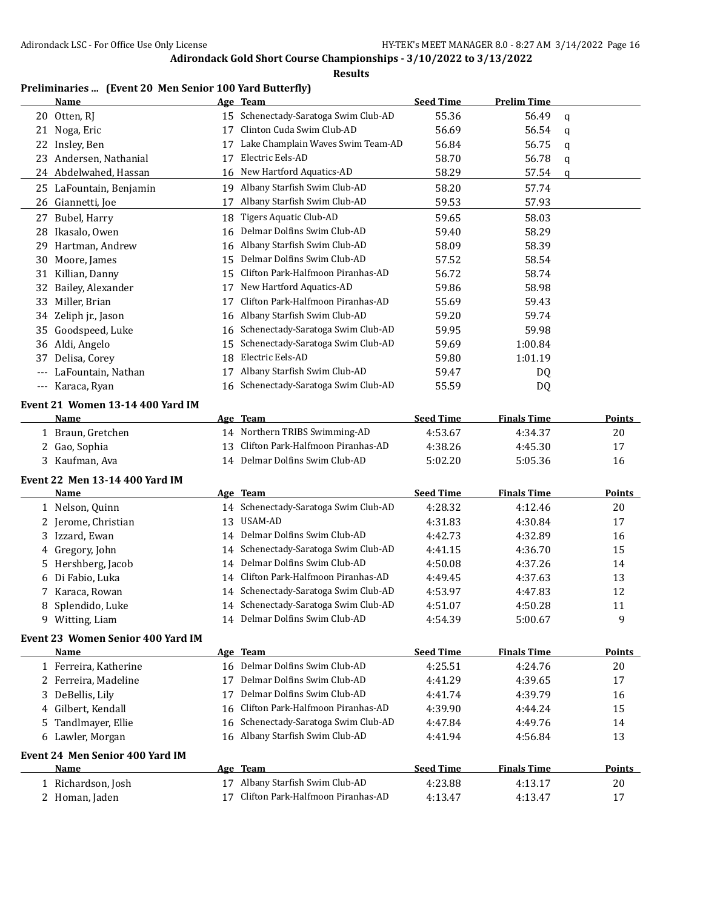## Adirondack Gold Short Course Championships - 3/10/2022 to 3/13/2022

### Results

### Preliminaries ... (Event 20 Men Senior 100 Yard Butterfly)

| | Name | Age | Team | Seed Time | Prelim Time | |
|---|---|---|---|---|---|---|
| 20 | Otten, RJ | 15 | Schenectady-Saratoga Swim Club-AD | 55.36 | 56.49 | q |
| 21 | Noga, Eric | 17 | Clinton Cuda Swim Club-AD | 56.69 | 56.54 | q |
| 22 | Insley, Ben | 17 | Lake Champlain Waves Swim Team-AD | 56.84 | 56.75 | q |
| 23 | Andersen, Nathanial | 17 | Electric Eels-AD | 58.70 | 56.78 | q |
| 24 | Abdelwahed, Hassan | 16 | New Hartford Aquatics-AD | 58.29 | 57.54 | q |
| 25 | LaFountain, Benjamin | 19 | Albany Starfish Swim Club-AD | 58.20 | 57.74 | |
| 26 | Giannetti, Joe | 17 | Albany Starfish Swim Club-AD | 59.53 | 57.93 | |
| 27 | Bubel, Harry | 18 | Tigers Aquatic Club-AD | 59.65 | 58.03 | |
| 28 | Ikasalo, Owen | 16 | Delmar Dolfins Swim Club-AD | 59.40 | 58.29 | |
| 29 | Hartman, Andrew | 16 | Albany Starfish Swim Club-AD | 58.09 | 58.39 | |
| 30 | Moore, James | 15 | Delmar Dolfins Swim Club-AD | 57.52 | 58.54 | |
| 31 | Killian, Danny | 15 | Clifton Park-Halfmoon Piranhas-AD | 56.72 | 58.74 | |
| 32 | Bailey, Alexander | 17 | New Hartford Aquatics-AD | 59.86 | 58.98 | |
| 33 | Miller, Brian | 17 | Clifton Park-Halfmoon Piranhas-AD | 55.69 | 59.43 | |
| 34 | Zeliph jr., Jason | 16 | Albany Starfish Swim Club-AD | 59.20 | 59.74 | |
| 35 | Goodspeed, Luke | 16 | Schenectady-Saratoga Swim Club-AD | 59.95 | 59.98 | |
| 36 | Aldi, Angelo | 15 | Schenectady-Saratoga Swim Club-AD | 59.69 | 1:00.84 | |
| 37 | Delisa, Corey | 18 | Electric Eels-AD | 59.80 | 1:01.19 | |
| --- | LaFountain, Nathan | 17 | Albany Starfish Swim Club-AD | 59.47 | DQ | |
| --- | Karaca, Ryan | 16 | Schenectady-Saratoga Swim Club-AD | 55.59 | DQ | |

### Event 21 Women 13-14 400 Yard IM

| | Name | Age | Team | Seed Time | Finals Time | Points |
|---|---|---|---|---|---|---|
| 1 | Braun, Gretchen | 14 | Northern TRIBS Swimming-AD | 4:53.67 | 4:34.37 | 20 |
| 2 | Gao, Sophia | 13 | Clifton Park-Halfmoon Piranhas-AD | 4:38.26 | 4:45.30 | 17 |
| 3 | Kaufman, Ava | 14 | Delmar Dolfins Swim Club-AD | 5:02.20 | 5:05.36 | 16 |

### Event 22 Men 13-14 400 Yard IM

| | Name | Age | Team | Seed Time | Finals Time | Points |
|---|---|---|---|---|---|---|
| 1 | Nelson, Quinn | 14 | Schenectady-Saratoga Swim Club-AD | 4:28.32 | 4:12.46 | 20 |
| 2 | Jerome, Christian | 13 | USAM-AD | 4:31.83 | 4:30.84 | 17 |
| 3 | Izzard, Ewan | 14 | Delmar Dolfins Swim Club-AD | 4:42.73 | 4:32.89 | 16 |
| 4 | Gregory, John | 14 | Schenectady-Saratoga Swim Club-AD | 4:41.15 | 4:36.70 | 15 |
| 5 | Hershberg, Jacob | 14 | Delmar Dolfins Swim Club-AD | 4:50.08 | 4:37.26 | 14 |
| 6 | Di Fabio, Luka | 14 | Clifton Park-Halfmoon Piranhas-AD | 4:49.45 | 4:37.63 | 13 |
| 7 | Karaca, Rowan | 14 | Schenectady-Saratoga Swim Club-AD | 4:53.97 | 4:47.83 | 12 |
| 8 | Splendido, Luke | 14 | Schenectady-Saratoga Swim Club-AD | 4:51.07 | 4:50.28 | 11 |
| 9 | Witting, Liam | 14 | Delmar Dolfins Swim Club-AD | 4:54.39 | 5:00.67 | 9 |

### Event 23 Women Senior 400 Yard IM

| | Name | Age | Team | Seed Time | Finals Time | Points |
|---|---|---|---|---|---|---|
| 1 | Ferreira, Katherine | 16 | Delmar Dolfins Swim Club-AD | 4:25.51 | 4:24.76 | 20 |
| 2 | Ferreira, Madeline | 17 | Delmar Dolfins Swim Club-AD | 4:41.29 | 4:39.65 | 17 |
| 3 | DeBellis, Lily | 17 | Delmar Dolfins Swim Club-AD | 4:41.74 | 4:39.79 | 16 |
| 4 | Gilbert, Kendall | 16 | Clifton Park-Halfmoon Piranhas-AD | 4:39.90 | 4:44.24 | 15 |
| 5 | Tandlmayer, Ellie | 16 | Schenectady-Saratoga Swim Club-AD | 4:47.84 | 4:49.76 | 14 |
| 6 | Lawler, Morgan | 16 | Albany Starfish Swim Club-AD | 4:41.94 | 4:56.84 | 13 |

### Event 24 Men Senior 400 Yard IM

| | Name | Age | Team | Seed Time | Finals Time | Points |
|---|---|---|---|---|---|---|
| 1 | Richardson, Josh | 17 | Albany Starfish Swim Club-AD | 4:23.88 | 4:13.17 | 20 |
| 2 | Homan, Jaden | 17 | Clifton Park-Halfmoon Piranhas-AD | 4:13.47 | 4:13.47 | 17 |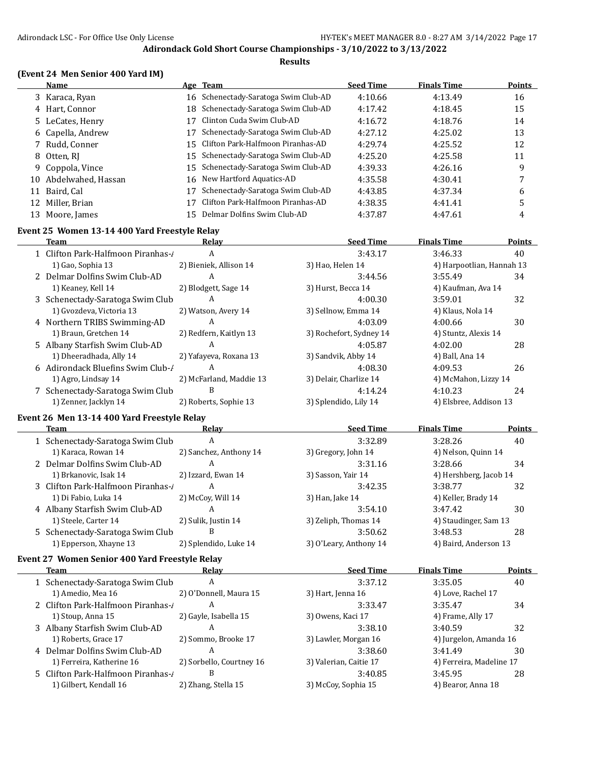Adirondack Gold Short Course Championships - 3/10/2022 to 3/13/2022

**Results**

### (Event 24 Men Senior 400 Yard IM)

| | Name | Age | Team | Seed Time | Finals Time | Points |
|---|---|---|---|---|---|---|
| 3 | Karaca, Ryan | 16 | Schenectady-Saratoga Swim Club-AD | 4:10.66 | 4:13.49 | 16 |
| 4 | Hart, Connor | 18 | Schenectady-Saratoga Swim Club-AD | 4:17.42 | 4:18.45 | 15 |
| 5 | LeCates, Henry | 17 | Clinton Cuda Swim Club-AD | 4:16.72 | 4:18.76 | 14 |
| 6 | Capella, Andrew | 17 | Schenectady-Saratoga Swim Club-AD | 4:27.12 | 4:25.02 | 13 |
| 7 | Rudd, Conner | 15 | Clifton Park-Halfmoon Piranhas-AD | 4:29.74 | 4:25.52 | 12 |
| 8 | Otten, RJ | 15 | Schenectady-Saratoga Swim Club-AD | 4:25.20 | 4:25.58 | 11 |
| 9 | Coppola, Vince | 15 | Schenectady-Saratoga Swim Club-AD | 4:39.33 | 4:26.16 | 9 |
| 10 | Abdelwahed, Hassan | 16 | New Hartford Aquatics-AD | 4:35.58 | 4:30.41 | 7 |
| 11 | Baird, Cal | 17 | Schenectady-Saratoga Swim Club-AD | 4:43.85 | 4:37.34 | 6 |
| 12 | Miller, Brian | 17 | Clifton Park-Halfmoon Piranhas-AD | 4:38.35 | 4:41.41 | 5 |
| 13 | Moore, James | 15 | Delmar Dolfins Swim Club-AD | 4:37.87 | 4:47.61 | 4 |

### Event 25 Women 13-14 400 Yard Freestyle Relay

| | Team | Relay | Seed Time | Finals Time | Points |
|---|---|---|---|---|---|
| 1 | Clifton Park-Halfmoon Piranhas-A | A | 3:43.17 | 3:46.33 | 40 |
| | 1) Gao, Sophia 13 | 2) Bieniek, Allison 14 | 3) Hao, Helen 14 | 4) Harpootlian, Hannah 13 | |
| 2 | Delmar Dolfins Swim Club-AD | A | 3:44.56 | 3:55.49 | 34 |
| | 1) Keaney, Kell 14 | 2) Blodgett, Sage 14 | 3) Hurst, Becca 14 | 4) Kaufman, Ava 14 | |
| 3 | Schenectady-Saratoga Swim Club | A | 4:00.30 | 3:59.01 | 32 |
| | 1) Gvozdeva, Victoria 13 | 2) Watson, Avery 14 | 3) Sellnow, Emma 14 | 4) Klaus, Nola 14 | |
| 4 | Northern TRIBS Swimming-AD | A | 4:03.09 | 4:00.66 | 30 |
| | 1) Braun, Gretchen 14 | 2) Redfern, Kaitlyn 13 | 3) Rochefort, Sydney 14 | 4) Stuntz, Alexis 14 | |
| 5 | Albany Starfish Swim Club-AD | A | 4:05.87 | 4:02.00 | 28 |
| | 1) Dheeradhada, Ally 14 | 2) Yafayeva, Roxana 13 | 3) Sandvik, Abby 14 | 4) Ball, Ana 14 | |
| 6 | Adirondack Bluefins Swim Club-A | A | 4:08.30 | 4:09.53 | 26 |
| | 1) Agro, Lindsay 14 | 2) McFarland, Maddie 13 | 3) Delair, Charlize 14 | 4) McMahon, Lizzy 14 | |
| 7 | Schenectady-Saratoga Swim Club | B | 4:14.24 | 4:10.23 | 24 |
| | 1) Zenner, Jacklyn 14 | 2) Roberts, Sophie 13 | 3) Splendido, Lily 14 | 4) Elsbree, Addison 13 | |

### Event 26 Men 13-14 400 Yard Freestyle Relay

| | Team | Relay | Seed Time | Finals Time | Points |
|---|---|---|---|---|---|
| 1 | Schenectady-Saratoga Swim Club | A | 3:32.89 | 3:28.26 | 40 |
| | 1) Karaca, Rowan 14 | 2) Sanchez, Anthony 14 | 3) Gregory, John 14 | 4) Nelson, Quinn 14 | |
| 2 | Delmar Dolfins Swim Club-AD | A | 3:31.16 | 3:28.66 | 34 |
| | 1) Brkanovic, Isak 14 | 2) Izzard, Ewan 14 | 3) Sasson, Yair 14 | 4) Hershberg, Jacob 14 | |
| 3 | Clifton Park-Halfmoon Piranhas-A | A | 3:42.35 | 3:38.77 | 32 |
| | 1) Di Fabio, Luka 14 | 2) McCoy, Will 14 | 3) Han, Jake 14 | 4) Keller, Brady 14 | |
| 4 | Albany Starfish Swim Club-AD | A | 3:54.10 | 3:47.42 | 30 |
| | 1) Steele, Carter 14 | 2) Sulik, Justin 14 | 3) Zeliph, Thomas 14 | 4) Staudinger, Sam 13 | |
| 5 | Schenectady-Saratoga Swim Club | B | 3:50.62 | 3:48.53 | 28 |
| | 1) Epperson, Xhayne 13 | 2) Splendido, Luke 14 | 3) O'Leary, Anthony 14 | 4) Baird, Anderson 13 | |

### Event 27 Women Senior 400 Yard Freestyle Relay

| | Team | Relay | Seed Time | Finals Time | Points |
|---|---|---|---|---|---|
| 1 | Schenectady-Saratoga Swim Club | A | 3:37.12 | 3:35.05 | 40 |
| | 1) Amedio, Mea 16 | 2) O'Donnell, Maura 15 | 3) Hart, Jenna 16 | 4) Love, Rachel 17 | |
| 2 | Clifton Park-Halfmoon Piranhas-A | A | 3:33.47 | 3:35.47 | 34 |
| | 1) Stoup, Anna 15 | 2) Gayle, Isabella 15 | 3) Owens, Kaci 17 | 4) Frame, Ally 17 | |
| 3 | Albany Starfish Swim Club-AD | A | 3:38.10 | 3:40.59 | 32 |
| | 1) Roberts, Grace 17 | 2) Sommo, Brooke 17 | 3) Lawler, Morgan 16 | 4) Jurgelon, Amanda 16 | |
| 4 | Delmar Dolfins Swim Club-AD | A | 3:38.60 | 3:41.49 | 30 |
| | 1) Ferreira, Katherine 16 | 2) Sorbello, Courtney 16 | 3) Valerian, Caitie 17 | 4) Ferreira, Madeline 17 | |
| 5 | Clifton Park-Halfmoon Piranhas-A | B | 3:40.85 | 3:45.95 | 28 |
| | 1) Gilbert, Kendall 16 | 2) Zhang, Stella 15 | 3) McCoy, Sophia 15 | 4) Bearor, Anna 18 | |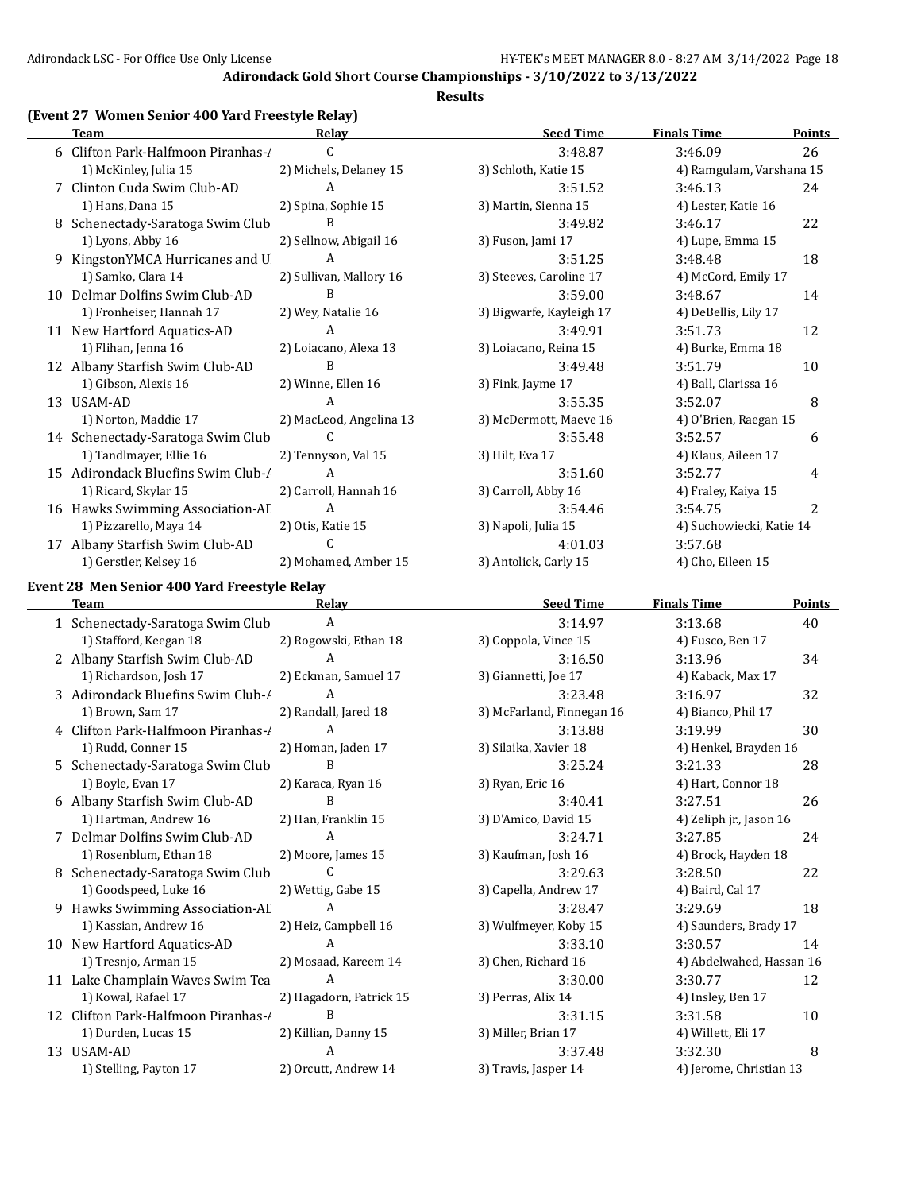## Adirondack Gold Short Course Championships - 3/10/2022 to 3/13/2022

### Results

### (Event 27 Women Senior 400 Yard Freestyle Relay)

| | Team | Relay | Seed Time | Finals Time | Points |
|---|---|---|---|---|---|
| 6 | Clifton Park-Halfmoon Piranhas-/ | C | 3:48.87 | 3:46.09 | 26 |
| | 1) McKinley, Julia 15 | 2) Michels, Delaney 15 | 3) Schloth, Katie 15 | 4) Ramgulam, Varshana 15 | |
| 7 | Clinton Cuda Swim Club-AD | A | 3:51.52 | 3:46.13 | 24 |
| | 1) Hans, Dana 15 | 2) Spina, Sophie 15 | 3) Martin, Sienna 15 | 4) Lester, Katie 16 | |
| 8 | Schenectady-Saratoga Swim Club | B | 3:49.82 | 3:46.17 | 22 |
| | 1) Lyons, Abby 16 | 2) Sellnow, Abigail 16 | 3) Fuson, Jami 17 | 4) Lupe, Emma 15 | |
| 9 | KingstonYMCA Hurricanes and U | A | 3:51.25 | 3:48.48 | 18 |
| | 1) Samko, Clara 14 | 2) Sullivan, Mallory 16 | 3) Steeves, Caroline 17 | 4) McCord, Emily 17 | |
| 10 | Delmar Dolfins Swim Club-AD | B | 3:59.00 | 3:48.67 | 14 |
| | 1) Fronheiser, Hannah 17 | 2) Wey, Natalie 16 | 3) Bigwarfe, Kayleigh 17 | 4) DeBellis, Lily 17 | |
| 11 | New Hartford Aquatics-AD | A | 3:49.91 | 3:51.73 | 12 |
| | 1) Flihan, Jenna 16 | 2) Loiacano, Alexa 13 | 3) Loiacano, Reina 15 | 4) Burke, Emma 18 | |
| 12 | Albany Starfish Swim Club-AD | B | 3:49.48 | 3:51.79 | 10 |
| | 1) Gibson, Alexis 16 | 2) Winne, Ellen 16 | 3) Fink, Jayme 17 | 4) Ball, Clarissa 16 | |
| 13 | USAM-AD | A | 3:55.35 | 3:52.07 | 8 |
| | 1) Norton, Maddie 17 | 2) MacLeod, Angelina 13 | 3) McDermott, Maeve 16 | 4) O'Brien, Raegan 15 | |
| 14 | Schenectady-Saratoga Swim Club | C | 3:55.48 | 3:52.57 | 6 |
| | 1) Tandlmayer, Ellie 16 | 2) Tennyson, Val 15 | 3) Hilt, Eva 17 | 4) Klaus, Aileen 17 | |
| 15 | Adirondack Bluefins Swim Club-/ | A | 3:51.60 | 3:52.77 | 4 |
| | 1) Ricard, Skylar 15 | 2) Carroll, Hannah 16 | 3) Carroll, Abby 16 | 4) Fraley, Kaiya 15 | |
| 16 | Hawks Swimming Association-AI | A | 3:54.46 | 3:54.75 | 2 |
| | 1) Pizzarello, Maya 14 | 2) Otis, Katie 15 | 3) Napoli, Julia 15 | 4) Suchowiecki, Katie 14 | |
| 17 | Albany Starfish Swim Club-AD | C | 4:01.03 | 3:57.68 | |
| | 1) Gerstler, Kelsey 16 | 2) Mohamed, Amber 15 | 3) Antolick, Carly 15 | 4) Cho, Eileen 15 | |

### Event 28 Men Senior 400 Yard Freestyle Relay

| | Team | Relay | Seed Time | Finals Time | Points |
|---|---|---|---|---|---|
| 1 | Schenectady-Saratoga Swim Club | A | 3:14.97 | 3:13.68 | 40 |
| | 1) Stafford, Keegan 18 | 2) Rogowski, Ethan 18 | 3) Coppola, Vince 15 | 4) Fusco, Ben 17 | |
| 2 | Albany Starfish Swim Club-AD | A | 3:16.50 | 3:13.96 | 34 |
| | 1) Richardson, Josh 17 | 2) Eckman, Samuel 17 | 3) Giannetti, Joe 17 | 4) Kaback, Max 17 | |
| 3 | Adirondack Bluefins Swim Club-/ | A | 3:23.48 | 3:16.97 | 32 |
| | 1) Brown, Sam 17 | 2) Randall, Jared 18 | 3) McFarland, Finnegan 16 | 4) Bianco, Phil 17 | |
| 4 | Clifton Park-Halfmoon Piranhas-/ | A | 3:13.88 | 3:19.99 | 30 |
| | 1) Rudd, Conner 15 | 2) Homan, Jaden 17 | 3) Silaika, Xavier 18 | 4) Henkel, Brayden 16 | |
| 5 | Schenectady-Saratoga Swim Club | B | 3:25.24 | 3:21.33 | 28 |
| | 1) Boyle, Evan 17 | 2) Karaca, Ryan 16 | 3) Ryan, Eric 16 | 4) Hart, Connor 18 | |
| 6 | Albany Starfish Swim Club-AD | B | 3:40.41 | 3:27.51 | 26 |
| | 1) Hartman, Andrew 16 | 2) Han, Franklin 15 | 3) D'Amico, David 15 | 4) Zeliph jr., Jason 16 | |
| 7 | Delmar Dolfins Swim Club-AD | A | 3:24.71 | 3:27.85 | 24 |
| | 1) Rosenblum, Ethan 18 | 2) Moore, James 15 | 3) Kaufman, Josh 16 | 4) Brock, Hayden 18 | |
| 8 | Schenectady-Saratoga Swim Club | C | 3:29.63 | 3:28.50 | 22 |
| | 1) Goodspeed, Luke 16 | 2) Wettig, Gabe 15 | 3) Capella, Andrew 17 | 4) Baird, Cal 17 | |
| 9 | Hawks Swimming Association-AI | A | 3:28.47 | 3:29.69 | 18 |
| | 1) Kassian, Andrew 16 | 2) Heiz, Campbell 16 | 3) Wulfmeyer, Koby 15 | 4) Saunders, Brady 17 | |
| 10 | New Hartford Aquatics-AD | A | 3:33.10 | 3:30.57 | 14 |
| | 1) Tresnjo, Arman 15 | 2) Mosaad, Kareem 14 | 3) Chen, Richard 16 | 4) Abdelwahed, Hassan 16 | |
| 11 | Lake Champlain Waves Swim Tea | A | 3:30.00 | 3:30.77 | 12 |
| | 1) Kowal, Rafael 17 | 2) Hagadorn, Patrick 15 | 3) Perras, Alix 14 | 4) Insley, Ben 17 | |
| 12 | Clifton Park-Halfmoon Piranhas-/ | B | 3:31.15 | 3:31.58 | 10 |
| | 1) Durden, Lucas 15 | 2) Killian, Danny 15 | 3) Miller, Brian 17 | 4) Willett, Eli 17 | |
| 13 | USAM-AD | A | 3:37.48 | 3:32.30 | 8 |
| | 1) Stelling, Payton 17 | 2) Orcutt, Andrew 14 | 3) Travis, Jasper 14 | 4) Jerome, Christian 13 | |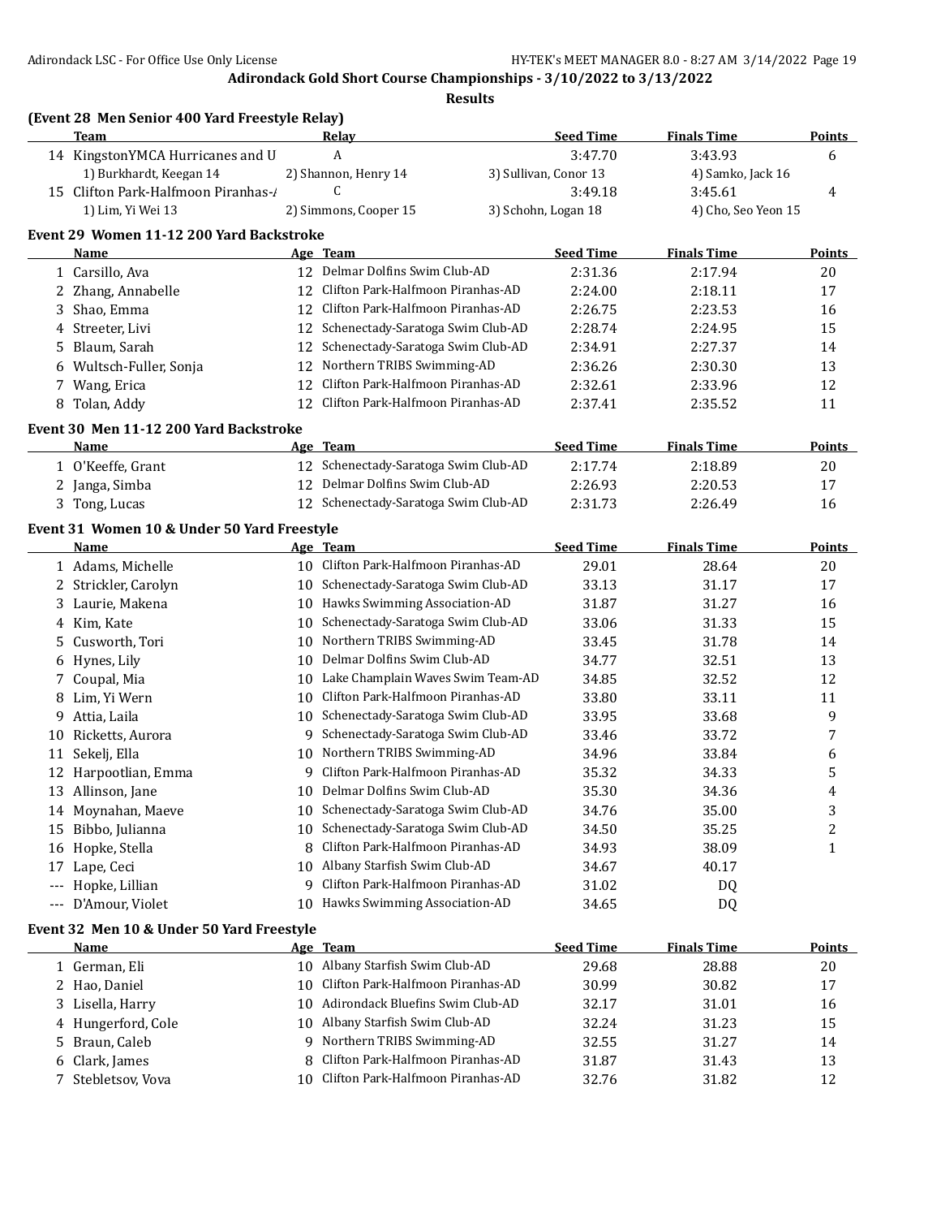**Adirondack Gold Short Course Championships - 3/10/2022 to 3/13/2022**

**Results**

### (Event 28 Men Senior 400 Yard Freestyle Relay)

| | Team | Relay | Seed Time | Finals Time | Points |
|---|---|---|---|---|---|
| 14 | KingstonYMCA Hurricanes and U | A | 3:47.70 | 3:43.93 | 6 |
| | 1) Burkhardt, Keegan 14 | 2) Shannon, Henry 14 | 3) Sullivan, Conor 13 | 4) Samko, Jack 16 | |
| 15 | Clifton Park-Halfmoon Piranhas-A | C | 3:49.18 | 3:45.61 | 4 |
| | 1) Lim, Yi Wei 13 | 2) Simmons, Cooper 15 | 3) Schohn, Logan 18 | 4) Cho, Seo Yeon 15 | |

### Event 29 Women 11-12 200 Yard Backstroke

| | Name | Age | Team | Seed Time | Finals Time | Points |
|---|---|---|---|---|---|---|
| 1 | Carsillo, Ava | 12 | Delmar Dolfins Swim Club-AD | 2:31.36 | 2:17.94 | 20 |
| 2 | Zhang, Annabelle | 12 | Clifton Park-Halfmoon Piranhas-AD | 2:24.00 | 2:18.11 | 17 |
| 3 | Shao, Emma | 12 | Clifton Park-Halfmoon Piranhas-AD | 2:26.75 | 2:23.53 | 16 |
| 4 | Streeter, Livi | 12 | Schenectady-Saratoga Swim Club-AD | 2:28.74 | 2:24.95 | 15 |
| 5 | Blaum, Sarah | 12 | Schenectady-Saratoga Swim Club-AD | 2:34.91 | 2:27.37 | 14 |
| 6 | Wultsch-Fuller, Sonja | 12 | Northern TRIBS Swimming-AD | 2:36.26 | 2:30.30 | 13 |
| 7 | Wang, Erica | 12 | Clifton Park-Halfmoon Piranhas-AD | 2:32.61 | 2:33.96 | 12 |
| 8 | Tolan, Addy | 12 | Clifton Park-Halfmoon Piranhas-AD | 2:37.41 | 2:35.52 | 11 |

### Event 30 Men 11-12 200 Yard Backstroke

| | Name | Age | Team | Seed Time | Finals Time | Points |
|---|---|---|---|---|---|---|
| 1 | O'Keeffe, Grant | 12 | Schenectady-Saratoga Swim Club-AD | 2:17.74 | 2:18.89 | 20 |
| 2 | Janga, Simba | 12 | Delmar Dolfins Swim Club-AD | 2:26.93 | 2:20.53 | 17 |
| 3 | Tong, Lucas | 12 | Schenectady-Saratoga Swim Club-AD | 2:31.73 | 2:26.49 | 16 |

### Event 31 Women 10 & Under 50 Yard Freestyle

| | Name | Age | Team | Seed Time | Finals Time | Points |
|---|---|---|---|---|---|---|
| 1 | Adams, Michelle | 10 | Clifton Park-Halfmoon Piranhas-AD | 29.01 | 28.64 | 20 |
| 2 | Strickler, Carolyn | 10 | Schenectady-Saratoga Swim Club-AD | 33.13 | 31.17 | 17 |
| 3 | Laurie, Makena | 10 | Hawks Swimming Association-AD | 31.87 | 31.27 | 16 |
| 4 | Kim, Kate | 10 | Schenectady-Saratoga Swim Club-AD | 33.06 | 31.33 | 15 |
| 5 | Cusworth, Tori | 10 | Northern TRIBS Swimming-AD | 33.45 | 31.78 | 14 |
| 6 | Hynes, Lily | 10 | Delmar Dolfins Swim Club-AD | 34.77 | 32.51 | 13 |
| 7 | Coupal, Mia | 10 | Lake Champlain Waves Swim Team-AD | 34.85 | 32.52 | 12 |
| 8 | Lim, Yi Wern | 10 | Clifton Park-Halfmoon Piranhas-AD | 33.80 | 33.11 | 11 |
| 9 | Attia, Laila | 10 | Schenectady-Saratoga Swim Club-AD | 33.95 | 33.68 | 9 |
| 10 | Ricketts, Aurora | 9 | Schenectady-Saratoga Swim Club-AD | 33.46 | 33.72 | 7 |
| 11 | Sekelj, Ella | 10 | Northern TRIBS Swimming-AD | 34.96 | 33.84 | 6 |
| 12 | Harpootlian, Emma | 9 | Clifton Park-Halfmoon Piranhas-AD | 35.32 | 34.33 | 5 |
| 13 | Allinson, Jane | 10 | Delmar Dolfins Swim Club-AD | 35.30 | 34.36 | 4 |
| 14 | Moynahan, Maeve | 10 | Schenectady-Saratoga Swim Club-AD | 34.76 | 35.00 | 3 |
| 15 | Bibbo, Julianna | 10 | Schenectady-Saratoga Swim Club-AD | 34.50 | 35.25 | 2 |
| 16 | Hopke, Stella | 8 | Clifton Park-Halfmoon Piranhas-AD | 34.93 | 38.09 | 1 |
| 17 | Lape, Ceci | 10 | Albany Starfish Swim Club-AD | 34.67 | 40.17 | |
| --- | Hopke, Lillian | 9 | Clifton Park-Halfmoon Piranhas-AD | 31.02 | DQ | |
| --- | D'Amour, Violet | 10 | Hawks Swimming Association-AD | 34.65 | DQ | |

### Event 32 Men 10 & Under 50 Yard Freestyle

| | Name | Age | Team | Seed Time | Finals Time | Points |
|---|---|---|---|---|---|---|
| 1 | German, Eli | 10 | Albany Starfish Swim Club-AD | 29.68 | 28.88 | 20 |
| 2 | Hao, Daniel | 10 | Clifton Park-Halfmoon Piranhas-AD | 30.99 | 30.82 | 17 |
| 3 | Lisella, Harry | 10 | Adirondack Bluefins Swim Club-AD | 32.17 | 31.01 | 16 |
| 4 | Hungerford, Cole | 10 | Albany Starfish Swim Club-AD | 32.24 | 31.23 | 15 |
| 5 | Braun, Caleb | 9 | Northern TRIBS Swimming-AD | 32.55 | 31.27 | 14 |
| 6 | Clark, James | 8 | Clifton Park-Halfmoon Piranhas-AD | 31.87 | 31.43 | 13 |
| 7 | Stebletsov, Vova | 10 | Clifton Park-Halfmoon Piranhas-AD | 32.76 | 31.82 | 12 |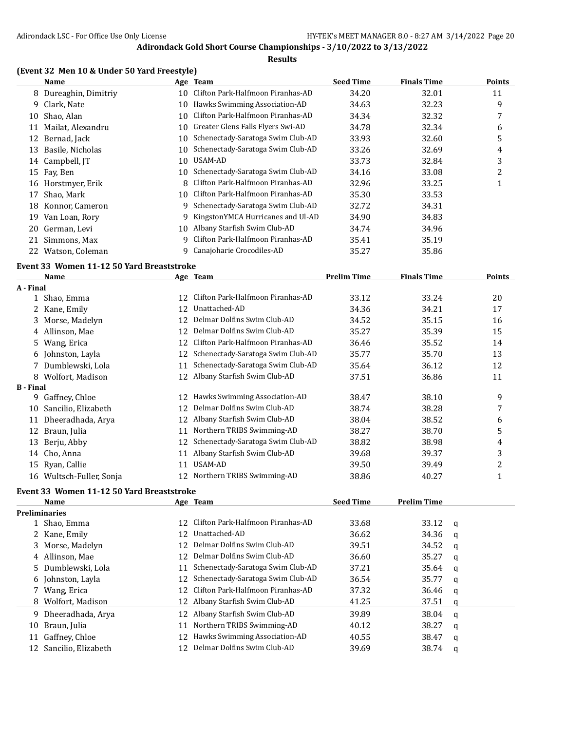## Adirondack Gold Short Course Championships - 3/10/2022 to 3/13/2022

### Results

### (Event 32 Men 10 & Under 50 Yard Freestyle)

| | Name | Age | Team | Seed Time | Finals Time | Points |
|---|---|---|---|---|---|---|
| 8 | Dureaghin, Dimitriy | 10 | Clifton Park-Halfmoon Piranhas-AD | 34.20 | 32.01 | 11 |
| 9 | Clark, Nate | 10 | Hawks Swimming Association-AD | 34.63 | 32.23 | 9 |
| 10 | Shao, Alan | 10 | Clifton Park-Halfmoon Piranhas-AD | 34.34 | 32.32 | 7 |
| 11 | Mailat, Alexandru | 10 | Greater Glens Falls Flyers Swi-AD | 34.78 | 32.34 | 6 |
| 12 | Bernad, Jack | 10 | Schenectady-Saratoga Swim Club-AD | 33.93 | 32.60 | 5 |
| 13 | Basile, Nicholas | 10 | Schenectady-Saratoga Swim Club-AD | 33.26 | 32.69 | 4 |
| 14 | Campbell, JT | 10 | USAM-AD | 33.73 | 32.84 | 3 |
| 15 | Fay, Ben | 10 | Schenectady-Saratoga Swim Club-AD | 34.16 | 33.08 | 2 |
| 16 | Horstmyer, Erik | 8 | Clifton Park-Halfmoon Piranhas-AD | 32.96 | 33.25 | 1 |
| 17 | Shao, Mark | 10 | Clifton Park-Halfmoon Piranhas-AD | 35.30 | 33.53 | |
| 18 | Konnor, Cameron | 9 | Schenectady-Saratoga Swim Club-AD | 32.72 | 34.31 | |
| 19 | Van Loan, Rory | 9 | KingstonYMCA Hurricanes and Ul-AD | 34.90 | 34.83 | |
| 20 | German, Levi | 10 | Albany Starfish Swim Club-AD | 34.74 | 34.96 | |
| 21 | Simmons, Max | 9 | Clifton Park-Halfmoon Piranhas-AD | 35.41 | 35.19 | |
| 22 | Watson, Coleman | 9 | Canajoharie Crocodiles-AD | 35.27 | 35.86 | |

### Event 33 Women 11-12 50 Yard Breaststroke

| | Name | Age | Team | Prelim Time | Finals Time | Points |
|---|---|---|---|---|---|---|
| **A - Final** | | | | | | |
| 1 | Shao, Emma | 12 | Clifton Park-Halfmoon Piranhas-AD | 33.12 | 33.24 | 20 |
| 2 | Kane, Emily | 12 | Unattached-AD | 34.36 | 34.21 | 17 |
| 3 | Morse, Madelyn | 12 | Delmar Dolfins Swim Club-AD | 34.52 | 35.15 | 16 |
| 4 | Allinson, Mae | 12 | Delmar Dolfins Swim Club-AD | 35.27 | 35.39 | 15 |
| 5 | Wang, Erica | 12 | Clifton Park-Halfmoon Piranhas-AD | 36.46 | 35.52 | 14 |
| 6 | Johnston, Layla | 12 | Schenectady-Saratoga Swim Club-AD | 35.77 | 35.70 | 13 |
| 7 | Dumblewski, Lola | 11 | Schenectady-Saratoga Swim Club-AD | 35.64 | 36.12 | 12 |
| 8 | Wolfort, Madison | 12 | Albany Starfish Swim Club-AD | 37.51 | 36.86 | 11 |
| **B - Final** | | | | | | |
| 9 | Gaffney, Chloe | 12 | Hawks Swimming Association-AD | 38.47 | 38.10 | 9 |
| 10 | Sancilio, Elizabeth | 12 | Delmar Dolfins Swim Club-AD | 38.74 | 38.28 | 7 |
| 11 | Dheeradhada, Arya | 12 | Albany Starfish Swim Club-AD | 38.04 | 38.52 | 6 |
| 12 | Braun, Julia | 11 | Northern TRIBS Swimming-AD | 38.27 | 38.70 | 5 |
| 13 | Berju, Abby | 12 | Schenectady-Saratoga Swim Club-AD | 38.82 | 38.98 | 4 |
| 14 | Cho, Anna | 11 | Albany Starfish Swim Club-AD | 39.68 | 39.37 | 3 |
| 15 | Ryan, Callie | 11 | USAM-AD | 39.50 | 39.49 | 2 |
| 16 | Wultsch-Fuller, Sonja | 12 | Northern TRIBS Swimming-AD | 38.86 | 40.27 | 1 |

### Event 33 Women 11-12 50 Yard Breaststroke

| | Name | Age | Team | Seed Time | Prelim Time | |
|---|---|---|---|---|---|---|
| **Preliminaries** | | | | | | |
| 1 | Shao, Emma | 12 | Clifton Park-Halfmoon Piranhas-AD | 33.68 | 33.12 | q |
| 2 | Kane, Emily | 12 | Unattached-AD | 36.62 | 34.36 | q |
| 3 | Morse, Madelyn | 12 | Delmar Dolfins Swim Club-AD | 39.51 | 34.52 | q |
| 4 | Allinson, Mae | 12 | Delmar Dolfins Swim Club-AD | 36.60 | 35.27 | q |
| 5 | Dumblewski, Lola | 11 | Schenectady-Saratoga Swim Club-AD | 37.21 | 35.64 | q |
| 6 | Johnston, Layla | 12 | Schenectady-Saratoga Swim Club-AD | 36.54 | 35.77 | q |
| 7 | Wang, Erica | 12 | Clifton Park-Halfmoon Piranhas-AD | 37.32 | 36.46 | q |
| 8 | Wolfort, Madison | 12 | Albany Starfish Swim Club-AD | 41.25 | 37.51 | q |
| 9 | Dheeradhada, Arya | 12 | Albany Starfish Swim Club-AD | 39.89 | 38.04 | q |
| 10 | Braun, Julia | 11 | Northern TRIBS Swimming-AD | 40.12 | 38.27 | q |
| 11 | Gaffney, Chloe | 12 | Hawks Swimming Association-AD | 40.55 | 38.47 | q |
| 12 | Sancilio, Elizabeth | 12 | Delmar Dolfins Swim Club-AD | 39.69 | 38.74 | q |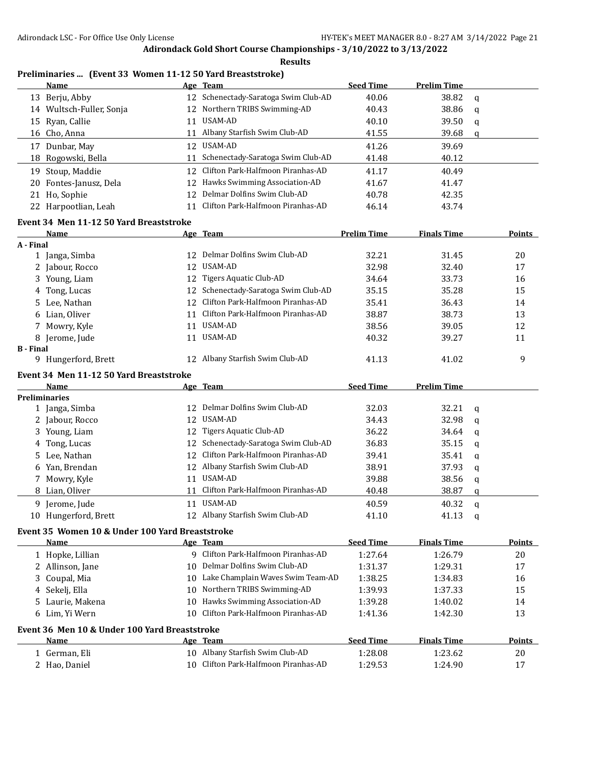## Adirondack Gold Short Course Championships - 3/10/2022 to 3/13/2022

### Results

### Preliminaries ... (Event 33 Women 11-12 50 Yard Breaststroke)

| | Name | Age | Team | Seed Time | Prelim Time | |
|---|---|---|---|---|---|---|
| 13 | Berju, Abby | 12 | Schenectady-Saratoga Swim Club-AD | 40.06 | 38.82 | q |
| 14 | Wultsch-Fuller, Sonja | 12 | Northern TRIBS Swimming-AD | 40.43 | 38.86 | q |
| 15 | Ryan, Callie | 11 | USAM-AD | 40.10 | 39.50 | q |
| 16 | Cho, Anna | 11 | Albany Starfish Swim Club-AD | 41.55 | 39.68 | q |
| 17 | Dunbar, May | 12 | USAM-AD | 41.26 | 39.69 | |
| 18 | Rogowski, Bella | 11 | Schenectady-Saratoga Swim Club-AD | 41.48 | 40.12 | |
| 19 | Stoup, Maddie | 12 | Clifton Park-Halfmoon Piranhas-AD | 41.17 | 40.49 | |
| 20 | Fontes-Janusz, Dela | 12 | Hawks Swimming Association-AD | 41.67 | 41.47 | |
| 21 | Ho, Sophie | 12 | Delmar Dolfins Swim Club-AD | 40.78 | 42.35 | |
| 22 | Harpootlian, Leah | 11 | Clifton Park-Halfmoon Piranhas-AD | 46.14 | 43.74 | |

### Event 34 Men 11-12 50 Yard Breaststroke

| | Name | Age | Team | Prelim Time | Finals Time | Points |
|---|---|---|---|---|---|---|
| **A - Final** | | | | | | |
| 1 | Janga, Simba | 12 | Delmar Dolfins Swim Club-AD | 32.21 | 31.45 | 20 |
| 2 | Jabour, Rocco | 12 | USAM-AD | 32.98 | 32.40 | 17 |
| 3 | Young, Liam | 12 | Tigers Aquatic Club-AD | 34.64 | 33.73 | 16 |
| 4 | Tong, Lucas | 12 | Schenectady-Saratoga Swim Club-AD | 35.15 | 35.28 | 15 |
| 5 | Lee, Nathan | 12 | Clifton Park-Halfmoon Piranhas-AD | 35.41 | 36.43 | 14 |
| 6 | Lian, Oliver | 11 | Clifton Park-Halfmoon Piranhas-AD | 38.87 | 38.73 | 13 |
| 7 | Mowry, Kyle | 11 | USAM-AD | 38.56 | 39.05 | 12 |
| 8 | Jerome, Jude | 11 | USAM-AD | 40.32 | 39.27 | 11 |
| **B - Final** | | | | | | |
| 9 | Hungerford, Brett | 12 | Albany Starfish Swim Club-AD | 41.13 | 41.02 | 9 |

### Event 34 Men 11-12 50 Yard Breaststroke

| | Name | Age | Team | Seed Time | Prelim Time | |
|---|---|---|---|---|---|---|
| **Preliminaries** | | | | | | |
| 1 | Janga, Simba | 12 | Delmar Dolfins Swim Club-AD | 32.03 | 32.21 | q |
| 2 | Jabour, Rocco | 12 | USAM-AD | 34.43 | 32.98 | q |
| 3 | Young, Liam | 12 | Tigers Aquatic Club-AD | 36.22 | 34.64 | q |
| 4 | Tong, Lucas | 12 | Schenectady-Saratoga Swim Club-AD | 36.83 | 35.15 | q |
| 5 | Lee, Nathan | 12 | Clifton Park-Halfmoon Piranhas-AD | 39.41 | 35.41 | q |
| 6 | Yan, Brendan | 12 | Albany Starfish Swim Club-AD | 38.91 | 37.93 | q |
| 7 | Mowry, Kyle | 11 | USAM-AD | 39.88 | 38.56 | q |
| 8 | Lian, Oliver | 11 | Clifton Park-Halfmoon Piranhas-AD | 40.48 | 38.87 | q |
| 9 | Jerome, Jude | 11 | USAM-AD | 40.59 | 40.32 | q |
| 10 | Hungerford, Brett | 12 | Albany Starfish Swim Club-AD | 41.10 | 41.13 | q |

### Event 35 Women 10 & Under 100 Yard Breaststroke

| | Name | Age | Team | Seed Time | Finals Time | Points |
|---|---|---|---|---|---|---|
| 1 | Hopke, Lillian | 9 | Clifton Park-Halfmoon Piranhas-AD | 1:27.64 | 1:26.79 | 20 |
| 2 | Allinson, Jane | 10 | Delmar Dolfins Swim Club-AD | 1:31.37 | 1:29.31 | 17 |
| 3 | Coupal, Mia | 10 | Lake Champlain Waves Swim Team-AD | 1:38.25 | 1:34.83 | 16 |
| 4 | Sekelj, Ella | 10 | Northern TRIBS Swimming-AD | 1:39.93 | 1:37.33 | 15 |
| 5 | Laurie, Makena | 10 | Hawks Swimming Association-AD | 1:39.28 | 1:40.02 | 14 |
| 6 | Lim, Yi Wern | 10 | Clifton Park-Halfmoon Piranhas-AD | 1:41.36 | 1:42.30 | 13 |

### Event 36 Men 10 & Under 100 Yard Breaststroke

| | Name | Age | Team | Seed Time | Finals Time | Points |
|---|---|---|---|---|---|---|
| 1 | German, Eli | 10 | Albany Starfish Swim Club-AD | 1:28.08 | 1:23.62 | 20 |
| 2 | Hao, Daniel | 10 | Clifton Park-Halfmoon Piranhas-AD | 1:29.53 | 1:24.90 | 17 |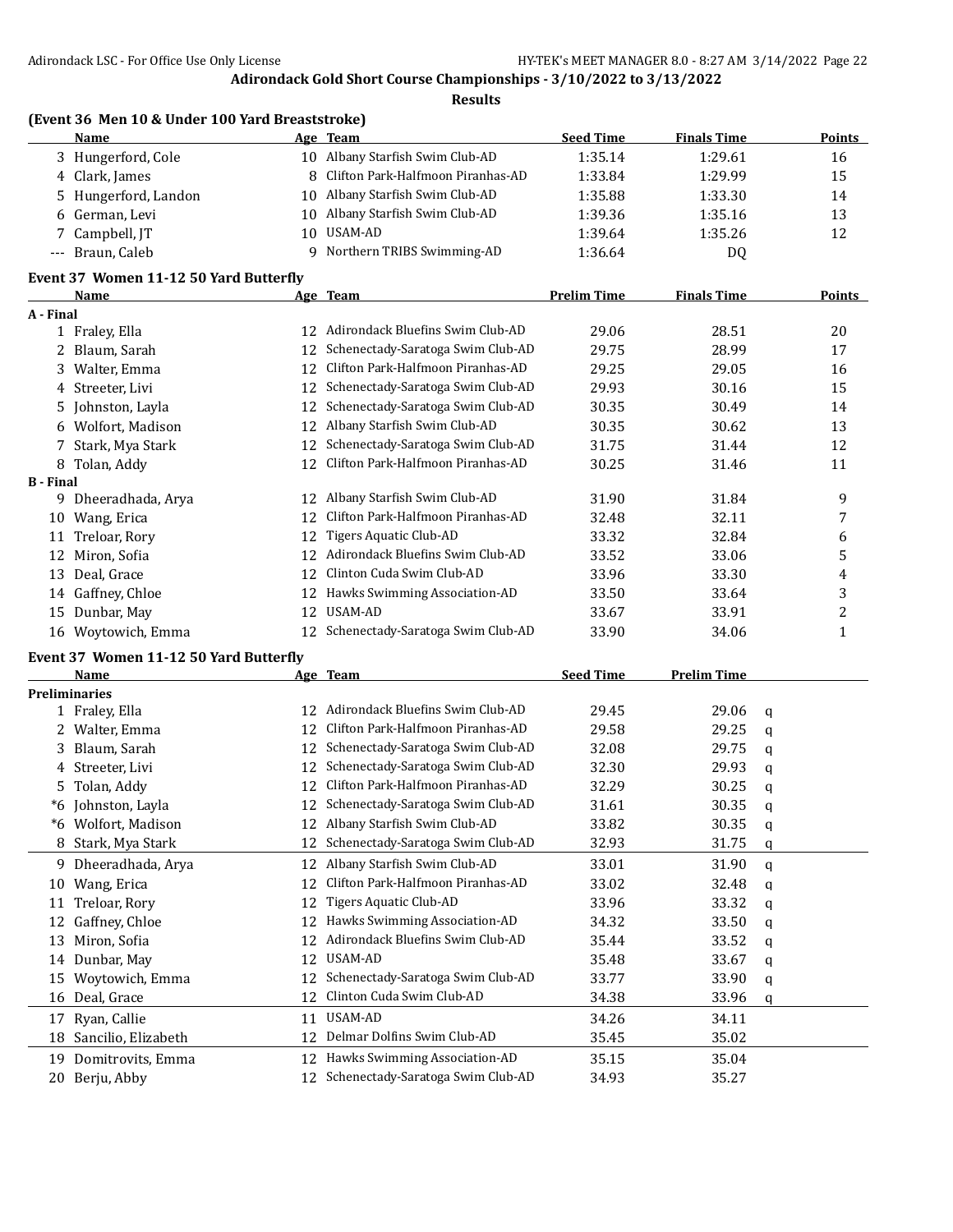## Adirondack Gold Short Course Championships - 3/10/2022 to 3/13/2022

### Results

**(Event 36 Men 10 & Under 100 Yard Breaststroke)**

| | Name | Age | Team | Seed Time | Finals Time | Points |
|---|---|---|---|---|---|---|
| 3 | Hungerford, Cole | 10 | Albany Starfish Swim Club-AD | 1:35.14 | 1:29.61 | 16 |
| 4 | Clark, James | 8 | Clifton Park-Halfmoon Piranhas-AD | 1:33.84 | 1:29.99 | 15 |
| 5 | Hungerford, Landon | 10 | Albany Starfish Swim Club-AD | 1:35.88 | 1:33.30 | 14 |
| 6 | German, Levi | 10 | Albany Starfish Swim Club-AD | 1:39.36 | 1:35.16 | 13 |
| 7 | Campbell, JT | 10 | USAM-AD | 1:39.64 | 1:35.26 | 12 |
| --- | Braun, Caleb | 9 | Northern TRIBS Swimming-AD | 1:36.64 | DQ | |

**Event 37 Women 11-12 50 Yard Butterfly**

| | Name | Age | Team | Prelim Time | Finals Time | Points |
|---|---|---|---|---|---|---|
| **A - Final** | | | | | | |
| 1 | Fraley, Ella | 12 | Adirondack Bluefins Swim Club-AD | 29.06 | 28.51 | 20 |
| 2 | Blaum, Sarah | 12 | Schenectady-Saratoga Swim Club-AD | 29.75 | 28.99 | 17 |
| 3 | Walter, Emma | 12 | Clifton Park-Halfmoon Piranhas-AD | 29.25 | 29.05 | 16 |
| 4 | Streeter, Livi | 12 | Schenectady-Saratoga Swim Club-AD | 29.93 | 30.16 | 15 |
| 5 | Johnston, Layla | 12 | Schenectady-Saratoga Swim Club-AD | 30.35 | 30.49 | 14 |
| 6 | Wolfort, Madison | 12 | Albany Starfish Swim Club-AD | 30.35 | 30.62 | 13 |
| 7 | Stark, Mya Stark | 12 | Schenectady-Saratoga Swim Club-AD | 31.75 | 31.44 | 12 |
| 8 | Tolan, Addy | 12 | Clifton Park-Halfmoon Piranhas-AD | 30.25 | 31.46 | 11 |
| **B - Final** | | | | | | |
| 9 | Dheeradhada, Arya | 12 | Albany Starfish Swim Club-AD | 31.90 | 31.84 | 9 |
| 10 | Wang, Erica | 12 | Clifton Park-Halfmoon Piranhas-AD | 32.48 | 32.11 | 7 |
| 11 | Treloar, Rory | 12 | Tigers Aquatic Club-AD | 33.32 | 32.84 | 6 |
| 12 | Miron, Sofia | 12 | Adirondack Bluefins Swim Club-AD | 33.52 | 33.06 | 5 |
| 13 | Deal, Grace | 12 | Clinton Cuda Swim Club-AD | 33.96 | 33.30 | 4 |
| 14 | Gaffney, Chloe | 12 | Hawks Swimming Association-AD | 33.50 | 33.64 | 3 |
| 15 | Dunbar, May | 12 | USAM-AD | 33.67 | 33.91 | 2 |
| 16 | Woytowich, Emma | 12 | Schenectady-Saratoga Swim Club-AD | 33.90 | 34.06 | 1 |

**Event 37 Women 11-12 50 Yard Butterfly**

| | Name | Age | Team | Seed Time | Prelim Time | |
|---|---|---|---|---|---|---|
| **Preliminaries** | | | | | | |
| 1 | Fraley, Ella | 12 | Adirondack Bluefins Swim Club-AD | 29.45 | 29.06 | q |
| 2 | Walter, Emma | 12 | Clifton Park-Halfmoon Piranhas-AD | 29.58 | 29.25 | q |
| 3 | Blaum, Sarah | 12 | Schenectady-Saratoga Swim Club-AD | 32.08 | 29.75 | q |
| 4 | Streeter, Livi | 12 | Schenectady-Saratoga Swim Club-AD | 32.30 | 29.93 | q |
| 5 | Tolan, Addy | 12 | Clifton Park-Halfmoon Piranhas-AD | 32.29 | 30.25 | q |
| *6 | Johnston, Layla | 12 | Schenectady-Saratoga Swim Club-AD | 31.61 | 30.35 | q |
| *6 | Wolfort, Madison | 12 | Albany Starfish Swim Club-AD | 33.82 | 30.35 | q |
| 8 | Stark, Mya Stark | 12 | Schenectady-Saratoga Swim Club-AD | 32.93 | 31.75 | q |
| 9 | Dheeradhada, Arya | 12 | Albany Starfish Swim Club-AD | 33.01 | 31.90 | q |
| 10 | Wang, Erica | 12 | Clifton Park-Halfmoon Piranhas-AD | 33.02 | 32.48 | q |
| 11 | Treloar, Rory | 12 | Tigers Aquatic Club-AD | 33.96 | 33.32 | q |
| 12 | Gaffney, Chloe | 12 | Hawks Swimming Association-AD | 34.32 | 33.50 | q |
| 13 | Miron, Sofia | 12 | Adirondack Bluefins Swim Club-AD | 35.44 | 33.52 | q |
| 14 | Dunbar, May | 12 | USAM-AD | 35.48 | 33.67 | q |
| 15 | Woytowich, Emma | 12 | Schenectady-Saratoga Swim Club-AD | 33.77 | 33.90 | q |
| 16 | Deal, Grace | 12 | Clinton Cuda Swim Club-AD | 34.38 | 33.96 | q |
| 17 | Ryan, Callie | 11 | USAM-AD | 34.26 | 34.11 | |
| 18 | Sancilio, Elizabeth | 12 | Delmar Dolfins Swim Club-AD | 35.45 | 35.02 | |
| 19 | Domitrovits, Emma | 12 | Hawks Swimming Association-AD | 35.15 | 35.04 | |
| 20 | Berju, Abby | 12 | Schenectady-Saratoga Swim Club-AD | 34.93 | 35.27 | |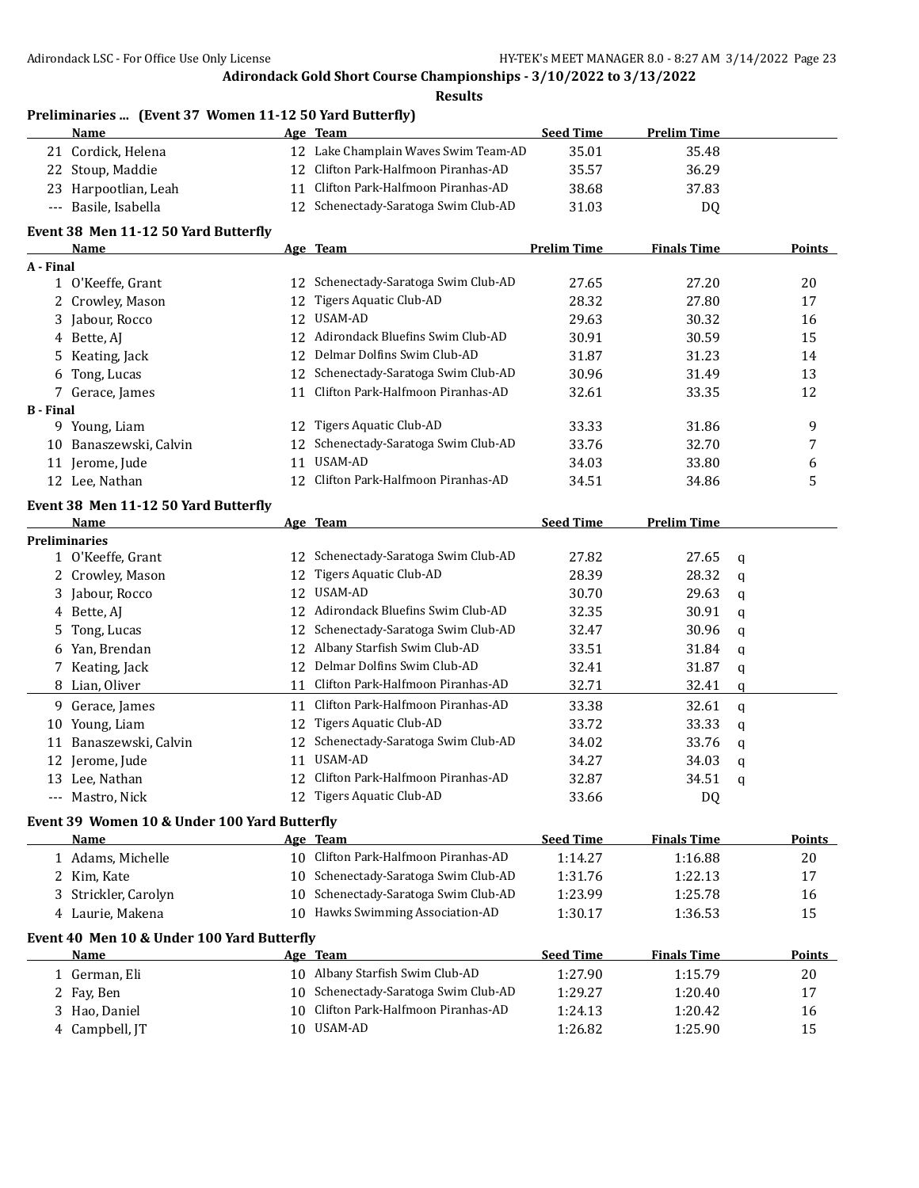**Adirondack Gold Short Course Championships - 3/10/2022 to 3/13/2022**

**Results**

### Preliminaries ... (Event 37 Women 11-12 50 Yard Butterfly)

| | Name | Age | Team | Seed Time | Prelim Time | |
|---|---|---|---|---|---|---|
| 21 | Cordick, Helena | 12 | Lake Champlain Waves Swim Team-AD | 35.01 | 35.48 | |
| 22 | Stoup, Maddie | 12 | Clifton Park-Halfmoon Piranhas-AD | 35.57 | 36.29 | |
| 23 | Harpootlian, Leah | 11 | Clifton Park-Halfmoon Piranhas-AD | 38.68 | 37.83 | |
| --- | Basile, Isabella | 12 | Schenectady-Saratoga Swim Club-AD | 31.03 | DQ | |

### Event 38 Men 11-12 50 Yard Butterfly

| | Name | Age | Team | Prelim Time | Finals Time | Points |
|---|---|---|---|---|---|---|
| **A - Final** | | | | | | |
| 1 | O'Keeffe, Grant | 12 | Schenectady-Saratoga Swim Club-AD | 27.65 | 27.20 | 20 |
| 2 | Crowley, Mason | 12 | Tigers Aquatic Club-AD | 28.32 | 27.80 | 17 |
| 3 | Jabour, Rocco | 12 | USAM-AD | 29.63 | 30.32 | 16 |
| 4 | Bette, AJ | 12 | Adirondack Bluefins Swim Club-AD | 30.91 | 30.59 | 15 |
| 5 | Keating, Jack | 12 | Delmar Dolfins Swim Club-AD | 31.87 | 31.23 | 14 |
| 6 | Tong, Lucas | 12 | Schenectady-Saratoga Swim Club-AD | 30.96 | 31.49 | 13 |
| 7 | Gerace, James | 11 | Clifton Park-Halfmoon Piranhas-AD | 32.61 | 33.35 | 12 |
| **B - Final** | | | | | | |
| 9 | Young, Liam | 12 | Tigers Aquatic Club-AD | 33.33 | 31.86 | 9 |
| 10 | Banaszewski, Calvin | 12 | Schenectady-Saratoga Swim Club-AD | 33.76 | 32.70 | 7 |
| 11 | Jerome, Jude | 11 | USAM-AD | 34.03 | 33.80 | 6 |
| 12 | Lee, Nathan | 12 | Clifton Park-Halfmoon Piranhas-AD | 34.51 | 34.86 | 5 |

### Event 38 Men 11-12 50 Yard Butterfly

| | Name | Age | Team | Seed Time | Prelim Time | |
|---|---|---|---|---|---|---|
| **Preliminaries** | | | | | | |
| 1 | O'Keeffe, Grant | 12 | Schenectady-Saratoga Swim Club-AD | 27.82 | 27.65 | q |
| 2 | Crowley, Mason | 12 | Tigers Aquatic Club-AD | 28.39 | 28.32 | q |
| 3 | Jabour, Rocco | 12 | USAM-AD | 30.70 | 29.63 | q |
| 4 | Bette, AJ | 12 | Adirondack Bluefins Swim Club-AD | 32.35 | 30.91 | q |
| 5 | Tong, Lucas | 12 | Schenectady-Saratoga Swim Club-AD | 32.47 | 30.96 | q |
| 6 | Yan, Brendan | 12 | Albany Starfish Swim Club-AD | 33.51 | 31.84 | q |
| 7 | Keating, Jack | 12 | Delmar Dolfins Swim Club-AD | 32.41 | 31.87 | q |
| 8 | Lian, Oliver | 11 | Clifton Park-Halfmoon Piranhas-AD | 32.71 | 32.41 | q |
| 9 | Gerace, James | 11 | Clifton Park-Halfmoon Piranhas-AD | 33.38 | 32.61 | q |
| 10 | Young, Liam | 12 | Tigers Aquatic Club-AD | 33.72 | 33.33 | q |
| 11 | Banaszewski, Calvin | 12 | Schenectady-Saratoga Swim Club-AD | 34.02 | 33.76 | q |
| 12 | Jerome, Jude | 11 | USAM-AD | 34.27 | 34.03 | q |
| 13 | Lee, Nathan | 12 | Clifton Park-Halfmoon Piranhas-AD | 32.87 | 34.51 | q |
| --- | Mastro, Nick | 12 | Tigers Aquatic Club-AD | 33.66 | DQ | |

### Event 39 Women 10 & Under 100 Yard Butterfly

| | Name | Age | Team | Seed Time | Finals Time | Points |
|---|---|---|---|---|---|---|
| 1 | Adams, Michelle | 10 | Clifton Park-Halfmoon Piranhas-AD | 1:14.27 | 1:16.88 | 20 |
| 2 | Kim, Kate | 10 | Schenectady-Saratoga Swim Club-AD | 1:31.76 | 1:22.13 | 17 |
| 3 | Strickler, Carolyn | 10 | Schenectady-Saratoga Swim Club-AD | 1:23.99 | 1:25.78 | 16 |
| 4 | Laurie, Makena | 10 | Hawks Swimming Association-AD | 1:30.17 | 1:36.53 | 15 |

### Event 40 Men 10 & Under 100 Yard Butterfly

| | Name | Age | Team | Seed Time | Finals Time | Points |
|---|---|---|---|---|---|---|
| 1 | German, Eli | 10 | Albany Starfish Swim Club-AD | 1:27.90 | 1:15.79 | 20 |
| 2 | Fay, Ben | 10 | Schenectady-Saratoga Swim Club-AD | 1:29.27 | 1:20.40 | 17 |
| 3 | Hao, Daniel | 10 | Clifton Park-Halfmoon Piranhas-AD | 1:24.13 | 1:20.42 | 16 |
| 4 | Campbell, JT | 10 | USAM-AD | 1:26.82 | 1:25.90 | 15 |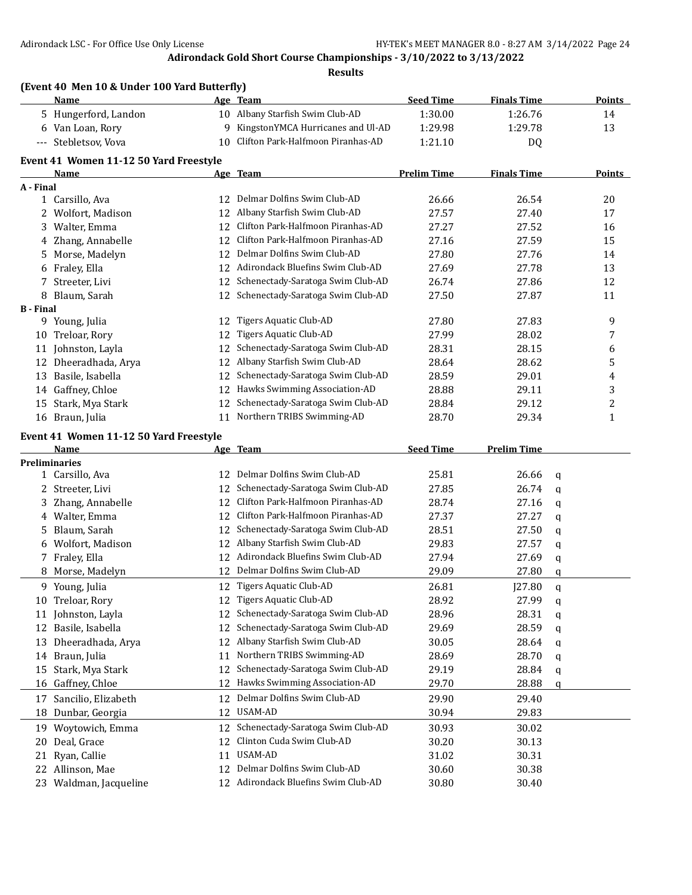Adirondack Gold Short Course Championships - 3/10/2022 to 3/13/2022

**Results**

### (Event 40 Men 10 & Under 100 Yard Butterfly)

| | Name | Age | Team | Seed Time | Finals Time | Points |
|---|---|---|---|---|---|---|
| 5 | Hungerford, Landon | 10 | Albany Starfish Swim Club-AD | 1:30.00 | 1:26.76 | 14 |
| 6 | Van Loan, Rory | 9 | KingstonYMCA Hurricanes and Ul-AD | 1:29.98 | 1:29.78 | 13 |
| --- | Stebletsov, Vova | 10 | Clifton Park-Halfmoon Piranhas-AD | 1:21.10 | DQ | |

### Event 41 Women 11-12 50 Yard Freestyle

| | Name | Age | Team | Prelim Time | Finals Time | Points |
|---|---|---|---|---|---|---|
| **A - Final** | | | | | | |
| 1 | Carsillo, Ava | 12 | Delmar Dolfins Swim Club-AD | 26.66 | 26.54 | 20 |
| 2 | Wolfort, Madison | 12 | Albany Starfish Swim Club-AD | 27.57 | 27.40 | 17 |
| 3 | Walter, Emma | 12 | Clifton Park-Halfmoon Piranhas-AD | 27.27 | 27.52 | 16 |
| 4 | Zhang, Annabelle | 12 | Clifton Park-Halfmoon Piranhas-AD | 27.16 | 27.59 | 15 |
| 5 | Morse, Madelyn | 12 | Delmar Dolfins Swim Club-AD | 27.80 | 27.76 | 14 |
| 6 | Fraley, Ella | 12 | Adirondack Bluefins Swim Club-AD | 27.69 | 27.78 | 13 |
| 7 | Streeter, Livi | 12 | Schenectady-Saratoga Swim Club-AD | 26.74 | 27.86 | 12 |
| 8 | Blaum, Sarah | 12 | Schenectady-Saratoga Swim Club-AD | 27.50 | 27.87 | 11 |
| **B - Final** | | | | | | |
| 9 | Young, Julia | 12 | Tigers Aquatic Club-AD | 27.80 | 27.83 | 9 |
| 10 | Treloar, Rory | 12 | Tigers Aquatic Club-AD | 27.99 | 28.02 | 7 |
| 11 | Johnston, Layla | 12 | Schenectady-Saratoga Swim Club-AD | 28.31 | 28.15 | 6 |
| 12 | Dheeradhada, Arya | 12 | Albany Starfish Swim Club-AD | 28.64 | 28.62 | 5 |
| 13 | Basile, Isabella | 12 | Schenectady-Saratoga Swim Club-AD | 28.59 | 29.01 | 4 |
| 14 | Gaffney, Chloe | 12 | Hawks Swimming Association-AD | 28.88 | 29.11 | 3 |
| 15 | Stark, Mya Stark | 12 | Schenectady-Saratoga Swim Club-AD | 28.84 | 29.12 | 2 |
| 16 | Braun, Julia | 11 | Northern TRIBS Swimming-AD | 28.70 | 29.34 | 1 |

### Event 41 Women 11-12 50 Yard Freestyle

| | Name | Age | Team | Seed Time | Prelim Time | |
|---|---|---|---|---|---|---|
| **Preliminaries** | | | | | | |
| 1 | Carsillo, Ava | 12 | Delmar Dolfins Swim Club-AD | 25.81 | 26.66 | q |
| 2 | Streeter, Livi | 12 | Schenectady-Saratoga Swim Club-AD | 27.85 | 26.74 | q |
| 3 | Zhang, Annabelle | 12 | Clifton Park-Halfmoon Piranhas-AD | 28.74 | 27.16 | q |
| 4 | Walter, Emma | 12 | Clifton Park-Halfmoon Piranhas-AD | 27.37 | 27.27 | q |
| 5 | Blaum, Sarah | 12 | Schenectady-Saratoga Swim Club-AD | 28.51 | 27.50 | q |
| 6 | Wolfort, Madison | 12 | Albany Starfish Swim Club-AD | 29.83 | 27.57 | q |
| 7 | Fraley, Ella | 12 | Adirondack Bluefins Swim Club-AD | 27.94 | 27.69 | q |
| 8 | Morse, Madelyn | 12 | Delmar Dolfins Swim Club-AD | 29.09 | 27.80 | q |
| 9 | Young, Julia | 12 | Tigers Aquatic Club-AD | 26.81 | J27.80 | q |
| 10 | Treloar, Rory | 12 | Tigers Aquatic Club-AD | 28.92 | 27.99 | q |
| 11 | Johnston, Layla | 12 | Schenectady-Saratoga Swim Club-AD | 28.96 | 28.31 | q |
| 12 | Basile, Isabella | 12 | Schenectady-Saratoga Swim Club-AD | 29.69 | 28.59 | q |
| 13 | Dheeradhada, Arya | 12 | Albany Starfish Swim Club-AD | 30.05 | 28.64 | q |
| 14 | Braun, Julia | 11 | Northern TRIBS Swimming-AD | 28.69 | 28.70 | q |
| 15 | Stark, Mya Stark | 12 | Schenectady-Saratoga Swim Club-AD | 29.19 | 28.84 | q |
| 16 | Gaffney, Chloe | 12 | Hawks Swimming Association-AD | 29.70 | 28.88 | q |
| 17 | Sancilio, Elizabeth | 12 | Delmar Dolfins Swim Club-AD | 29.90 | 29.40 | |
| 18 | Dunbar, Georgia | 12 | USAM-AD | 30.94 | 29.83 | |
| 19 | Woytowich, Emma | 12 | Schenectady-Saratoga Swim Club-AD | 30.93 | 30.02 | |
| 20 | Deal, Grace | 12 | Clinton Cuda Swim Club-AD | 30.20 | 30.13 | |
| 21 | Ryan, Callie | 11 | USAM-AD | 31.02 | 30.31 | |
| 22 | Allinson, Mae | 12 | Delmar Dolfins Swim Club-AD | 30.60 | 30.38 | |
| 23 | Waldman, Jacqueline | 12 | Adirondack Bluefins Swim Club-AD | 30.80 | 30.40 | |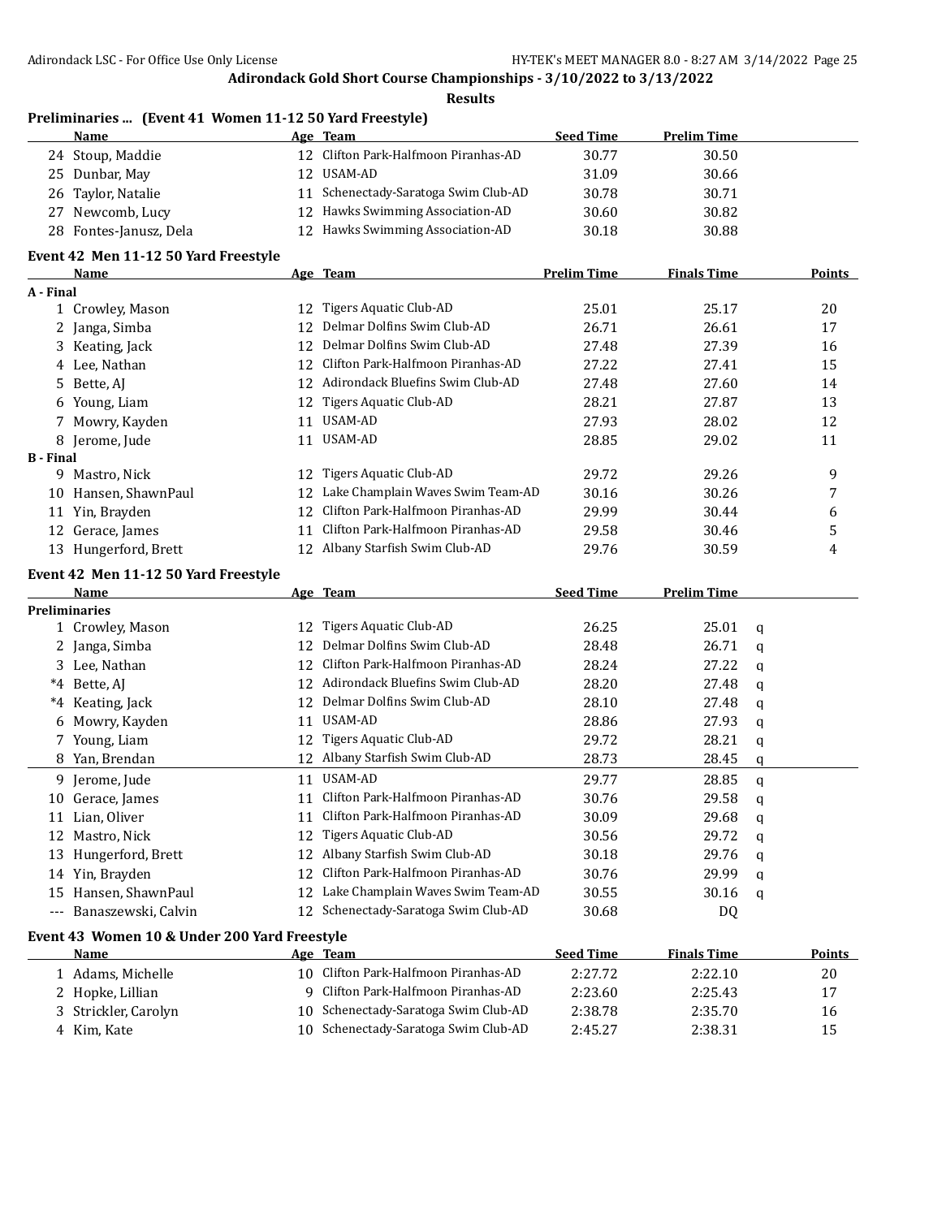**Adirondack Gold Short Course Championships - 3/10/2022 to 3/13/2022**

**Results**

### Preliminaries ... (Event 41 Women 11-12 50 Yard Freestyle)

| | Name | Age | Team | Seed Time | Prelim Time | |
|---|---|---|---|---|---|---|
| 24 | Stoup, Maddie | 12 | Clifton Park-Halfmoon Piranhas-AD | 30.77 | 30.50 | |
| 25 | Dunbar, May | 12 | USAM-AD | 31.09 | 30.66 | |
| 26 | Taylor, Natalie | 11 | Schenectady-Saratoga Swim Club-AD | 30.78 | 30.71 | |
| 27 | Newcomb, Lucy | 12 | Hawks Swimming Association-AD | 30.60 | 30.82 | |
| 28 | Fontes-Janusz, Dela | 12 | Hawks Swimming Association-AD | 30.18 | 30.88 | |

### Event 42 Men 11-12 50 Yard Freestyle

| | Name | Age | Team | Prelim Time | Finals Time | Points |
|---|---|---|---|---|---|---|
| **A - Final** | | | | | | |
| 1 | Crowley, Mason | 12 | Tigers Aquatic Club-AD | 25.01 | 25.17 | 20 |
| 2 | Janga, Simba | 12 | Delmar Dolfins Swim Club-AD | 26.71 | 26.61 | 17 |
| 3 | Keating, Jack | 12 | Delmar Dolfins Swim Club-AD | 27.48 | 27.39 | 16 |
| 4 | Lee, Nathan | 12 | Clifton Park-Halfmoon Piranhas-AD | 27.22 | 27.41 | 15 |
| 5 | Bette, AJ | 12 | Adirondack Bluefins Swim Club-AD | 27.48 | 27.60 | 14 |
| 6 | Young, Liam | 12 | Tigers Aquatic Club-AD | 28.21 | 27.87 | 13 |
| 7 | Mowry, Kayden | 11 | USAM-AD | 27.93 | 28.02 | 12 |
| 8 | Jerome, Jude | 11 | USAM-AD | 28.85 | 29.02 | 11 |
| **B - Final** | | | | | | |
| 9 | Mastro, Nick | 12 | Tigers Aquatic Club-AD | 29.72 | 29.26 | 9 |
| 10 | Hansen, ShawnPaul | 12 | Lake Champlain Waves Swim Team-AD | 30.16 | 30.26 | 7 |
| 11 | Yin, Brayden | 12 | Clifton Park-Halfmoon Piranhas-AD | 29.99 | 30.44 | 6 |
| 12 | Gerace, James | 11 | Clifton Park-Halfmoon Piranhas-AD | 29.58 | 30.46 | 5 |
| 13 | Hungerford, Brett | 12 | Albany Starfish Swim Club-AD | 29.76 | 30.59 | 4 |

### Event 42 Men 11-12 50 Yard Freestyle

| | Name | Age | Team | Seed Time | Prelim Time | |
|---|---|---|---|---|---|---|
| **Preliminaries** | | | | | | |
| 1 | Crowley, Mason | 12 | Tigers Aquatic Club-AD | 26.25 | 25.01 | q |
| 2 | Janga, Simba | 12 | Delmar Dolfins Swim Club-AD | 28.48 | 26.71 | q |
| 3 | Lee, Nathan | 12 | Clifton Park-Halfmoon Piranhas-AD | 28.24 | 27.22 | q |
| *4 | Bette, AJ | 12 | Adirondack Bluefins Swim Club-AD | 28.20 | 27.48 | q |
| *4 | Keating, Jack | 12 | Delmar Dolfins Swim Club-AD | 28.10 | 27.48 | q |
| 6 | Mowry, Kayden | 11 | USAM-AD | 28.86 | 27.93 | q |
| 7 | Young, Liam | 12 | Tigers Aquatic Club-AD | 29.72 | 28.21 | q |
| 8 | Yan, Brendan | 12 | Albany Starfish Swim Club-AD | 28.73 | 28.45 | q |
| 9 | Jerome, Jude | 11 | USAM-AD | 29.77 | 28.85 | q |
| 10 | Gerace, James | 11 | Clifton Park-Halfmoon Piranhas-AD | 30.76 | 29.58 | q |
| 11 | Lian, Oliver | 11 | Clifton Park-Halfmoon Piranhas-AD | 30.09 | 29.68 | q |
| 12 | Mastro, Nick | 12 | Tigers Aquatic Club-AD | 30.56 | 29.72 | q |
| 13 | Hungerford, Brett | 12 | Albany Starfish Swim Club-AD | 30.18 | 29.76 | q |
| 14 | Yin, Brayden | 12 | Clifton Park-Halfmoon Piranhas-AD | 30.76 | 29.99 | q |
| 15 | Hansen, ShawnPaul | 12 | Lake Champlain Waves Swim Team-AD | 30.55 | 30.16 | q |
| --- | Banaszewski, Calvin | 12 | Schenectady-Saratoga Swim Club-AD | 30.68 | DQ | |

### Event 43 Women 10 & Under 200 Yard Freestyle

| | Name | Age | Team | Seed Time | Finals Time | Points |
|---|---|---|---|---|---|---|
| 1 | Adams, Michelle | 10 | Clifton Park-Halfmoon Piranhas-AD | 2:27.72 | 2:22.10 | 20 |
| 2 | Hopke, Lillian | 9 | Clifton Park-Halfmoon Piranhas-AD | 2:23.60 | 2:25.43 | 17 |
| 3 | Strickler, Carolyn | 10 | Schenectady-Saratoga Swim Club-AD | 2:38.78 | 2:35.70 | 16 |
| 4 | Kim, Kate | 10 | Schenectady-Saratoga Swim Club-AD | 2:45.27 | 2:38.31 | 15 |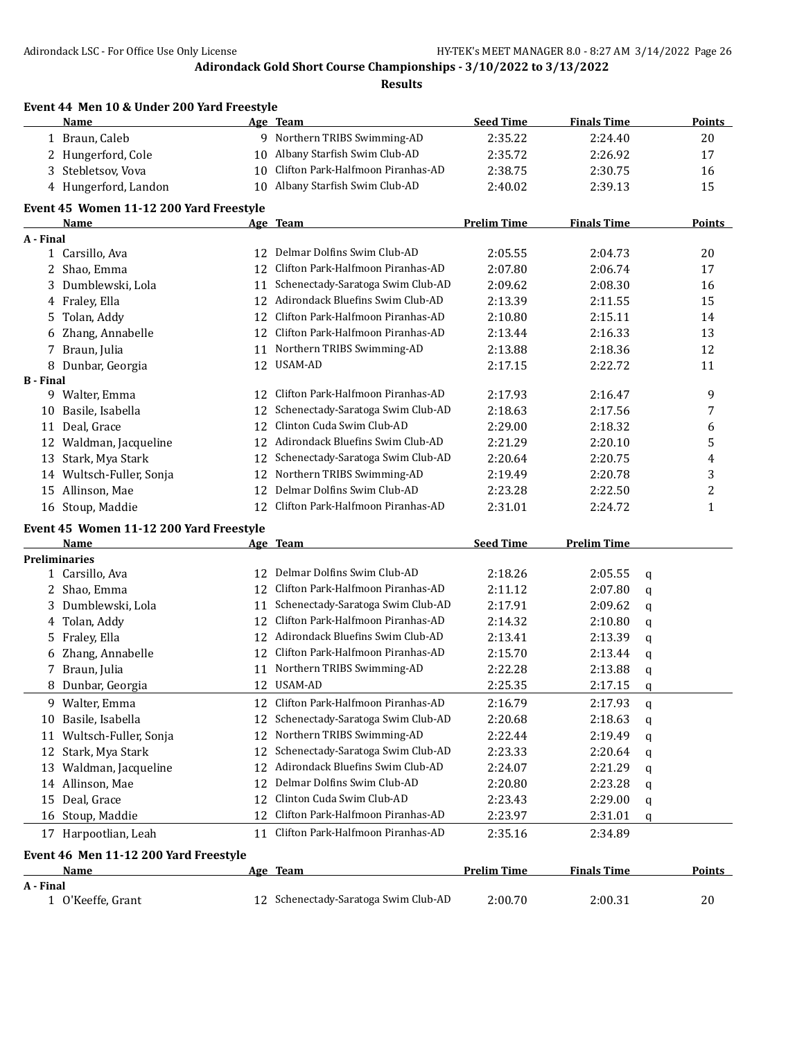## Adirondack Gold Short Course Championships - 3/10/2022 to 3/13/2022

### Results

### Event 44 Men 10 & Under 200 Yard Freestyle

| | Name | Age | Team | Seed Time | Finals Time | Points |
|---|---|---|---|---|---|---|
| 1 | Braun, Caleb | 9 | Northern TRIBS Swimming-AD | 2:35.22 | 2:24.40 | 20 |
| 2 | Hungerford, Cole | 10 | Albany Starfish Swim Club-AD | 2:35.72 | 2:26.92 | 17 |
| 3 | Stebletsov, Vova | 10 | Clifton Park-Halfmoon Piranhas-AD | 2:38.75 | 2:30.75 | 16 |
| 4 | Hungerford, Landon | 10 | Albany Starfish Swim Club-AD | 2:40.02 | 2:39.13 | 15 |

### Event 45 Women 11-12 200 Yard Freestyle

| | Name | Age | Team | Prelim Time | Finals Time | Points |
|---|---|---|---|---|---|---|
| **A - Final** | | | | | | |
| 1 | Carsillo, Ava | 12 | Delmar Dolfins Swim Club-AD | 2:05.55 | 2:04.73 | 20 |
| 2 | Shao, Emma | 12 | Clifton Park-Halfmoon Piranhas-AD | 2:07.80 | 2:06.74 | 17 |
| 3 | Dumblewski, Lola | 11 | Schenectady-Saratoga Swim Club-AD | 2:09.62 | 2:08.30 | 16 |
| 4 | Fraley, Ella | 12 | Adirondack Bluefins Swim Club-AD | 2:13.39 | 2:11.55 | 15 |
| 5 | Tolan, Addy | 12 | Clifton Park-Halfmoon Piranhas-AD | 2:10.80 | 2:15.11 | 14 |
| 6 | Zhang, Annabelle | 12 | Clifton Park-Halfmoon Piranhas-AD | 2:13.44 | 2:16.33 | 13 |
| 7 | Braun, Julia | 11 | Northern TRIBS Swimming-AD | 2:13.88 | 2:18.36 | 12 |
| 8 | Dunbar, Georgia | 12 | USAM-AD | 2:17.15 | 2:22.72 | 11 |
| **B - Final** | | | | | | |
| 9 | Walter, Emma | 12 | Clifton Park-Halfmoon Piranhas-AD | 2:17.93 | 2:16.47 | 9 |
| 10 | Basile, Isabella | 12 | Schenectady-Saratoga Swim Club-AD | 2:18.63 | 2:17.56 | 7 |
| 11 | Deal, Grace | 12 | Clinton Cuda Swim Club-AD | 2:29.00 | 2:18.32 | 6 |
| 12 | Waldman, Jacqueline | 12 | Adirondack Bluefins Swim Club-AD | 2:21.29 | 2:20.10 | 5 |
| 13 | Stark, Mya Stark | 12 | Schenectady-Saratoga Swim Club-AD | 2:20.64 | 2:20.75 | 4 |
| 14 | Wultsch-Fuller, Sonja | 12 | Northern TRIBS Swimming-AD | 2:19.49 | 2:20.78 | 3 |
| 15 | Allinson, Mae | 12 | Delmar Dolfins Swim Club-AD | 2:23.28 | 2:22.50 | 2 |
| 16 | Stoup, Maddie | 12 | Clifton Park-Halfmoon Piranhas-AD | 2:31.01 | 2:24.72 | 1 |

### Event 45 Women 11-12 200 Yard Freestyle

| | Name | Age | Team | Seed Time | Prelim Time | |
|---|---|---|---|---|---|---|
| **Preliminaries** | | | | | | |
| 1 | Carsillo, Ava | 12 | Delmar Dolfins Swim Club-AD | 2:18.26 | 2:05.55 | q |
| 2 | Shao, Emma | 12 | Clifton Park-Halfmoon Piranhas-AD | 2:11.12 | 2:07.80 | q |
| 3 | Dumblewski, Lola | 11 | Schenectady-Saratoga Swim Club-AD | 2:17.91 | 2:09.62 | q |
| 4 | Tolan, Addy | 12 | Clifton Park-Halfmoon Piranhas-AD | 2:14.32 | 2:10.80 | q |
| 5 | Fraley, Ella | 12 | Adirondack Bluefins Swim Club-AD | 2:13.41 | 2:13.39 | q |
| 6 | Zhang, Annabelle | 12 | Clifton Park-Halfmoon Piranhas-AD | 2:15.70 | 2:13.44 | q |
| 7 | Braun, Julia | 11 | Northern TRIBS Swimming-AD | 2:22.28 | 2:13.88 | q |
| 8 | Dunbar, Georgia | 12 | USAM-AD | 2:25.35 | 2:17.15 | q |
| 9 | Walter, Emma | 12 | Clifton Park-Halfmoon Piranhas-AD | 2:16.79 | 2:17.93 | q |
| 10 | Basile, Isabella | 12 | Schenectady-Saratoga Swim Club-AD | 2:20.68 | 2:18.63 | q |
| 11 | Wultsch-Fuller, Sonja | 12 | Northern TRIBS Swimming-AD | 2:22.44 | 2:19.49 | q |
| 12 | Stark, Mya Stark | 12 | Schenectady-Saratoga Swim Club-AD | 2:23.33 | 2:20.64 | q |
| 13 | Waldman, Jacqueline | 12 | Adirondack Bluefins Swim Club-AD | 2:24.07 | 2:21.29 | q |
| 14 | Allinson, Mae | 12 | Delmar Dolfins Swim Club-AD | 2:20.80 | 2:23.28 | q |
| 15 | Deal, Grace | 12 | Clinton Cuda Swim Club-AD | 2:23.43 | 2:29.00 | q |
| 16 | Stoup, Maddie | 12 | Clifton Park-Halfmoon Piranhas-AD | 2:23.97 | 2:31.01 | q |
| 17 | Harpootlian, Leah | 11 | Clifton Park-Halfmoon Piranhas-AD | 2:35.16 | 2:34.89 | |

### Event 46 Men 11-12 200 Yard Freestyle

| | Name | Age | Team | Prelim Time | Finals Time | Points |
|---|---|---|---|---|---|---|
| **A - Final** | | | | | | |
| 1 | O'Keeffe, Grant | 12 | Schenectady-Saratoga Swim Club-AD | 2:00.70 | 2:00.31 | 20 |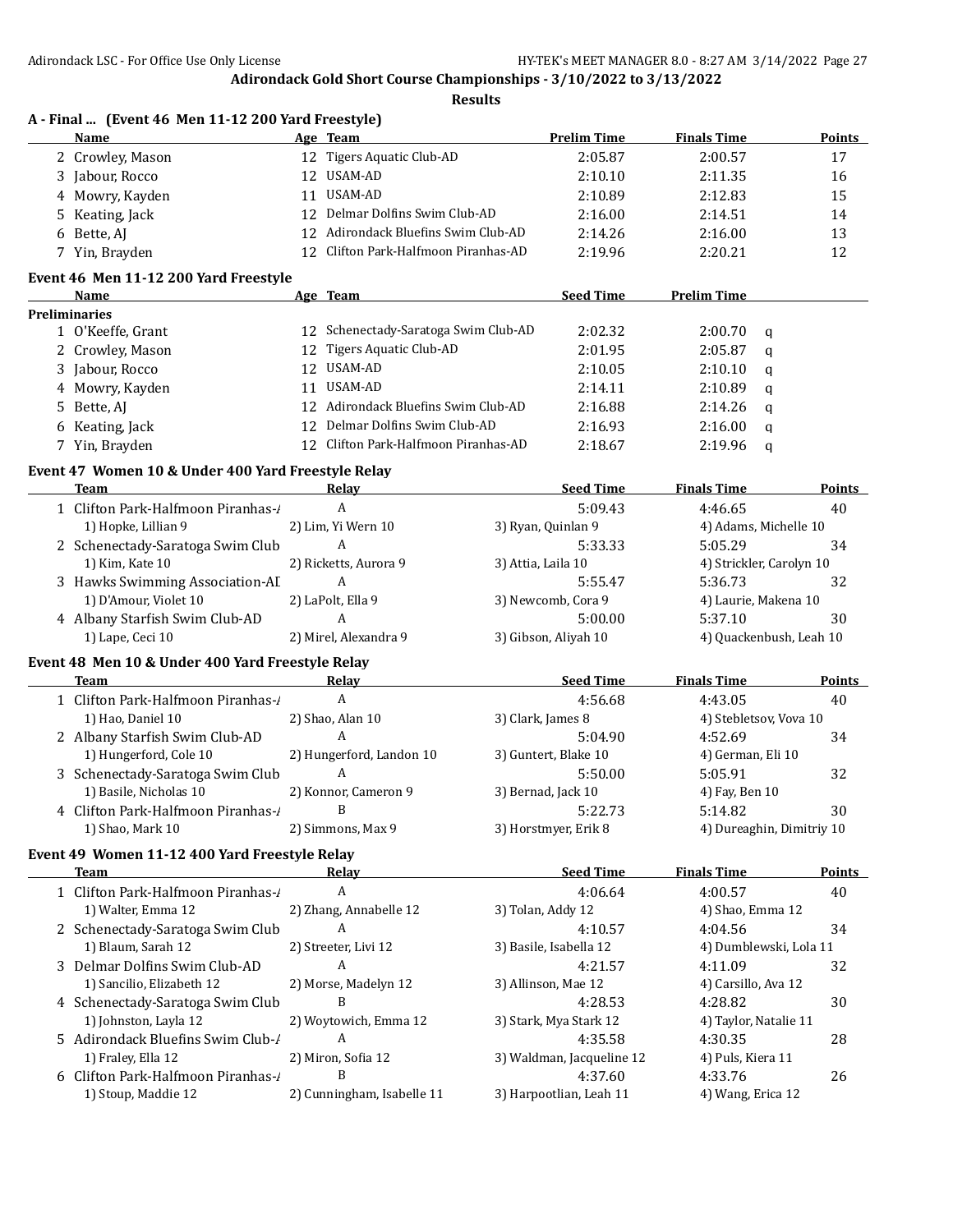**Adirondack Gold Short Course Championships - 3/10/2022 to 3/13/2022**

**Results**

### A - Final ... (Event 46 Men 11-12 200 Yard Freestyle)

| | Name | Age | Team | Prelim Time | Finals Time | Points |
|---|---|---|---|---|---|---|
| 2 | Crowley, Mason | 12 | Tigers Aquatic Club-AD | 2:05.87 | 2:00.57 | 17 |
| 3 | Jabour, Rocco | 12 | USAM-AD | 2:10.10 | 2:11.35 | 16 |
| 4 | Mowry, Kayden | 11 | USAM-AD | 2:10.89 | 2:12.83 | 15 |
| 5 | Keating, Jack | 12 | Delmar Dolfins Swim Club-AD | 2:16.00 | 2:14.51 | 14 |
| 6 | Bette, AJ | 12 | Adirondack Bluefins Swim Club-AD | 2:14.26 | 2:16.00 | 13 |
| 7 | Yin, Brayden | 12 | Clifton Park-Halfmoon Piranhas-AD | 2:19.96 | 2:20.21 | 12 |

### Event 46 Men 11-12 200 Yard Freestyle

| | Name | Age | Team | Seed Time | Prelim Time | |
|---|---|---|---|---|---|---|
| **Preliminaries** | | | | | | |
| 1 | O'Keeffe, Grant | 12 | Schenectady-Saratoga Swim Club-AD | 2:02.32 | 2:00.70 | q |
| 2 | Crowley, Mason | 12 | Tigers Aquatic Club-AD | 2:01.95 | 2:05.87 | q |
| 3 | Jabour, Rocco | 12 | USAM-AD | 2:10.05 | 2:10.10 | q |
| 4 | Mowry, Kayden | 11 | USAM-AD | 2:14.11 | 2:10.89 | q |
| 5 | Bette, AJ | 12 | Adirondack Bluefins Swim Club-AD | 2:16.88 | 2:14.26 | q |
| 6 | Keating, Jack | 12 | Delmar Dolfins Swim Club-AD | 2:16.93 | 2:16.00 | q |
| 7 | Yin, Brayden | 12 | Clifton Park-Halfmoon Piranhas-AD | 2:18.67 | 2:19.96 | q |

### Event 47 Women 10 & Under 400 Yard Freestyle Relay

| | Team | Relay | | Seed Time | Finals Time | Points |
|---|---|---|---|---|---|---|
| 1 | Clifton Park-Halfmoon Piranhas-A | A | | 5:09.43 | 4:46.65 | 40 |
| | 1) Hopke, Lillian 9 | 2) Lim, Yi Wern 10 | 3) Ryan, Quinlan 9 | | 4) Adams, Michelle 10 | |
| 2 | Schenectady-Saratoga Swim Club | A | | 5:33.33 | 5:05.29 | 34 |
| | 1) Kim, Kate 10 | 2) Ricketts, Aurora 9 | 3) Attia, Laila 10 | | 4) Strickler, Carolyn 10 | |
| 3 | Hawks Swimming Association-AD | A | | 5:55.47 | 5:36.73 | 32 |
| | 1) D'Amour, Violet 10 | 2) LaPolt, Ella 9 | 3) Newcomb, Cora 9 | | 4) Laurie, Makena 10 | |
| 4 | Albany Starfish Swim Club-AD | A | | 5:00.00 | 5:37.10 | 30 |
| | 1) Lape, Ceci 10 | 2) Mirel, Alexandra 9 | 3) Gibson, Aliyah 10 | | 4) Quackenbush, Leah 10 | |

### Event 48 Men 10 & Under 400 Yard Freestyle Relay

| | Team | Relay | | Seed Time | Finals Time | Points |
|---|---|---|---|---|---|---|
| 1 | Clifton Park-Halfmoon Piranhas-A | A | | 4:56.68 | 4:43.05 | 40 |
| | 1) Hao, Daniel 10 | 2) Shao, Alan 10 | 3) Clark, James 8 | | 4) Stebletsov, Vova 10 | |
| 2 | Albany Starfish Swim Club-AD | A | | 5:04.90 | 4:52.69 | 34 |
| | 1) Hungerford, Cole 10 | 2) Hungerford, Landon 10 | 3) Guntert, Blake 10 | | 4) German, Eli 10 | |
| 3 | Schenectady-Saratoga Swim Club | A | | 5:50.00 | 5:05.91 | 32 |
| | 1) Basile, Nicholas 10 | 2) Konnor, Cameron 9 | 3) Bernad, Jack 10 | | 4) Fay, Ben 10 | |
| 4 | Clifton Park-Halfmoon Piranhas-A | B | | 5:22.73 | 5:14.82 | 30 |
| | 1) Shao, Mark 10 | 2) Simmons, Max 9 | 3) Horstmyer, Erik 8 | | 4) Dureaghin, Dimitriy 10 | |

### Event 49 Women 11-12 400 Yard Freestyle Relay

| | Team | Relay | | Seed Time | Finals Time | Points |
|---|---|---|---|---|---|---|
| 1 | Clifton Park-Halfmoon Piranhas-A | A | | 4:06.64 | 4:00.57 | 40 |
| | 1) Walter, Emma 12 | 2) Zhang, Annabelle 12 | 3) Tolan, Addy 12 | | 4) Shao, Emma 12 | |
| 2 | Schenectady-Saratoga Swim Club | A | | 4:10.57 | 4:04.56 | 34 |
| | 1) Blaum, Sarah 12 | 2) Streeter, Livi 12 | 3) Basile, Isabella 12 | | 4) Dumblewski, Lola 11 | |
| 3 | Delmar Dolfins Swim Club-AD | A | | 4:21.57 | 4:11.09 | 32 |
| | 1) Sancilio, Elizabeth 12 | 2) Morse, Madelyn 12 | 3) Allinson, Mae 12 | | 4) Carsillo, Ava 12 | |
| 4 | Schenectady-Saratoga Swim Club | B | | 4:28.53 | 4:28.82 | 30 |
| | 1) Johnston, Layla 12 | 2) Woytowich, Emma 12 | 3) Stark, Mya Stark 12 | | 4) Taylor, Natalie 11 | |
| 5 | Adirondack Bluefins Swim Club-A | A | | 4:35.58 | 4:30.35 | 28 |
| | 1) Fraley, Ella 12 | 2) Miron, Sofia 12 | 3) Waldman, Jacqueline 12 | | 4) Puls, Kiera 11 | |
| 6 | Clifton Park-Halfmoon Piranhas-A | B | | 4:37.60 | 4:33.76 | 26 |
| | 1) Stoup, Maddie 12 | 2) Cunningham, Isabelle 11 | 3) Harpootlian, Leah 11 | | 4) Wang, Erica 12 | |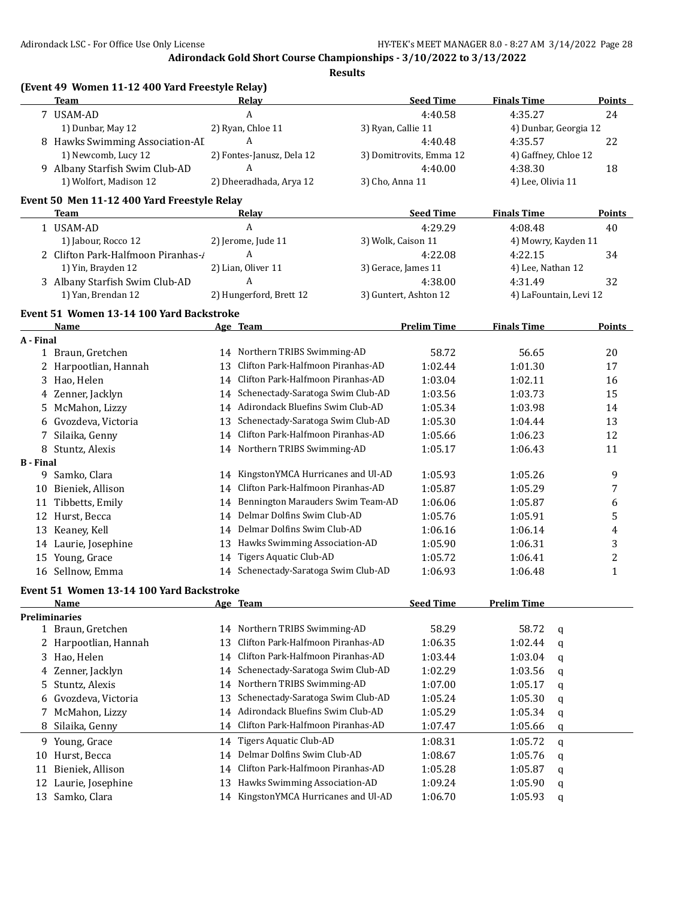## Adirondack Gold Short Course Championships - 3/10/2022 to 3/13/2022

### Results

### (Event 49 Women 11-12 400 Yard Freestyle Relay)

| | Team | Relay | Seed Time | Finals Time | Points |
|---|---|---|---|---|---|
| 7 | USAM-AD | A | 4:40.58 | 4:35.27 | 24 |
| | 1) Dunbar, May 12 | 2) Ryan, Chloe 11 | 3) Ryan, Callie 11 | 4) Dunbar, Georgia 12 | |
| 8 | Hawks Swimming Association-AD | A | 4:40.48 | 4:35.57 | 22 |
| | 1) Newcomb, Lucy 12 | 2) Fontes-Janusz, Dela 12 | 3) Domitrovits, Emma 12 | 4) Gaffney, Chloe 12 | |
| 9 | Albany Starfish Swim Club-AD | A | 4:40.00 | 4:38.30 | 18 |
| | 1) Wolfort, Madison 12 | 2) Dheeradhada, Arya 12 | 3) Cho, Anna 11 | 4) Lee, Olivia 11 | |

### Event 50 Men 11-12 400 Yard Freestyle Relay

| | Team | Relay | Seed Time | Finals Time | Points |
|---|---|---|---|---|---|
| 1 | USAM-AD | A | 4:29.29 | 4:08.48 | 40 |
| | 1) Jabour, Rocco 12 | 2) Jerome, Jude 11 | 3) Wolk, Caison 11 | 4) Mowry, Kayden 11 | |
| 2 | Clifton Park-Halfmoon Piranhas-A | A | 4:22.08 | 4:22.15 | 34 |
| | 1) Yin, Brayden 12 | 2) Lian, Oliver 11 | 3) Gerace, James 11 | 4) Lee, Nathan 12 | |
| 3 | Albany Starfish Swim Club-AD | A | 4:38.00 | 4:31.49 | 32 |
| | 1) Yan, Brendan 12 | 2) Hungerford, Brett 12 | 3) Guntert, Ashton 12 | 4) LaFountain, Levi 12 | |

### Event 51 Women 13-14 100 Yard Backstroke

| | Name | Age | Team | Prelim Time | Finals Time | Points |
|---|---|---|---|---|---|---|
| **A - Final** | | | | | | |
| 1 | Braun, Gretchen | 14 | Northern TRIBS Swimming-AD | 58.72 | 56.65 | 20 |
| 2 | Harpootlian, Hannah | 13 | Clifton Park-Halfmoon Piranhas-AD | 1:02.44 | 1:01.30 | 17 |
| 3 | Hao, Helen | 14 | Clifton Park-Halfmoon Piranhas-AD | 1:03.04 | 1:02.11 | 16 |
| 4 | Zenner, Jacklyn | 14 | Schenectady-Saratoga Swim Club-AD | 1:03.56 | 1:03.73 | 15 |
| 5 | McMahon, Lizzy | 14 | Adirondack Bluefins Swim Club-AD | 1:05.34 | 1:03.98 | 14 |
| 6 | Gvozdeva, Victoria | 13 | Schenectady-Saratoga Swim Club-AD | 1:05.30 | 1:04.44 | 13 |
| 7 | Silaika, Genny | 14 | Clifton Park-Halfmoon Piranhas-AD | 1:05.66 | 1:06.23 | 12 |
| 8 | Stuntz, Alexis | 14 | Northern TRIBS Swimming-AD | 1:05.17 | 1:06.43 | 11 |
| **B - Final** | | | | | | |
| 9 | Samko, Clara | 14 | KingstonYMCA Hurricanes and Ul-AD | 1:05.93 | 1:05.26 | 9 |
| 10 | Bieniek, Allison | 14 | Clifton Park-Halfmoon Piranhas-AD | 1:05.87 | 1:05.29 | 7 |
| 11 | Tibbetts, Emily | 14 | Bennington Marauders Swim Team-AD | 1:06.06 | 1:05.87 | 6 |
| 12 | Hurst, Becca | 14 | Delmar Dolfins Swim Club-AD | 1:05.76 | 1:05.91 | 5 |
| 13 | Keaney, Kell | 14 | Delmar Dolfins Swim Club-AD | 1:06.16 | 1:06.14 | 4 |
| 14 | Laurie, Josephine | 13 | Hawks Swimming Association-AD | 1:05.90 | 1:06.31 | 3 |
| 15 | Young, Grace | 14 | Tigers Aquatic Club-AD | 1:05.72 | 1:06.41 | 2 |
| 16 | Sellnow, Emma | 14 | Schenectady-Saratoga Swim Club-AD | 1:06.93 | 1:06.48 | 1 |

### Event 51 Women 13-14 100 Yard Backstroke

| | Name | Age | Team | Seed Time | Prelim Time | |
|---|---|---|---|---|---|---|
| **Preliminaries** | | | | | | |
| 1 | Braun, Gretchen | 14 | Northern TRIBS Swimming-AD | 58.29 | 58.72 | q |
| 2 | Harpootlian, Hannah | 13 | Clifton Park-Halfmoon Piranhas-AD | 1:06.35 | 1:02.44 | q |
| 3 | Hao, Helen | 14 | Clifton Park-Halfmoon Piranhas-AD | 1:03.44 | 1:03.04 | q |
| 4 | Zenner, Jacklyn | 14 | Schenectady-Saratoga Swim Club-AD | 1:02.29 | 1:03.56 | q |
| 5 | Stuntz, Alexis | 14 | Northern TRIBS Swimming-AD | 1:07.00 | 1:05.17 | q |
| 6 | Gvozdeva, Victoria | 13 | Schenectady-Saratoga Swim Club-AD | 1:05.24 | 1:05.30 | q |
| 7 | McMahon, Lizzy | 14 | Adirondack Bluefins Swim Club-AD | 1:05.29 | 1:05.34 | q |
| 8 | Silaika, Genny | 14 | Clifton Park-Halfmoon Piranhas-AD | 1:07.47 | 1:05.66 | q |
| 9 | Young, Grace | 14 | Tigers Aquatic Club-AD | 1:08.31 | 1:05.72 | q |
| 10 | Hurst, Becca | 14 | Delmar Dolfins Swim Club-AD | 1:08.67 | 1:05.76 | q |
| 11 | Bieniek, Allison | 14 | Clifton Park-Halfmoon Piranhas-AD | 1:05.28 | 1:05.87 | q |
| 12 | Laurie, Josephine | 13 | Hawks Swimming Association-AD | 1:09.24 | 1:05.90 | q |
| 13 | Samko, Clara | 14 | KingstonYMCA Hurricanes and Ul-AD | 1:06.70 | 1:05.93 | q |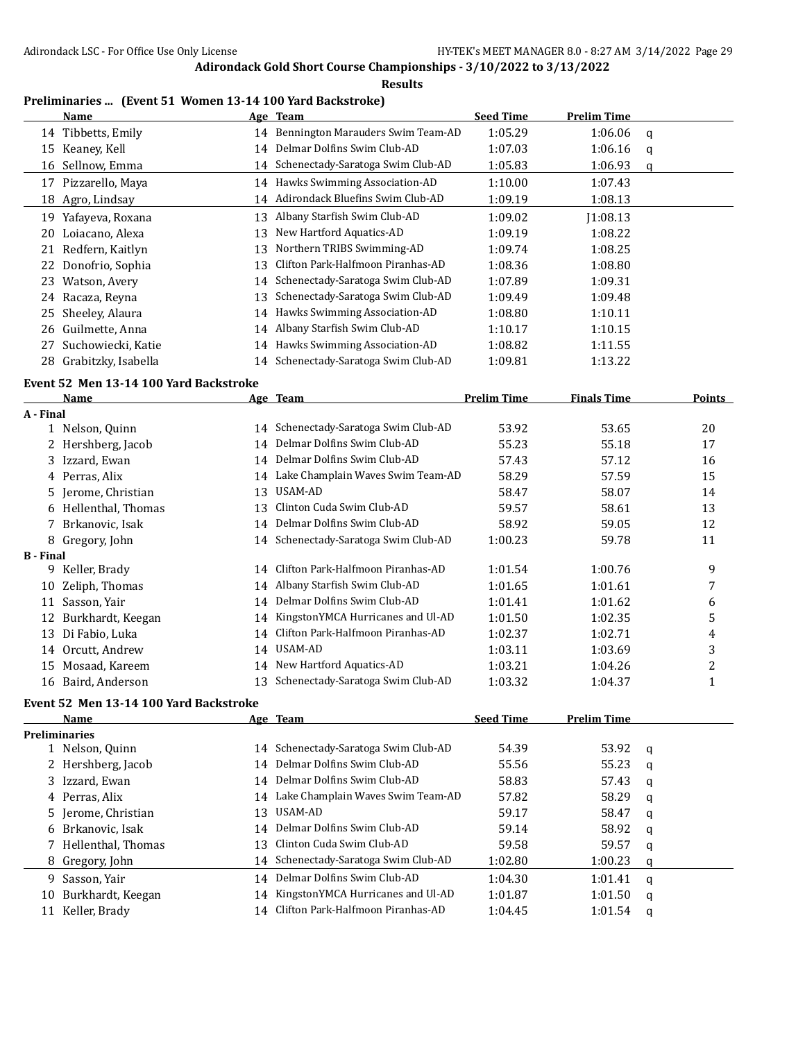# Adirondack Gold Short Course Championships - 3/10/2022 to 3/13/2022

**Results**

## Preliminaries ... (Event 51 Women 13-14 100 Yard Backstroke)

| | Name | Age | Team | Seed Time | Prelim Time | |
|---|---|---|---|---|---|---|
| 14 | Tibbetts, Emily | 14 | Bennington Marauders Swim Team-AD | 1:05.29 | 1:06.06 | q |
| 15 | Keaney, Kell | 14 | Delmar Dolfins Swim Club-AD | 1:07.03 | 1:06.16 | q |
| 16 | Sellnow, Emma | 14 | Schenectady-Saratoga Swim Club-AD | 1:05.83 | 1:06.93 | q |
| 17 | Pizzarello, Maya | 14 | Hawks Swimming Association-AD | 1:10.00 | 1:07.43 | |
| 18 | Agro, Lindsay | 14 | Adirondack Bluefins Swim Club-AD | 1:09.19 | 1:08.13 | |
| 19 | Yafayeva, Roxana | 13 | Albany Starfish Swim Club-AD | 1:09.02 | J1:08.13 | |
| 20 | Loiacano, Alexa | 13 | New Hartford Aquatics-AD | 1:09.19 | 1:08.22 | |
| 21 | Redfern, Kaitlyn | 13 | Northern TRIBS Swimming-AD | 1:09.74 | 1:08.25 | |
| 22 | Donofrio, Sophia | 13 | Clifton Park-Halfmoon Piranhas-AD | 1:08.36 | 1:08.80 | |
| 23 | Watson, Avery | 14 | Schenectady-Saratoga Swim Club-AD | 1:07.89 | 1:09.31 | |
| 24 | Racaza, Reyna | 13 | Schenectady-Saratoga Swim Club-AD | 1:09.49 | 1:09.48 | |
| 25 | Sheeley, Alaura | 14 | Hawks Swimming Association-AD | 1:08.80 | 1:10.11 | |
| 26 | Guilmette, Anna | 14 | Albany Starfish Swim Club-AD | 1:10.17 | 1:10.15 | |
| 27 | Suchowiecki, Katie | 14 | Hawks Swimming Association-AD | 1:08.82 | 1:11.55 | |
| 28 | Grabitzky, Isabella | 14 | Schenectady-Saratoga Swim Club-AD | 1:09.81 | 1:13.22 | |

## Event 52 Men 13-14 100 Yard Backstroke

| | Name | Age | Team | Prelim Time | Finals Time | Points |
|---|---|---|---|---|---|---|
| **A - Final** | | | | | | |
| 1 | Nelson, Quinn | 14 | Schenectady-Saratoga Swim Club-AD | 53.92 | 53.65 | 20 |
| 2 | Hershberg, Jacob | 14 | Delmar Dolfins Swim Club-AD | 55.23 | 55.18 | 17 |
| 3 | Izzard, Ewan | 14 | Delmar Dolfins Swim Club-AD | 57.43 | 57.12 | 16 |
| 4 | Perras, Alix | 14 | Lake Champlain Waves Swim Team-AD | 58.29 | 57.59 | 15 |
| 5 | Jerome, Christian | 13 | USAM-AD | 58.47 | 58.07 | 14 |
| 6 | Hellenthal, Thomas | 13 | Clinton Cuda Swim Club-AD | 59.57 | 58.61 | 13 |
| 7 | Brkanovic, Isak | 14 | Delmar Dolfins Swim Club-AD | 58.92 | 59.05 | 12 |
| 8 | Gregory, John | 14 | Schenectady-Saratoga Swim Club-AD | 1:00.23 | 59.78 | 11 |
| **B - Final** | | | | | | |
| 9 | Keller, Brady | 14 | Clifton Park-Halfmoon Piranhas-AD | 1:01.54 | 1:00.76 | 9 |
| 10 | Zeliph, Thomas | 14 | Albany Starfish Swim Club-AD | 1:01.65 | 1:01.61 | 7 |
| 11 | Sasson, Yair | 14 | Delmar Dolfins Swim Club-AD | 1:01.41 | 1:01.62 | 6 |
| 12 | Burkhardt, Keegan | 14 | KingstonYMCA Hurricanes and Ul-AD | 1:01.50 | 1:02.35 | 5 |
| 13 | Di Fabio, Luka | 14 | Clifton Park-Halfmoon Piranhas-AD | 1:02.37 | 1:02.71 | 4 |
| 14 | Orcutt, Andrew | 14 | USAM-AD | 1:03.11 | 1:03.69 | 3 |
| 15 | Mosaad, Kareem | 14 | New Hartford Aquatics-AD | 1:03.21 | 1:04.26 | 2 |
| 16 | Baird, Anderson | 13 | Schenectady-Saratoga Swim Club-AD | 1:03.32 | 1:04.37 | 1 |

## Event 52 Men 13-14 100 Yard Backstroke

| | Name | Age | Team | Seed Time | Prelim Time | |
|---|---|---|---|---|---|---|
| **Preliminaries** | | | | | | |
| 1 | Nelson, Quinn | 14 | Schenectady-Saratoga Swim Club-AD | 54.39 | 53.92 | q |
| 2 | Hershberg, Jacob | 14 | Delmar Dolfins Swim Club-AD | 55.56 | 55.23 | q |
| 3 | Izzard, Ewan | 14 | Delmar Dolfins Swim Club-AD | 58.83 | 57.43 | q |
| 4 | Perras, Alix | 14 | Lake Champlain Waves Swim Team-AD | 57.82 | 58.29 | q |
| 5 | Jerome, Christian | 13 | USAM-AD | 59.17 | 58.47 | q |
| 6 | Brkanovic, Isak | 14 | Delmar Dolfins Swim Club-AD | 59.14 | 58.92 | q |
| 7 | Hellenthal, Thomas | 13 | Clinton Cuda Swim Club-AD | 59.58 | 59.57 | q |
| 8 | Gregory, John | 14 | Schenectady-Saratoga Swim Club-AD | 1:02.80 | 1:00.23 | q |
| 9 | Sasson, Yair | 14 | Delmar Dolfins Swim Club-AD | 1:04.30 | 1:01.41 | q |
| 10 | Burkhardt, Keegan | 14 | KingstonYMCA Hurricanes and Ul-AD | 1:01.87 | 1:01.50 | q |
| 11 | Keller, Brady | 14 | Clifton Park-Halfmoon Piranhas-AD | 1:04.45 | 1:01.54 | q |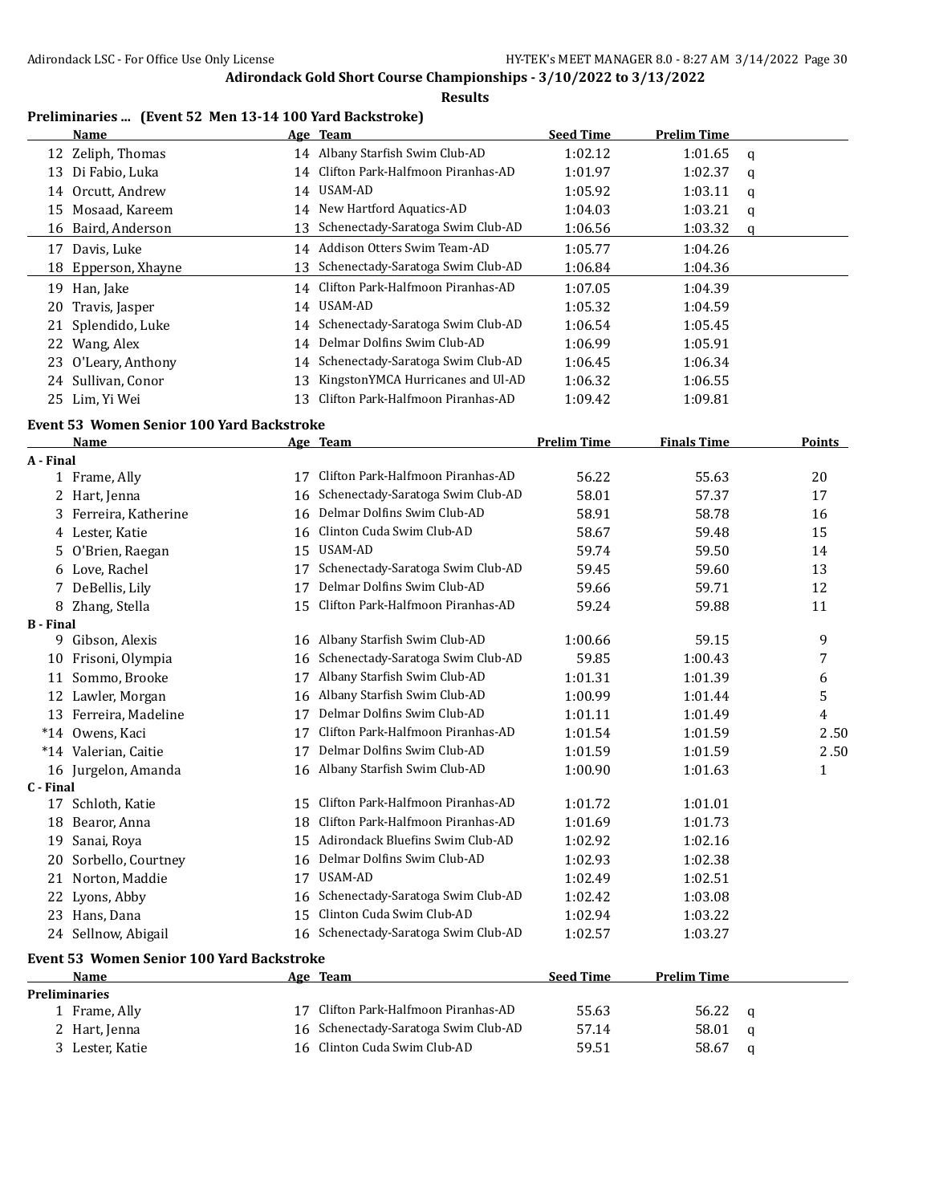**Adirondack Gold Short Course Championships - 3/10/2022 to 3/13/2022**

**Results**

### Preliminaries ... (Event 52 Men 13-14 100 Yard Backstroke)

| | Name | Age | Team | Seed Time | Prelim Time | |
|---|---|---|---|---|---|---|
| 12 | Zeliph, Thomas | 14 | Albany Starfish Swim Club-AD | 1:02.12 | 1:01.65 | q |
| 13 | Di Fabio, Luka | 14 | Clifton Park-Halfmoon Piranhas-AD | 1:01.97 | 1:02.37 | q |
| 14 | Orcutt, Andrew | 14 | USAM-AD | 1:05.92 | 1:03.11 | q |
| 15 | Mosaad, Kareem | 14 | New Hartford Aquatics-AD | 1:04.03 | 1:03.21 | q |
| 16 | Baird, Anderson | 13 | Schenectady-Saratoga Swim Club-AD | 1:06.56 | 1:03.32 | q |
| 17 | Davis, Luke | 14 | Addison Otters Swim Team-AD | 1:05.77 | 1:04.26 | |
| 18 | Epperson, Xhayne | 13 | Schenectady-Saratoga Swim Club-AD | 1:06.84 | 1:04.36 | |
| 19 | Han, Jake | 14 | Clifton Park-Halfmoon Piranhas-AD | 1:07.05 | 1:04.39 | |
| 20 | Travis, Jasper | 14 | USAM-AD | 1:05.32 | 1:04.59 | |
| 21 | Splendido, Luke | 14 | Schenectady-Saratoga Swim Club-AD | 1:06.54 | 1:05.45 | |
| 22 | Wang, Alex | 14 | Delmar Dolfins Swim Club-AD | 1:06.99 | 1:05.91 | |
| 23 | O'Leary, Anthony | 14 | Schenectady-Saratoga Swim Club-AD | 1:06.45 | 1:06.34 | |
| 24 | Sullivan, Conor | 13 | KingstonYMCA Hurricanes and Ul-AD | 1:06.32 | 1:06.55 | |
| 25 | Lim, Yi Wei | 13 | Clifton Park-Halfmoon Piranhas-AD | 1:09.42 | 1:09.81 | |

### Event 53 Women Senior 100 Yard Backstroke

| | Name | Age | Team | Prelim Time | Finals Time | Points |
|---|---|---|---|---|---|---|
| **A - Final** | | | | | | |
| 1 | Frame, Ally | 17 | Clifton Park-Halfmoon Piranhas-AD | 56.22 | 55.63 | 20 |
| 2 | Hart, Jenna | 16 | Schenectady-Saratoga Swim Club-AD | 58.01 | 57.37 | 17 |
| 3 | Ferreira, Katherine | 16 | Delmar Dolfins Swim Club-AD | 58.91 | 58.78 | 16 |
| 4 | Lester, Katie | 16 | Clinton Cuda Swim Club-AD | 58.67 | 59.48 | 15 |
| 5 | O'Brien, Raegan | 15 | USAM-AD | 59.74 | 59.50 | 14 |
| 6 | Love, Rachel | 17 | Schenectady-Saratoga Swim Club-AD | 59.45 | 59.60 | 13 |
| 7 | DeBellis, Lily | 17 | Delmar Dolfins Swim Club-AD | 59.66 | 59.71 | 12 |
| 8 | Zhang, Stella | 15 | Clifton Park-Halfmoon Piranhas-AD | 59.24 | 59.88 | 11 |
| **B - Final** | | | | | | |
| 9 | Gibson, Alexis | 16 | Albany Starfish Swim Club-AD | 1:00.66 | 59.15 | 9 |
| 10 | Frisoni, Olympia | 16 | Schenectady-Saratoga Swim Club-AD | 59.85 | 1:00.43 | 7 |
| 11 | Sommo, Brooke | 17 | Albany Starfish Swim Club-AD | 1:01.31 | 1:01.39 | 6 |
| 12 | Lawler, Morgan | 16 | Albany Starfish Swim Club-AD | 1:00.99 | 1:01.44 | 5 |
| 13 | Ferreira, Madeline | 17 | Delmar Dolfins Swim Club-AD | 1:01.11 | 1:01.49 | 4 |
| *14 | Owens, Kaci | 17 | Clifton Park-Halfmoon Piranhas-AD | 1:01.54 | 1:01.59 | 2.50 |
| *14 | Valerian, Caitie | 17 | Delmar Dolfins Swim Club-AD | 1:01.59 | 1:01.59 | 2.50 |
| 16 | Jurgelon, Amanda | 16 | Albany Starfish Swim Club-AD | 1:00.90 | 1:01.63 | 1 |
| **C - Final** | | | | | | |
| 17 | Schloth, Katie | 15 | Clifton Park-Halfmoon Piranhas-AD | 1:01.72 | 1:01.01 | |
| 18 | Bearor, Anna | 18 | Clifton Park-Halfmoon Piranhas-AD | 1:01.69 | 1:01.73 | |
| 19 | Sanai, Roya | 15 | Adirondack Bluefins Swim Club-AD | 1:02.92 | 1:02.16 | |
| 20 | Sorbello, Courtney | 16 | Delmar Dolfins Swim Club-AD | 1:02.93 | 1:02.38 | |
| 21 | Norton, Maddie | 17 | USAM-AD | 1:02.49 | 1:02.51 | |
| 22 | Lyons, Abby | 16 | Schenectady-Saratoga Swim Club-AD | 1:02.42 | 1:03.08 | |
| 23 | Hans, Dana | 15 | Clinton Cuda Swim Club-AD | 1:02.94 | 1:03.22 | |
| 24 | Sellnow, Abigail | 16 | Schenectady-Saratoga Swim Club-AD | 1:02.57 | 1:03.27 | |

### Event 53 Women Senior 100 Yard Backstroke

| | Name | Age | Team | Seed Time | Prelim Time | |
|---|---|---|---|---|---|---|
| **Preliminaries** | | | | | | |
| 1 | Frame, Ally | 17 | Clifton Park-Halfmoon Piranhas-AD | 55.63 | 56.22 | q |
| 2 | Hart, Jenna | 16 | Schenectady-Saratoga Swim Club-AD | 57.14 | 58.01 | q |
| 3 | Lester, Katie | 16 | Clinton Cuda Swim Club-AD | 59.51 | 58.67 | q |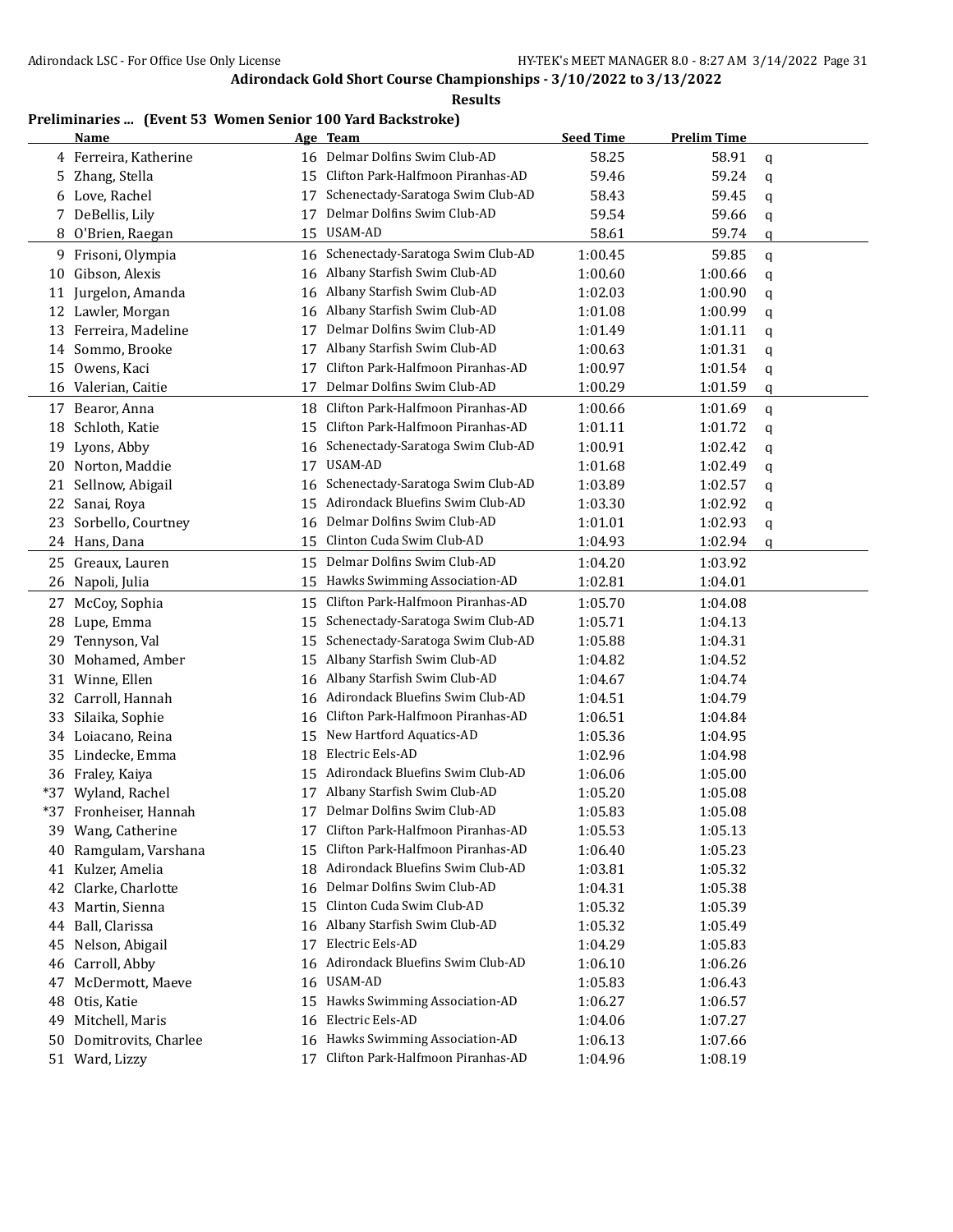## Adirondack Gold Short Course Championships - 3/10/2022 to 3/13/2022

### Results

**Preliminaries ... (Event 53 Women Senior 100 Yard Backstroke)**

| | Name | Age | Team | Seed Time | Prelim Time | |
|---|---|---|---|---|---|---|
| 4 | Ferreira, Katherine | 16 | Delmar Dolfins Swim Club-AD | 58.25 | 58.91 | q |
| 5 | Zhang, Stella | 15 | Clifton Park-Halfmoon Piranhas-AD | 59.46 | 59.24 | q |
| 6 | Love, Rachel | 17 | Schenectady-Saratoga Swim Club-AD | 58.43 | 59.45 | q |
| 7 | DeBellis, Lily | 17 | Delmar Dolfins Swim Club-AD | 59.54 | 59.66 | q |
| 8 | O'Brien, Raegan | 15 | USAM-AD | 58.61 | 59.74 | q |
| 9 | Frisoni, Olympia | 16 | Schenectady-Saratoga Swim Club-AD | 1:00.45 | 59.85 | q |
| 10 | Gibson, Alexis | 16 | Albany Starfish Swim Club-AD | 1:00.60 | 1:00.66 | q |
| 11 | Jurgelon, Amanda | 16 | Albany Starfish Swim Club-AD | 1:02.03 | 1:00.90 | q |
| 12 | Lawler, Morgan | 16 | Albany Starfish Swim Club-AD | 1:01.08 | 1:00.99 | q |
| 13 | Ferreira, Madeline | 17 | Delmar Dolfins Swim Club-AD | 1:01.49 | 1:01.11 | q |
| 14 | Sommo, Brooke | 17 | Albany Starfish Swim Club-AD | 1:00.63 | 1:01.31 | q |
| 15 | Owens, Kaci | 17 | Clifton Park-Halfmoon Piranhas-AD | 1:00.97 | 1:01.54 | q |
| 16 | Valerian, Caitie | 17 | Delmar Dolfins Swim Club-AD | 1:00.29 | 1:01.59 | q |
| 17 | Bearor, Anna | 18 | Clifton Park-Halfmoon Piranhas-AD | 1:00.66 | 1:01.69 | q |
| 18 | Schloth, Katie | 15 | Clifton Park-Halfmoon Piranhas-AD | 1:01.11 | 1:01.72 | q |
| 19 | Lyons, Abby | 16 | Schenectady-Saratoga Swim Club-AD | 1:00.91 | 1:02.42 | q |
| 20 | Norton, Maddie | 17 | USAM-AD | 1:01.68 | 1:02.49 | q |
| 21 | Sellnow, Abigail | 16 | Schenectady-Saratoga Swim Club-AD | 1:03.89 | 1:02.57 | q |
| 22 | Sanai, Roya | 15 | Adirondack Bluefins Swim Club-AD | 1:03.30 | 1:02.92 | q |
| 23 | Sorbello, Courtney | 16 | Delmar Dolfins Swim Club-AD | 1:01.01 | 1:02.93 | q |
| 24 | Hans, Dana | 15 | Clinton Cuda Swim Club-AD | 1:04.93 | 1:02.94 | q |
| 25 | Greaux, Lauren | 15 | Delmar Dolfins Swim Club-AD | 1:04.20 | 1:03.92 | |
| 26 | Napoli, Julia | 15 | Hawks Swimming Association-AD | 1:02.81 | 1:04.01 | |
| 27 | McCoy, Sophia | 15 | Clifton Park-Halfmoon Piranhas-AD | 1:05.70 | 1:04.08 | |
| 28 | Lupe, Emma | 15 | Schenectady-Saratoga Swim Club-AD | 1:05.71 | 1:04.13 | |
| 29 | Tennyson, Val | 15 | Schenectady-Saratoga Swim Club-AD | 1:05.88 | 1:04.31 | |
| 30 | Mohamed, Amber | 15 | Albany Starfish Swim Club-AD | 1:04.82 | 1:04.52 | |
| 31 | Winne, Ellen | 16 | Albany Starfish Swim Club-AD | 1:04.67 | 1:04.74 | |
| 32 | Carroll, Hannah | 16 | Adirondack Bluefins Swim Club-AD | 1:04.51 | 1:04.79 | |
| 33 | Silaika, Sophie | 16 | Clifton Park-Halfmoon Piranhas-AD | 1:06.51 | 1:04.84 | |
| 34 | Loiacano, Reina | 15 | New Hartford Aquatics-AD | 1:05.36 | 1:04.95 | |
| 35 | Lindecke, Emma | 18 | Electric Eels-AD | 1:02.96 | 1:04.98 | |
| 36 | Fraley, Kaiya | 15 | Adirondack Bluefins Swim Club-AD | 1:06.06 | 1:05.00 | |
| *37 | Wyland, Rachel | 17 | Albany Starfish Swim Club-AD | 1:05.20 | 1:05.08 | |
| *37 | Fronheiser, Hannah | 17 | Delmar Dolfins Swim Club-AD | 1:05.83 | 1:05.08 | |
| 39 | Wang, Catherine | 17 | Clifton Park-Halfmoon Piranhas-AD | 1:05.53 | 1:05.13 | |
| 40 | Ramgulam, Varshana | 15 | Clifton Park-Halfmoon Piranhas-AD | 1:06.40 | 1:05.23 | |
| 41 | Kulzer, Amelia | 18 | Adirondack Bluefins Swim Club-AD | 1:03.81 | 1:05.32 | |
| 42 | Clarke, Charlotte | 16 | Delmar Dolfins Swim Club-AD | 1:04.31 | 1:05.38 | |
| 43 | Martin, Sienna | 15 | Clinton Cuda Swim Club-AD | 1:05.32 | 1:05.39 | |
| 44 | Ball, Clarissa | 16 | Albany Starfish Swim Club-AD | 1:05.32 | 1:05.49 | |
| 45 | Nelson, Abigail | 17 | Electric Eels-AD | 1:04.29 | 1:05.83 | |
| 46 | Carroll, Abby | 16 | Adirondack Bluefins Swim Club-AD | 1:06.10 | 1:06.26 | |
| 47 | McDermott, Maeve | 16 | USAM-AD | 1:05.83 | 1:06.43 | |
| 48 | Otis, Katie | 15 | Hawks Swimming Association-AD | 1:06.27 | 1:06.57 | |
| 49 | Mitchell, Maris | 16 | Electric Eels-AD | 1:04.06 | 1:07.27 | |
| 50 | Domitrovits, Charlee | 16 | Hawks Swimming Association-AD | 1:06.13 | 1:07.66 | |
| 51 | Ward, Lizzy | 17 | Clifton Park-Halfmoon Piranhas-AD | 1:04.96 | 1:08.19 | |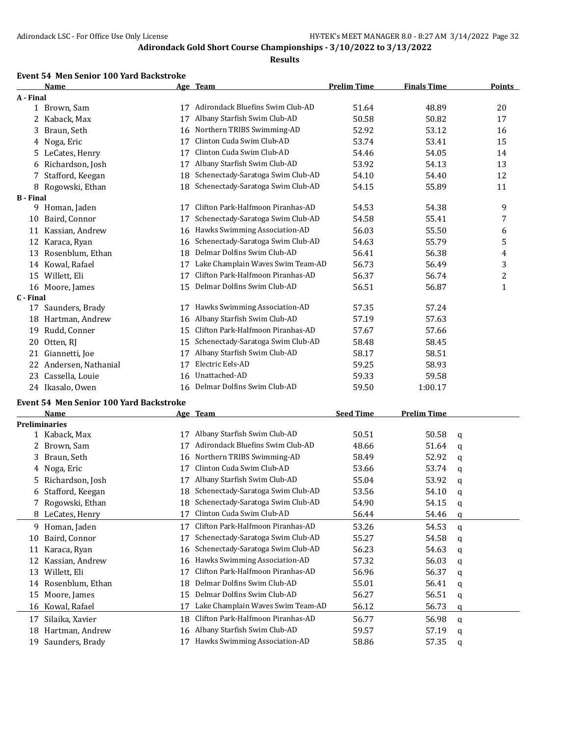Adirondack Gold Short Course Championships - 3/10/2022 to 3/13/2022

Results

### Event 54 Men Senior 100 Yard Backstroke

| | Name | Age | Team | Prelim Time | Finals Time | Points |
|---|---|---|---|---|---|---|
| **A - Final** | | | | | | |
| 1 | Brown, Sam | 17 | Adirondack Bluefins Swim Club-AD | 51.64 | 48.89 | 20 |
| 2 | Kaback, Max | 17 | Albany Starfish Swim Club-AD | 50.58 | 50.82 | 17 |
| 3 | Braun, Seth | 16 | Northern TRIBS Swimming-AD | 52.92 | 53.12 | 16 |
| 4 | Noga, Eric | 17 | Clinton Cuda Swim Club-AD | 53.74 | 53.41 | 15 |
| 5 | LeCates, Henry | 17 | Clinton Cuda Swim Club-AD | 54.46 | 54.05 | 14 |
| 6 | Richardson, Josh | 17 | Albany Starfish Swim Club-AD | 53.92 | 54.13 | 13 |
| 7 | Stafford, Keegan | 18 | Schenectady-Saratoga Swim Club-AD | 54.10 | 54.40 | 12 |
| 8 | Rogowski, Ethan | 18 | Schenectady-Saratoga Swim Club-AD | 54.15 | 55.89 | 11 |
| **B - Final** | | | | | | |
| 9 | Homan, Jaden | 17 | Clifton Park-Halfmoon Piranhas-AD | 54.53 | 54.38 | 9 |
| 10 | Baird, Connor | 17 | Schenectady-Saratoga Swim Club-AD | 54.58 | 55.41 | 7 |
| 11 | Kassian, Andrew | 16 | Hawks Swimming Association-AD | 56.03 | 55.50 | 6 |
| 12 | Karaca, Ryan | 16 | Schenectady-Saratoga Swim Club-AD | 54.63 | 55.79 | 5 |
| 13 | Rosenblum, Ethan | 18 | Delmar Dolfins Swim Club-AD | 56.41 | 56.38 | 4 |
| 14 | Kowal, Rafael | 17 | Lake Champlain Waves Swim Team-AD | 56.73 | 56.49 | 3 |
| 15 | Willett, Eli | 17 | Clifton Park-Halfmoon Piranhas-AD | 56.37 | 56.74 | 2 |
| 16 | Moore, James | 15 | Delmar Dolfins Swim Club-AD | 56.51 | 56.87 | 1 |
| **C - Final** | | | | | | |
| 17 | Saunders, Brady | 17 | Hawks Swimming Association-AD | 57.35 | 57.24 | |
| 18 | Hartman, Andrew | 16 | Albany Starfish Swim Club-AD | 57.19 | 57.63 | |
| 19 | Rudd, Conner | 15 | Clifton Park-Halfmoon Piranhas-AD | 57.67 | 57.66 | |
| 20 | Otten, RJ | 15 | Schenectady-Saratoga Swim Club-AD | 58.48 | 58.45 | |
| 21 | Giannetti, Joe | 17 | Albany Starfish Swim Club-AD | 58.17 | 58.51 | |
| 22 | Andersen, Nathanial | 17 | Electric Eels-AD | 59.25 | 58.93 | |
| 23 | Cassella, Louie | 16 | Unattached-AD | 59.33 | 59.58 | |
| 24 | Ikasalo, Owen | 16 | Delmar Dolfins Swim Club-AD | 59.50 | 1:00.17 | |

### Event 54 Men Senior 100 Yard Backstroke

| | Name | Age | Team | Seed Time | Prelim Time | |
|---|---|---|---|---|---|---|
| **Preliminaries** | | | | | | |
| 1 | Kaback, Max | 17 | Albany Starfish Swim Club-AD | 50.51 | 50.58 | q |
| 2 | Brown, Sam | 17 | Adirondack Bluefins Swim Club-AD | 48.66 | 51.64 | q |
| 3 | Braun, Seth | 16 | Northern TRIBS Swimming-AD | 58.49 | 52.92 | q |
| 4 | Noga, Eric | 17 | Clinton Cuda Swim Club-AD | 53.66 | 53.74 | q |
| 5 | Richardson, Josh | 17 | Albany Starfish Swim Club-AD | 55.04 | 53.92 | q |
| 6 | Stafford, Keegan | 18 | Schenectady-Saratoga Swim Club-AD | 53.56 | 54.10 | q |
| 7 | Rogowski, Ethan | 18 | Schenectady-Saratoga Swim Club-AD | 54.90 | 54.15 | q |
| 8 | LeCates, Henry | 17 | Clinton Cuda Swim Club-AD | 56.44 | 54.46 | q |
| 9 | Homan, Jaden | 17 | Clifton Park-Halfmoon Piranhas-AD | 53.26 | 54.53 | q |
| 10 | Baird, Connor | 17 | Schenectady-Saratoga Swim Club-AD | 55.27 | 54.58 | q |
| 11 | Karaca, Ryan | 16 | Schenectady-Saratoga Swim Club-AD | 56.23 | 54.63 | q |
| 12 | Kassian, Andrew | 16 | Hawks Swimming Association-AD | 57.32 | 56.03 | q |
| 13 | Willett, Eli | 17 | Clifton Park-Halfmoon Piranhas-AD | 56.96 | 56.37 | q |
| 14 | Rosenblum, Ethan | 18 | Delmar Dolfins Swim Club-AD | 55.01 | 56.41 | q |
| 15 | Moore, James | 15 | Delmar Dolfins Swim Club-AD | 56.27 | 56.51 | q |
| 16 | Kowal, Rafael | 17 | Lake Champlain Waves Swim Team-AD | 56.12 | 56.73 | q |
| 17 | Silaika, Xavier | 18 | Clifton Park-Halfmoon Piranhas-AD | 56.77 | 56.98 | q |
| 18 | Hartman, Andrew | 16 | Albany Starfish Swim Club-AD | 59.57 | 57.19 | q |
| 19 | Saunders, Brady | 17 | Hawks Swimming Association-AD | 58.86 | 57.35 | q |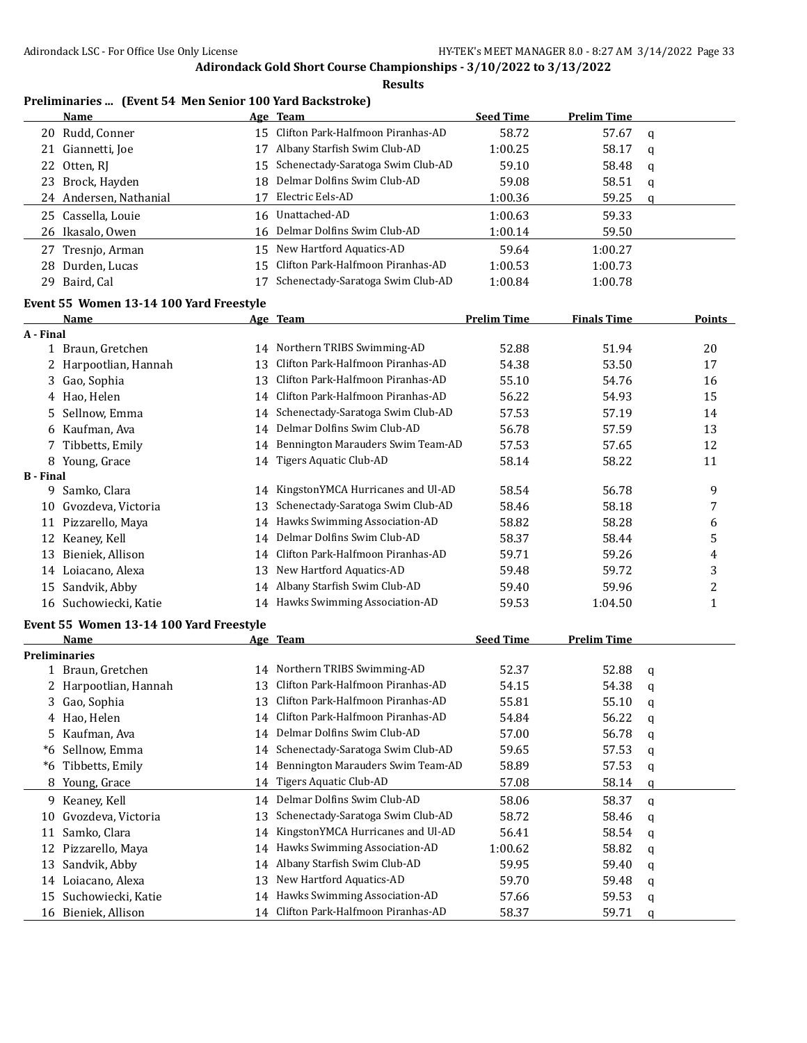**Adirondack Gold Short Course Championships - 3/10/2022 to 3/13/2022**

**Results**

### Preliminaries ... (Event 54 Men Senior 100 Yard Backstroke)

| | Name | Age | Team | Seed Time | Prelim Time | |
|---|---|---|---|---|---|---|
| 20 | Rudd, Conner | 15 | Clifton Park-Halfmoon Piranhas-AD | 58.72 | 57.67 | q |
| 21 | Giannetti, Joe | 17 | Albany Starfish Swim Club-AD | 1:00.25 | 58.17 | q |
| 22 | Otten, RJ | 15 | Schenectady-Saratoga Swim Club-AD | 59.10 | 58.48 | q |
| 23 | Brock, Hayden | 18 | Delmar Dolfins Swim Club-AD | 59.08 | 58.51 | q |
| 24 | Andersen, Nathanial | 17 | Electric Eels-AD | 1:00.36 | 59.25 | q |
| 25 | Cassella, Louie | 16 | Unattached-AD | 1:00.63 | 59.33 | |
| 26 | Ikasalo, Owen | 16 | Delmar Dolfins Swim Club-AD | 1:00.14 | 59.50 | |
| 27 | Tresnjo, Arman | 15 | New Hartford Aquatics-AD | 59.64 | 1:00.27 | |
| 28 | Durden, Lucas | 15 | Clifton Park-Halfmoon Piranhas-AD | 1:00.53 | 1:00.73 | |
| 29 | Baird, Cal | 17 | Schenectady-Saratoga Swim Club-AD | 1:00.84 | 1:00.78 | |

### Event 55 Women 13-14 100 Yard Freestyle

| | Name | Age | Team | Prelim Time | Finals Time | Points |
|---|---|---|---|---|---|---|
| **A - Final** | | | | | | |
| 1 | Braun, Gretchen | 14 | Northern TRIBS Swimming-AD | 52.88 | 51.94 | 20 |
| 2 | Harpootlian, Hannah | 13 | Clifton Park-Halfmoon Piranhas-AD | 54.38 | 53.50 | 17 |
| 3 | Gao, Sophia | 13 | Clifton Park-Halfmoon Piranhas-AD | 55.10 | 54.76 | 16 |
| 4 | Hao, Helen | 14 | Clifton Park-Halfmoon Piranhas-AD | 56.22 | 54.93 | 15 |
| 5 | Sellnow, Emma | 14 | Schenectady-Saratoga Swim Club-AD | 57.53 | 57.19 | 14 |
| 6 | Kaufman, Ava | 14 | Delmar Dolfins Swim Club-AD | 56.78 | 57.59 | 13 |
| 7 | Tibbetts, Emily | 14 | Bennington Marauders Swim Team-AD | 57.53 | 57.65 | 12 |
| 8 | Young, Grace | 14 | Tigers Aquatic Club-AD | 58.14 | 58.22 | 11 |
| **B - Final** | | | | | | |
| 9 | Samko, Clara | 14 | KingstonYMCA Hurricanes and Ul-AD | 58.54 | 56.78 | 9 |
| 10 | Gvozdeva, Victoria | 13 | Schenectady-Saratoga Swim Club-AD | 58.46 | 58.18 | 7 |
| 11 | Pizzarello, Maya | 14 | Hawks Swimming Association-AD | 58.82 | 58.28 | 6 |
| 12 | Keaney, Kell | 14 | Delmar Dolfins Swim Club-AD | 58.37 | 58.44 | 5 |
| 13 | Bieniek, Allison | 14 | Clifton Park-Halfmoon Piranhas-AD | 59.71 | 59.26 | 4 |
| 14 | Loiacano, Alexa | 13 | New Hartford Aquatics-AD | 59.48 | 59.72 | 3 |
| 15 | Sandvik, Abby | 14 | Albany Starfish Swim Club-AD | 59.40 | 59.96 | 2 |
| 16 | Suchowiecki, Katie | 14 | Hawks Swimming Association-AD | 59.53 | 1:04.50 | 1 |

### Event 55 Women 13-14 100 Yard Freestyle

| | Name | Age | Team | Seed Time | Prelim Time | |
|---|---|---|---|---|---|---|
| **Preliminaries** | | | | | | |
| 1 | Braun, Gretchen | 14 | Northern TRIBS Swimming-AD | 52.37 | 52.88 | q |
| 2 | Harpootlian, Hannah | 13 | Clifton Park-Halfmoon Piranhas-AD | 54.15 | 54.38 | q |
| 3 | Gao, Sophia | 13 | Clifton Park-Halfmoon Piranhas-AD | 55.81 | 55.10 | q |
| 4 | Hao, Helen | 14 | Clifton Park-Halfmoon Piranhas-AD | 54.84 | 56.22 | q |
| 5 | Kaufman, Ava | 14 | Delmar Dolfins Swim Club-AD | 57.00 | 56.78 | q |
| *6 | Sellnow, Emma | 14 | Schenectady-Saratoga Swim Club-AD | 59.65 | 57.53 | q |
| *6 | Tibbetts, Emily | 14 | Bennington Marauders Swim Team-AD | 58.89 | 57.53 | q |
| 8 | Young, Grace | 14 | Tigers Aquatic Club-AD | 57.08 | 58.14 | q |
| 9 | Keaney, Kell | 14 | Delmar Dolfins Swim Club-AD | 58.06 | 58.37 | q |
| 10 | Gvozdeva, Victoria | 13 | Schenectady-Saratoga Swim Club-AD | 58.72 | 58.46 | q |
| 11 | Samko, Clara | 14 | KingstonYMCA Hurricanes and Ul-AD | 56.41 | 58.54 | q |
| 12 | Pizzarello, Maya | 14 | Hawks Swimming Association-AD | 1:00.62 | 58.82 | q |
| 13 | Sandvik, Abby | 14 | Albany Starfish Swim Club-AD | 59.95 | 59.40 | q |
| 14 | Loiacano, Alexa | 13 | New Hartford Aquatics-AD | 59.70 | 59.48 | q |
| 15 | Suchowiecki, Katie | 14 | Hawks Swimming Association-AD | 57.66 | 59.53 | q |
| 16 | Bieniek, Allison | 14 | Clifton Park-Halfmoon Piranhas-AD | 58.37 | 59.71 | q |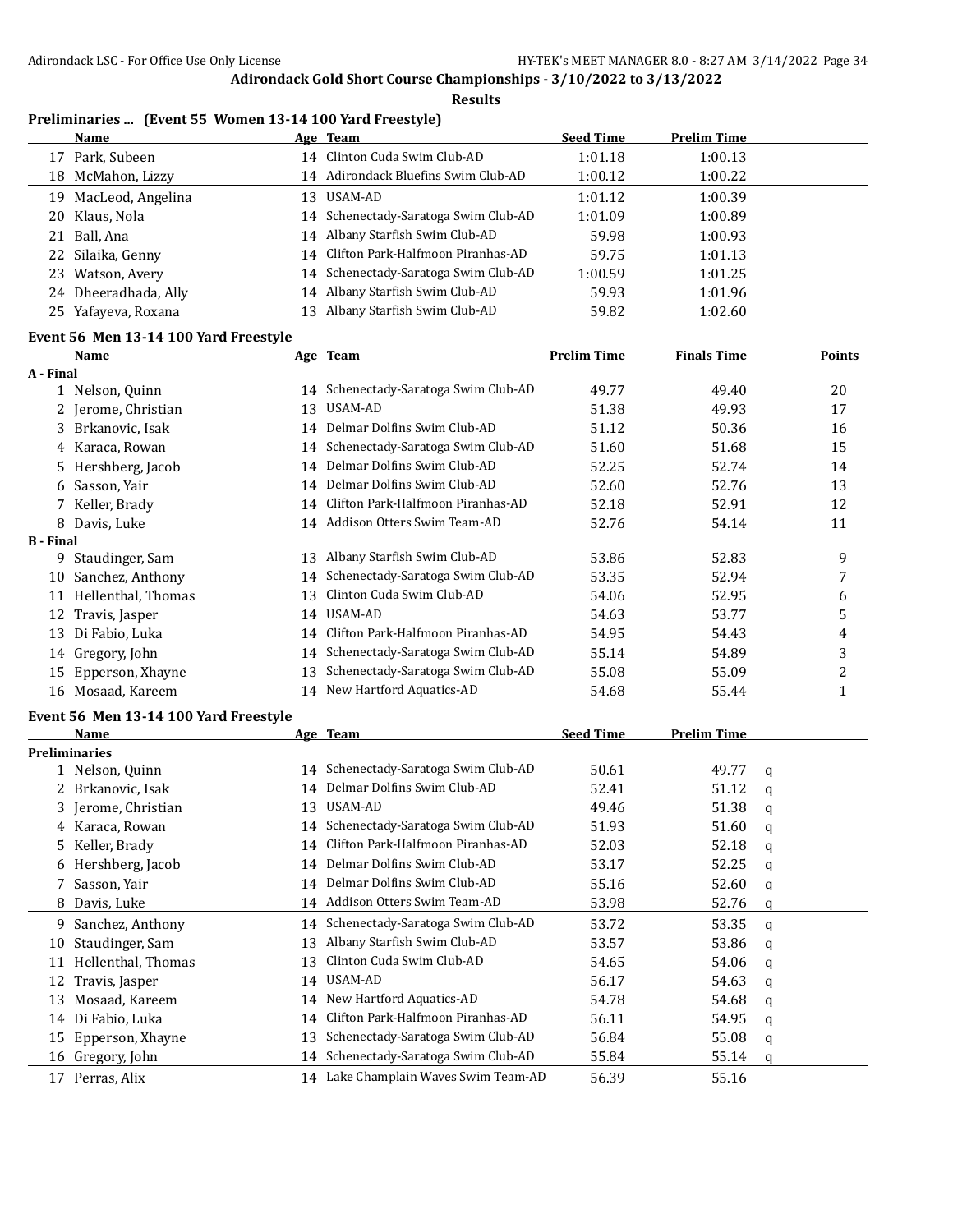**Adirondack Gold Short Course Championships - 3/10/2022 to 3/13/2022**

**Results**

## Preliminaries ... (Event 55 Women 13-14 100 Yard Freestyle)

| | Name | Age | Team | Seed Time | Prelim Time | |
|---|---|---|---|---|---|---|
| 17 | Park, Subeen | 14 | Clinton Cuda Swim Club-AD | 1:01.18 | 1:00.13 | |
| 18 | McMahon, Lizzy | 14 | Adirondack Bluefins Swim Club-AD | 1:00.12 | 1:00.22 | |
| 19 | MacLeod, Angelina | 13 | USAM-AD | 1:01.12 | 1:00.39 | |
| 20 | Klaus, Nola | 14 | Schenectady-Saratoga Swim Club-AD | 1:01.09 | 1:00.89 | |
| 21 | Ball, Ana | 14 | Albany Starfish Swim Club-AD | 59.98 | 1:00.93 | |
| 22 | Silaika, Genny | 14 | Clifton Park-Halfmoon Piranhas-AD | 59.75 | 1:01.13 | |
| 23 | Watson, Avery | 14 | Schenectady-Saratoga Swim Club-AD | 1:00.59 | 1:01.25 | |
| 24 | Dheeradhada, Ally | 14 | Albany Starfish Swim Club-AD | 59.93 | 1:01.96 | |
| 25 | Yafayeva, Roxana | 13 | Albany Starfish Swim Club-AD | 59.82 | 1:02.60 | |

## Event 56 Men 13-14 100 Yard Freestyle

| | Name | Age | Team | Prelim Time | Finals Time | Points |
|---|---|---|---|---|---|---|
| **A - Final** | | | | | | |
| 1 | Nelson, Quinn | 14 | Schenectady-Saratoga Swim Club-AD | 49.77 | 49.40 | 20 |
| 2 | Jerome, Christian | 13 | USAM-AD | 51.38 | 49.93 | 17 |
| 3 | Brkanovic, Isak | 14 | Delmar Dolfins Swim Club-AD | 51.12 | 50.36 | 16 |
| 4 | Karaca, Rowan | 14 | Schenectady-Saratoga Swim Club-AD | 51.60 | 51.68 | 15 |
| 5 | Hershberg, Jacob | 14 | Delmar Dolfins Swim Club-AD | 52.25 | 52.74 | 14 |
| 6 | Sasson, Yair | 14 | Delmar Dolfins Swim Club-AD | 52.60 | 52.76 | 13 |
| 7 | Keller, Brady | 14 | Clifton Park-Halfmoon Piranhas-AD | 52.18 | 52.91 | 12 |
| 8 | Davis, Luke | 14 | Addison Otters Swim Team-AD | 52.76 | 54.14 | 11 |
| **B - Final** | | | | | | |
| 9 | Staudinger, Sam | 13 | Albany Starfish Swim Club-AD | 53.86 | 52.83 | 9 |
| 10 | Sanchez, Anthony | 14 | Schenectady-Saratoga Swim Club-AD | 53.35 | 52.94 | 7 |
| 11 | Hellenthal, Thomas | 13 | Clinton Cuda Swim Club-AD | 54.06 | 52.95 | 6 |
| 12 | Travis, Jasper | 14 | USAM-AD | 54.63 | 53.77 | 5 |
| 13 | Di Fabio, Luka | 14 | Clifton Park-Halfmoon Piranhas-AD | 54.95 | 54.43 | 4 |
| 14 | Gregory, John | 14 | Schenectady-Saratoga Swim Club-AD | 55.14 | 54.89 | 3 |
| 15 | Epperson, Xhayne | 13 | Schenectady-Saratoga Swim Club-AD | 55.08 | 55.09 | 2 |
| 16 | Mosaad, Kareem | 14 | New Hartford Aquatics-AD | 54.68 | 55.44 | 1 |

## Event 56 Men 13-14 100 Yard Freestyle

| | Name | Age | Team | Seed Time | Prelim Time | |
|---|---|---|---|---|---|---|
| **Preliminaries** | | | | | | |
| 1 | Nelson, Quinn | 14 | Schenectady-Saratoga Swim Club-AD | 50.61 | 49.77 | q |
| 2 | Brkanovic, Isak | 14 | Delmar Dolfins Swim Club-AD | 52.41 | 51.12 | q |
| 3 | Jerome, Christian | 13 | USAM-AD | 49.46 | 51.38 | q |
| 4 | Karaca, Rowan | 14 | Schenectady-Saratoga Swim Club-AD | 51.93 | 51.60 | q |
| 5 | Keller, Brady | 14 | Clifton Park-Halfmoon Piranhas-AD | 52.03 | 52.18 | q |
| 6 | Hershberg, Jacob | 14 | Delmar Dolfins Swim Club-AD | 53.17 | 52.25 | q |
| 7 | Sasson, Yair | 14 | Delmar Dolfins Swim Club-AD | 55.16 | 52.60 | q |
| 8 | Davis, Luke | 14 | Addison Otters Swim Team-AD | 53.98 | 52.76 | q |
| 9 | Sanchez, Anthony | 14 | Schenectady-Saratoga Swim Club-AD | 53.72 | 53.35 | q |
| 10 | Staudinger, Sam | 13 | Albany Starfish Swim Club-AD | 53.57 | 53.86 | q |
| 11 | Hellenthal, Thomas | 13 | Clinton Cuda Swim Club-AD | 54.65 | 54.06 | q |
| 12 | Travis, Jasper | 14 | USAM-AD | 56.17 | 54.63 | q |
| 13 | Mosaad, Kareem | 14 | New Hartford Aquatics-AD | 54.78 | 54.68 | q |
| 14 | Di Fabio, Luka | 14 | Clifton Park-Halfmoon Piranhas-AD | 56.11 | 54.95 | q |
| 15 | Epperson, Xhayne | 13 | Schenectady-Saratoga Swim Club-AD | 56.84 | 55.08 | q |
| 16 | Gregory, John | 14 | Schenectady-Saratoga Swim Club-AD | 55.84 | 55.14 | q |
| 17 | Perras, Alix | 14 | Lake Champlain Waves Swim Team-AD | 56.39 | 55.16 | |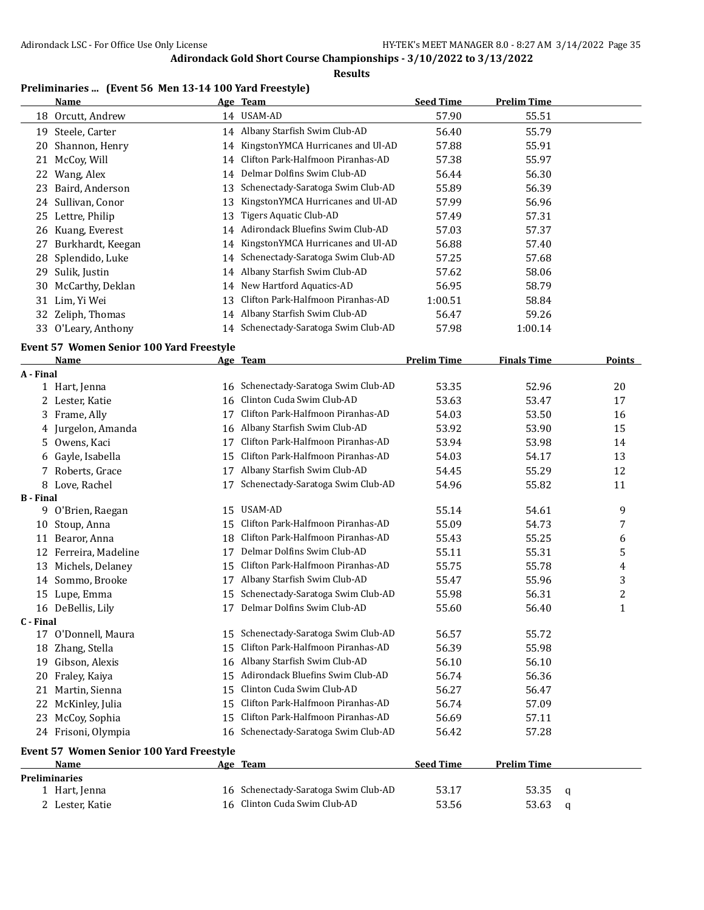# Adirondack Gold Short Course Championships - 3/10/2022 to 3/13/2022

## Results

### Preliminaries ... (Event 56 Men 13-14 100 Yard Freestyle)

| | Name | Age | Team | Seed Time | Prelim Time |
|---|---|---|---|---|---|
| 18 | Orcutt, Andrew | 14 | USAM-AD | 57.90 | 55.51 |
| 19 | Steele, Carter | 14 | Albany Starfish Swim Club-AD | 56.40 | 55.79 |
| 20 | Shannon, Henry | 14 | KingstonYMCA Hurricanes and Ul-AD | 57.88 | 55.91 |
| 21 | McCoy, Will | 14 | Clifton Park-Halfmoon Piranhas-AD | 57.38 | 55.97 |
| 22 | Wang, Alex | 14 | Delmar Dolfins Swim Club-AD | 56.44 | 56.30 |
| 23 | Baird, Anderson | 13 | Schenectady-Saratoga Swim Club-AD | 55.89 | 56.39 |
| 24 | Sullivan, Conor | 13 | KingstonYMCA Hurricanes and Ul-AD | 57.99 | 56.96 |
| 25 | Lettre, Philip | 13 | Tigers Aquatic Club-AD | 57.49 | 57.31 |
| 26 | Kuang, Everest | 14 | Adirondack Bluefins Swim Club-AD | 57.03 | 57.37 |
| 27 | Burkhardt, Keegan | 14 | KingstonYMCA Hurricanes and Ul-AD | 56.88 | 57.40 |
| 28 | Splendido, Luke | 14 | Schenectady-Saratoga Swim Club-AD | 57.25 | 57.68 |
| 29 | Sulik, Justin | 14 | Albany Starfish Swim Club-AD | 57.62 | 58.06 |
| 30 | McCarthy, Deklan | 14 | New Hartford Aquatics-AD | 56.95 | 58.79 |
| 31 | Lim, Yi Wei | 13 | Clifton Park-Halfmoon Piranhas-AD | 1:00.51 | 58.84 |
| 32 | Zeliph, Thomas | 14 | Albany Starfish Swim Club-AD | 56.47 | 59.26 |
| 33 | O'Leary, Anthony | 14 | Schenectady-Saratoga Swim Club-AD | 57.98 | 1:00.14 |

### Event 57 Women Senior 100 Yard Freestyle

| | Name | Age | Team | Prelim Time | Finals Time | Points |
|---|---|---|---|---|---|---|
| **A - Final** | | | | | | |
| 1 | Hart, Jenna | 16 | Schenectady-Saratoga Swim Club-AD | 53.35 | 52.96 | 20 |
| 2 | Lester, Katie | 16 | Clinton Cuda Swim Club-AD | 53.63 | 53.47 | 17 |
| 3 | Frame, Ally | 17 | Clifton Park-Halfmoon Piranhas-AD | 54.03 | 53.50 | 16 |
| 4 | Jurgelon, Amanda | 16 | Albany Starfish Swim Club-AD | 53.92 | 53.90 | 15 |
| 5 | Owens, Kaci | 17 | Clifton Park-Halfmoon Piranhas-AD | 53.94 | 53.98 | 14 |
| 6 | Gayle, Isabella | 15 | Clifton Park-Halfmoon Piranhas-AD | 54.03 | 54.17 | 13 |
| 7 | Roberts, Grace | 17 | Albany Starfish Swim Club-AD | 54.45 | 55.29 | 12 |
| 8 | Love, Rachel | 17 | Schenectady-Saratoga Swim Club-AD | 54.96 | 55.82 | 11 |
| **B - Final** | | | | | | |
| 9 | O'Brien, Raegan | 15 | USAM-AD | 55.14 | 54.61 | 9 |
| 10 | Stoup, Anna | 15 | Clifton Park-Halfmoon Piranhas-AD | 55.09 | 54.73 | 7 |
| 11 | Bearor, Anna | 18 | Clifton Park-Halfmoon Piranhas-AD | 55.43 | 55.25 | 6 |
| 12 | Ferreira, Madeline | 17 | Delmar Dolfins Swim Club-AD | 55.11 | 55.31 | 5 |
| 13 | Michels, Delaney | 15 | Clifton Park-Halfmoon Piranhas-AD | 55.75 | 55.78 | 4 |
| 14 | Sommo, Brooke | 17 | Albany Starfish Swim Club-AD | 55.47 | 55.96 | 3 |
| 15 | Lupe, Emma | 15 | Schenectady-Saratoga Swim Club-AD | 55.98 | 56.31 | 2 |
| 16 | DeBellis, Lily | 17 | Delmar Dolfins Swim Club-AD | 55.60 | 56.40 | 1 |
| **C - Final** | | | | | | |
| 17 | O'Donnell, Maura | 15 | Schenectady-Saratoga Swim Club-AD | 56.57 | 55.72 | |
| 18 | Zhang, Stella | 15 | Clifton Park-Halfmoon Piranhas-AD | 56.39 | 55.98 | |
| 19 | Gibson, Alexis | 16 | Albany Starfish Swim Club-AD | 56.10 | 56.10 | |
| 20 | Fraley, Kaiya | 15 | Adirondack Bluefins Swim Club-AD | 56.74 | 56.36 | |
| 21 | Martin, Sienna | 15 | Clinton Cuda Swim Club-AD | 56.27 | 56.47 | |
| 22 | McKinley, Julia | 15 | Clifton Park-Halfmoon Piranhas-AD | 56.74 | 57.09 | |
| 23 | McCoy, Sophia | 15 | Clifton Park-Halfmoon Piranhas-AD | 56.69 | 57.11 | |
| 24 | Frisoni, Olympia | 16 | Schenectady-Saratoga Swim Club-AD | 56.42 | 57.28 | |

### Event 57 Women Senior 100 Yard Freestyle

| | Name | Age | Team | Seed Time | Prelim Time | |
|---|---|---|---|---|---|---|
| **Preliminaries** | | | | | | |
| 1 | Hart, Jenna | 16 | Schenectady-Saratoga Swim Club-AD | 53.17 | 53.35 | q |
| 2 | Lester, Katie | 16 | Clinton Cuda Swim Club-AD | 53.56 | 53.63 | q |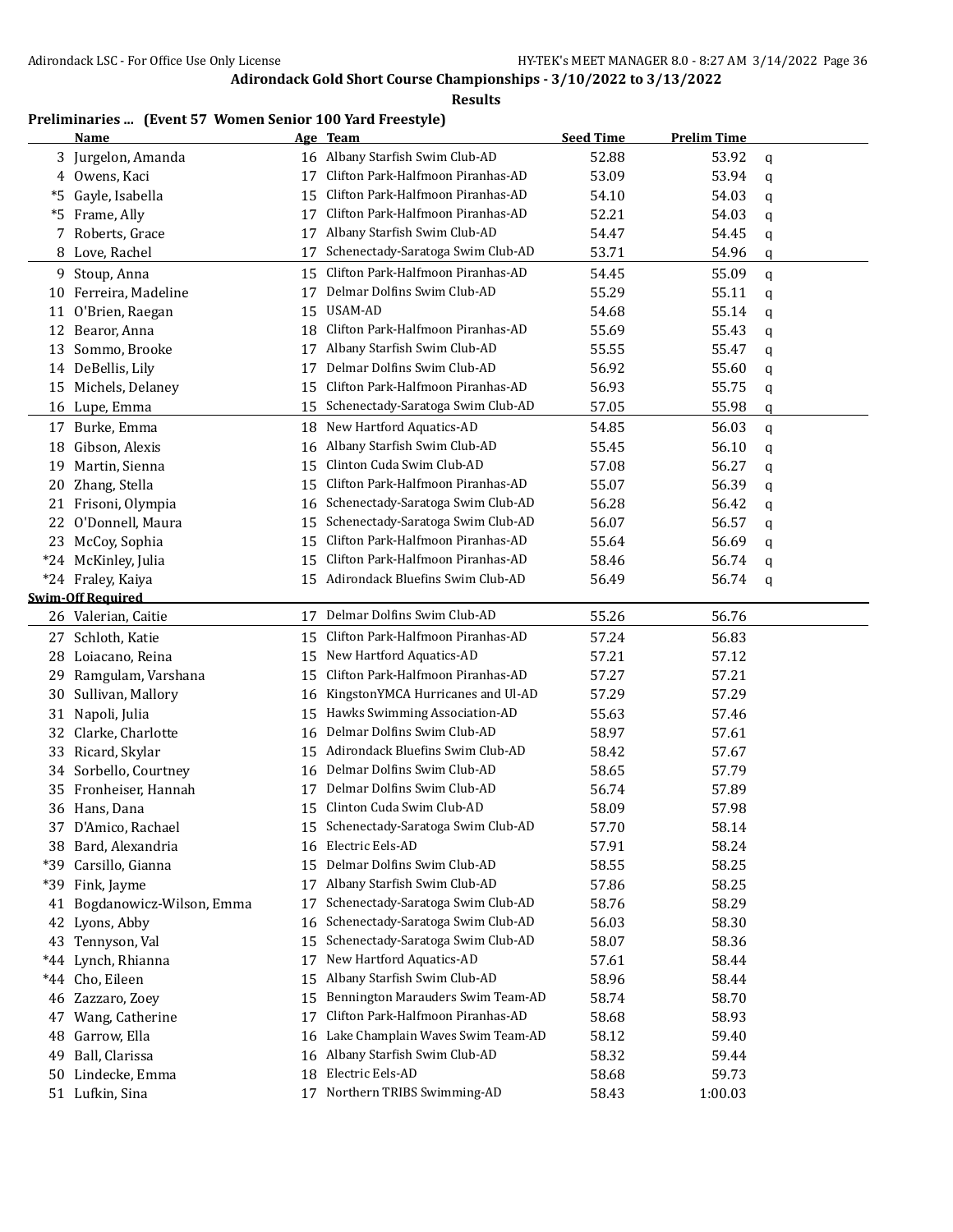**Adirondack Gold Short Course Championships - 3/10/2022 to 3/13/2022**

**Results**

**Preliminaries ... (Event 57 Women Senior 100 Yard Freestyle)**

| | Name | Age | Team | Seed Time | Prelim Time | |
|---|---|---|---|---|---|---|
| 3 | Jurgelon, Amanda | 16 | Albany Starfish Swim Club-AD | 52.88 | 53.92 | q |
| 4 | Owens, Kaci | 17 | Clifton Park-Halfmoon Piranhas-AD | 53.09 | 53.94 | q |
| *5 | Gayle, Isabella | 15 | Clifton Park-Halfmoon Piranhas-AD | 54.10 | 54.03 | q |
| *5 | Frame, Ally | 17 | Clifton Park-Halfmoon Piranhas-AD | 52.21 | 54.03 | q |
| 7 | Roberts, Grace | 17 | Albany Starfish Swim Club-AD | 54.47 | 54.45 | q |
| 8 | Love, Rachel | 17 | Schenectady-Saratoga Swim Club-AD | 53.71 | 54.96 | q |
| 9 | Stoup, Anna | 15 | Clifton Park-Halfmoon Piranhas-AD | 54.45 | 55.09 | q |
| 10 | Ferreira, Madeline | 17 | Delmar Dolfins Swim Club-AD | 55.29 | 55.11 | q |
| 11 | O'Brien, Raegan | 15 | USAM-AD | 54.68 | 55.14 | q |
| 12 | Bearor, Anna | 18 | Clifton Park-Halfmoon Piranhas-AD | 55.69 | 55.43 | q |
| 13 | Sommo, Brooke | 17 | Albany Starfish Swim Club-AD | 55.55 | 55.47 | q |
| 14 | DeBellis, Lily | 17 | Delmar Dolfins Swim Club-AD | 56.92 | 55.60 | q |
| 15 | Michels, Delaney | 15 | Clifton Park-Halfmoon Piranhas-AD | 56.93 | 55.75 | q |
| 16 | Lupe, Emma | 15 | Schenectady-Saratoga Swim Club-AD | 57.05 | 55.98 | q |
| 17 | Burke, Emma | 18 | New Hartford Aquatics-AD | 54.85 | 56.03 | q |
| 18 | Gibson, Alexis | 16 | Albany Starfish Swim Club-AD | 55.45 | 56.10 | q |
| 19 | Martin, Sienna | 15 | Clinton Cuda Swim Club-AD | 57.08 | 56.27 | q |
| 20 | Zhang, Stella | 15 | Clifton Park-Halfmoon Piranhas-AD | 55.07 | 56.39 | q |
| 21 | Frisoni, Olympia | 16 | Schenectady-Saratoga Swim Club-AD | 56.28 | 56.42 | q |
| 22 | O'Donnell, Maura | 15 | Schenectady-Saratoga Swim Club-AD | 56.07 | 56.57 | q |
| 23 | McCoy, Sophia | 15 | Clifton Park-Halfmoon Piranhas-AD | 55.64 | 56.69 | q |
| *24 | McKinley, Julia | 15 | Clifton Park-Halfmoon Piranhas-AD | 58.46 | 56.74 | q |
| *24 | Fraley, Kaiya | 15 | Adirondack Bluefins Swim Club-AD | 56.49 | 56.74 | q |
| **Swim-Off Required** | | | | | | |
| 26 | Valerian, Caitie | 17 | Delmar Dolfins Swim Club-AD | 55.26 | 56.76 | |
| 27 | Schloth, Katie | 15 | Clifton Park-Halfmoon Piranhas-AD | 57.24 | 56.83 | |
| 28 | Loiacano, Reina | 15 | New Hartford Aquatics-AD | 57.21 | 57.12 | |
| 29 | Ramgulam, Varshana | 15 | Clifton Park-Halfmoon Piranhas-AD | 57.27 | 57.21 | |
| 30 | Sullivan, Mallory | 16 | KingstonYMCA Hurricanes and Ul-AD | 57.29 | 57.29 | |
| 31 | Napoli, Julia | 15 | Hawks Swimming Association-AD | 55.63 | 57.46 | |
| 32 | Clarke, Charlotte | 16 | Delmar Dolfins Swim Club-AD | 58.97 | 57.61 | |
| 33 | Ricard, Skylar | 15 | Adirondack Bluefins Swim Club-AD | 58.42 | 57.67 | |
| 34 | Sorbello, Courtney | 16 | Delmar Dolfins Swim Club-AD | 58.65 | 57.79 | |
| 35 | Fronheiser, Hannah | 17 | Delmar Dolfins Swim Club-AD | 56.74 | 57.89 | |
| 36 | Hans, Dana | 15 | Clinton Cuda Swim Club-AD | 58.09 | 57.98 | |
| 37 | D'Amico, Rachael | 15 | Schenectady-Saratoga Swim Club-AD | 57.70 | 58.14 | |
| 38 | Bard, Alexandria | 16 | Electric Eels-AD | 57.91 | 58.24 | |
| *39 | Carsillo, Gianna | 15 | Delmar Dolfins Swim Club-AD | 58.55 | 58.25 | |
| *39 | Fink, Jayme | 17 | Albany Starfish Swim Club-AD | 57.86 | 58.25 | |
| 41 | Bogdanowicz-Wilson, Emma | 17 | Schenectady-Saratoga Swim Club-AD | 58.76 | 58.29 | |
| 42 | Lyons, Abby | 16 | Schenectady-Saratoga Swim Club-AD | 56.03 | 58.30 | |
| 43 | Tennyson, Val | 15 | Schenectady-Saratoga Swim Club-AD | 58.07 | 58.36 | |
| *44 | Lynch, Rhianna | 17 | New Hartford Aquatics-AD | 57.61 | 58.44 | |
| *44 | Cho, Eileen | 15 | Albany Starfish Swim Club-AD | 58.96 | 58.44 | |
| 46 | Zazzaro, Zoey | 15 | Bennington Marauders Swim Team-AD | 58.74 | 58.70 | |
| 47 | Wang, Catherine | 17 | Clifton Park-Halfmoon Piranhas-AD | 58.68 | 58.93 | |
| 48 | Garrow, Ella | 16 | Lake Champlain Waves Swim Team-AD | 58.12 | 59.40 | |
| 49 | Ball, Clarissa | 16 | Albany Starfish Swim Club-AD | 58.32 | 59.44 | |
| 50 | Lindecke, Emma | 18 | Electric Eels-AD | 58.68 | 59.73 | |
| 51 | Lufkin, Sina | 17 | Northern TRIBS Swimming-AD | 58.43 | 1:00.03 | |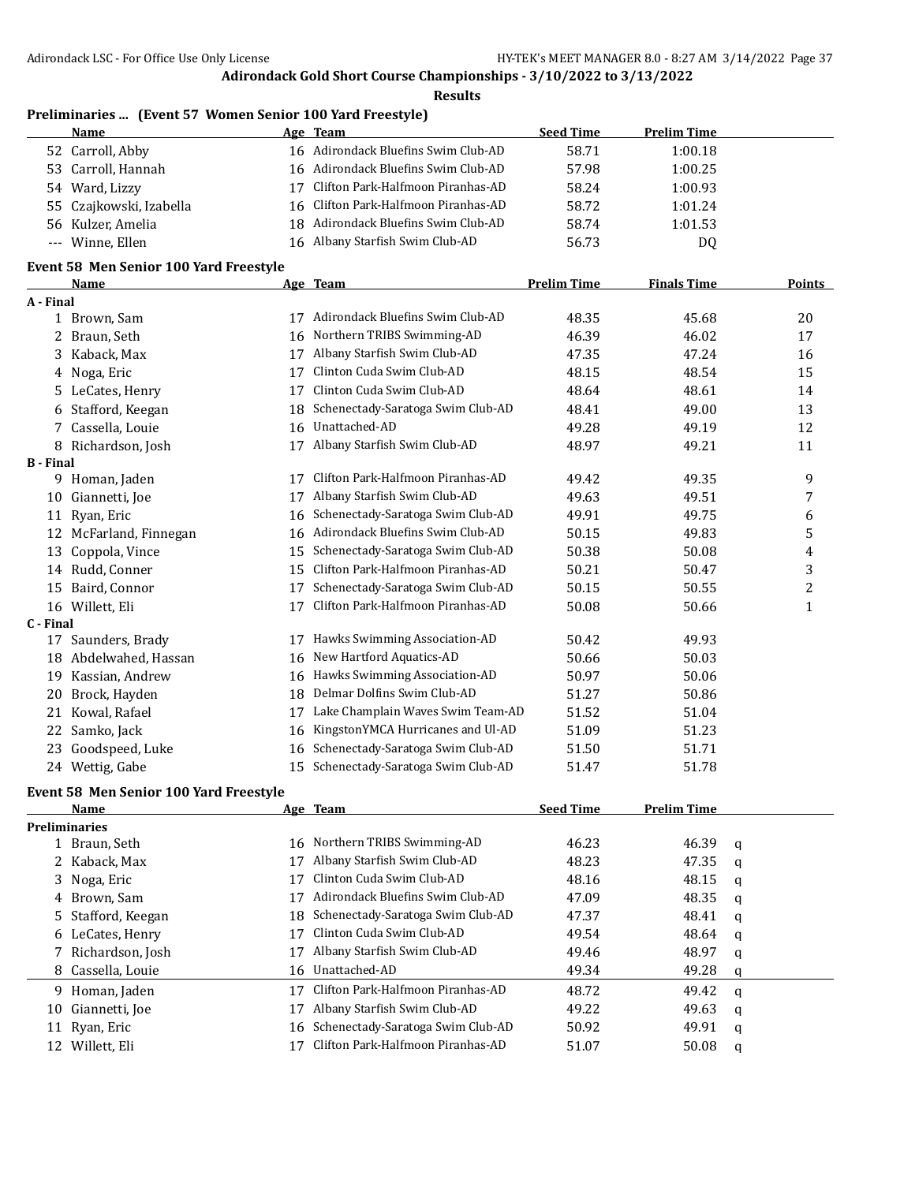**Adirondack Gold Short Course Championships - 3/10/2022 to 3/13/2022**

**Results**

## Preliminaries ... (Event 57 Women Senior 100 Yard Freestyle)

| | Name | Age | Team | Seed Time | Prelim Time |
|---|---|---|---|---|---|
| 52 | Carroll, Abby | 16 | Adirondack Bluefins Swim Club-AD | 58.71 | 1:00.18 |
| 53 | Carroll, Hannah | 16 | Adirondack Bluefins Swim Club-AD | 57.98 | 1:00.25 |
| 54 | Ward, Lizzy | 17 | Clifton Park-Halfmoon Piranhas-AD | 58.24 | 1:00.93 |
| 55 | Czajkowski, Izabella | 16 | Clifton Park-Halfmoon Piranhas-AD | 58.72 | 1:01.24 |
| 56 | Kulzer, Amelia | 18 | Adirondack Bluefins Swim Club-AD | 58.74 | 1:01.53 |
| --- | Winne, Ellen | 16 | Albany Starfish Swim Club-AD | 56.73 | DQ |

## Event 58 Men Senior 100 Yard Freestyle

| | Name | Age | Team | Prelim Time | Finals Time | Points |
|---|---|---|---|---|---|---|
| **A - Final** | | | | | | |
| 1 | Brown, Sam | 17 | Adirondack Bluefins Swim Club-AD | 48.35 | 45.68 | 20 |
| 2 | Braun, Seth | 16 | Northern TRIBS Swimming-AD | 46.39 | 46.02 | 17 |
| 3 | Kaback, Max | 17 | Albany Starfish Swim Club-AD | 47.35 | 47.24 | 16 |
| 4 | Noga, Eric | 17 | Clinton Cuda Swim Club-AD | 48.15 | 48.54 | 15 |
| 5 | LeCates, Henry | 17 | Clinton Cuda Swim Club-AD | 48.64 | 48.61 | 14 |
| 6 | Stafford, Keegan | 18 | Schenectady-Saratoga Swim Club-AD | 48.41 | 49.00 | 13 |
| 7 | Cassella, Louie | 16 | Unattached-AD | 49.28 | 49.19 | 12 |
| 8 | Richardson, Josh | 17 | Albany Starfish Swim Club-AD | 48.97 | 49.21 | 11 |
| **B - Final** | | | | | | |
| 9 | Homan, Jaden | 17 | Clifton Park-Halfmoon Piranhas-AD | 49.42 | 49.35 | 9 |
| 10 | Giannetti, Joe | 17 | Albany Starfish Swim Club-AD | 49.63 | 49.51 | 7 |
| 11 | Ryan, Eric | 16 | Schenectady-Saratoga Swim Club-AD | 49.91 | 49.75 | 6 |
| 12 | McFarland, Finnegan | 16 | Adirondack Bluefins Swim Club-AD | 50.15 | 49.83 | 5 |
| 13 | Coppola, Vince | 15 | Schenectady-Saratoga Swim Club-AD | 50.38 | 50.08 | 4 |
| 14 | Rudd, Conner | 15 | Clifton Park-Halfmoon Piranhas-AD | 50.21 | 50.47 | 3 |
| 15 | Baird, Connor | 17 | Schenectady-Saratoga Swim Club-AD | 50.15 | 50.55 | 2 |
| 16 | Willett, Eli | 17 | Clifton Park-Halfmoon Piranhas-AD | 50.08 | 50.66 | 1 |
| **C - Final** | | | | | | |
| 17 | Saunders, Brady | 17 | Hawks Swimming Association-AD | 50.42 | 49.93 | |
| 18 | Abdelwahed, Hassan | 16 | New Hartford Aquatics-AD | 50.66 | 50.03 | |
| 19 | Kassian, Andrew | 16 | Hawks Swimming Association-AD | 50.97 | 50.06 | |
| 20 | Brock, Hayden | 18 | Delmar Dolfins Swim Club-AD | 51.27 | 50.86 | |
| 21 | Kowal, Rafael | 17 | Lake Champlain Waves Swim Team-AD | 51.52 | 51.04 | |
| 22 | Samko, Jack | 16 | KingstonYMCA Hurricanes and Ul-AD | 51.09 | 51.23 | |
| 23 | Goodspeed, Luke | 16 | Schenectady-Saratoga Swim Club-AD | 51.50 | 51.71 | |
| 24 | Wettig, Gabe | 15 | Schenectady-Saratoga Swim Club-AD | 51.47 | 51.78 | |

## Event 58 Men Senior 100 Yard Freestyle

| | Name | Age | Team | Seed Time | Prelim Time | |
|---|---|---|---|---|---|---|
| **Preliminaries** | | | | | | |
| 1 | Braun, Seth | 16 | Northern TRIBS Swimming-AD | 46.23 | 46.39 | q |
| 2 | Kaback, Max | 17 | Albany Starfish Swim Club-AD | 48.23 | 47.35 | q |
| 3 | Noga, Eric | 17 | Clinton Cuda Swim Club-AD | 48.16 | 48.15 | q |
| 4 | Brown, Sam | 17 | Adirondack Bluefins Swim Club-AD | 47.09 | 48.35 | q |
| 5 | Stafford, Keegan | 18 | Schenectady-Saratoga Swim Club-AD | 47.37 | 48.41 | q |
| 6 | LeCates, Henry | 17 | Clinton Cuda Swim Club-AD | 49.54 | 48.64 | q |
| 7 | Richardson, Josh | 17 | Albany Starfish Swim Club-AD | 49.46 | 48.97 | q |
| 8 | Cassella, Louie | 16 | Unattached-AD | 49.34 | 49.28 | q |
| 9 | Homan, Jaden | 17 | Clifton Park-Halfmoon Piranhas-AD | 48.72 | 49.42 | q |
| 10 | Giannetti, Joe | 17 | Albany Starfish Swim Club-AD | 49.22 | 49.63 | q |
| 11 | Ryan, Eric | 16 | Schenectady-Saratoga Swim Club-AD | 50.92 | 49.91 | q |
| 12 | Willett, Eli | 17 | Clifton Park-Halfmoon Piranhas-AD | 51.07 | 50.08 | q |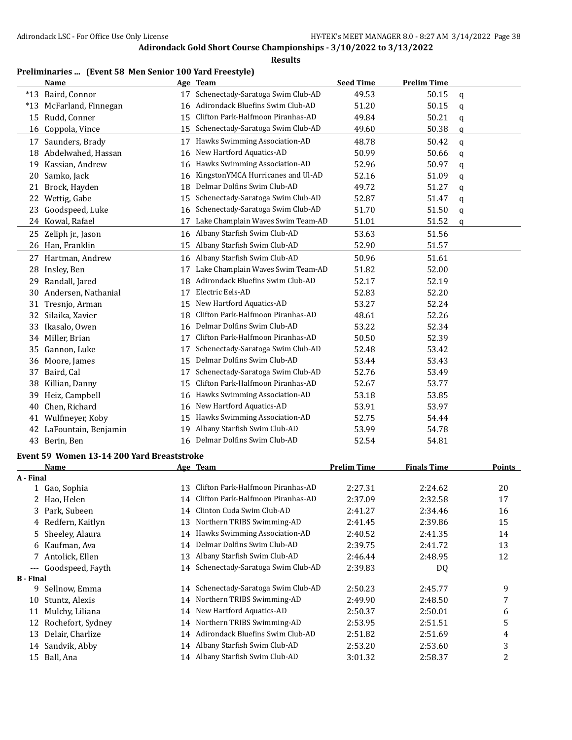## Adirondack Gold Short Course Championships - 3/10/2022 to 3/13/2022

### Results

### Preliminaries ... (Event 58 Men Senior 100 Yard Freestyle)

| | Name | Age | Team | Seed Time | Prelim Time | |
|---|---|---|---|---|---|---|
| *13 | Baird, Connor | 17 | Schenectady-Saratoga Swim Club-AD | 49.53 | 50.15 | q |
| *13 | McFarland, Finnegan | 16 | Adirondack Bluefins Swim Club-AD | 51.20 | 50.15 | q |
| 15 | Rudd, Conner | 15 | Clifton Park-Halfmoon Piranhas-AD | 49.84 | 50.21 | q |
| 16 | Coppola, Vince | 15 | Schenectady-Saratoga Swim Club-AD | 49.60 | 50.38 | q |
| 17 | Saunders, Brady | 17 | Hawks Swimming Association-AD | 48.78 | 50.42 | q |
| 18 | Abdelwahed, Hassan | 16 | New Hartford Aquatics-AD | 50.99 | 50.66 | q |
| 19 | Kassian, Andrew | 16 | Hawks Swimming Association-AD | 52.96 | 50.97 | q |
| 20 | Samko, Jack | 16 | KingstonYMCA Hurricanes and Ul-AD | 52.16 | 51.09 | q |
| 21 | Brock, Hayden | 18 | Delmar Dolfins Swim Club-AD | 49.72 | 51.27 | q |
| 22 | Wettig, Gabe | 15 | Schenectady-Saratoga Swim Club-AD | 52.87 | 51.47 | q |
| 23 | Goodspeed, Luke | 16 | Schenectady-Saratoga Swim Club-AD | 51.70 | 51.50 | q |
| 24 | Kowal, Rafael | 17 | Lake Champlain Waves Swim Team-AD | 51.01 | 51.52 | q |
| 25 | Zeliph jr., Jason | 16 | Albany Starfish Swim Club-AD | 53.63 | 51.56 | |
| 26 | Han, Franklin | 15 | Albany Starfish Swim Club-AD | 52.90 | 51.57 | |
| 27 | Hartman, Andrew | 16 | Albany Starfish Swim Club-AD | 50.96 | 51.61 | |
| 28 | Insley, Ben | 17 | Lake Champlain Waves Swim Team-AD | 51.82 | 52.00 | |
| 29 | Randall, Jared | 18 | Adirondack Bluefins Swim Club-AD | 52.17 | 52.19 | |
| 30 | Andersen, Nathanial | 17 | Electric Eels-AD | 52.83 | 52.20 | |
| 31 | Tresnjo, Arman | 15 | New Hartford Aquatics-AD | 53.27 | 52.24 | |
| 32 | Silaika, Xavier | 18 | Clifton Park-Halfmoon Piranhas-AD | 48.61 | 52.26 | |
| 33 | Ikasalo, Owen | 16 | Delmar Dolfins Swim Club-AD | 53.22 | 52.34 | |
| 34 | Miller, Brian | 17 | Clifton Park-Halfmoon Piranhas-AD | 50.50 | 52.39 | |
| 35 | Gannon, Luke | 17 | Schenectady-Saratoga Swim Club-AD | 52.48 | 53.42 | |
| 36 | Moore, James | 15 | Delmar Dolfins Swim Club-AD | 53.44 | 53.43 | |
| 37 | Baird, Cal | 17 | Schenectady-Saratoga Swim Club-AD | 52.76 | 53.49 | |
| 38 | Killian, Danny | 15 | Clifton Park-Halfmoon Piranhas-AD | 52.67 | 53.77 | |
| 39 | Heiz, Campbell | 16 | Hawks Swimming Association-AD | 53.18 | 53.85 | |
| 40 | Chen, Richard | 16 | New Hartford Aquatics-AD | 53.91 | 53.97 | |
| 41 | Wulfmeyer, Koby | 15 | Hawks Swimming Association-AD | 52.75 | 54.44 | |
| 42 | LaFountain, Benjamin | 19 | Albany Starfish Swim Club-AD | 53.99 | 54.78 | |
| 43 | Berin, Ben | 16 | Delmar Dolfins Swim Club-AD | 52.54 | 54.81 | |

### Event 59 Women 13-14 200 Yard Breaststroke

| | Name | Age | Team | Prelim Time | Finals Time | Points |
|---|---|---|---|---|---|---|
| **A - Final** | | | | | | |
| 1 | Gao, Sophia | 13 | Clifton Park-Halfmoon Piranhas-AD | 2:27.31 | 2:24.62 | 20 |
| 2 | Hao, Helen | 14 | Clifton Park-Halfmoon Piranhas-AD | 2:37.09 | 2:32.58 | 17 |
| 3 | Park, Subeen | 14 | Clinton Cuda Swim Club-AD | 2:41.27 | 2:34.46 | 16 |
| 4 | Redfern, Kaitlyn | 13 | Northern TRIBS Swimming-AD | 2:41.45 | 2:39.86 | 15 |
| 5 | Sheeley, Alaura | 14 | Hawks Swimming Association-AD | 2:40.52 | 2:41.35 | 14 |
| 6 | Kaufman, Ava | 14 | Delmar Dolfins Swim Club-AD | 2:39.75 | 2:41.72 | 13 |
| 7 | Antolick, Ellen | 13 | Albany Starfish Swim Club-AD | 2:46.44 | 2:48.95 | 12 |
| --- | Goodspeed, Fayth | 14 | Schenectady-Saratoga Swim Club-AD | 2:39.83 | DQ | |
| **B - Final** | | | | | | |
| 9 | Sellnow, Emma | 14 | Schenectady-Saratoga Swim Club-AD | 2:50.23 | 2:45.77 | 9 |
| 10 | Stuntz, Alexis | 14 | Northern TRIBS Swimming-AD | 2:49.90 | 2:48.50 | 7 |
| 11 | Mulchy, Liliana | 14 | New Hartford Aquatics-AD | 2:50.37 | 2:50.01 | 6 |
| 12 | Rochefort, Sydney | 14 | Northern TRIBS Swimming-AD | 2:53.95 | 2:51.51 | 5 |
| 13 | Delair, Charlize | 14 | Adirondack Bluefins Swim Club-AD | 2:51.82 | 2:51.69 | 4 |
| 14 | Sandvik, Abby | 14 | Albany Starfish Swim Club-AD | 2:53.20 | 2:53.60 | 3 |
| 15 | Ball, Ana | 14 | Albany Starfish Swim Club-AD | 3:01.32 | 2:58.37 | 2 |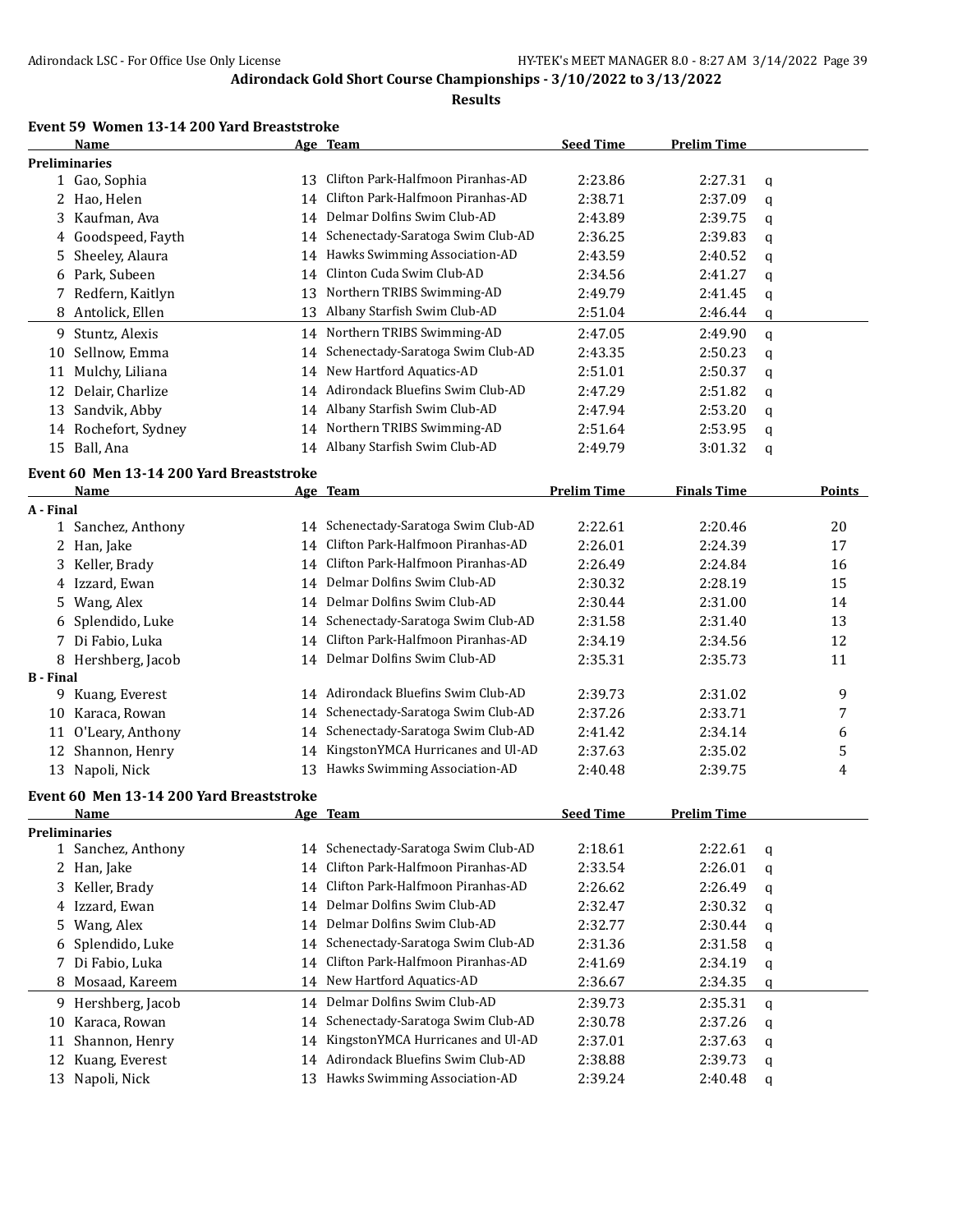**Adirondack Gold Short Course Championships - 3/10/2022 to 3/13/2022**

**Results**

### Event 59 Women 13-14 200 Yard Breaststroke

| | Name | Age | Team | Seed Time | Prelim Time | |
|---|---|---|---|---|---|---|
| **Preliminaries** | | | | | | |
| 1 | Gao, Sophia | 13 | Clifton Park-Halfmoon Piranhas-AD | 2:23.86 | 2:27.31 | q |
| 2 | Hao, Helen | 14 | Clifton Park-Halfmoon Piranhas-AD | 2:38.71 | 2:37.09 | q |
| 3 | Kaufman, Ava | 14 | Delmar Dolfins Swim Club-AD | 2:43.89 | 2:39.75 | q |
| 4 | Goodspeed, Fayth | 14 | Schenectady-Saratoga Swim Club-AD | 2:36.25 | 2:39.83 | q |
| 5 | Sheeley, Alaura | 14 | Hawks Swimming Association-AD | 2:43.59 | 2:40.52 | q |
| 6 | Park, Subeen | 14 | Clinton Cuda Swim Club-AD | 2:34.56 | 2:41.27 | q |
| 7 | Redfern, Kaitlyn | 13 | Northern TRIBS Swimming-AD | 2:49.79 | 2:41.45 | q |
| 8 | Antolick, Ellen | 13 | Albany Starfish Swim Club-AD | 2:51.04 | 2:46.44 | q |
| 9 | Stuntz, Alexis | 14 | Northern TRIBS Swimming-AD | 2:47.05 | 2:49.90 | q |
| 10 | Sellnow, Emma | 14 | Schenectady-Saratoga Swim Club-AD | 2:43.35 | 2:50.23 | q |
| 11 | Mulchy, Liliana | 14 | New Hartford Aquatics-AD | 2:51.01 | 2:50.37 | q |
| 12 | Delair, Charlize | 14 | Adirondack Bluefins Swim Club-AD | 2:47.29 | 2:51.82 | q |
| 13 | Sandvik, Abby | 14 | Albany Starfish Swim Club-AD | 2:47.94 | 2:53.20 | q |
| 14 | Rochefort, Sydney | 14 | Northern TRIBS Swimming-AD | 2:51.64 | 2:53.95 | q |
| 15 | Ball, Ana | 14 | Albany Starfish Swim Club-AD | 2:49.79 | 3:01.32 | q |

### Event 60 Men 13-14 200 Yard Breaststroke

| | Name | Age | Team | Prelim Time | Finals Time | Points |
|---|---|---|---|---|---|---|
| **A - Final** | | | | | | |
| 1 | Sanchez, Anthony | 14 | Schenectady-Saratoga Swim Club-AD | 2:22.61 | 2:20.46 | 20 |
| 2 | Han, Jake | 14 | Clifton Park-Halfmoon Piranhas-AD | 2:26.01 | 2:24.39 | 17 |
| 3 | Keller, Brady | 14 | Clifton Park-Halfmoon Piranhas-AD | 2:26.49 | 2:24.84 | 16 |
| 4 | Izzard, Ewan | 14 | Delmar Dolfins Swim Club-AD | 2:30.32 | 2:28.19 | 15 |
| 5 | Wang, Alex | 14 | Delmar Dolfins Swim Club-AD | 2:30.44 | 2:31.00 | 14 |
| 6 | Splendido, Luke | 14 | Schenectady-Saratoga Swim Club-AD | 2:31.58 | 2:31.40 | 13 |
| 7 | Di Fabio, Luka | 14 | Clifton Park-Halfmoon Piranhas-AD | 2:34.19 | 2:34.56 | 12 |
| 8 | Hershberg, Jacob | 14 | Delmar Dolfins Swim Club-AD | 2:35.31 | 2:35.73 | 11 |
| **B - Final** | | | | | | |
| 9 | Kuang, Everest | 14 | Adirondack Bluefins Swim Club-AD | 2:39.73 | 2:31.02 | 9 |
| 10 | Karaca, Rowan | 14 | Schenectady-Saratoga Swim Club-AD | 2:37.26 | 2:33.71 | 7 |
| 11 | O'Leary, Anthony | 14 | Schenectady-Saratoga Swim Club-AD | 2:41.42 | 2:34.14 | 6 |
| 12 | Shannon, Henry | 14 | KingstonYMCA Hurricanes and Ul-AD | 2:37.63 | 2:35.02 | 5 |
| 13 | Napoli, Nick | 13 | Hawks Swimming Association-AD | 2:40.48 | 2:39.75 | 4 |

### Event 60 Men 13-14 200 Yard Breaststroke

| | Name | Age | Team | Seed Time | Prelim Time | |
|---|---|---|---|---|---|---|
| **Preliminaries** | | | | | | |
| 1 | Sanchez, Anthony | 14 | Schenectady-Saratoga Swim Club-AD | 2:18.61 | 2:22.61 | q |
| 2 | Han, Jake | 14 | Clifton Park-Halfmoon Piranhas-AD | 2:33.54 | 2:26.01 | q |
| 3 | Keller, Brady | 14 | Clifton Park-Halfmoon Piranhas-AD | 2:26.62 | 2:26.49 | q |
| 4 | Izzard, Ewan | 14 | Delmar Dolfins Swim Club-AD | 2:32.47 | 2:30.32 | q |
| 5 | Wang, Alex | 14 | Delmar Dolfins Swim Club-AD | 2:32.77 | 2:30.44 | q |
| 6 | Splendido, Luke | 14 | Schenectady-Saratoga Swim Club-AD | 2:31.36 | 2:31.58 | q |
| 7 | Di Fabio, Luka | 14 | Clifton Park-Halfmoon Piranhas-AD | 2:41.69 | 2:34.19 | q |
| 8 | Mosaad, Kareem | 14 | New Hartford Aquatics-AD | 2:36.67 | 2:34.35 | q |
| 9 | Hershberg, Jacob | 14 | Delmar Dolfins Swim Club-AD | 2:39.73 | 2:35.31 | q |
| 10 | Karaca, Rowan | 14 | Schenectady-Saratoga Swim Club-AD | 2:30.78 | 2:37.26 | q |
| 11 | Shannon, Henry | 14 | KingstonYMCA Hurricanes and Ul-AD | 2:37.01 | 2:37.63 | q |
| 12 | Kuang, Everest | 14 | Adirondack Bluefins Swim Club-AD | 2:38.88 | 2:39.73 | q |
| 13 | Napoli, Nick | 13 | Hawks Swimming Association-AD | 2:39.24 | 2:40.48 | q |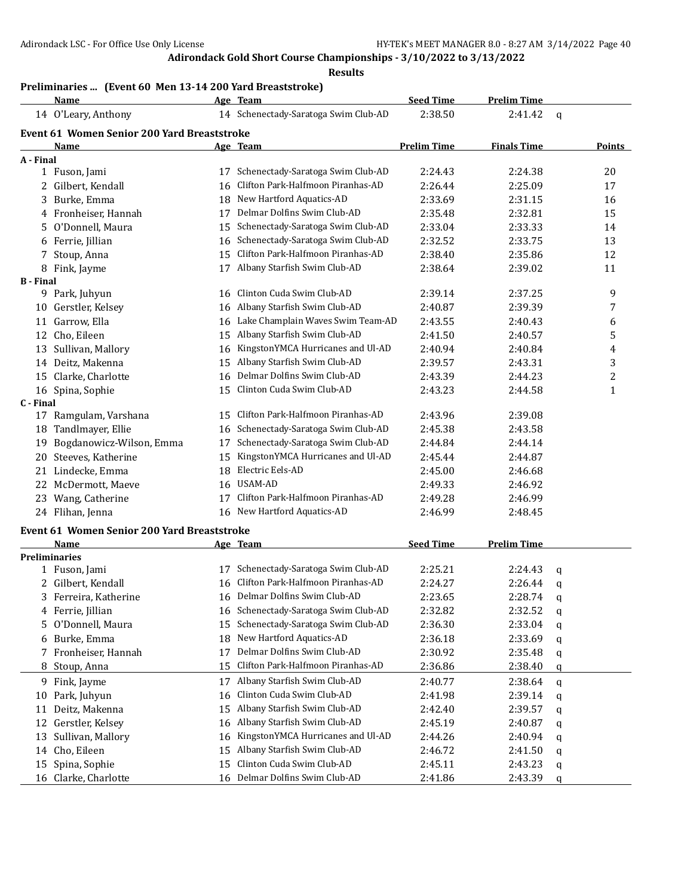## Adirondack Gold Short Course Championships - 3/10/2022 to 3/13/2022

**Results**

### Preliminaries ... (Event 60 Men 13-14 200 Yard Breaststroke)

| | Name | Age | Team | Seed Time | Prelim Time | |
|---|---|---|---|---|---|---|
| 14 | O'Leary, Anthony | 14 | Schenectady-Saratoga Swim Club-AD | 2:38.50 | 2:41.42 | q |

### Event 61 Women Senior 200 Yard Breaststroke

| | Name | Age | Team | Prelim Time | Finals Time | Points |
|---|---|---|---|---|---|---|
| **A - Final** | | | | | | |
| 1 | Fuson, Jami | 17 | Schenectady-Saratoga Swim Club-AD | 2:24.43 | 2:24.38 | 20 |
| 2 | Gilbert, Kendall | 16 | Clifton Park-Halfmoon Piranhas-AD | 2:26.44 | 2:25.09 | 17 |
| 3 | Burke, Emma | 18 | New Hartford Aquatics-AD | 2:33.69 | 2:31.15 | 16 |
| 4 | Fronheiser, Hannah | 17 | Delmar Dolfins Swim Club-AD | 2:35.48 | 2:32.81 | 15 |
| 5 | O'Donnell, Maura | 15 | Schenectady-Saratoga Swim Club-AD | 2:33.04 | 2:33.33 | 14 |
| 6 | Ferrie, Jillian | 16 | Schenectady-Saratoga Swim Club-AD | 2:32.52 | 2:33.75 | 13 |
| 7 | Stoup, Anna | 15 | Clifton Park-Halfmoon Piranhas-AD | 2:38.40 | 2:35.86 | 12 |
| 8 | Fink, Jayme | 17 | Albany Starfish Swim Club-AD | 2:38.64 | 2:39.02 | 11 |
| **B - Final** | | | | | | |
| 9 | Park, Juhyun | 16 | Clinton Cuda Swim Club-AD | 2:39.14 | 2:37.25 | 9 |
| 10 | Gerstler, Kelsey | 16 | Albany Starfish Swim Club-AD | 2:40.87 | 2:39.39 | 7 |
| 11 | Garrow, Ella | 16 | Lake Champlain Waves Swim Team-AD | 2:43.55 | 2:40.43 | 6 |
| 12 | Cho, Eileen | 15 | Albany Starfish Swim Club-AD | 2:41.50 | 2:40.57 | 5 |
| 13 | Sullivan, Mallory | 16 | KingstonYMCA Hurricanes and Ul-AD | 2:40.94 | 2:40.84 | 4 |
| 14 | Deitz, Makenna | 15 | Albany Starfish Swim Club-AD | 2:39.57 | 2:43.31 | 3 |
| 15 | Clarke, Charlotte | 16 | Delmar Dolfins Swim Club-AD | 2:43.39 | 2:44.23 | 2 |
| 16 | Spina, Sophie | 15 | Clinton Cuda Swim Club-AD | 2:43.23 | 2:44.58 | 1 |
| **C - Final** | | | | | | |
| 17 | Ramgulam, Varshana | 15 | Clifton Park-Halfmoon Piranhas-AD | 2:43.96 | 2:39.08 | |
| 18 | Tandlmayer, Ellie | 16 | Schenectady-Saratoga Swim Club-AD | 2:45.38 | 2:43.58 | |
| 19 | Bogdanowicz-Wilson, Emma | 17 | Schenectady-Saratoga Swim Club-AD | 2:44.84 | 2:44.14 | |
| 20 | Steeves, Katherine | 15 | KingstonYMCA Hurricanes and Ul-AD | 2:45.44 | 2:44.87 | |
| 21 | Lindecke, Emma | 18 | Electric Eels-AD | 2:45.00 | 2:46.68 | |
| 22 | McDermott, Maeve | 16 | USAM-AD | 2:49.33 | 2:46.92 | |
| 23 | Wang, Catherine | 17 | Clifton Park-Halfmoon Piranhas-AD | 2:49.28 | 2:46.99 | |
| 24 | Flihan, Jenna | 16 | New Hartford Aquatics-AD | 2:46.99 | 2:48.45 | |

### Event 61 Women Senior 200 Yard Breaststroke

| | Name | Age | Team | Seed Time | Prelim Time | |
|---|---|---|---|---|---|---|
| **Preliminaries** | | | | | | |
| 1 | Fuson, Jami | 17 | Schenectady-Saratoga Swim Club-AD | 2:25.21 | 2:24.43 | q |
| 2 | Gilbert, Kendall | 16 | Clifton Park-Halfmoon Piranhas-AD | 2:24.27 | 2:26.44 | q |
| 3 | Ferreira, Katherine | 16 | Delmar Dolfins Swim Club-AD | 2:23.65 | 2:28.74 | q |
| 4 | Ferrie, Jillian | 16 | Schenectady-Saratoga Swim Club-AD | 2:32.82 | 2:32.52 | q |
| 5 | O'Donnell, Maura | 15 | Schenectady-Saratoga Swim Club-AD | 2:36.30 | 2:33.04 | q |
| 6 | Burke, Emma | 18 | New Hartford Aquatics-AD | 2:36.18 | 2:33.69 | q |
| 7 | Fronheiser, Hannah | 17 | Delmar Dolfins Swim Club-AD | 2:30.92 | 2:35.48 | q |
| 8 | Stoup, Anna | 15 | Clifton Park-Halfmoon Piranhas-AD | 2:36.86 | 2:38.40 | q |
| 9 | Fink, Jayme | 17 | Albany Starfish Swim Club-AD | 2:40.77 | 2:38.64 | q |
| 10 | Park, Juhyun | 16 | Clinton Cuda Swim Club-AD | 2:41.98 | 2:39.14 | q |
| 11 | Deitz, Makenna | 15 | Albany Starfish Swim Club-AD | 2:42.40 | 2:39.57 | q |
| 12 | Gerstler, Kelsey | 16 | Albany Starfish Swim Club-AD | 2:45.19 | 2:40.87 | q |
| 13 | Sullivan, Mallory | 16 | KingstonYMCA Hurricanes and Ul-AD | 2:44.26 | 2:40.94 | q |
| 14 | Cho, Eileen | 15 | Albany Starfish Swim Club-AD | 2:46.72 | 2:41.50 | q |
| 15 | Spina, Sophie | 15 | Clinton Cuda Swim Club-AD | 2:45.11 | 2:43.23 | q |
| 16 | Clarke, Charlotte | 16 | Delmar Dolfins Swim Club-AD | 2:41.86 | 2:43.39 | q |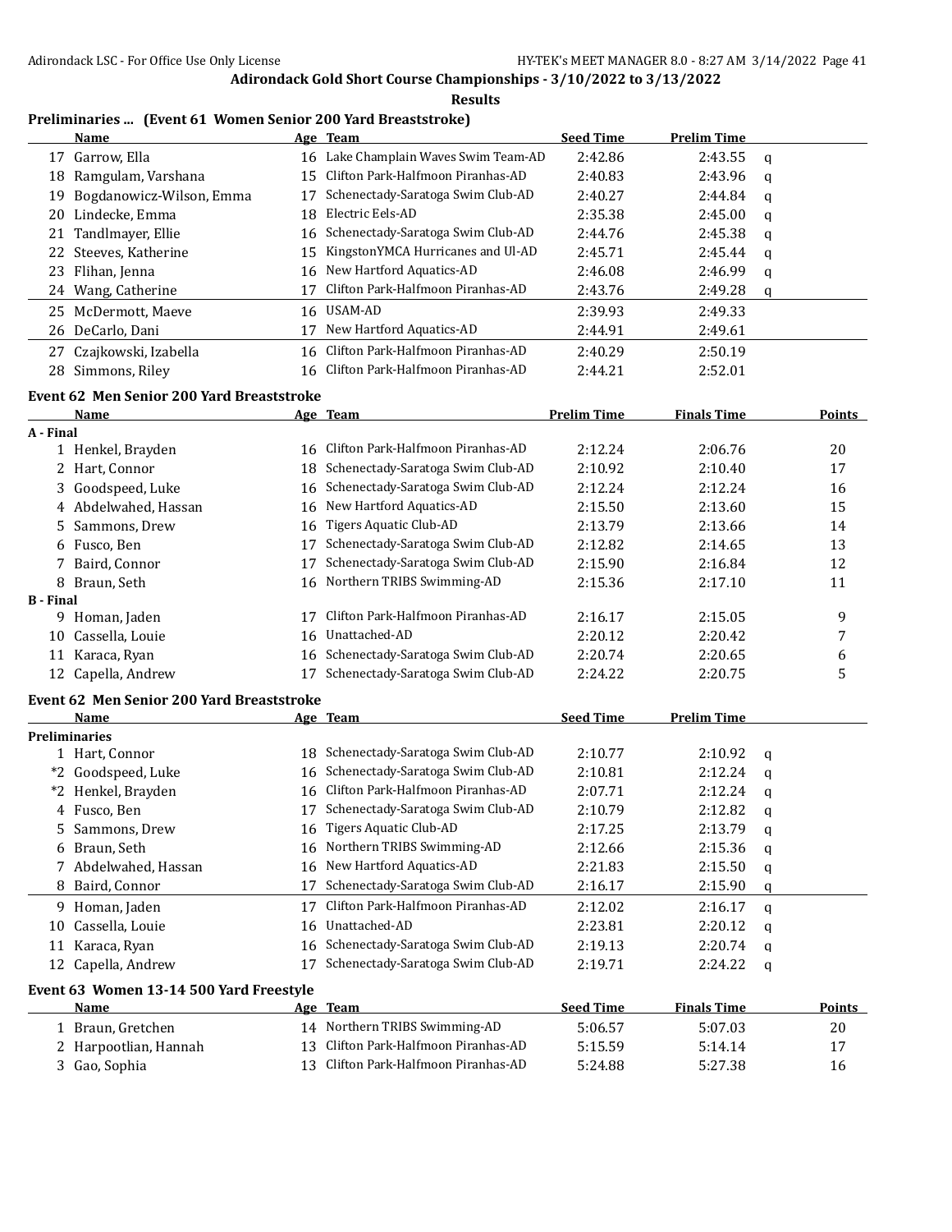# Adirondack Gold Short Course Championships - 3/10/2022 to 3/13/2022

## Results

### Preliminaries ... (Event 61 Women Senior 200 Yard Breaststroke)

| | Name | Age | Team | Seed Time | Prelim Time | |
|---|---|---|---|---|---|---|
| 17 | Garrow, Ella | 16 | Lake Champlain Waves Swim Team-AD | 2:42.86 | 2:43.55 | q |
| 18 | Ramgulam, Varshana | 15 | Clifton Park-Halfmoon Piranhas-AD | 2:40.83 | 2:43.96 | q |
| 19 | Bogdanowicz-Wilson, Emma | 17 | Schenectady-Saratoga Swim Club-AD | 2:40.27 | 2:44.84 | q |
| 20 | Lindecke, Emma | 18 | Electric Eels-AD | 2:35.38 | 2:45.00 | q |
| 21 | Tandlmayer, Ellie | 16 | Schenectady-Saratoga Swim Club-AD | 2:44.76 | 2:45.38 | q |
| 22 | Steeves, Katherine | 15 | KingstonYMCA Hurricanes and Ul-AD | 2:45.71 | 2:45.44 | q |
| 23 | Flihan, Jenna | 16 | New Hartford Aquatics-AD | 2:46.08 | 2:46.99 | q |
| 24 | Wang, Catherine | 17 | Clifton Park-Halfmoon Piranhas-AD | 2:43.76 | 2:49.28 | q |
| 25 | McDermott, Maeve | 16 | USAM-AD | 2:39.93 | 2:49.33 | |
| 26 | DeCarlo, Dani | 17 | New Hartford Aquatics-AD | 2:44.91 | 2:49.61 | |
| 27 | Czajkowski, Izabella | 16 | Clifton Park-Halfmoon Piranhas-AD | 2:40.29 | 2:50.19 | |
| 28 | Simmons, Riley | 16 | Clifton Park-Halfmoon Piranhas-AD | 2:44.21 | 2:52.01 | |

### Event 62 Men Senior 200 Yard Breaststroke

| | Name | Age | Team | Prelim Time | Finals Time | Points |
|---|---|---|---|---|---|---|
| **A - Final** | | | | | | |
| 1 | Henkel, Brayden | 16 | Clifton Park-Halfmoon Piranhas-AD | 2:12.24 | 2:06.76 | 20 |
| 2 | Hart, Connor | 18 | Schenectady-Saratoga Swim Club-AD | 2:10.92 | 2:10.40 | 17 |
| 3 | Goodspeed, Luke | 16 | Schenectady-Saratoga Swim Club-AD | 2:12.24 | 2:12.24 | 16 |
| 4 | Abdelwahed, Hassan | 16 | New Hartford Aquatics-AD | 2:15.50 | 2:13.60 | 15 |
| 5 | Sammons, Drew | 16 | Tigers Aquatic Club-AD | 2:13.79 | 2:13.66 | 14 |
| 6 | Fusco, Ben | 17 | Schenectady-Saratoga Swim Club-AD | 2:12.82 | 2:14.65 | 13 |
| 7 | Baird, Connor | 17 | Schenectady-Saratoga Swim Club-AD | 2:15.90 | 2:16.84 | 12 |
| 8 | Braun, Seth | 16 | Northern TRIBS Swimming-AD | 2:15.36 | 2:17.10 | 11 |
| **B - Final** | | | | | | |
| 9 | Homan, Jaden | 17 | Clifton Park-Halfmoon Piranhas-AD | 2:16.17 | 2:15.05 | 9 |
| 10 | Cassella, Louie | 16 | Unattached-AD | 2:20.12 | 2:20.42 | 7 |
| 11 | Karaca, Ryan | 16 | Schenectady-Saratoga Swim Club-AD | 2:20.74 | 2:20.65 | 6 |
| 12 | Capella, Andrew | 17 | Schenectady-Saratoga Swim Club-AD | 2:24.22 | 2:20.75 | 5 |

### Event 62 Men Senior 200 Yard Breaststroke

| | Name | Age | Team | Seed Time | Prelim Time | |
|---|---|---|---|---|---|---|
| **Preliminaries** | | | | | | |
| 1 | Hart, Connor | 18 | Schenectady-Saratoga Swim Club-AD | 2:10.77 | 2:10.92 | q |
| *2 | Goodspeed, Luke | 16 | Schenectady-Saratoga Swim Club-AD | 2:10.81 | 2:12.24 | q |
| *2 | Henkel, Brayden | 16 | Clifton Park-Halfmoon Piranhas-AD | 2:07.71 | 2:12.24 | q |
| 4 | Fusco, Ben | 17 | Schenectady-Saratoga Swim Club-AD | 2:10.79 | 2:12.82 | q |
| 5 | Sammons, Drew | 16 | Tigers Aquatic Club-AD | 2:17.25 | 2:13.79 | q |
| 6 | Braun, Seth | 16 | Northern TRIBS Swimming-AD | 2:12.66 | 2:15.36 | q |
| 7 | Abdelwahed, Hassan | 16 | New Hartford Aquatics-AD | 2:21.83 | 2:15.50 | q |
| 8 | Baird, Connor | 17 | Schenectady-Saratoga Swim Club-AD | 2:16.17 | 2:15.90 | q |
| 9 | Homan, Jaden | 17 | Clifton Park-Halfmoon Piranhas-AD | 2:12.02 | 2:16.17 | q |
| 10 | Cassella, Louie | 16 | Unattached-AD | 2:23.81 | 2:20.12 | q |
| 11 | Karaca, Ryan | 16 | Schenectady-Saratoga Swim Club-AD | 2:19.13 | 2:20.74 | q |
| 12 | Capella, Andrew | 17 | Schenectady-Saratoga Swim Club-AD | 2:19.71 | 2:24.22 | q |

### Event 63 Women 13-14 500 Yard Freestyle

| | Name | Age | Team | Seed Time | Finals Time | Points |
|---|---|---|---|---|---|---|
| 1 | Braun, Gretchen | 14 | Northern TRIBS Swimming-AD | 5:06.57 | 5:07.03 | 20 |
| 2 | Harpootlian, Hannah | 13 | Clifton Park-Halfmoon Piranhas-AD | 5:15.59 | 5:14.14 | 17 |
| 3 | Gao, Sophia | 13 | Clifton Park-Halfmoon Piranhas-AD | 5:24.88 | 5:27.38 | 16 |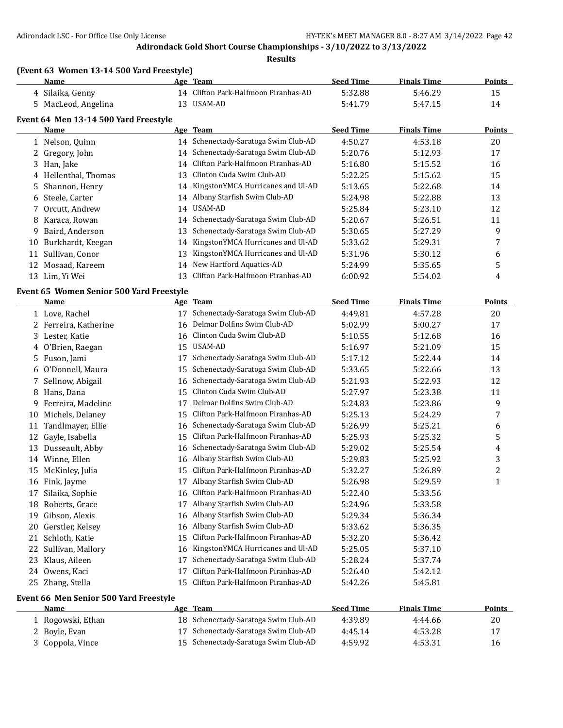## Adirondack Gold Short Course Championships - 3/10/2022 to 3/13/2022

### Results

### (Event 63 Women 13-14 500 Yard Freestyle)

| | Name | Age | Team | Seed Time | Finals Time | Points |
|---|---|---|---|---|---|---|
| 4 | Silaika, Genny | 14 | Clifton Park-Halfmoon Piranhas-AD | 5:32.88 | 5:46.29 | 15 |
| 5 | MacLeod, Angelina | 13 | USAM-AD | 5:41.79 | 5:47.15 | 14 |

### Event 64 Men 13-14 500 Yard Freestyle

| | Name | Age | Team | Seed Time | Finals Time | Points |
|---|---|---|---|---|---|---|
| 1 | Nelson, Quinn | 14 | Schenectady-Saratoga Swim Club-AD | 4:50.27 | 4:53.18 | 20 |
| 2 | Gregory, John | 14 | Schenectady-Saratoga Swim Club-AD | 5:20.76 | 5:12.93 | 17 |
| 3 | Han, Jake | 14 | Clifton Park-Halfmoon Piranhas-AD | 5:16.80 | 5:15.52 | 16 |
| 4 | Hellenthal, Thomas | 13 | Clinton Cuda Swim Club-AD | 5:22.25 | 5:15.62 | 15 |
| 5 | Shannon, Henry | 14 | KingstonYMCA Hurricanes and Ul-AD | 5:13.65 | 5:22.68 | 14 |
| 6 | Steele, Carter | 14 | Albany Starfish Swim Club-AD | 5:24.98 | 5:22.88 | 13 |
| 7 | Orcutt, Andrew | 14 | USAM-AD | 5:25.84 | 5:23.10 | 12 |
| 8 | Karaca, Rowan | 14 | Schenectady-Saratoga Swim Club-AD | 5:20.67 | 5:26.51 | 11 |
| 9 | Baird, Anderson | 13 | Schenectady-Saratoga Swim Club-AD | 5:30.65 | 5:27.29 | 9 |
| 10 | Burkhardt, Keegan | 14 | KingstonYMCA Hurricanes and Ul-AD | 5:33.62 | 5:29.31 | 7 |
| 11 | Sullivan, Conor | 13 | KingstonYMCA Hurricanes and Ul-AD | 5:31.96 | 5:30.12 | 6 |
| 12 | Mosaad, Kareem | 14 | New Hartford Aquatics-AD | 5:24.99 | 5:35.65 | 5 |
| 13 | Lim, Yi Wei | 13 | Clifton Park-Halfmoon Piranhas-AD | 6:00.92 | 5:54.02 | 4 |

### Event 65 Women Senior 500 Yard Freestyle

| | Name | Age | Team | Seed Time | Finals Time | Points |
|---|---|---|---|---|---|---|
| 1 | Love, Rachel | 17 | Schenectady-Saratoga Swim Club-AD | 4:49.81 | 4:57.28 | 20 |
| 2 | Ferreira, Katherine | 16 | Delmar Dolfins Swim Club-AD | 5:02.99 | 5:00.27 | 17 |
| 3 | Lester, Katie | 16 | Clinton Cuda Swim Club-AD | 5:10.55 | 5:12.68 | 16 |
| 4 | O'Brien, Raegan | 15 | USAM-AD | 5:16.97 | 5:21.09 | 15 |
| 5 | Fuson, Jami | 17 | Schenectady-Saratoga Swim Club-AD | 5:17.12 | 5:22.44 | 14 |
| 6 | O'Donnell, Maura | 15 | Schenectady-Saratoga Swim Club-AD | 5:33.65 | 5:22.66 | 13 |
| 7 | Sellnow, Abigail | 16 | Schenectady-Saratoga Swim Club-AD | 5:21.93 | 5:22.93 | 12 |
| 8 | Hans, Dana | 15 | Clinton Cuda Swim Club-AD | 5:27.97 | 5:23.38 | 11 |
| 9 | Ferreira, Madeline | 17 | Delmar Dolfins Swim Club-AD | 5:24.83 | 5:23.86 | 9 |
| 10 | Michels, Delaney | 15 | Clifton Park-Halfmoon Piranhas-AD | 5:25.13 | 5:24.29 | 7 |
| 11 | Tandlmayer, Ellie | 16 | Schenectady-Saratoga Swim Club-AD | 5:26.99 | 5:25.21 | 6 |
| 12 | Gayle, Isabella | 15 | Clifton Park-Halfmoon Piranhas-AD | 5:25.93 | 5:25.32 | 5 |
| 13 | Dusseault, Abby | 16 | Schenectady-Saratoga Swim Club-AD | 5:29.02 | 5:25.54 | 4 |
| 14 | Winne, Ellen | 16 | Albany Starfish Swim Club-AD | 5:29.83 | 5:25.92 | 3 |
| 15 | McKinley, Julia | 15 | Clifton Park-Halfmoon Piranhas-AD | 5:32.27 | 5:26.89 | 2 |
| 16 | Fink, Jayme | 17 | Albany Starfish Swim Club-AD | 5:26.98 | 5:29.59 | 1 |
| 17 | Silaika, Sophie | 16 | Clifton Park-Halfmoon Piranhas-AD | 5:22.40 | 5:33.56 | |
| 18 | Roberts, Grace | 17 | Albany Starfish Swim Club-AD | 5:24.96 | 5:33.58 | |
| 19 | Gibson, Alexis | 16 | Albany Starfish Swim Club-AD | 5:29.34 | 5:36.34 | |
| 20 | Gerstler, Kelsey | 16 | Albany Starfish Swim Club-AD | 5:33.62 | 5:36.35 | |
| 21 | Schloth, Katie | 15 | Clifton Park-Halfmoon Piranhas-AD | 5:32.20 | 5:36.42 | |
| 22 | Sullivan, Mallory | 16 | KingstonYMCA Hurricanes and Ul-AD | 5:25.05 | 5:37.10 | |
| 23 | Klaus, Aileen | 17 | Schenectady-Saratoga Swim Club-AD | 5:28.24 | 5:37.74 | |
| 24 | Owens, Kaci | 17 | Clifton Park-Halfmoon Piranhas-AD | 5:26.40 | 5:42.12 | |
| 25 | Zhang, Stella | 15 | Clifton Park-Halfmoon Piranhas-AD | 5:42.26 | 5:45.81 | |

### Event 66 Men Senior 500 Yard Freestyle

| | Name | Age | Team | Seed Time | Finals Time | Points |
|---|---|---|---|---|---|---|
| 1 | Rogowski, Ethan | 18 | Schenectady-Saratoga Swim Club-AD | 4:39.89 | 4:44.66 | 20 |
| 2 | Boyle, Evan | 17 | Schenectady-Saratoga Swim Club-AD | 4:45.14 | 4:53.28 | 17 |
| 3 | Coppola, Vince | 15 | Schenectady-Saratoga Swim Club-AD | 4:59.92 | 4:53.31 | 16 |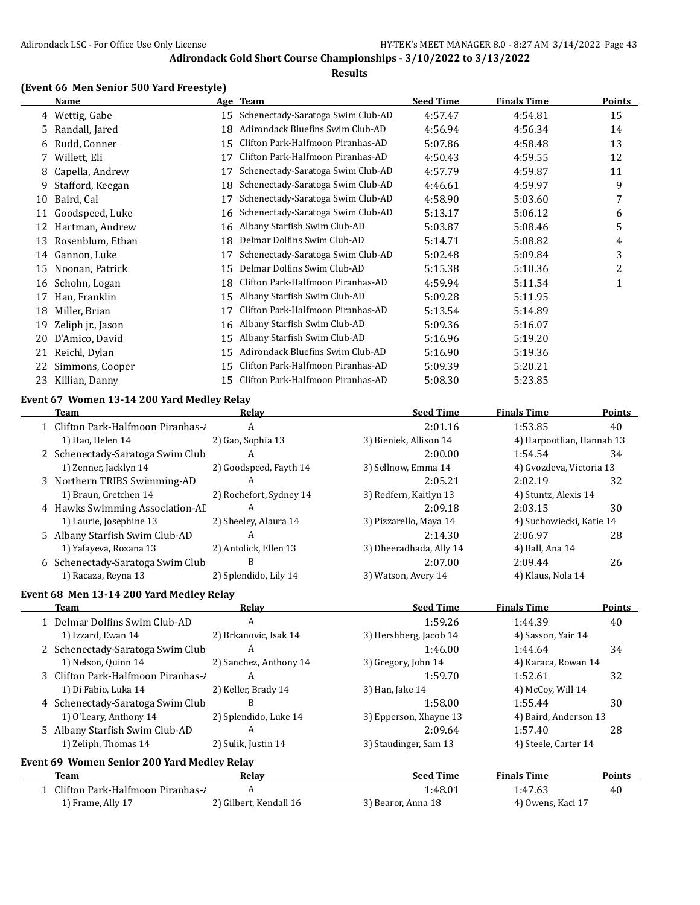## Adirondack Gold Short Course Championships - 3/10/2022 to 3/13/2022

### Results

### (Event 66 Men Senior 500 Yard Freestyle)

| | Name | Age | Team | Seed Time | Finals Time | Points |
|---|---|---|---|---|---|---|
| 4 | Wettig, Gabe | 15 | Schenectady-Saratoga Swim Club-AD | 4:57.47 | 4:54.81 | 15 |
| 5 | Randall, Jared | 18 | Adirondack Bluefins Swim Club-AD | 4:56.94 | 4:56.34 | 14 |
| 6 | Rudd, Conner | 15 | Clifton Park-Halfmoon Piranhas-AD | 5:07.86 | 4:58.48 | 13 |
| 7 | Willett, Eli | 17 | Clifton Park-Halfmoon Piranhas-AD | 4:50.43 | 4:59.55 | 12 |
| 8 | Capella, Andrew | 17 | Schenectady-Saratoga Swim Club-AD | 4:57.79 | 4:59.87 | 11 |
| 9 | Stafford, Keegan | 18 | Schenectady-Saratoga Swim Club-AD | 4:46.61 | 4:59.97 | 9 |
| 10 | Baird, Cal | 17 | Schenectady-Saratoga Swim Club-AD | 4:58.90 | 5:03.60 | 7 |
| 11 | Goodspeed, Luke | 16 | Schenectady-Saratoga Swim Club-AD | 5:13.17 | 5:06.12 | 6 |
| 12 | Hartman, Andrew | 16 | Albany Starfish Swim Club-AD | 5:03.87 | 5:08.46 | 5 |
| 13 | Rosenblum, Ethan | 18 | Delmar Dolfins Swim Club-AD | 5:14.71 | 5:08.82 | 4 |
| 14 | Gannon, Luke | 17 | Schenectady-Saratoga Swim Club-AD | 5:02.48 | 5:09.84 | 3 |
| 15 | Noonan, Patrick | 15 | Delmar Dolfins Swim Club-AD | 5:15.38 | 5:10.36 | 2 |
| 16 | Schohn, Logan | 18 | Clifton Park-Halfmoon Piranhas-AD | 4:59.94 | 5:11.54 | 1 |
| 17 | Han, Franklin | 15 | Albany Starfish Swim Club-AD | 5:09.28 | 5:11.95 | |
| 18 | Miller, Brian | 17 | Clifton Park-Halfmoon Piranhas-AD | 5:13.54 | 5:14.89 | |
| 19 | Zeliph jr., Jason | 16 | Albany Starfish Swim Club-AD | 5:09.36 | 5:16.07 | |
| 20 | D'Amico, David | 15 | Albany Starfish Swim Club-AD | 5:16.96 | 5:19.20 | |
| 21 | Reichl, Dylan | 15 | Adirondack Bluefins Swim Club-AD | 5:16.90 | 5:19.36 | |
| 22 | Simmons, Cooper | 15 | Clifton Park-Halfmoon Piranhas-AD | 5:09.39 | 5:20.21 | |
| 23 | Killian, Danny | 15 | Clifton Park-Halfmoon Piranhas-AD | 5:08.30 | 5:23.85 | |

### Event 67 Women 13-14 200 Yard Medley Relay

| | Team | Relay | Seed Time | Finals Time | Points |
|---|---|---|---|---|---|
| 1 | Clifton Park-Halfmoon Piranhas-A | A | 2:01.16 | 1:53.85 | 40 |
| | 1) Hao, Helen 14 | 2) Gao, Sophia 13 | 3) Bieniek, Allison 14 | 4) Harpootlian, Hannah 13 | |
| 2 | Schenectady-Saratoga Swim Club | A | 2:00.00 | 1:54.54 | 34 |
| | 1) Zenner, Jacklyn 14 | 2) Goodspeed, Fayth 14 | 3) Sellnow, Emma 14 | 4) Gvozdeva, Victoria 13 | |
| 3 | Northern TRIBS Swimming-AD | A | 2:05.21 | 2:02.19 | 32 |
| | 1) Braun, Gretchen 14 | 2) Rochefort, Sydney 14 | 3) Redfern, Kaitlyn 13 | 4) Stuntz, Alexis 14 | |
| 4 | Hawks Swimming Association-AI | A | 2:09.18 | 2:03.15 | 30 |
| | 1) Laurie, Josephine 13 | 2) Sheeley, Alaura 14 | 3) Pizzarello, Maya 14 | 4) Suchowiecki, Katie 14 | |
| 5 | Albany Starfish Swim Club-AD | A | 2:14.30 | 2:06.97 | 28 |
| | 1) Yafayeva, Roxana 13 | 2) Antolick, Ellen 13 | 3) Dheeradhada, Ally 14 | 4) Ball, Ana 14 | |
| 6 | Schenectady-Saratoga Swim Club | B | 2:07.00 | 2:09.44 | 26 |
| | 1) Racaza, Reyna 13 | 2) Splendido, Lily 14 | 3) Watson, Avery 14 | 4) Klaus, Nola 14 | |

### Event 68 Men 13-14 200 Yard Medley Relay

| | Team | Relay | Seed Time | Finals Time | Points |
|---|---|---|---|---|---|
| 1 | Delmar Dolfins Swim Club-AD | A | 1:59.26 | 1:44.39 | 40 |
| | 1) Izzard, Ewan 14 | 2) Brkanovic, Isak 14 | 3) Hershberg, Jacob 14 | 4) Sasson, Yair 14 | |
| 2 | Schenectady-Saratoga Swim Club | A | 1:46.00 | 1:44.64 | 34 |
| | 1) Nelson, Quinn 14 | 2) Sanchez, Anthony 14 | 3) Gregory, John 14 | 4) Karaca, Rowan 14 | |
| 3 | Clifton Park-Halfmoon Piranhas-A | A | 1:59.70 | 1:52.61 | 32 |
| | 1) Di Fabio, Luka 14 | 2) Keller, Brady 14 | 3) Han, Jake 14 | 4) McCoy, Will 14 | |
| 4 | Schenectady-Saratoga Swim Club | B | 1:58.00 | 1:55.44 | 30 |
| | 1) O'Leary, Anthony 14 | 2) Splendido, Luke 14 | 3) Epperson, Xhayne 13 | 4) Baird, Anderson 13 | |
| 5 | Albany Starfish Swim Club-AD | A | 2:09.64 | 1:57.40 | 28 |
| | 1) Zeliph, Thomas 14 | 2) Sulik, Justin 14 | 3) Staudinger, Sam 13 | 4) Steele, Carter 14 | |

### Event 69 Women Senior 200 Yard Medley Relay

| | Team | Relay | Seed Time | Finals Time | Points |
|---|---|---|---|---|---|
| 1 | Clifton Park-Halfmoon Piranhas-A | A | 1:48.01 | 1:47.63 | 40 |
| | 1) Frame, Ally 17 | 2) Gilbert, Kendall 16 | 3) Bearor, Anna 18 | 4) Owens, Kaci 17 | |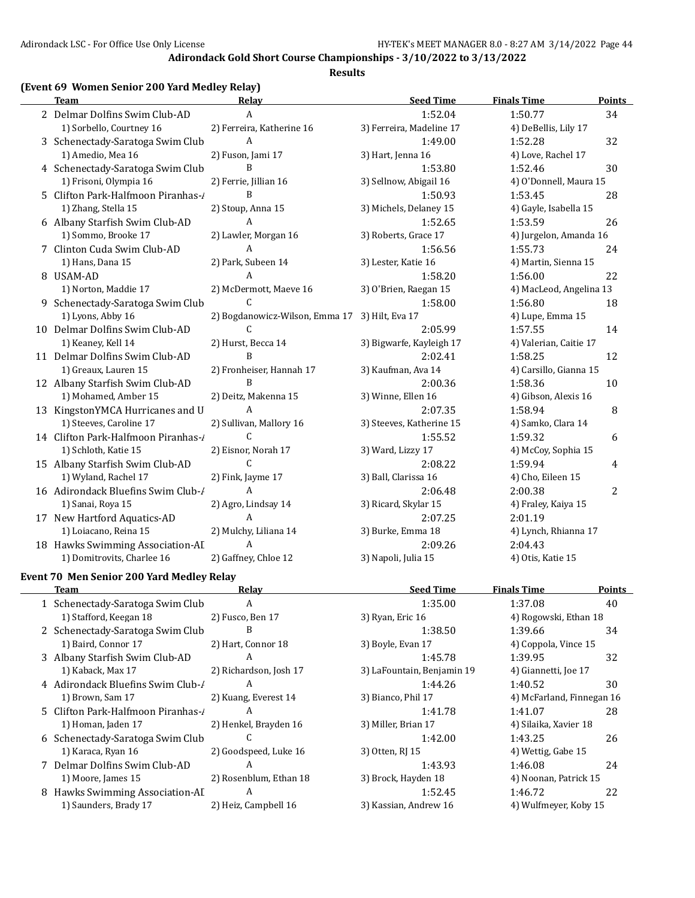Adirondack Gold Short Course Championships - 3/10/2022 to 3/13/2022

Results

## (Event 69 Women Senior 200 Yard Medley Relay)

| | Team | Relay | Seed Time | Finals Time | Points |
|---|---|---|---|---|---|
| 2 | Delmar Dolfins Swim Club-AD | A | 1:52.04 | 1:50.77 | 34 |
| | 1) Sorbello, Courtney 16 | 2) Ferreira, Katherine 16 | 3) Ferreira, Madeline 17 | 4) DeBellis, Lily 17 | |
| 3 | Schenectady-Saratoga Swim Club | A | 1:49.00 | 1:52.28 | 32 |
| | 1) Amedio, Mea 16 | 2) Fuson, Jami 17 | 3) Hart, Jenna 16 | 4) Love, Rachel 17 | |
| 4 | Schenectady-Saratoga Swim Club | B | 1:53.80 | 1:52.46 | 30 |
| | 1) Frisoni, Olympia 16 | 2) Ferrie, Jillian 16 | 3) Sellnow, Abigail 16 | 4) O'Donnell, Maura 15 | |
| 5 | Clifton Park-Halfmoon Piranhas-A | B | 1:50.93 | 1:53.45 | 28 |
| | 1) Zhang, Stella 15 | 2) Stoup, Anna 15 | 3) Michels, Delaney 15 | 4) Gayle, Isabella 15 | |
| 6 | Albany Starfish Swim Club-AD | A | 1:52.65 | 1:53.59 | 26 |
| | 1) Sommo, Brooke 17 | 2) Lawler, Morgan 16 | 3) Roberts, Grace 17 | 4) Jurgelon, Amanda 16 | |
| 7 | Clinton Cuda Swim Club-AD | A | 1:56.56 | 1:55.73 | 24 |
| | 1) Hans, Dana 15 | 2) Park, Subeen 14 | 3) Lester, Katie 16 | 4) Martin, Sienna 15 | |
| 8 | USAM-AD | A | 1:58.20 | 1:56.00 | 22 |
| | 1) Norton, Maddie 17 | 2) McDermott, Maeve 16 | 3) O'Brien, Raegan 15 | 4) MacLeod, Angelina 13 | |
| 9 | Schenectady-Saratoga Swim Club | C | 1:58.00 | 1:56.80 | 18 |
| | 1) Lyons, Abby 16 | 2) Bogdanowicz-Wilson, Emma 17 | 3) Hilt, Eva 17 | 4) Lupe, Emma 15 | |
| 10 | Delmar Dolfins Swim Club-AD | C | 2:05.99 | 1:57.55 | 14 |
| | 1) Keaney, Kell 14 | 2) Hurst, Becca 14 | 3) Bigwarfe, Kayleigh 17 | 4) Valerian, Caitie 17 | |
| 11 | Delmar Dolfins Swim Club-AD | B | 2:02.41 | 1:58.25 | 12 |
| | 1) Greaux, Lauren 15 | 2) Fronheiser, Hannah 17 | 3) Kaufman, Ava 14 | 4) Carsillo, Gianna 15 | |
| 12 | Albany Starfish Swim Club-AD | B | 2:00.36 | 1:58.36 | 10 |
| | 1) Mohamed, Amber 15 | 2) Deitz, Makenna 15 | 3) Winne, Ellen 16 | 4) Gibson, Alexis 16 | |
| 13 | KingstonYMCA Hurricanes and U | A | 2:07.35 | 1:58.94 | 8 |
| | 1) Steeves, Caroline 17 | 2) Sullivan, Mallory 16 | 3) Steeves, Katherine 15 | 4) Samko, Clara 14 | |
| 14 | Clifton Park-Halfmoon Piranhas-A | C | 1:55.52 | 1:59.32 | 6 |
| | 1) Schloth, Katie 15 | 2) Eisnor, Norah 17 | 3) Ward, Lizzy 17 | 4) McCoy, Sophia 15 | |
| 15 | Albany Starfish Swim Club-AD | C | 2:08.22 | 1:59.94 | 4 |
| | 1) Wyland, Rachel 17 | 2) Fink, Jayme 17 | 3) Ball, Clarissa 16 | 4) Cho, Eileen 15 | |
| 16 | Adirondack Bluefins Swim Club-A | A | 2:06.48 | 2:00.38 | 2 |
| | 1) Sanai, Roya 15 | 2) Agro, Lindsay 14 | 3) Ricard, Skylar 15 | 4) Fraley, Kaiya 15 | |
| 17 | New Hartford Aquatics-AD | A | 2:07.25 | 2:01.19 | |
| | 1) Loiacano, Reina 15 | 2) Mulchy, Liliana 14 | 3) Burke, Emma 18 | 4) Lynch, Rhianna 17 | |
| 18 | Hawks Swimming Association-AD | A | 2:09.26 | 2:04.43 | |
| | 1) Domitrovits, Charlee 16 | 2) Gaffney, Chloe 12 | 3) Napoli, Julia 15 | 4) Otis, Katie 15 | |

## Event 70 Men Senior 200 Yard Medley Relay

| | Team | Relay | Seed Time | Finals Time | Points |
|---|---|---|---|---|---|
| 1 | Schenectady-Saratoga Swim Club | A | 1:35.00 | 1:37.08 | 40 |
| | 1) Stafford, Keegan 18 | 2) Fusco, Ben 17 | 3) Ryan, Eric 16 | 4) Rogowski, Ethan 18 | |
| 2 | Schenectady-Saratoga Swim Club | B | 1:38.50 | 1:39.66 | 34 |
| | 1) Baird, Connor 17 | 2) Hart, Connor 18 | 3) Boyle, Evan 17 | 4) Coppola, Vince 15 | |
| 3 | Albany Starfish Swim Club-AD | A | 1:45.78 | 1:39.95 | 32 |
| | 1) Kaback, Max 17 | 2) Richardson, Josh 17 | 3) LaFountain, Benjamin 19 | 4) Giannetti, Joe 17 | |
| 4 | Adirondack Bluefins Swim Club-A | A | 1:44.26 | 1:40.52 | 30 |
| | 1) Brown, Sam 17 | 2) Kuang, Everest 14 | 3) Bianco, Phil 17 | 4) McFarland, Finnegan 16 | |
| 5 | Clifton Park-Halfmoon Piranhas-A | A | 1:41.78 | 1:41.07 | 28 |
| | 1) Homan, Jaden 17 | 2) Henkel, Brayden 16 | 3) Miller, Brian 17 | 4) Silaika, Xavier 18 | |
| 6 | Schenectady-Saratoga Swim Club | C | 1:42.00 | 1:43.25 | 26 |
| | 1) Karaca, Ryan 16 | 2) Goodspeed, Luke 16 | 3) Otten, RJ 15 | 4) Wettig, Gabe 15 | |
| 7 | Delmar Dolfins Swim Club-AD | A | 1:43.93 | 1:46.08 | 24 |
| | 1) Moore, James 15 | 2) Rosenblum, Ethan 18 | 3) Brock, Hayden 18 | 4) Noonan, Patrick 15 | |
| 8 | Hawks Swimming Association-AD | A | 1:52.45 | 1:46.72 | 22 |
| | 1) Saunders, Brady 17 | 2) Heiz, Campbell 16 | 3) Kassian, Andrew 16 | 4) Wulfmeyer, Koby 15 | |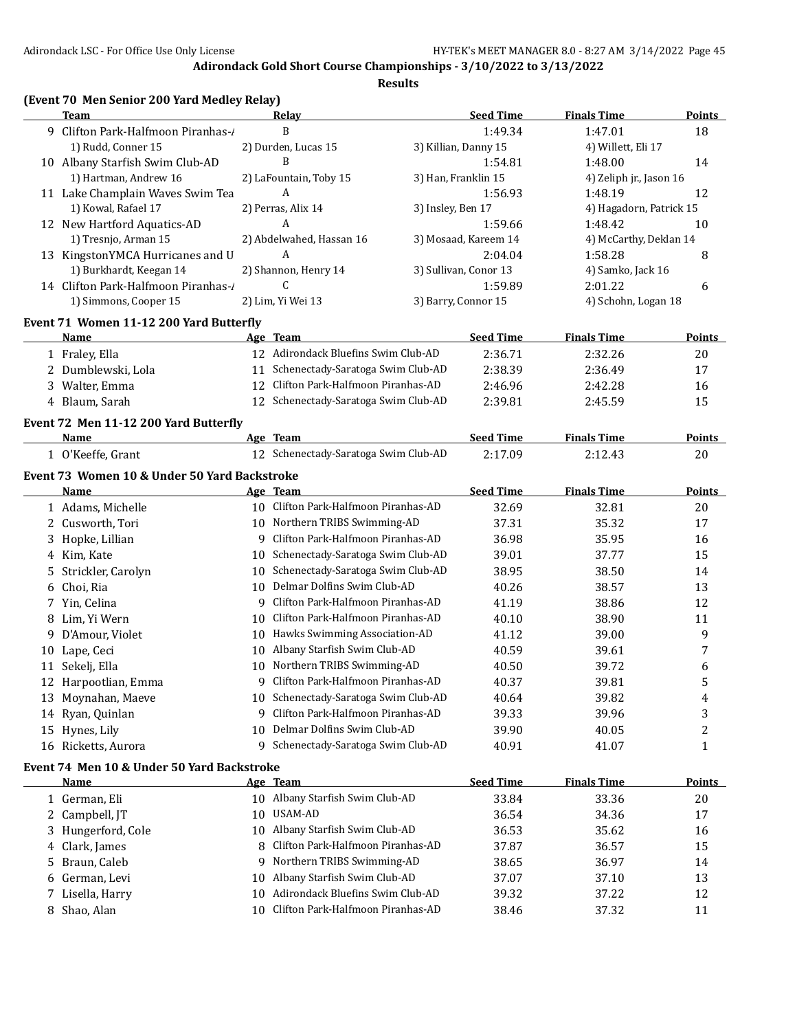Adirondack Gold Short Course Championships - 3/10/2022 to 3/13/2022

**Results**

### (Event 70 Men Senior 200 Yard Medley Relay)

| | Team | Relay | Seed Time | Finals Time | Points |
|---|---|---|---|---|---|
| 9 | Clifton Park-Halfmoon Piranhas-/ | B | 1:49.34 | 1:47.01 | 18 |
| | 1) Rudd, Conner 15 | 2) Durden, Lucas 15 | 3) Killian, Danny 15 | 4) Willett, Eli 17 | |
| 10 | Albany Starfish Swim Club-AD | B | 1:54.81 | 1:48.00 | 14 |
| | 1) Hartman, Andrew 16 | 2) LaFountain, Toby 15 | 3) Han, Franklin 15 | 4) Zeliph jr., Jason 16 | |
| 11 | Lake Champlain Waves Swim Tea | A | 1:56.93 | 1:48.19 | 12 |
| | 1) Kowal, Rafael 17 | 2) Perras, Alix 14 | 3) Insley, Ben 17 | 4) Hagadorn, Patrick 15 | |
| 12 | New Hartford Aquatics-AD | A | 1:59.66 | 1:48.42 | 10 |
| | 1) Tresnjo, Arman 15 | 2) Abdelwahed, Hassan 16 | 3) Mosaad, Kareem 14 | 4) McCarthy, Deklan 14 | |
| 13 | KingstonYMCA Hurricanes and U | A | 2:04.04 | 1:58.28 | 8 |
| | 1) Burkhardt, Keegan 14 | 2) Shannon, Henry 14 | 3) Sullivan, Conor 13 | 4) Samko, Jack 16 | |
| 14 | Clifton Park-Halfmoon Piranhas-/ | C | 1:59.89 | 2:01.22 | 6 |
| | 1) Simmons, Cooper 15 | 2) Lim, Yi Wei 13 | 3) Barry, Connor 15 | 4) Schohn, Logan 18 | |

### Event 71 Women 11-12 200 Yard Butterfly

| | Name | Age | Team | Seed Time | Finals Time | Points |
|---|---|---|---|---|---|---|
| 1 | Fraley, Ella | 12 | Adirondack Bluefins Swim Club-AD | 2:36.71 | 2:32.26 | 20 |
| 2 | Dumblewski, Lola | 11 | Schenectady-Saratoga Swim Club-AD | 2:38.39 | 2:36.49 | 17 |
| 3 | Walter, Emma | 12 | Clifton Park-Halfmoon Piranhas-AD | 2:46.96 | 2:42.28 | 16 |
| 4 | Blaum, Sarah | 12 | Schenectady-Saratoga Swim Club-AD | 2:39.81 | 2:45.59 | 15 |

### Event 72 Men 11-12 200 Yard Butterfly

| | Name | Age | Team | Seed Time | Finals Time | Points |
|---|---|---|---|---|---|---|
| 1 | O'Keeffe, Grant | 12 | Schenectady-Saratoga Swim Club-AD | 2:17.09 | 2:12.43 | 20 |

### Event 73 Women 10 & Under 50 Yard Backstroke

| | Name | Age | Team | Seed Time | Finals Time | Points |
|---|---|---|---|---|---|---|
| 1 | Adams, Michelle | 10 | Clifton Park-Halfmoon Piranhas-AD | 32.69 | 32.81 | 20 |
| 2 | Cusworth, Tori | 10 | Northern TRIBS Swimming-AD | 37.31 | 35.32 | 17 |
| 3 | Hopke, Lillian | 9 | Clifton Park-Halfmoon Piranhas-AD | 36.98 | 35.95 | 16 |
| 4 | Kim, Kate | 10 | Schenectady-Saratoga Swim Club-AD | 39.01 | 37.77 | 15 |
| 5 | Strickler, Carolyn | 10 | Schenectady-Saratoga Swim Club-AD | 38.95 | 38.50 | 14 |
| 6 | Choi, Ria | 10 | Delmar Dolfins Swim Club-AD | 40.26 | 38.57 | 13 |
| 7 | Yin, Celina | 9 | Clifton Park-Halfmoon Piranhas-AD | 41.19 | 38.86 | 12 |
| 8 | Lim, Yi Wern | 10 | Clifton Park-Halfmoon Piranhas-AD | 40.10 | 38.90 | 11 |
| 9 | D'Amour, Violet | 10 | Hawks Swimming Association-AD | 41.12 | 39.00 | 9 |
| 10 | Lape, Ceci | 10 | Albany Starfish Swim Club-AD | 40.59 | 39.61 | 7 |
| 11 | Sekelj, Ella | 10 | Northern TRIBS Swimming-AD | 40.50 | 39.72 | 6 |
| 12 | Harpootlian, Emma | 9 | Clifton Park-Halfmoon Piranhas-AD | 40.37 | 39.81 | 5 |
| 13 | Moynahan, Maeve | 10 | Schenectady-Saratoga Swim Club-AD | 40.64 | 39.82 | 4 |
| 14 | Ryan, Quinlan | 9 | Clifton Park-Halfmoon Piranhas-AD | 39.33 | 39.96 | 3 |
| 15 | Hynes, Lily | 10 | Delmar Dolfins Swim Club-AD | 39.90 | 40.05 | 2 |
| 16 | Ricketts, Aurora | 9 | Schenectady-Saratoga Swim Club-AD | 40.91 | 41.07 | 1 |

### Event 74 Men 10 & Under 50 Yard Backstroke

| | Name | Age | Team | Seed Time | Finals Time | Points |
|---|---|---|---|---|---|---|
| 1 | German, Eli | 10 | Albany Starfish Swim Club-AD | 33.84 | 33.36 | 20 |
| 2 | Campbell, JT | 10 | USAM-AD | 36.54 | 34.36 | 17 |
| 3 | Hungerford, Cole | 10 | Albany Starfish Swim Club-AD | 36.53 | 35.62 | 16 |
| 4 | Clark, James | 8 | Clifton Park-Halfmoon Piranhas-AD | 37.87 | 36.57 | 15 |
| 5 | Braun, Caleb | 9 | Northern TRIBS Swimming-AD | 38.65 | 36.97 | 14 |
| 6 | German, Levi | 10 | Albany Starfish Swim Club-AD | 37.07 | 37.10 | 13 |
| 7 | Lisella, Harry | 10 | Adirondack Bluefins Swim Club-AD | 39.32 | 37.22 | 12 |
| 8 | Shao, Alan | 10 | Clifton Park-Halfmoon Piranhas-AD | 38.46 | 37.32 | 11 |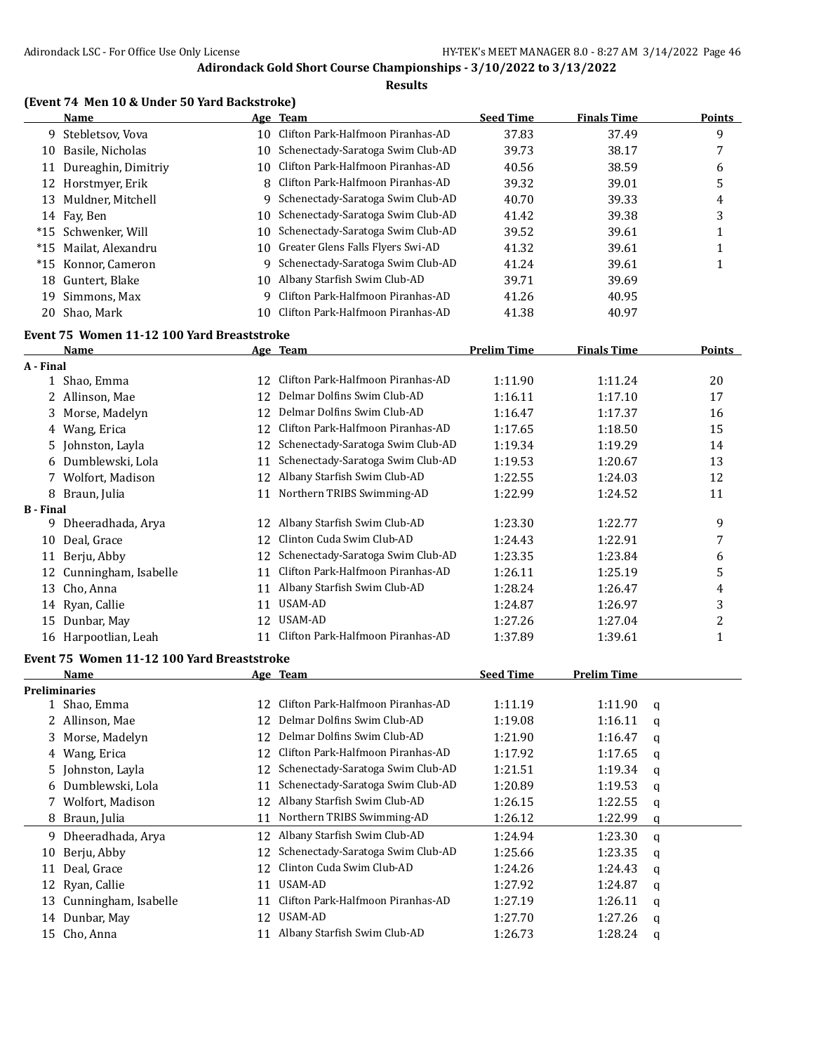## Adirondack Gold Short Course Championships - 3/10/2022 to 3/13/2022

### Results

**(Event 74 Men 10 & Under 50 Yard Backstroke)**

| | Name | Age | Team | Seed Time | Finals Time | Points |
|---|---|---|---|---|---|---|
| 9 | Stebletsov, Vova | 10 | Clifton Park-Halfmoon Piranhas-AD | 37.83 | 37.49 | 9 |
| 10 | Basile, Nicholas | 10 | Schenectady-Saratoga Swim Club-AD | 39.73 | 38.17 | 7 |
| 11 | Dureaghin, Dimitriy | 10 | Clifton Park-Halfmoon Piranhas-AD | 40.56 | 38.59 | 6 |
| 12 | Horstmyer, Erik | 8 | Clifton Park-Halfmoon Piranhas-AD | 39.32 | 39.01 | 5 |
| 13 | Muldner, Mitchell | 9 | Schenectady-Saratoga Swim Club-AD | 40.70 | 39.33 | 4 |
| 14 | Fay, Ben | 10 | Schenectady-Saratoga Swim Club-AD | 41.42 | 39.38 | 3 |
| *15 | Schwenker, Will | 10 | Schenectady-Saratoga Swim Club-AD | 39.52 | 39.61 | 1 |
| *15 | Mailat, Alexandru | 10 | Greater Glens Falls Flyers Swi-AD | 41.32 | 39.61 | 1 |
| *15 | Konnor, Cameron | 9 | Schenectady-Saratoga Swim Club-AD | 41.24 | 39.61 | 1 |
| 18 | Guntert, Blake | 10 | Albany Starfish Swim Club-AD | 39.71 | 39.69 | |
| 19 | Simmons, Max | 9 | Clifton Park-Halfmoon Piranhas-AD | 41.26 | 40.95 | |
| 20 | Shao, Mark | 10 | Clifton Park-Halfmoon Piranhas-AD | 41.38 | 40.97 | |

**Event 75 Women 11-12 100 Yard Breaststroke**

| | Name | Age | Team | Prelim Time | Finals Time | Points |
|---|---|---|---|---|---|---|
| **A - Final** | | | | | | |
| 1 | Shao, Emma | 12 | Clifton Park-Halfmoon Piranhas-AD | 1:11.90 | 1:11.24 | 20 |
| 2 | Allinson, Mae | 12 | Delmar Dolfins Swim Club-AD | 1:16.11 | 1:17.10 | 17 |
| 3 | Morse, Madelyn | 12 | Delmar Dolfins Swim Club-AD | 1:16.47 | 1:17.37 | 16 |
| 4 | Wang, Erica | 12 | Clifton Park-Halfmoon Piranhas-AD | 1:17.65 | 1:18.50 | 15 |
| 5 | Johnston, Layla | 12 | Schenectady-Saratoga Swim Club-AD | 1:19.34 | 1:19.29 | 14 |
| 6 | Dumblewski, Lola | 11 | Schenectady-Saratoga Swim Club-AD | 1:19.53 | 1:20.67 | 13 |
| 7 | Wolfort, Madison | 12 | Albany Starfish Swim Club-AD | 1:22.55 | 1:24.03 | 12 |
| 8 | Braun, Julia | 11 | Northern TRIBS Swimming-AD | 1:22.99 | 1:24.52 | 11 |
| **B - Final** | | | | | | |
| 9 | Dheeradhada, Arya | 12 | Albany Starfish Swim Club-AD | 1:23.30 | 1:22.77 | 9 |
| 10 | Deal, Grace | 12 | Clinton Cuda Swim Club-AD | 1:24.43 | 1:22.91 | 7 |
| 11 | Berju, Abby | 12 | Schenectady-Saratoga Swim Club-AD | 1:23.35 | 1:23.84 | 6 |
| 12 | Cunningham, Isabelle | 11 | Clifton Park-Halfmoon Piranhas-AD | 1:26.11 | 1:25.19 | 5 |
| 13 | Cho, Anna | 11 | Albany Starfish Swim Club-AD | 1:28.24 | 1:26.47 | 4 |
| 14 | Ryan, Callie | 11 | USAM-AD | 1:24.87 | 1:26.97 | 3 |
| 15 | Dunbar, May | 12 | USAM-AD | 1:27.26 | 1:27.04 | 2 |
| 16 | Harpootlian, Leah | 11 | Clifton Park-Halfmoon Piranhas-AD | 1:37.89 | 1:39.61 | 1 |

**Event 75 Women 11-12 100 Yard Breaststroke**

| | Name | Age | Team | Seed Time | Prelim Time | |
|---|---|---|---|---|---|---|
| **Preliminaries** | | | | | | |
| 1 | Shao, Emma | 12 | Clifton Park-Halfmoon Piranhas-AD | 1:11.19 | 1:11.90 | q |
| 2 | Allinson, Mae | 12 | Delmar Dolfins Swim Club-AD | 1:19.08 | 1:16.11 | q |
| 3 | Morse, Madelyn | 12 | Delmar Dolfins Swim Club-AD | 1:21.90 | 1:16.47 | q |
| 4 | Wang, Erica | 12 | Clifton Park-Halfmoon Piranhas-AD | 1:17.92 | 1:17.65 | q |
| 5 | Johnston, Layla | 12 | Schenectady-Saratoga Swim Club-AD | 1:21.51 | 1:19.34 | q |
| 6 | Dumblewski, Lola | 11 | Schenectady-Saratoga Swim Club-AD | 1:20.89 | 1:19.53 | q |
| 7 | Wolfort, Madison | 12 | Albany Starfish Swim Club-AD | 1:26.15 | 1:22.55 | q |
| 8 | Braun, Julia | 11 | Northern TRIBS Swimming-AD | 1:26.12 | 1:22.99 | q |
| 9 | Dheeradhada, Arya | 12 | Albany Starfish Swim Club-AD | 1:24.94 | 1:23.30 | q |
| 10 | Berju, Abby | 12 | Schenectady-Saratoga Swim Club-AD | 1:25.66 | 1:23.35 | q |
| 11 | Deal, Grace | 12 | Clinton Cuda Swim Club-AD | 1:24.26 | 1:24.43 | q |
| 12 | Ryan, Callie | 11 | USAM-AD | 1:27.92 | 1:24.87 | q |
| 13 | Cunningham, Isabelle | 11 | Clifton Park-Halfmoon Piranhas-AD | 1:27.19 | 1:26.11 | q |
| 14 | Dunbar, May | 12 | USAM-AD | 1:27.70 | 1:27.26 | q |
| 15 | Cho, Anna | 11 | Albany Starfish Swim Club-AD | 1:26.73 | 1:28.24 | q |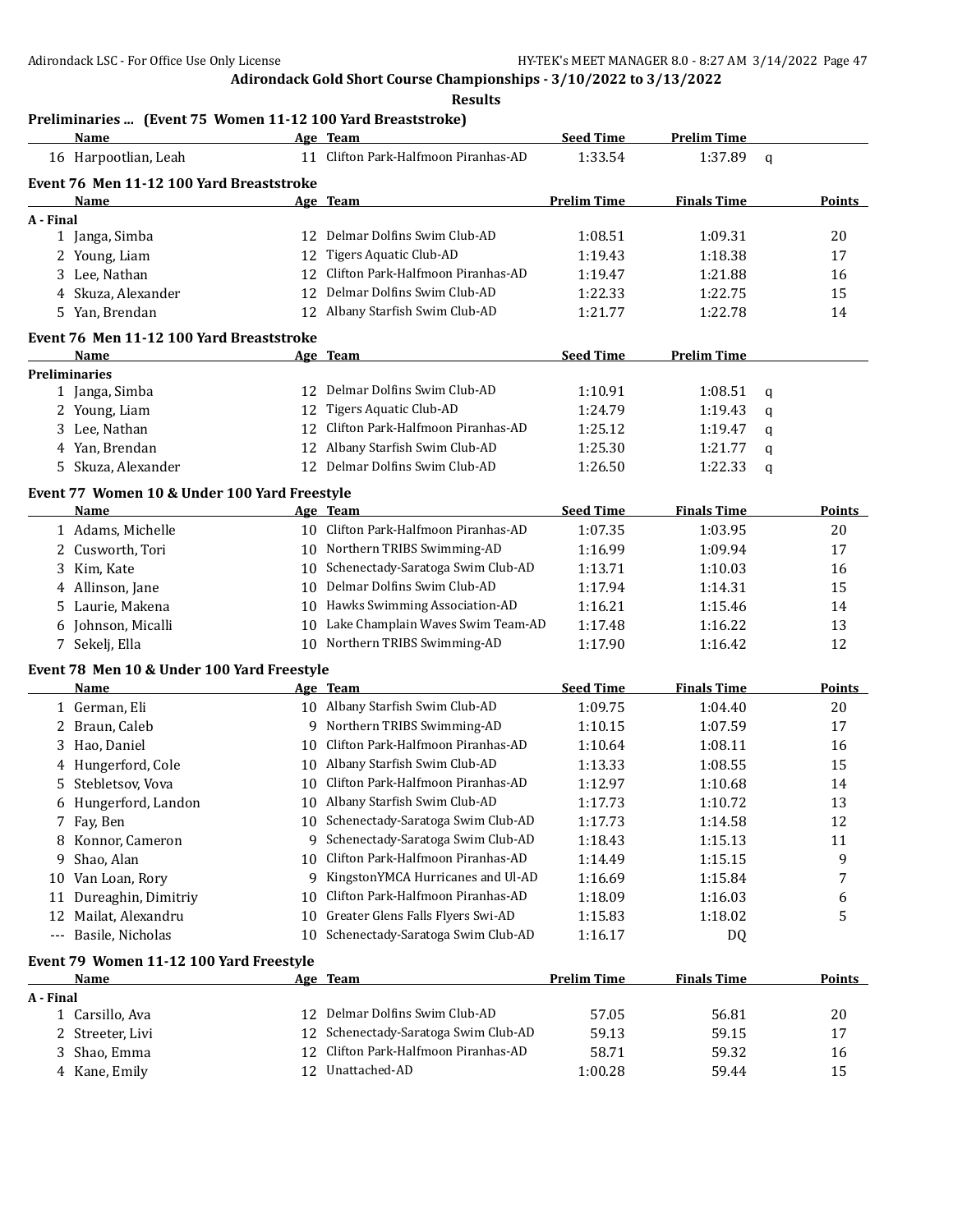# Adirondack Gold Short Course Championships - 3/10/2022 to 3/13/2022

## Results

### Preliminaries ... (Event 75 Women 11-12 100 Yard Breaststroke)

| | Name | Age | Team | Seed Time | Prelim Time | |
|---|---|---|---|---|---|---|
| 16 | Harpootlian, Leah | 11 | Clifton Park-Halfmoon Piranhas-AD | 1:33.54 | 1:37.89 | q |

### Event 76 Men 11-12 100 Yard Breaststroke

| | Name | Age | Team | Prelim Time | Finals Time | Points |
|---|---|---|---|---|---|---|
| **A - Final** | | | | | | |
| 1 | Janga, Simba | 12 | Delmar Dolfins Swim Club-AD | 1:08.51 | 1:09.31 | 20 |
| 2 | Young, Liam | 12 | Tigers Aquatic Club-AD | 1:19.43 | 1:18.38 | 17 |
| 3 | Lee, Nathan | 12 | Clifton Park-Halfmoon Piranhas-AD | 1:19.47 | 1:21.88 | 16 |
| 4 | Skuza, Alexander | 12 | Delmar Dolfins Swim Club-AD | 1:22.33 | 1:22.75 | 15 |
| 5 | Yan, Brendan | 12 | Albany Starfish Swim Club-AD | 1:21.77 | 1:22.78 | 14 |

### Event 76 Men 11-12 100 Yard Breaststroke

| | Name | Age | Team | Seed Time | Prelim Time | |
|---|---|---|---|---|---|---|
| **Preliminaries** | | | | | | |
| 1 | Janga, Simba | 12 | Delmar Dolfins Swim Club-AD | 1:10.91 | 1:08.51 | q |
| 2 | Young, Liam | 12 | Tigers Aquatic Club-AD | 1:24.79 | 1:19.43 | q |
| 3 | Lee, Nathan | 12 | Clifton Park-Halfmoon Piranhas-AD | 1:25.12 | 1:19.47 | q |
| 4 | Yan, Brendan | 12 | Albany Starfish Swim Club-AD | 1:25.30 | 1:21.77 | q |
| 5 | Skuza, Alexander | 12 | Delmar Dolfins Swim Club-AD | 1:26.50 | 1:22.33 | q |

### Event 77 Women 10 & Under 100 Yard Freestyle

| | Name | Age | Team | Seed Time | Finals Time | Points |
|---|---|---|---|---|---|---|
| 1 | Adams, Michelle | 10 | Clifton Park-Halfmoon Piranhas-AD | 1:07.35 | 1:03.95 | 20 |
| 2 | Cusworth, Tori | 10 | Northern TRIBS Swimming-AD | 1:16.99 | 1:09.94 | 17 |
| 3 | Kim, Kate | 10 | Schenectady-Saratoga Swim Club-AD | 1:13.71 | 1:10.03 | 16 |
| 4 | Allinson, Jane | 10 | Delmar Dolfins Swim Club-AD | 1:17.94 | 1:14.31 | 15 |
| 5 | Laurie, Makena | 10 | Hawks Swimming Association-AD | 1:16.21 | 1:15.46 | 14 |
| 6 | Johnson, Micalli | 10 | Lake Champlain Waves Swim Team-AD | 1:17.48 | 1:16.22 | 13 |
| 7 | Sekelj, Ella | 10 | Northern TRIBS Swimming-AD | 1:17.90 | 1:16.42 | 12 |

### Event 78 Men 10 & Under 100 Yard Freestyle

| | Name | Age | Team | Seed Time | Finals Time | Points |
|---|---|---|---|---|---|---|
| 1 | German, Eli | 10 | Albany Starfish Swim Club-AD | 1:09.75 | 1:04.40 | 20 |
| 2 | Braun, Caleb | 9 | Northern TRIBS Swimming-AD | 1:10.15 | 1:07.59 | 17 |
| 3 | Hao, Daniel | 10 | Clifton Park-Halfmoon Piranhas-AD | 1:10.64 | 1:08.11 | 16 |
| 4 | Hungerford, Cole | 10 | Albany Starfish Swim Club-AD | 1:13.33 | 1:08.55 | 15 |
| 5 | Stebletsov, Vova | 10 | Clifton Park-Halfmoon Piranhas-AD | 1:12.97 | 1:10.68 | 14 |
| 6 | Hungerford, Landon | 10 | Albany Starfish Swim Club-AD | 1:17.73 | 1:10.72 | 13 |
| 7 | Fay, Ben | 10 | Schenectady-Saratoga Swim Club-AD | 1:17.73 | 1:14.58 | 12 |
| 8 | Konnor, Cameron | 9 | Schenectady-Saratoga Swim Club-AD | 1:18.43 | 1:15.13 | 11 |
| 9 | Shao, Alan | 10 | Clifton Park-Halfmoon Piranhas-AD | 1:14.49 | 1:15.15 | 9 |
| 10 | Van Loan, Rory | 9 | KingstonYMCA Hurricanes and Ul-AD | 1:16.69 | 1:15.84 | 7 |
| 11 | Dureaghin, Dimitriy | 10 | Clifton Park-Halfmoon Piranhas-AD | 1:18.09 | 1:16.03 | 6 |
| 12 | Mailat, Alexandru | 10 | Greater Glens Falls Flyers Swi-AD | 1:15.83 | 1:18.02 | 5 |
| --- | Basile, Nicholas | 10 | Schenectady-Saratoga Swim Club-AD | 1:16.17 | DQ | |

### Event 79 Women 11-12 100 Yard Freestyle

| | Name | Age | Team | Prelim Time | Finals Time | Points |
|---|---|---|---|---|---|---|
| **A - Final** | | | | | | |
| 1 | Carsillo, Ava | 12 | Delmar Dolfins Swim Club-AD | 57.05 | 56.81 | 20 |
| 2 | Streeter, Livi | 12 | Schenectady-Saratoga Swim Club-AD | 59.13 | 59.15 | 17 |
| 3 | Shao, Emma | 12 | Clifton Park-Halfmoon Piranhas-AD | 58.71 | 59.32 | 16 |
| 4 | Kane, Emily | 12 | Unattached-AD | 1:00.28 | 59.44 | 15 |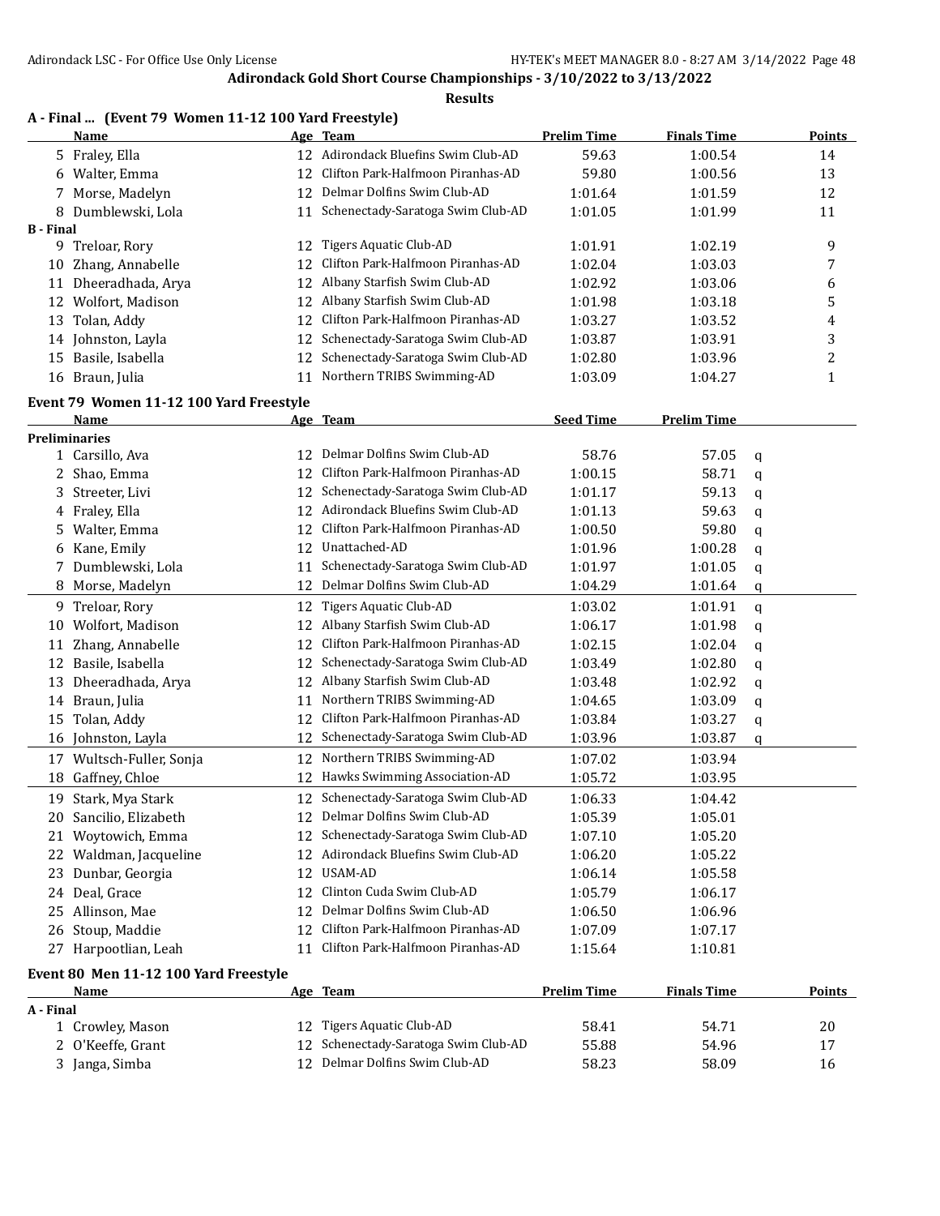**Adirondack Gold Short Course Championships - 3/10/2022 to 3/13/2022**

**Results**

### A - Final ... (Event 79 Women 11-12 100 Yard Freestyle)

| | Name | Age | Team | Prelim Time | Finals Time | Points |
|---|---|---|---|---|---|---|
| 5 | Fraley, Ella | 12 | Adirondack Bluefins Swim Club-AD | 59.63 | 1:00.54 | 14 |
| 6 | Walter, Emma | 12 | Clifton Park-Halfmoon Piranhas-AD | 59.80 | 1:00.56 | 13 |
| 7 | Morse, Madelyn | 12 | Delmar Dolfins Swim Club-AD | 1:01.64 | 1:01.59 | 12 |
| 8 | Dumblewski, Lola | 11 | Schenectady-Saratoga Swim Club-AD | 1:01.05 | 1:01.99 | 11 |
| **B - Final** | | | | | | |
| 9 | Treloar, Rory | 12 | Tigers Aquatic Club-AD | 1:01.91 | 1:02.19 | 9 |
| 10 | Zhang, Annabelle | 12 | Clifton Park-Halfmoon Piranhas-AD | 1:02.04 | 1:03.03 | 7 |
| 11 | Dheeradhada, Arya | 12 | Albany Starfish Swim Club-AD | 1:02.92 | 1:03.06 | 6 |
| 12 | Wolfort, Madison | 12 | Albany Starfish Swim Club-AD | 1:01.98 | 1:03.18 | 5 |
| 13 | Tolan, Addy | 12 | Clifton Park-Halfmoon Piranhas-AD | 1:03.27 | 1:03.52 | 4 |
| 14 | Johnston, Layla | 12 | Schenectady-Saratoga Swim Club-AD | 1:03.87 | 1:03.91 | 3 |
| 15 | Basile, Isabella | 12 | Schenectady-Saratoga Swim Club-AD | 1:02.80 | 1:03.96 | 2 |
| 16 | Braun, Julia | 11 | Northern TRIBS Swimming-AD | 1:03.09 | 1:04.27 | 1 |

### Event 79 Women 11-12 100 Yard Freestyle

| | Name | Age | Team | Seed Time | Prelim Time | |
|---|---|---|---|---|---|---|
| **Preliminaries** | | | | | | |
| 1 | Carsillo, Ava | 12 | Delmar Dolfins Swim Club-AD | 58.76 | 57.05 | q |
| 2 | Shao, Emma | 12 | Clifton Park-Halfmoon Piranhas-AD | 1:00.15 | 58.71 | q |
| 3 | Streeter, Livi | 12 | Schenectady-Saratoga Swim Club-AD | 1:01.17 | 59.13 | q |
| 4 | Fraley, Ella | 12 | Adirondack Bluefins Swim Club-AD | 1:01.13 | 59.63 | q |
| 5 | Walter, Emma | 12 | Clifton Park-Halfmoon Piranhas-AD | 1:00.50 | 59.80 | q |
| 6 | Kane, Emily | 12 | Unattached-AD | 1:01.96 | 1:00.28 | q |
| 7 | Dumblewski, Lola | 11 | Schenectady-Saratoga Swim Club-AD | 1:01.97 | 1:01.05 | q |
| 8 | Morse, Madelyn | 12 | Delmar Dolfins Swim Club-AD | 1:04.29 | 1:01.64 | q |
| 9 | Treloar, Rory | 12 | Tigers Aquatic Club-AD | 1:03.02 | 1:01.91 | q |
| 10 | Wolfort, Madison | 12 | Albany Starfish Swim Club-AD | 1:06.17 | 1:01.98 | q |
| 11 | Zhang, Annabelle | 12 | Clifton Park-Halfmoon Piranhas-AD | 1:02.15 | 1:02.04 | q |
| 12 | Basile, Isabella | 12 | Schenectady-Saratoga Swim Club-AD | 1:03.49 | 1:02.80 | q |
| 13 | Dheeradhada, Arya | 12 | Albany Starfish Swim Club-AD | 1:03.48 | 1:02.92 | q |
| 14 | Braun, Julia | 11 | Northern TRIBS Swimming-AD | 1:04.65 | 1:03.09 | q |
| 15 | Tolan, Addy | 12 | Clifton Park-Halfmoon Piranhas-AD | 1:03.84 | 1:03.27 | q |
| 16 | Johnston, Layla | 12 | Schenectady-Saratoga Swim Club-AD | 1:03.96 | 1:03.87 | q |
| 17 | Wultsch-Fuller, Sonja | 12 | Northern TRIBS Swimming-AD | 1:07.02 | 1:03.94 | |
| 18 | Gaffney, Chloe | 12 | Hawks Swimming Association-AD | 1:05.72 | 1:03.95 | |
| 19 | Stark, Mya Stark | 12 | Schenectady-Saratoga Swim Club-AD | 1:06.33 | 1:04.42 | |
| 20 | Sancilio, Elizabeth | 12 | Delmar Dolfins Swim Club-AD | 1:05.39 | 1:05.01 | |
| 21 | Woytowich, Emma | 12 | Schenectady-Saratoga Swim Club-AD | 1:07.10 | 1:05.20 | |
| 22 | Waldman, Jacqueline | 12 | Adirondack Bluefins Swim Club-AD | 1:06.20 | 1:05.22 | |
| 23 | Dunbar, Georgia | 12 | USAM-AD | 1:06.14 | 1:05.58 | |
| 24 | Deal, Grace | 12 | Clinton Cuda Swim Club-AD | 1:05.79 | 1:06.17 | |
| 25 | Allinson, Mae | 12 | Delmar Dolfins Swim Club-AD | 1:06.50 | 1:06.96 | |
| 26 | Stoup, Maddie | 12 | Clifton Park-Halfmoon Piranhas-AD | 1:07.09 | 1:07.17 | |
| 27 | Harpootlian, Leah | 11 | Clifton Park-Halfmoon Piranhas-AD | 1:15.64 | 1:10.81 | |

### Event 80 Men 11-12 100 Yard Freestyle

| | Name | Age | Team | Prelim Time | Finals Time | Points |
|---|---|---|---|---|---|---|
| **A - Final** | | | | | | |
| 1 | Crowley, Mason | 12 | Tigers Aquatic Club-AD | 58.41 | 54.71 | 20 |
| 2 | O'Keeffe, Grant | 12 | Schenectady-Saratoga Swim Club-AD | 55.88 | 54.96 | 17 |
| 3 | Janga, Simba | 12 | Delmar Dolfins Swim Club-AD | 58.23 | 58.09 | 16 |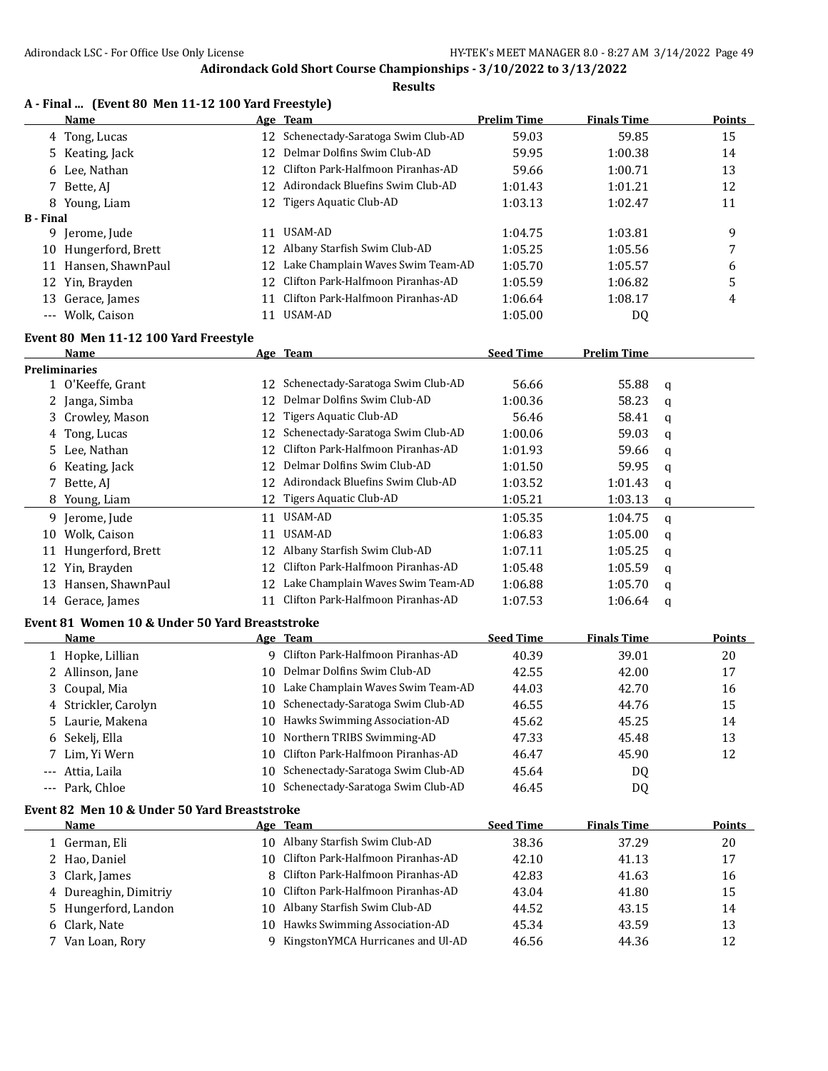## Adirondack Gold Short Course Championships - 3/10/2022 to 3/13/2022

### Results

#### A - Final ... (Event 80 Men 11-12 100 Yard Freestyle)

| | Name | Age | Team | Prelim Time | Finals Time | Points |
|---|---|---|---|---|---|---|
| 4 | Tong, Lucas | 12 | Schenectady-Saratoga Swim Club-AD | 59.03 | 59.85 | 15 |
| 5 | Keating, Jack | 12 | Delmar Dolfins Swim Club-AD | 59.95 | 1:00.38 | 14 |
| 6 | Lee, Nathan | 12 | Clifton Park-Halfmoon Piranhas-AD | 59.66 | 1:00.71 | 13 |
| 7 | Bette, AJ | 12 | Adirondack Bluefins Swim Club-AD | 1:01.43 | 1:01.21 | 12 |
| 8 | Young, Liam | 12 | Tigers Aquatic Club-AD | 1:03.13 | 1:02.47 | 11 |
| **B - Final** | | | | | | |
| 9 | Jerome, Jude | 11 | USAM-AD | 1:04.75 | 1:03.81 | 9 |
| 10 | Hungerford, Brett | 12 | Albany Starfish Swim Club-AD | 1:05.25 | 1:05.56 | 7 |
| 11 | Hansen, ShawnPaul | 12 | Lake Champlain Waves Swim Team-AD | 1:05.70 | 1:05.57 | 6 |
| 12 | Yin, Brayden | 12 | Clifton Park-Halfmoon Piranhas-AD | 1:05.59 | 1:06.82 | 5 |
| 13 | Gerace, James | 11 | Clifton Park-Halfmoon Piranhas-AD | 1:06.64 | 1:08.17 | 4 |
| --- | Wolk, Caison | 11 | USAM-AD | 1:05.00 | DQ | |

#### Event 80 Men 11-12 100 Yard Freestyle

| | Name | Age | Team | Seed Time | Prelim Time | |
|---|---|---|---|---|---|---|
| **Preliminaries** | | | | | | |
| 1 | O'Keeffe, Grant | 12 | Schenectady-Saratoga Swim Club-AD | 56.66 | 55.88 | q |
| 2 | Janga, Simba | 12 | Delmar Dolfins Swim Club-AD | 1:00.36 | 58.23 | q |
| 3 | Crowley, Mason | 12 | Tigers Aquatic Club-AD | 56.46 | 58.41 | q |
| 4 | Tong, Lucas | 12 | Schenectady-Saratoga Swim Club-AD | 1:00.06 | 59.03 | q |
| 5 | Lee, Nathan | 12 | Clifton Park-Halfmoon Piranhas-AD | 1:01.93 | 59.66 | q |
| 6 | Keating, Jack | 12 | Delmar Dolfins Swim Club-AD | 1:01.50 | 59.95 | q |
| 7 | Bette, AJ | 12 | Adirondack Bluefins Swim Club-AD | 1:03.52 | 1:01.43 | q |
| 8 | Young, Liam | 12 | Tigers Aquatic Club-AD | 1:05.21 | 1:03.13 | q |
| 9 | Jerome, Jude | 11 | USAM-AD | 1:05.35 | 1:04.75 | q |
| 10 | Wolk, Caison | 11 | USAM-AD | 1:06.83 | 1:05.00 | q |
| 11 | Hungerford, Brett | 12 | Albany Starfish Swim Club-AD | 1:07.11 | 1:05.25 | q |
| 12 | Yin, Brayden | 12 | Clifton Park-Halfmoon Piranhas-AD | 1:05.48 | 1:05.59 | q |
| 13 | Hansen, ShawnPaul | 12 | Lake Champlain Waves Swim Team-AD | 1:06.88 | 1:05.70 | q |
| 14 | Gerace, James | 11 | Clifton Park-Halfmoon Piranhas-AD | 1:07.53 | 1:06.64 | q |

#### Event 81 Women 10 & Under 50 Yard Breaststroke

| | Name | Age | Team | Seed Time | Finals Time | Points |
|---|---|---|---|---|---|---|
| 1 | Hopke, Lillian | 9 | Clifton Park-Halfmoon Piranhas-AD | 40.39 | 39.01 | 20 |
| 2 | Allinson, Jane | 10 | Delmar Dolfins Swim Club-AD | 42.55 | 42.00 | 17 |
| 3 | Coupal, Mia | 10 | Lake Champlain Waves Swim Team-AD | 44.03 | 42.70 | 16 |
| 4 | Strickler, Carolyn | 10 | Schenectady-Saratoga Swim Club-AD | 46.55 | 44.76 | 15 |
| 5 | Laurie, Makena | 10 | Hawks Swimming Association-AD | 45.62 | 45.25 | 14 |
| 6 | Sekelj, Ella | 10 | Northern TRIBS Swimming-AD | 47.33 | 45.48 | 13 |
| 7 | Lim, Yi Wern | 10 | Clifton Park-Halfmoon Piranhas-AD | 46.47 | 45.90 | 12 |
| --- | Attia, Laila | 10 | Schenectady-Saratoga Swim Club-AD | 45.64 | DQ | |
| --- | Park, Chloe | 10 | Schenectady-Saratoga Swim Club-AD | 46.45 | DQ | |

#### Event 82 Men 10 & Under 50 Yard Breaststroke

| | Name | Age | Team | Seed Time | Finals Time | Points |
|---|---|---|---|---|---|---|
| 1 | German, Eli | 10 | Albany Starfish Swim Club-AD | 38.36 | 37.29 | 20 |
| 2 | Hao, Daniel | 10 | Clifton Park-Halfmoon Piranhas-AD | 42.10 | 41.13 | 17 |
| 3 | Clark, James | 8 | Clifton Park-Halfmoon Piranhas-AD | 42.83 | 41.63 | 16 |
| 4 | Dureaghin, Dimitriy | 10 | Clifton Park-Halfmoon Piranhas-AD | 43.04 | 41.80 | 15 |
| 5 | Hungerford, Landon | 10 | Albany Starfish Swim Club-AD | 44.52 | 43.15 | 14 |
| 6 | Clark, Nate | 10 | Hawks Swimming Association-AD | 45.34 | 43.59 | 13 |
| 7 | Van Loan, Rory | 9 | KingstonYMCA Hurricanes and Ul-AD | 46.56 | 44.36 | 12 |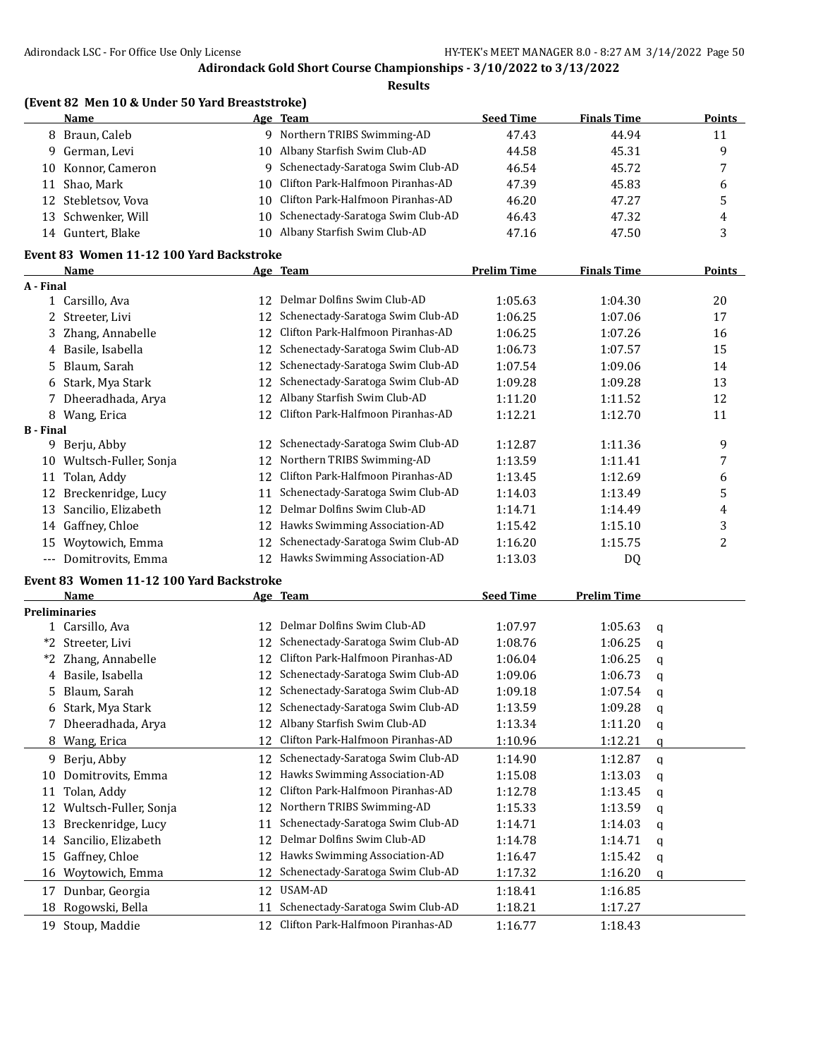**Adirondack Gold Short Course Championships - 3/10/2022 to 3/13/2022**

**Results**

### (Event 82 Men 10 & Under 50 Yard Breaststroke)

| | Name | Age | Team | Seed Time | Finals Time | Points |
|---|---|---|---|---|---|---|
| 8 | Braun, Caleb | 9 | Northern TRIBS Swimming-AD | 47.43 | 44.94 | 11 |
| 9 | German, Levi | 10 | Albany Starfish Swim Club-AD | 44.58 | 45.31 | 9 |
| 10 | Konnor, Cameron | 9 | Schenectady-Saratoga Swim Club-AD | 46.54 | 45.72 | 7 |
| 11 | Shao, Mark | 10 | Clifton Park-Halfmoon Piranhas-AD | 47.39 | 45.83 | 6 |
| 12 | Stebletsov, Vova | 10 | Clifton Park-Halfmoon Piranhas-AD | 46.20 | 47.27 | 5 |
| 13 | Schwenker, Will | 10 | Schenectady-Saratoga Swim Club-AD | 46.43 | 47.32 | 4 |
| 14 | Guntert, Blake | 10 | Albany Starfish Swim Club-AD | 47.16 | 47.50 | 3 |

### Event 83 Women 11-12 100 Yard Backstroke

| | Name | Age | Team | Prelim Time | Finals Time | Points |
|---|---|---|---|---|---|---|
| **A - Final** | | | | | | |
| 1 | Carsillo, Ava | 12 | Delmar Dolfins Swim Club-AD | 1:05.63 | 1:04.30 | 20 |
| 2 | Streeter, Livi | 12 | Schenectady-Saratoga Swim Club-AD | 1:06.25 | 1:07.06 | 17 |
| 3 | Zhang, Annabelle | 12 | Clifton Park-Halfmoon Piranhas-AD | 1:06.25 | 1:07.26 | 16 |
| 4 | Basile, Isabella | 12 | Schenectady-Saratoga Swim Club-AD | 1:06.73 | 1:07.57 | 15 |
| 5 | Blaum, Sarah | 12 | Schenectady-Saratoga Swim Club-AD | 1:07.54 | 1:09.06 | 14 |
| 6 | Stark, Mya Stark | 12 | Schenectady-Saratoga Swim Club-AD | 1:09.28 | 1:09.28 | 13 |
| 7 | Dheeradhada, Arya | 12 | Albany Starfish Swim Club-AD | 1:11.20 | 1:11.52 | 12 |
| 8 | Wang, Erica | 12 | Clifton Park-Halfmoon Piranhas-AD | 1:12.21 | 1:12.70 | 11 |
| **B - Final** | | | | | | |
| 9 | Berju, Abby | 12 | Schenectady-Saratoga Swim Club-AD | 1:12.87 | 1:11.36 | 9 |
| 10 | Wultsch-Fuller, Sonja | 12 | Northern TRIBS Swimming-AD | 1:13.59 | 1:11.41 | 7 |
| 11 | Tolan, Addy | 12 | Clifton Park-Halfmoon Piranhas-AD | 1:13.45 | 1:12.69 | 6 |
| 12 | Breckenridge, Lucy | 11 | Schenectady-Saratoga Swim Club-AD | 1:14.03 | 1:13.49 | 5 |
| 13 | Sancilio, Elizabeth | 12 | Delmar Dolfins Swim Club-AD | 1:14.71 | 1:14.49 | 4 |
| 14 | Gaffney, Chloe | 12 | Hawks Swimming Association-AD | 1:15.42 | 1:15.10 | 3 |
| 15 | Woytowich, Emma | 12 | Schenectady-Saratoga Swim Club-AD | 1:16.20 | 1:15.75 | 2 |
| --- | Domitrovits, Emma | 12 | Hawks Swimming Association-AD | 1:13.03 | DQ | |

### Event 83 Women 11-12 100 Yard Backstroke

| | Name | Age | Team | Seed Time | Prelim Time | |
|---|---|---|---|---|---|---|
| **Preliminaries** | | | | | | |
| 1 | Carsillo, Ava | 12 | Delmar Dolfins Swim Club-AD | 1:07.97 | 1:05.63 | q |
| *2 | Streeter, Livi | 12 | Schenectady-Saratoga Swim Club-AD | 1:08.76 | 1:06.25 | q |
| *2 | Zhang, Annabelle | 12 | Clifton Park-Halfmoon Piranhas-AD | 1:06.04 | 1:06.25 | q |
| 4 | Basile, Isabella | 12 | Schenectady-Saratoga Swim Club-AD | 1:09.06 | 1:06.73 | q |
| 5 | Blaum, Sarah | 12 | Schenectady-Saratoga Swim Club-AD | 1:09.18 | 1:07.54 | q |
| 6 | Stark, Mya Stark | 12 | Schenectady-Saratoga Swim Club-AD | 1:13.59 | 1:09.28 | q |
| 7 | Dheeradhada, Arya | 12 | Albany Starfish Swim Club-AD | 1:13.34 | 1:11.20 | q |
| 8 | Wang, Erica | 12 | Clifton Park-Halfmoon Piranhas-AD | 1:10.96 | 1:12.21 | q |
| 9 | Berju, Abby | 12 | Schenectady-Saratoga Swim Club-AD | 1:14.90 | 1:12.87 | q |
| 10 | Domitrovits, Emma | 12 | Hawks Swimming Association-AD | 1:15.08 | 1:13.03 | q |
| 11 | Tolan, Addy | 12 | Clifton Park-Halfmoon Piranhas-AD | 1:12.78 | 1:13.45 | q |
| 12 | Wultsch-Fuller, Sonja | 12 | Northern TRIBS Swimming-AD | 1:15.33 | 1:13.59 | q |
| 13 | Breckenridge, Lucy | 11 | Schenectady-Saratoga Swim Club-AD | 1:14.71 | 1:14.03 | q |
| 14 | Sancilio, Elizabeth | 12 | Delmar Dolfins Swim Club-AD | 1:14.78 | 1:14.71 | q |
| 15 | Gaffney, Chloe | 12 | Hawks Swimming Association-AD | 1:16.47 | 1:15.42 | q |
| 16 | Woytowich, Emma | 12 | Schenectady-Saratoga Swim Club-AD | 1:17.32 | 1:16.20 | q |
| 17 | Dunbar, Georgia | 12 | USAM-AD | 1:18.41 | 1:16.85 | |
| 18 | Rogowski, Bella | 11 | Schenectady-Saratoga Swim Club-AD | 1:18.21 | 1:17.27 | |
| 19 | Stoup, Maddie | 12 | Clifton Park-Halfmoon Piranhas-AD | 1:16.77 | 1:18.43 | |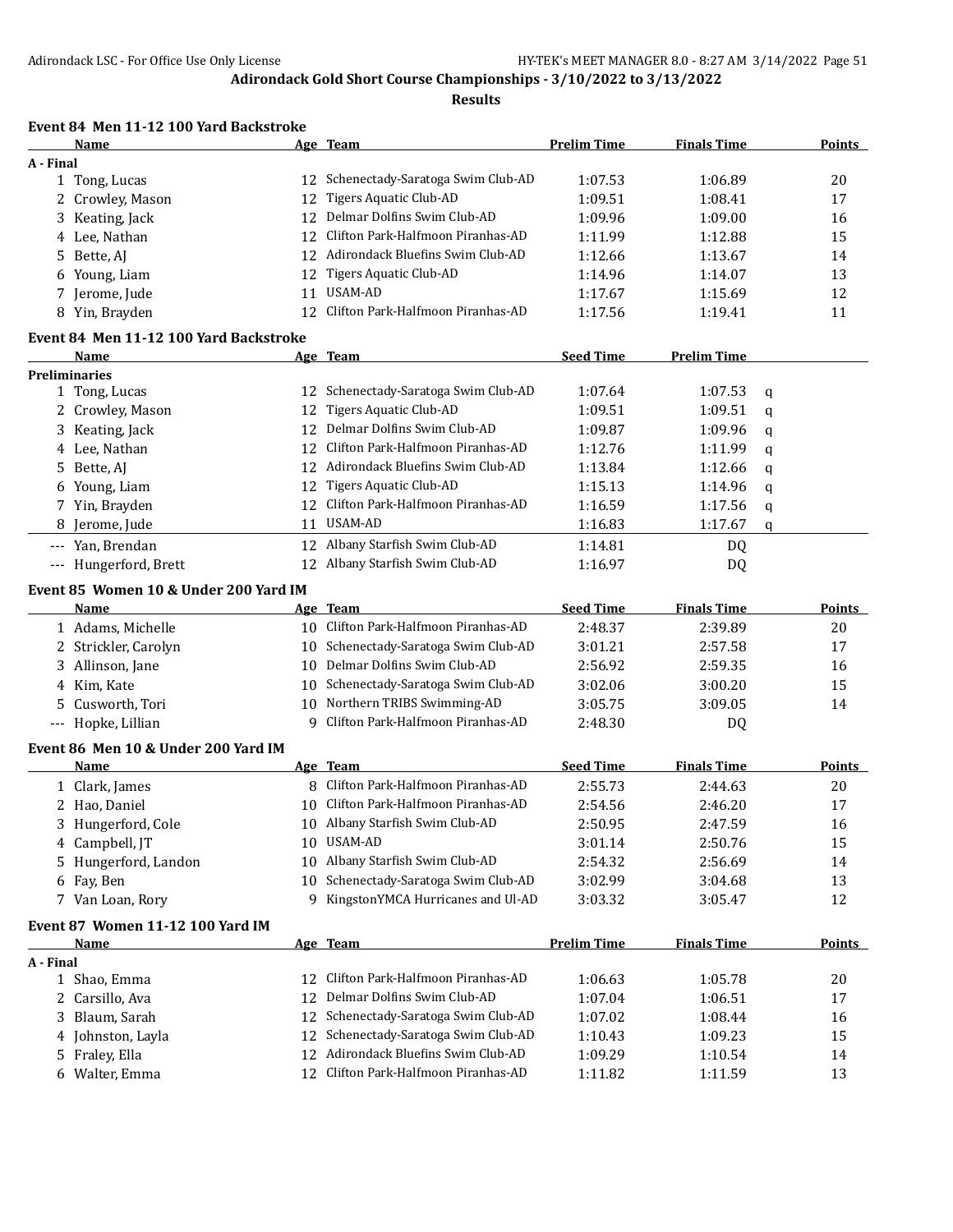## Adirondack Gold Short Course Championships - 3/10/2022 to 3/13/2022

### Results

**Event 84 Men 11-12 100 Yard Backstroke**

| | Name | Age | Team | Prelim Time | Finals Time | Points |
|---|---|---|---|---|---|---|
| **A - Final** | | | | | | |
| 1 | Tong, Lucas | 12 | Schenectady-Saratoga Swim Club-AD | 1:07.53 | 1:06.89 | 20 |
| 2 | Crowley, Mason | 12 | Tigers Aquatic Club-AD | 1:09.51 | 1:08.41 | 17 |
| 3 | Keating, Jack | 12 | Delmar Dolfins Swim Club-AD | 1:09.96 | 1:09.00 | 16 |
| 4 | Lee, Nathan | 12 | Clifton Park-Halfmoon Piranhas-AD | 1:11.99 | 1:12.88 | 15 |
| 5 | Bette, AJ | 12 | Adirondack Bluefins Swim Club-AD | 1:12.66 | 1:13.67 | 14 |
| 6 | Young, Liam | 12 | Tigers Aquatic Club-AD | 1:14.96 | 1:14.07 | 13 |
| 7 | Jerome, Jude | 11 | USAM-AD | 1:17.67 | 1:15.69 | 12 |
| 8 | Yin, Brayden | 12 | Clifton Park-Halfmoon Piranhas-AD | 1:17.56 | 1:19.41 | 11 |

**Event 84 Men 11-12 100 Yard Backstroke**

| | Name | Age | Team | Seed Time | Prelim Time | |
|---|---|---|---|---|---|---|
| **Preliminaries** | | | | | | |
| 1 | Tong, Lucas | 12 | Schenectady-Saratoga Swim Club-AD | 1:07.64 | 1:07.53 | q |
| 2 | Crowley, Mason | 12 | Tigers Aquatic Club-AD | 1:09.51 | 1:09.51 | q |
| 3 | Keating, Jack | 12 | Delmar Dolfins Swim Club-AD | 1:09.87 | 1:09.96 | q |
| 4 | Lee, Nathan | 12 | Clifton Park-Halfmoon Piranhas-AD | 1:12.76 | 1:11.99 | q |
| 5 | Bette, AJ | 12 | Adirondack Bluefins Swim Club-AD | 1:13.84 | 1:12.66 | q |
| 6 | Young, Liam | 12 | Tigers Aquatic Club-AD | 1:15.13 | 1:14.96 | q |
| 7 | Yin, Brayden | 12 | Clifton Park-Halfmoon Piranhas-AD | 1:16.59 | 1:17.56 | q |
| 8 | Jerome, Jude | 11 | USAM-AD | 1:16.83 | 1:17.67 | q |
| --- | Yan, Brendan | 12 | Albany Starfish Swim Club-AD | 1:14.81 | DQ | |
| --- | Hungerford, Brett | 12 | Albany Starfish Swim Club-AD | 1:16.97 | DQ | |

**Event 85 Women 10 & Under 200 Yard IM**

| | Name | Age | Team | Seed Time | Finals Time | Points |
|---|---|---|---|---|---|---|
| 1 | Adams, Michelle | 10 | Clifton Park-Halfmoon Piranhas-AD | 2:48.37 | 2:39.89 | 20 |
| 2 | Strickler, Carolyn | 10 | Schenectady-Saratoga Swim Club-AD | 3:01.21 | 2:57.58 | 17 |
| 3 | Allinson, Jane | 10 | Delmar Dolfins Swim Club-AD | 2:56.92 | 2:59.35 | 16 |
| 4 | Kim, Kate | 10 | Schenectady-Saratoga Swim Club-AD | 3:02.06 | 3:00.20 | 15 |
| 5 | Cusworth, Tori | 10 | Northern TRIBS Swimming-AD | 3:05.75 | 3:09.05 | 14 |
| --- | Hopke, Lillian | 9 | Clifton Park-Halfmoon Piranhas-AD | 2:48.30 | DQ | |

**Event 86 Men 10 & Under 200 Yard IM**

| | Name | Age | Team | Seed Time | Finals Time | Points |
|---|---|---|---|---|---|---|
| 1 | Clark, James | 8 | Clifton Park-Halfmoon Piranhas-AD | 2:55.73 | 2:44.63 | 20 |
| 2 | Hao, Daniel | 10 | Clifton Park-Halfmoon Piranhas-AD | 2:54.56 | 2:46.20 | 17 |
| 3 | Hungerford, Cole | 10 | Albany Starfish Swim Club-AD | 2:50.95 | 2:47.59 | 16 |
| 4 | Campbell, JT | 10 | USAM-AD | 3:01.14 | 2:50.76 | 15 |
| 5 | Hungerford, Landon | 10 | Albany Starfish Swim Club-AD | 2:54.32 | 2:56.69 | 14 |
| 6 | Fay, Ben | 10 | Schenectady-Saratoga Swim Club-AD | 3:02.99 | 3:04.68 | 13 |
| 7 | Van Loan, Rory | 9 | KingstonYMCA Hurricanes and Ul-AD | 3:03.32 | 3:05.47 | 12 |

**Event 87 Women 11-12 100 Yard IM**

| | Name | Age | Team | Prelim Time | Finals Time | Points |
|---|---|---|---|---|---|---|
| **A - Final** | | | | | | |
| 1 | Shao, Emma | 12 | Clifton Park-Halfmoon Piranhas-AD | 1:06.63 | 1:05.78 | 20 |
| 2 | Carsillo, Ava | 12 | Delmar Dolfins Swim Club-AD | 1:07.04 | 1:06.51 | 17 |
| 3 | Blaum, Sarah | 12 | Schenectady-Saratoga Swim Club-AD | 1:07.02 | 1:08.44 | 16 |
| 4 | Johnston, Layla | 12 | Schenectady-Saratoga Swim Club-AD | 1:10.43 | 1:09.23 | 15 |
| 5 | Fraley, Ella | 12 | Adirondack Bluefins Swim Club-AD | 1:09.29 | 1:10.54 | 14 |
| 6 | Walter, Emma | 12 | Clifton Park-Halfmoon Piranhas-AD | 1:11.82 | 1:11.59 | 13 |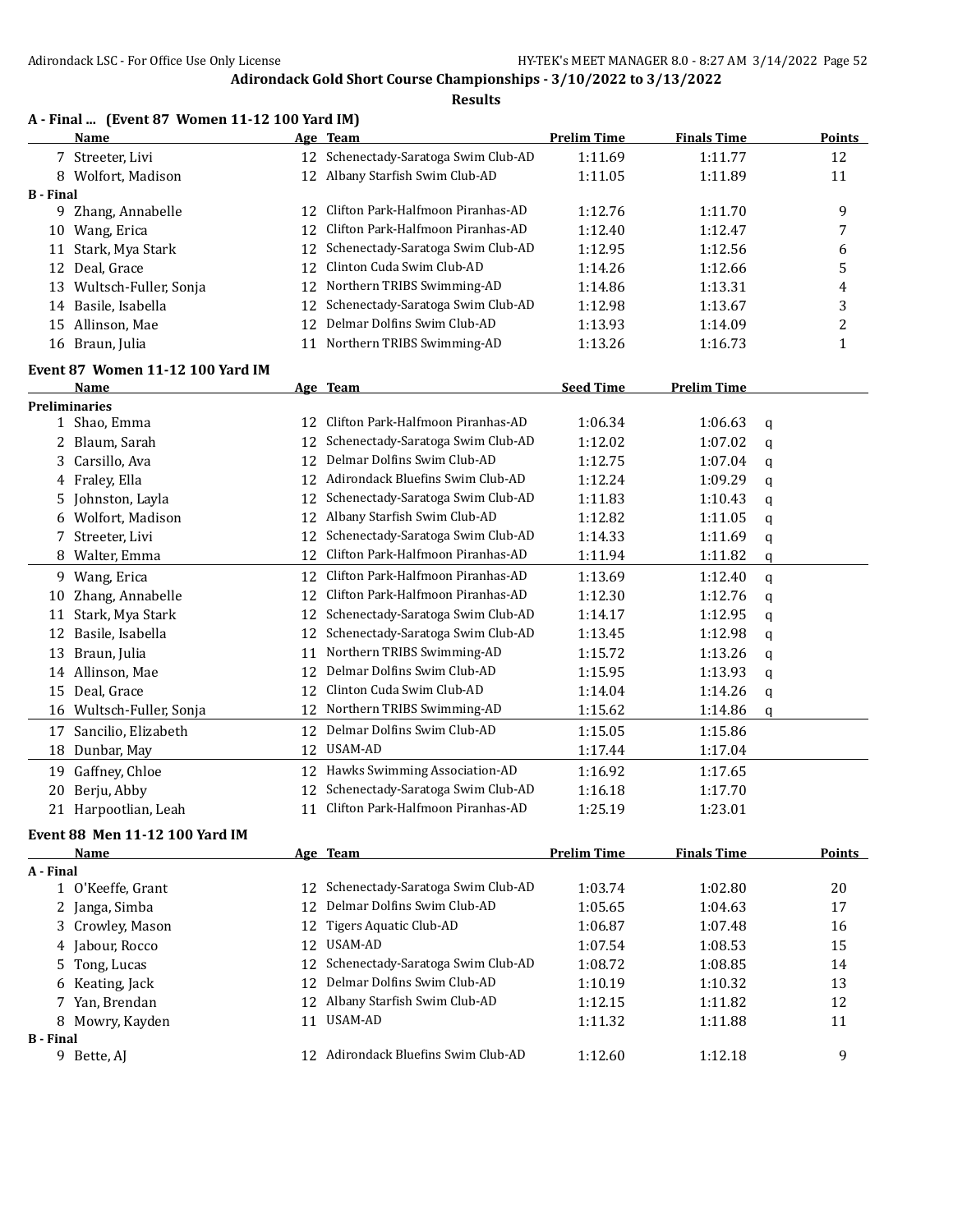## Adirondack Gold Short Course Championships - 3/10/2022 to 3/13/2022

### Results

### A - Final ... (Event 87 Women 11-12 100 Yard IM)

| | Name | Age | Team | Prelim Time | Finals Time | Points |
|---|---|---|---|---|---|---|
| 7 | Streeter, Livi | 12 | Schenectady-Saratoga Swim Club-AD | 1:11.69 | 1:11.77 | 12 |
| 8 | Wolfort, Madison | 12 | Albany Starfish Swim Club-AD | 1:11.05 | 1:11.89 | 11 |
| **B - Final** | | | | | | |
| 9 | Zhang, Annabelle | 12 | Clifton Park-Halfmoon Piranhas-AD | 1:12.76 | 1:11.70 | 9 |
| 10 | Wang, Erica | 12 | Clifton Park-Halfmoon Piranhas-AD | 1:12.40 | 1:12.47 | 7 |
| 11 | Stark, Mya Stark | 12 | Schenectady-Saratoga Swim Club-AD | 1:12.95 | 1:12.56 | 6 |
| 12 | Deal, Grace | 12 | Clinton Cuda Swim Club-AD | 1:14.26 | 1:12.66 | 5 |
| 13 | Wultsch-Fuller, Sonja | 12 | Northern TRIBS Swimming-AD | 1:14.86 | 1:13.31 | 4 |
| 14 | Basile, Isabella | 12 | Schenectady-Saratoga Swim Club-AD | 1:12.98 | 1:13.67 | 3 |
| 15 | Allinson, Mae | 12 | Delmar Dolfins Swim Club-AD | 1:13.93 | 1:14.09 | 2 |
| 16 | Braun, Julia | 11 | Northern TRIBS Swimming-AD | 1:13.26 | 1:16.73 | 1 |

### Event 87 Women 11-12 100 Yard IM

| | Name | Age | Team | Seed Time | Prelim Time | |
|---|---|---|---|---|---|---|
| **Preliminaries** | | | | | | |
| 1 | Shao, Emma | 12 | Clifton Park-Halfmoon Piranhas-AD | 1:06.34 | 1:06.63 | q |
| 2 | Blaum, Sarah | 12 | Schenectady-Saratoga Swim Club-AD | 1:12.02 | 1:07.02 | q |
| 3 | Carsillo, Ava | 12 | Delmar Dolfins Swim Club-AD | 1:12.75 | 1:07.04 | q |
| 4 | Fraley, Ella | 12 | Adirondack Bluefins Swim Club-AD | 1:12.24 | 1:09.29 | q |
| 5 | Johnston, Layla | 12 | Schenectady-Saratoga Swim Club-AD | 1:11.83 | 1:10.43 | q |
| 6 | Wolfort, Madison | 12 | Albany Starfish Swim Club-AD | 1:12.82 | 1:11.05 | q |
| 7 | Streeter, Livi | 12 | Schenectady-Saratoga Swim Club-AD | 1:14.33 | 1:11.69 | q |
| 8 | Walter, Emma | 12 | Clifton Park-Halfmoon Piranhas-AD | 1:11.94 | 1:11.82 | q |
| 9 | Wang, Erica | 12 | Clifton Park-Halfmoon Piranhas-AD | 1:13.69 | 1:12.40 | q |
| 10 | Zhang, Annabelle | 12 | Clifton Park-Halfmoon Piranhas-AD | 1:12.30 | 1:12.76 | q |
| 11 | Stark, Mya Stark | 12 | Schenectady-Saratoga Swim Club-AD | 1:14.17 | 1:12.95 | q |
| 12 | Basile, Isabella | 12 | Schenectady-Saratoga Swim Club-AD | 1:13.45 | 1:12.98 | q |
| 13 | Braun, Julia | 11 | Northern TRIBS Swimming-AD | 1:15.72 | 1:13.26 | q |
| 14 | Allinson, Mae | 12 | Delmar Dolfins Swim Club-AD | 1:15.95 | 1:13.93 | q |
| 15 | Deal, Grace | 12 | Clinton Cuda Swim Club-AD | 1:14.04 | 1:14.26 | q |
| 16 | Wultsch-Fuller, Sonja | 12 | Northern TRIBS Swimming-AD | 1:15.62 | 1:14.86 | q |
| 17 | Sancilio, Elizabeth | 12 | Delmar Dolfins Swim Club-AD | 1:15.05 | 1:15.86 | |
| 18 | Dunbar, May | 12 | USAM-AD | 1:17.44 | 1:17.04 | |
| 19 | Gaffney, Chloe | 12 | Hawks Swimming Association-AD | 1:16.92 | 1:17.65 | |
| 20 | Berju, Abby | 12 | Schenectady-Saratoga Swim Club-AD | 1:16.18 | 1:17.70 | |
| 21 | Harpootlian, Leah | 11 | Clifton Park-Halfmoon Piranhas-AD | 1:25.19 | 1:23.01 | |

### Event 88 Men 11-12 100 Yard IM

| | Name | Age | Team | Prelim Time | Finals Time | Points |
|---|---|---|---|---|---|---|
| **A - Final** | | | | | | |
| 1 | O'Keeffe, Grant | 12 | Schenectady-Saratoga Swim Club-AD | 1:03.74 | 1:02.80 | 20 |
| 2 | Janga, Simba | 12 | Delmar Dolfins Swim Club-AD | 1:05.65 | 1:04.63 | 17 |
| 3 | Crowley, Mason | 12 | Tigers Aquatic Club-AD | 1:06.87 | 1:07.48 | 16 |
| 4 | Jabour, Rocco | 12 | USAM-AD | 1:07.54 | 1:08.53 | 15 |
| 5 | Tong, Lucas | 12 | Schenectady-Saratoga Swim Club-AD | 1:08.72 | 1:08.85 | 14 |
| 6 | Keating, Jack | 12 | Delmar Dolfins Swim Club-AD | 1:10.19 | 1:10.32 | 13 |
| 7 | Yan, Brendan | 12 | Albany Starfish Swim Club-AD | 1:12.15 | 1:11.82 | 12 |
| 8 | Mowry, Kayden | 11 | USAM-AD | 1:11.32 | 1:11.88 | 11 |
| **B - Final** | | | | | | |
| 9 | Bette, AJ | 12 | Adirondack Bluefins Swim Club-AD | 1:12.60 | 1:12.18 | 9 |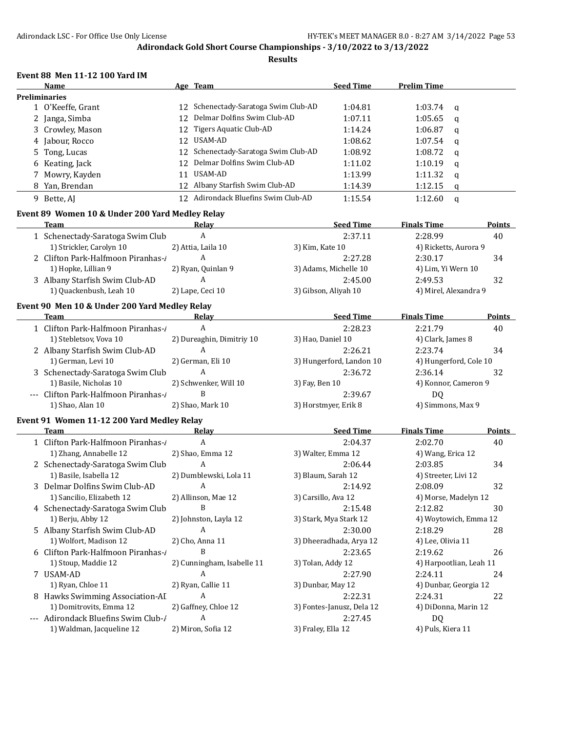# Adirondack Gold Short Course Championships - 3/10/2022 to 3/13/2022

## Results

### Event 88 Men 11-12 100 Yard IM

| | Name | Age | Team | Seed Time | Prelim Time | |
|---|---|---|---|---|---|---|
| **Preliminaries** | | | | | | |
| 1 | O'Keeffe, Grant | 12 | Schenectady-Saratoga Swim Club-AD | 1:04.81 | 1:03.74 | q |
| 2 | Janga, Simba | 12 | Delmar Dolfins Swim Club-AD | 1:07.11 | 1:05.65 | q |
| 3 | Crowley, Mason | 12 | Tigers Aquatic Club-AD | 1:14.24 | 1:06.87 | q |
| 4 | Jabour, Rocco | 12 | USAM-AD | 1:08.62 | 1:07.54 | q |
| 5 | Tong, Lucas | 12 | Schenectady-Saratoga Swim Club-AD | 1:08.92 | 1:08.72 | q |
| 6 | Keating, Jack | 12 | Delmar Dolfins Swim Club-AD | 1:11.02 | 1:10.19 | q |
| 7 | Mowry, Kayden | 11 | USAM-AD | 1:13.99 | 1:11.32 | q |
| 8 | Yan, Brendan | 12 | Albany Starfish Swim Club-AD | 1:14.39 | 1:12.15 | q |
| 9 | Bette, AJ | 12 | Adirondack Bluefins Swim Club-AD | 1:15.54 | 1:12.60 | q |

### Event 89 Women 10 & Under 200 Yard Medley Relay

| | Team | Relay | Seed Time | Finals Time | Points |
|---|---|---|---|---|---|
| 1 | Schenectady-Saratoga Swim Club | A | 2:37.11 | 2:28.99 | 40 |
| | 1) Strickler, Carolyn 10 | 2) Attia, Laila 10 | 3) Kim, Kate 10 | 4) Ricketts, Aurora 9 | |
| 2 | Clifton Park-Halfmoon Piranhas-/ | A | 2:27.28 | 2:30.17 | 34 |
| | 1) Hopke, Lillian 9 | 2) Ryan, Quinlan 9 | 3) Adams, Michelle 10 | 4) Lim, Yi Wern 10 | |
| 3 | Albany Starfish Swim Club-AD | A | 2:45.00 | 2:49.53 | 32 |
| | 1) Quackenbush, Leah 10 | 2) Lape, Ceci 10 | 3) Gibson, Aliyah 10 | 4) Mirel, Alexandra 9 | |

### Event 90 Men 10 & Under 200 Yard Medley Relay

| | Team | Relay | Seed Time | Finals Time | Points |
|---|---|---|---|---|---|
| 1 | Clifton Park-Halfmoon Piranhas-/ | A | 2:28.23 | 2:21.79 | 40 |
| | 1) Stebletsov, Vova 10 | 2) Dureaghin, Dimitriy 10 | 3) Hao, Daniel 10 | 4) Clark, James 8 | |
| 2 | Albany Starfish Swim Club-AD | A | 2:26.21 | 2:23.74 | 34 |
| | 1) German, Levi 10 | 2) German, Eli 10 | 3) Hungerford, Landon 10 | 4) Hungerford, Cole 10 | |
| 3 | Schenectady-Saratoga Swim Club | A | 2:36.72 | 2:36.14 | 32 |
| | 1) Basile, Nicholas 10 | 2) Schwenker, Will 10 | 3) Fay, Ben 10 | 4) Konnor, Cameron 9 | |
| --- | Clifton Park-Halfmoon Piranhas-/ | B | 2:39.67 | DQ | |
| | 1) Shao, Alan 10 | 2) Shao, Mark 10 | 3) Horstmyer, Erik 8 | 4) Simmons, Max 9 | |

### Event 91 Women 11-12 200 Yard Medley Relay

| | Team | Relay | Seed Time | Finals Time | Points |
|---|---|---|---|---|---|
| 1 | Clifton Park-Halfmoon Piranhas-/ | A | 2:04.37 | 2:02.70 | 40 |
| | 1) Zhang, Annabelle 12 | 2) Shao, Emma 12 | 3) Walter, Emma 12 | 4) Wang, Erica 12 | |
| 2 | Schenectady-Saratoga Swim Club | A | 2:06.44 | 2:03.85 | 34 |
| | 1) Basile, Isabella 12 | 2) Dumblewski, Lola 11 | 3) Blaum, Sarah 12 | 4) Streeter, Livi 12 | |
| 3 | Delmar Dolfins Swim Club-AD | A | 2:14.92 | 2:08.09 | 32 |
| | 1) Sancilio, Elizabeth 12 | 2) Allinson, Mae 12 | 3) Carsillo, Ava 12 | 4) Morse, Madelyn 12 | |
| 4 | Schenectady-Saratoga Swim Club | B | 2:15.48 | 2:12.82 | 30 |
| | 1) Berju, Abby 12 | 2) Johnston, Layla 12 | 3) Stark, Mya Stark 12 | 4) Woytowich, Emma 12 | |
| 5 | Albany Starfish Swim Club-AD | A | 2:30.00 | 2:18.29 | 28 |
| | 1) Wolfort, Madison 12 | 2) Cho, Anna 11 | 3) Dheeradhada, Arya 12 | 4) Lee, Olivia 11 | |
| 6 | Clifton Park-Halfmoon Piranhas-/ | B | 2:23.65 | 2:19.62 | 26 |
| | 1) Stoup, Maddie 12 | 2) Cunningham, Isabelle 11 | 3) Tolan, Addy 12 | 4) Harpootlian, Leah 11 | |
| 7 | USAM-AD | A | 2:27.90 | 2:24.11 | 24 |
| | 1) Ryan, Chloe 11 | 2) Ryan, Callie 11 | 3) Dunbar, May 12 | 4) Dunbar, Georgia 12 | |
| 8 | Hawks Swimming Association-AD | A | 2:22.31 | 2:24.31 | 22 |
| | 1) Domitrovits, Emma 12 | 2) Gaffney, Chloe 12 | 3) Fontes-Janusz, Dela 12 | 4) DiDonna, Marin 12 | |
| --- | Adirondack Bluefins Swim Club-/ | A | 2:27.45 | DQ | |
| | 1) Waldman, Jacqueline 12 | 2) Miron, Sofia 12 | 3) Fraley, Ella 12 | 4) Puls, Kiera 11 | |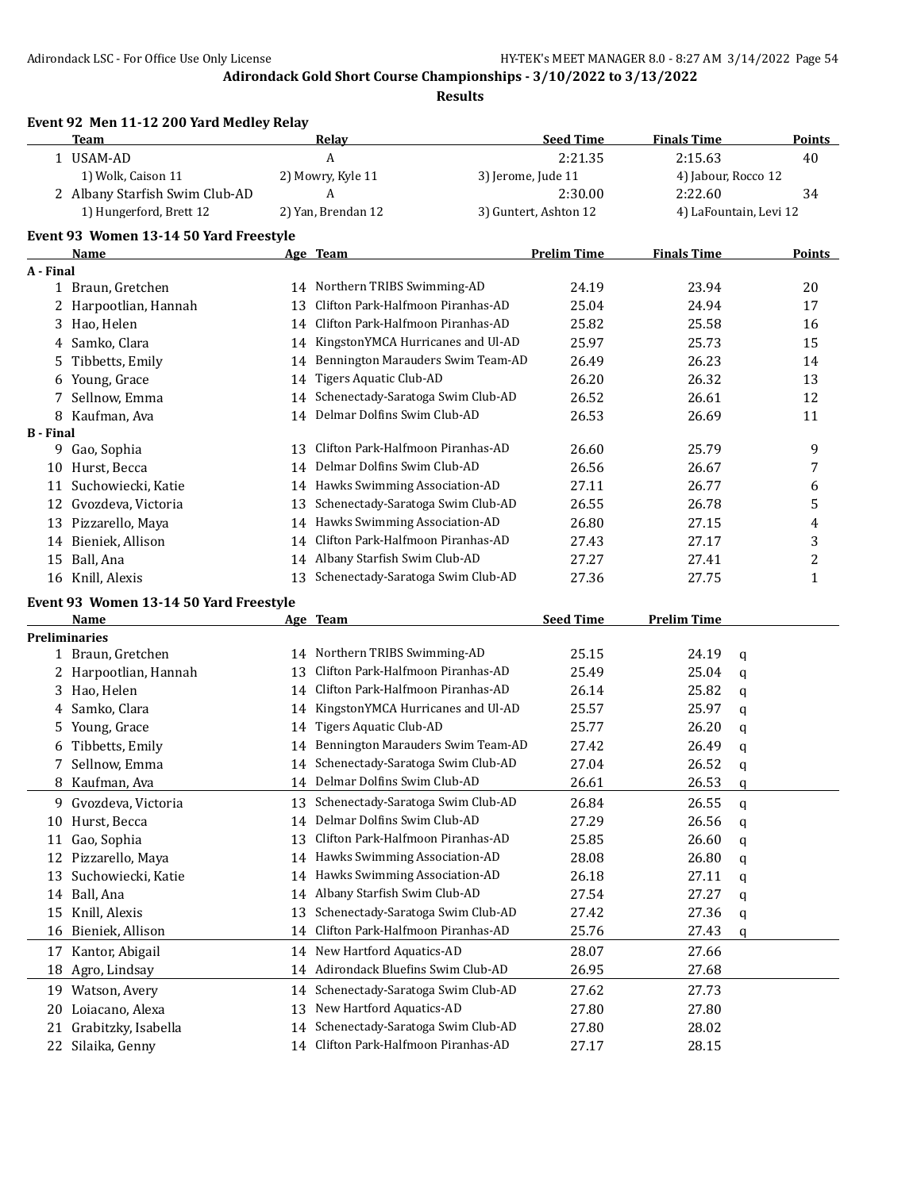**Adirondack Gold Short Course Championships - 3/10/2022 to 3/13/2022**

**Results**

### Event 92 Men 11-12 200 Yard Medley Relay

| | Team | Relay | Seed Time | Finals Time | Points |
|---|---|---|---|---|---|
| 1 | USAM-AD | A | 2:21.35 | 2:15.63 | 40 |
| | 1) Wolk, Caison 11 | 2) Mowry, Kyle 11 | 3) Jerome, Jude 11 | 4) Jabour, Rocco 12 | |
| 2 | Albany Starfish Swim Club-AD | A | 2:30.00 | 2:22.60 | 34 |
| | 1) Hungerford, Brett 12 | 2) Yan, Brendan 12 | 3) Guntert, Ashton 12 | 4) LaFountain, Levi 12 | |

### Event 93 Women 13-14 50 Yard Freestyle

| | Name | Age | Team | Prelim Time | Finals Time | Points |
|---|---|---|---|---|---|---|
| **A - Final** | | | | | | |
| 1 | Braun, Gretchen | 14 | Northern TRIBS Swimming-AD | 24.19 | 23.94 | 20 |
| 2 | Harpootlian, Hannah | 13 | Clifton Park-Halfmoon Piranhas-AD | 25.04 | 24.94 | 17 |
| 3 | Hao, Helen | 14 | Clifton Park-Halfmoon Piranhas-AD | 25.82 | 25.58 | 16 |
| 4 | Samko, Clara | 14 | KingstonYMCA Hurricanes and Ul-AD | 25.97 | 25.73 | 15 |
| 5 | Tibbetts, Emily | 14 | Bennington Marauders Swim Team-AD | 26.49 | 26.23 | 14 |
| 6 | Young, Grace | 14 | Tigers Aquatic Club-AD | 26.20 | 26.32 | 13 |
| 7 | Sellnow, Emma | 14 | Schenectady-Saratoga Swim Club-AD | 26.52 | 26.61 | 12 |
| 8 | Kaufman, Ava | 14 | Delmar Dolfins Swim Club-AD | 26.53 | 26.69 | 11 |
| **B - Final** | | | | | | |
| 9 | Gao, Sophia | 13 | Clifton Park-Halfmoon Piranhas-AD | 26.60 | 25.79 | 9 |
| 10 | Hurst, Becca | 14 | Delmar Dolfins Swim Club-AD | 26.56 | 26.67 | 7 |
| 11 | Suchowiecki, Katie | 14 | Hawks Swimming Association-AD | 27.11 | 26.77 | 6 |
| 12 | Gvozdeva, Victoria | 13 | Schenectady-Saratoga Swim Club-AD | 26.55 | 26.78 | 5 |
| 13 | Pizzarello, Maya | 14 | Hawks Swimming Association-AD | 26.80 | 27.15 | 4 |
| 14 | Bieniek, Allison | 14 | Clifton Park-Halfmoon Piranhas-AD | 27.43 | 27.17 | 3 |
| 15 | Ball, Ana | 14 | Albany Starfish Swim Club-AD | 27.27 | 27.41 | 2 |
| 16 | Knill, Alexis | 13 | Schenectady-Saratoga Swim Club-AD | 27.36 | 27.75 | 1 |

### Event 93 Women 13-14 50 Yard Freestyle

| | Name | Age | Team | Seed Time | Prelim Time | |
|---|---|---|---|---|---|---|
| **Preliminaries** | | | | | | |
| 1 | Braun, Gretchen | 14 | Northern TRIBS Swimming-AD | 25.15 | 24.19 | q |
| 2 | Harpootlian, Hannah | 13 | Clifton Park-Halfmoon Piranhas-AD | 25.49 | 25.04 | q |
| 3 | Hao, Helen | 14 | Clifton Park-Halfmoon Piranhas-AD | 26.14 | 25.82 | q |
| 4 | Samko, Clara | 14 | KingstonYMCA Hurricanes and Ul-AD | 25.57 | 25.97 | q |
| 5 | Young, Grace | 14 | Tigers Aquatic Club-AD | 25.77 | 26.20 | q |
| 6 | Tibbetts, Emily | 14 | Bennington Marauders Swim Team-AD | 27.42 | 26.49 | q |
| 7 | Sellnow, Emma | 14 | Schenectady-Saratoga Swim Club-AD | 27.04 | 26.52 | q |
| 8 | Kaufman, Ava | 14 | Delmar Dolfins Swim Club-AD | 26.61 | 26.53 | q |
| 9 | Gvozdeva, Victoria | 13 | Schenectady-Saratoga Swim Club-AD | 26.84 | 26.55 | q |
| 10 | Hurst, Becca | 14 | Delmar Dolfins Swim Club-AD | 27.29 | 26.56 | q |
| 11 | Gao, Sophia | 13 | Clifton Park-Halfmoon Piranhas-AD | 25.85 | 26.60 | q |
| 12 | Pizzarello, Maya | 14 | Hawks Swimming Association-AD | 28.08 | 26.80 | q |
| 13 | Suchowiecki, Katie | 14 | Hawks Swimming Association-AD | 26.18 | 27.11 | q |
| 14 | Ball, Ana | 14 | Albany Starfish Swim Club-AD | 27.54 | 27.27 | q |
| 15 | Knill, Alexis | 13 | Schenectady-Saratoga Swim Club-AD | 27.42 | 27.36 | q |
| 16 | Bieniek, Allison | 14 | Clifton Park-Halfmoon Piranhas-AD | 25.76 | 27.43 | q |
| 17 | Kantor, Abigail | 14 | New Hartford Aquatics-AD | 28.07 | 27.66 | |
| 18 | Agro, Lindsay | 14 | Adirondack Bluefins Swim Club-AD | 26.95 | 27.68 | |
| 19 | Watson, Avery | 14 | Schenectady-Saratoga Swim Club-AD | 27.62 | 27.73 | |
| 20 | Loiacano, Alexa | 13 | New Hartford Aquatics-AD | 27.80 | 27.80 | |
| 21 | Grabitzky, Isabella | 14 | Schenectady-Saratoga Swim Club-AD | 27.80 | 28.02 | |
| 22 | Silaika, Genny | 14 | Clifton Park-Halfmoon Piranhas-AD | 27.17 | 28.15 | |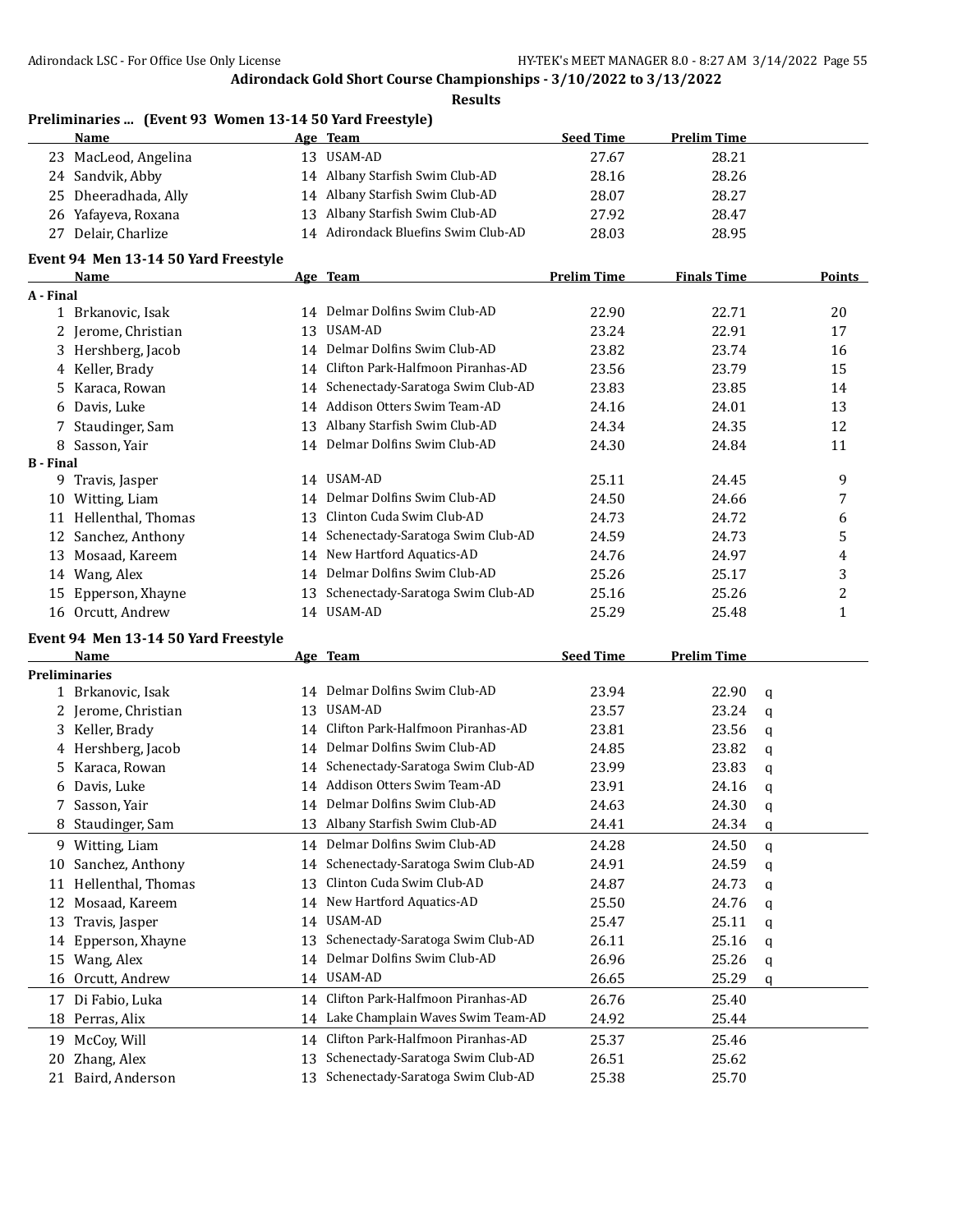# Adirondack Gold Short Course Championships - 3/10/2022 to 3/13/2022

**Results**

## Preliminaries ... (Event 93 Women 13-14 50 Yard Freestyle)

| | Name | Age | Team | Seed Time | Prelim Time |
|---|---|---|---|---|---|
| 23 | MacLeod, Angelina | 13 | USAM-AD | 27.67 | 28.21 |
| 24 | Sandvik, Abby | 14 | Albany Starfish Swim Club-AD | 28.16 | 28.26 |
| 25 | Dheeradhada, Ally | 14 | Albany Starfish Swim Club-AD | 28.07 | 28.27 |
| 26 | Yafayeva, Roxana | 13 | Albany Starfish Swim Club-AD | 27.92 | 28.47 |
| 27 | Delair, Charlize | 14 | Adirondack Bluefins Swim Club-AD | 28.03 | 28.95 |

## Event 94 Men 13-14 50 Yard Freestyle

| | Name | Age | Team | Prelim Time | Finals Time | Points |
|---|---|---|---|---|---|---|
| **A - Final** | | | | | | |
| 1 | Brkanovic, Isak | 14 | Delmar Dolfins Swim Club-AD | 22.90 | 22.71 | 20 |
| 2 | Jerome, Christian | 13 | USAM-AD | 23.24 | 22.91 | 17 |
| 3 | Hershberg, Jacob | 14 | Delmar Dolfins Swim Club-AD | 23.82 | 23.74 | 16 |
| 4 | Keller, Brady | 14 | Clifton Park-Halfmoon Piranhas-AD | 23.56 | 23.79 | 15 |
| 5 | Karaca, Rowan | 14 | Schenectady-Saratoga Swim Club-AD | 23.83 | 23.85 | 14 |
| 6 | Davis, Luke | 14 | Addison Otters Swim Team-AD | 24.16 | 24.01 | 13 |
| 7 | Staudinger, Sam | 13 | Albany Starfish Swim Club-AD | 24.34 | 24.35 | 12 |
| 8 | Sasson, Yair | 14 | Delmar Dolfins Swim Club-AD | 24.30 | 24.84 | 11 |
| **B - Final** | | | | | | |
| 9 | Travis, Jasper | 14 | USAM-AD | 25.11 | 24.45 | 9 |
| 10 | Witting, Liam | 14 | Delmar Dolfins Swim Club-AD | 24.50 | 24.66 | 7 |
| 11 | Hellenthal, Thomas | 13 | Clinton Cuda Swim Club-AD | 24.73 | 24.72 | 6 |
| 12 | Sanchez, Anthony | 14 | Schenectady-Saratoga Swim Club-AD | 24.59 | 24.73 | 5 |
| 13 | Mosaad, Kareem | 14 | New Hartford Aquatics-AD | 24.76 | 24.97 | 4 |
| 14 | Wang, Alex | 14 | Delmar Dolfins Swim Club-AD | 25.26 | 25.17 | 3 |
| 15 | Epperson, Xhayne | 13 | Schenectady-Saratoga Swim Club-AD | 25.16 | 25.26 | 2 |
| 16 | Orcutt, Andrew | 14 | USAM-AD | 25.29 | 25.48 | 1 |

## Event 94 Men 13-14 50 Yard Freestyle

| | Name | Age | Team | Seed Time | Prelim Time | |
|---|---|---|---|---|---|---|
| **Preliminaries** | | | | | | |
| 1 | Brkanovic, Isak | 14 | Delmar Dolfins Swim Club-AD | 23.94 | 22.90 | q |
| 2 | Jerome, Christian | 13 | USAM-AD | 23.57 | 23.24 | q |
| 3 | Keller, Brady | 14 | Clifton Park-Halfmoon Piranhas-AD | 23.81 | 23.56 | q |
| 4 | Hershberg, Jacob | 14 | Delmar Dolfins Swim Club-AD | 24.85 | 23.82 | q |
| 5 | Karaca, Rowan | 14 | Schenectady-Saratoga Swim Club-AD | 23.99 | 23.83 | q |
| 6 | Davis, Luke | 14 | Addison Otters Swim Team-AD | 23.91 | 24.16 | q |
| 7 | Sasson, Yair | 14 | Delmar Dolfins Swim Club-AD | 24.63 | 24.30 | q |
| 8 | Staudinger, Sam | 13 | Albany Starfish Swim Club-AD | 24.41 | 24.34 | q |
| 9 | Witting, Liam | 14 | Delmar Dolfins Swim Club-AD | 24.28 | 24.50 | q |
| 10 | Sanchez, Anthony | 14 | Schenectady-Saratoga Swim Club-AD | 24.91 | 24.59 | q |
| 11 | Hellenthal, Thomas | 13 | Clinton Cuda Swim Club-AD | 24.87 | 24.73 | q |
| 12 | Mosaad, Kareem | 14 | New Hartford Aquatics-AD | 25.50 | 24.76 | q |
| 13 | Travis, Jasper | 14 | USAM-AD | 25.47 | 25.11 | q |
| 14 | Epperson, Xhayne | 13 | Schenectady-Saratoga Swim Club-AD | 26.11 | 25.16 | q |
| 15 | Wang, Alex | 14 | Delmar Dolfins Swim Club-AD | 26.96 | 25.26 | q |
| 16 | Orcutt, Andrew | 14 | USAM-AD | 26.65 | 25.29 | q |
| 17 | Di Fabio, Luka | 14 | Clifton Park-Halfmoon Piranhas-AD | 26.76 | 25.40 | |
| 18 | Perras, Alix | 14 | Lake Champlain Waves Swim Team-AD | 24.92 | 25.44 | |
| 19 | McCoy, Will | 14 | Clifton Park-Halfmoon Piranhas-AD | 25.37 | 25.46 | |
| 20 | Zhang, Alex | 13 | Schenectady-Saratoga Swim Club-AD | 26.51 | 25.62 | |
| 21 | Baird, Anderson | 13 | Schenectady-Saratoga Swim Club-AD | 25.38 | 25.70 | |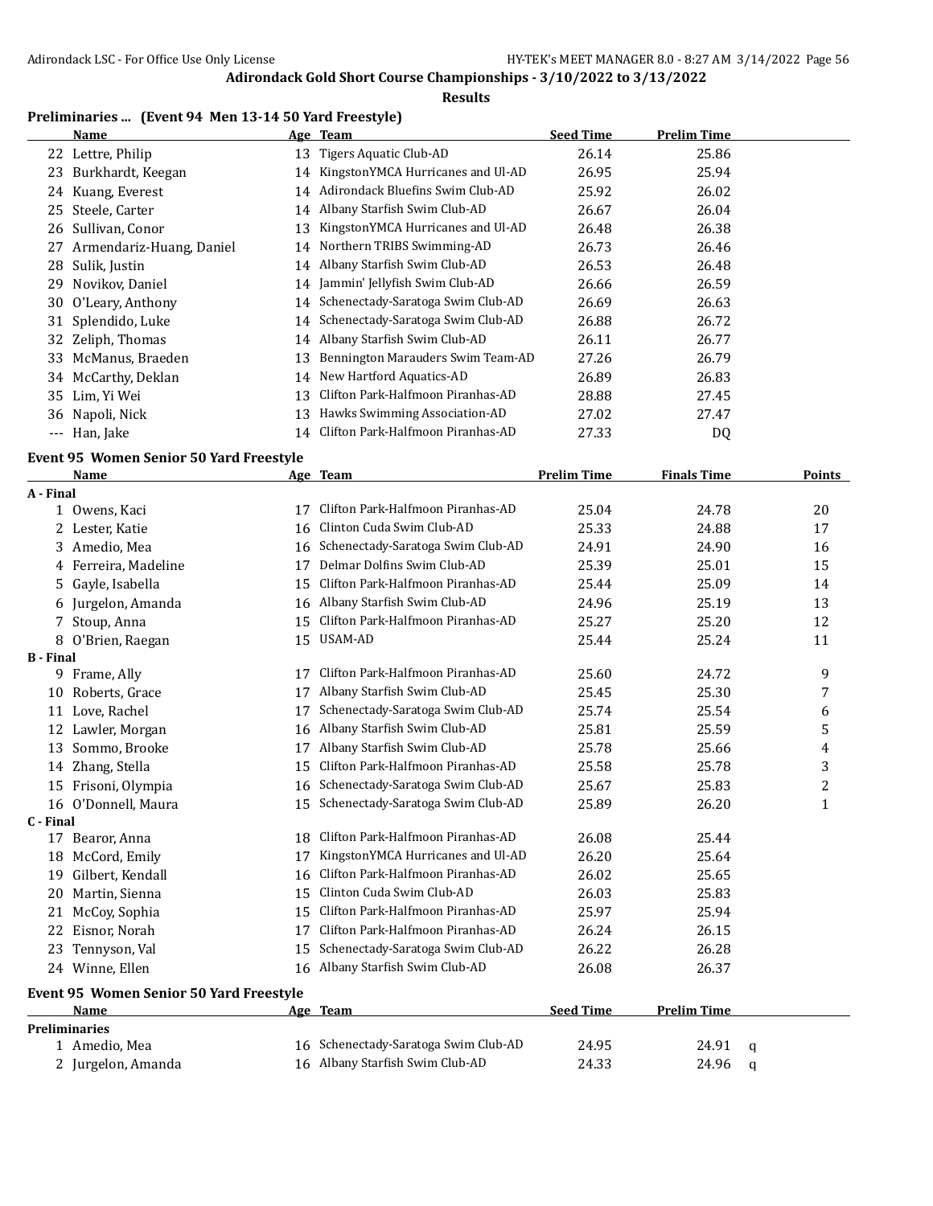# Adirondack Gold Short Course Championships - 3/10/2022 to 3/13/2022

## Results

### Preliminaries ... (Event 94 Men 13-14 50 Yard Freestyle)

| | Name | Age | Team | Seed Time | Prelim Time |
|---|---|---|---|---|---|
| 22 | Lettre, Philip | 13 | Tigers Aquatic Club-AD | 26.14 | 25.86 |
| 23 | Burkhardt, Keegan | 14 | KingstonYMCA Hurricanes and Ul-AD | 26.95 | 25.94 |
| 24 | Kuang, Everest | 14 | Adirondack Bluefins Swim Club-AD | 25.92 | 26.02 |
| 25 | Steele, Carter | 14 | Albany Starfish Swim Club-AD | 26.67 | 26.04 |
| 26 | Sullivan, Conor | 13 | KingstonYMCA Hurricanes and Ul-AD | 26.48 | 26.38 |
| 27 | Armendariz-Huang, Daniel | 14 | Northern TRIBS Swimming-AD | 26.73 | 26.46 |
| 28 | Sulik, Justin | 14 | Albany Starfish Swim Club-AD | 26.53 | 26.48 |
| 29 | Novikov, Daniel | 14 | Jammin' Jellyfish Swim Club-AD | 26.66 | 26.59 |
| 30 | O'Leary, Anthony | 14 | Schenectady-Saratoga Swim Club-AD | 26.69 | 26.63 |
| 31 | Splendido, Luke | 14 | Schenectady-Saratoga Swim Club-AD | 26.88 | 26.72 |
| 32 | Zeliph, Thomas | 14 | Albany Starfish Swim Club-AD | 26.11 | 26.77 |
| 33 | McManus, Braeden | 13 | Bennington Marauders Swim Team-AD | 27.26 | 26.79 |
| 34 | McCarthy, Deklan | 14 | New Hartford Aquatics-AD | 26.89 | 26.83 |
| 35 | Lim, Yi Wei | 13 | Clifton Park-Halfmoon Piranhas-AD | 28.88 | 27.45 |
| 36 | Napoli, Nick | 13 | Hawks Swimming Association-AD | 27.02 | 27.47 |
| --- | Han, Jake | 14 | Clifton Park-Halfmoon Piranhas-AD | 27.33 | DQ |

### Event 95 Women Senior 50 Yard Freestyle

| | Name | Age | Team | Prelim Time | Finals Time | Points |
|---|---|---|---|---|---|---|
| **A - Final** | | | | | | |
| 1 | Owens, Kaci | 17 | Clifton Park-Halfmoon Piranhas-AD | 25.04 | 24.78 | 20 |
| 2 | Lester, Katie | 16 | Clinton Cuda Swim Club-AD | 25.33 | 24.88 | 17 |
| 3 | Amedio, Mea | 16 | Schenectady-Saratoga Swim Club-AD | 24.91 | 24.90 | 16 |
| 4 | Ferreira, Madeline | 17 | Delmar Dolfins Swim Club-AD | 25.39 | 25.01 | 15 |
| 5 | Gayle, Isabella | 15 | Clifton Park-Halfmoon Piranhas-AD | 25.44 | 25.09 | 14 |
| 6 | Jurgelon, Amanda | 16 | Albany Starfish Swim Club-AD | 24.96 | 25.19 | 13 |
| 7 | Stoup, Anna | 15 | Clifton Park-Halfmoon Piranhas-AD | 25.27 | 25.20 | 12 |
| 8 | O'Brien, Raegan | 15 | USAM-AD | 25.44 | 25.24 | 11 |
| **B - Final** | | | | | | |
| 9 | Frame, Ally | 17 | Clifton Park-Halfmoon Piranhas-AD | 25.60 | 24.72 | 9 |
| 10 | Roberts, Grace | 17 | Albany Starfish Swim Club-AD | 25.45 | 25.30 | 7 |
| 11 | Love, Rachel | 17 | Schenectady-Saratoga Swim Club-AD | 25.74 | 25.54 | 6 |
| 12 | Lawler, Morgan | 16 | Albany Starfish Swim Club-AD | 25.81 | 25.59 | 5 |
| 13 | Sommo, Brooke | 17 | Albany Starfish Swim Club-AD | 25.78 | 25.66 | 4 |
| 14 | Zhang, Stella | 15 | Clifton Park-Halfmoon Piranhas-AD | 25.58 | 25.78 | 3 |
| 15 | Frisoni, Olympia | 16 | Schenectady-Saratoga Swim Club-AD | 25.67 | 25.83 | 2 |
| 16 | O'Donnell, Maura | 15 | Schenectady-Saratoga Swim Club-AD | 25.89 | 26.20 | 1 |
| **C - Final** | | | | | | |
| 17 | Bearor, Anna | 18 | Clifton Park-Halfmoon Piranhas-AD | 26.08 | 25.44 | |
| 18 | McCord, Emily | 17 | KingstonYMCA Hurricanes and Ul-AD | 26.20 | 25.64 | |
| 19 | Gilbert, Kendall | 16 | Clifton Park-Halfmoon Piranhas-AD | 26.02 | 25.65 | |
| 20 | Martin, Sienna | 15 | Clinton Cuda Swim Club-AD | 26.03 | 25.83 | |
| 21 | McCoy, Sophia | 15 | Clifton Park-Halfmoon Piranhas-AD | 25.97 | 25.94 | |
| 22 | Eisnor, Norah | 17 | Clifton Park-Halfmoon Piranhas-AD | 26.24 | 26.15 | |
| 23 | Tennyson, Val | 15 | Schenectady-Saratoga Swim Club-AD | 26.22 | 26.28 | |
| 24 | Winne, Ellen | 16 | Albany Starfish Swim Club-AD | 26.08 | 26.37 | |

### Event 95 Women Senior 50 Yard Freestyle

| | Name | Age | Team | Seed Time | Prelim Time | |
|---|---|---|---|---|---|---|
| **Preliminaries** | | | | | | |
| 1 | Amedio, Mea | 16 | Schenectady-Saratoga Swim Club-AD | 24.95 | 24.91 | q |
| 2 | Jurgelon, Amanda | 16 | Albany Starfish Swim Club-AD | 24.33 | 24.96 | q |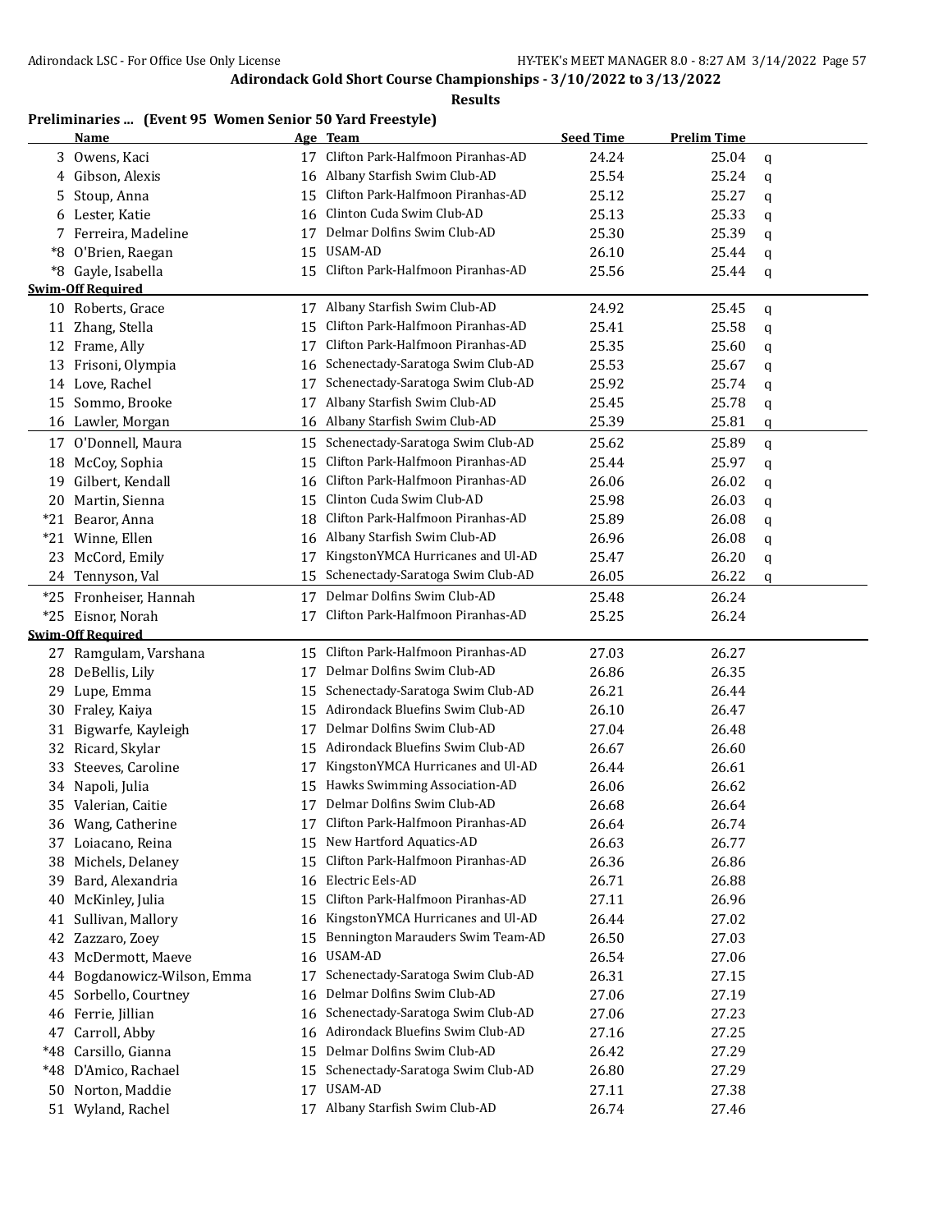**Adirondack Gold Short Course Championships - 3/10/2022 to 3/13/2022**

**Results**

### Preliminaries ... (Event 95 Women Senior 50 Yard Freestyle)

| | Name | Age | Team | Seed Time | Prelim Time | |
|---|---|---|---|---|---|---|
| 3 | Owens, Kaci | 17 | Clifton Park-Halfmoon Piranhas-AD | 24.24 | 25.04 | q |
| 4 | Gibson, Alexis | 16 | Albany Starfish Swim Club-AD | 25.54 | 25.24 | q |
| 5 | Stoup, Anna | 15 | Clifton Park-Halfmoon Piranhas-AD | 25.12 | 25.27 | q |
| 6 | Lester, Katie | 16 | Clinton Cuda Swim Club-AD | 25.13 | 25.33 | q |
| 7 | Ferreira, Madeline | 17 | Delmar Dolfins Swim Club-AD | 25.30 | 25.39 | q |
| *8 | O'Brien, Raegan | 15 | USAM-AD | 26.10 | 25.44 | q |
| *8 | Gayle, Isabella | 15 | Clifton Park-Halfmoon Piranhas-AD | 25.56 | 25.44 | q |
| **Swim-Off Required** | | | | | | |
| 10 | Roberts, Grace | 17 | Albany Starfish Swim Club-AD | 24.92 | 25.45 | q |
| 11 | Zhang, Stella | 15 | Clifton Park-Halfmoon Piranhas-AD | 25.41 | 25.58 | q |
| 12 | Frame, Ally | 17 | Clifton Park-Halfmoon Piranhas-AD | 25.35 | 25.60 | q |
| 13 | Frisoni, Olympia | 16 | Schenectady-Saratoga Swim Club-AD | 25.53 | 25.67 | q |
| 14 | Love, Rachel | 17 | Schenectady-Saratoga Swim Club-AD | 25.92 | 25.74 | q |
| 15 | Sommo, Brooke | 17 | Albany Starfish Swim Club-AD | 25.45 | 25.78 | q |
| 16 | Lawler, Morgan | 16 | Albany Starfish Swim Club-AD | 25.39 | 25.81 | q |
| 17 | O'Donnell, Maura | 15 | Schenectady-Saratoga Swim Club-AD | 25.62 | 25.89 | q |
| 18 | McCoy, Sophia | 15 | Clifton Park-Halfmoon Piranhas-AD | 25.44 | 25.97 | q |
| 19 | Gilbert, Kendall | 16 | Clifton Park-Halfmoon Piranhas-AD | 26.06 | 26.02 | q |
| 20 | Martin, Sienna | 15 | Clinton Cuda Swim Club-AD | 25.98 | 26.03 | q |
| *21 | Bearor, Anna | 18 | Clifton Park-Halfmoon Piranhas-AD | 25.89 | 26.08 | q |
| *21 | Winne, Ellen | 16 | Albany Starfish Swim Club-AD | 26.96 | 26.08 | q |
| 23 | McCord, Emily | 17 | KingstonYMCA Hurricanes and Ul-AD | 25.47 | 26.20 | q |
| 24 | Tennyson, Val | 15 | Schenectady-Saratoga Swim Club-AD | 26.05 | 26.22 | q |
| *25 | Fronheiser, Hannah | 17 | Delmar Dolfins Swim Club-AD | 25.48 | 26.24 | |
| *25 | Eisnor, Norah | 17 | Clifton Park-Halfmoon Piranhas-AD | 25.25 | 26.24 | |
| **Swim-Off Required** | | | | | | |
| 27 | Ramgulam, Varshana | 15 | Clifton Park-Halfmoon Piranhas-AD | 27.03 | 26.27 | |
| 28 | DeBellis, Lily | 17 | Delmar Dolfins Swim Club-AD | 26.86 | 26.35 | |
| 29 | Lupe, Emma | 15 | Schenectady-Saratoga Swim Club-AD | 26.21 | 26.44 | |
| 30 | Fraley, Kaiya | 15 | Adirondack Bluefins Swim Club-AD | 26.10 | 26.47 | |
| 31 | Bigwarfe, Kayleigh | 17 | Delmar Dolfins Swim Club-AD | 27.04 | 26.48 | |
| 32 | Ricard, Skylar | 15 | Adirondack Bluefins Swim Club-AD | 26.67 | 26.60 | |
| 33 | Steeves, Caroline | 17 | KingstonYMCA Hurricanes and Ul-AD | 26.44 | 26.61 | |
| 34 | Napoli, Julia | 15 | Hawks Swimming Association-AD | 26.06 | 26.62 | |
| 35 | Valerian, Caitie | 17 | Delmar Dolfins Swim Club-AD | 26.68 | 26.64 | |
| 36 | Wang, Catherine | 17 | Clifton Park-Halfmoon Piranhas-AD | 26.64 | 26.74 | |
| 37 | Loiacano, Reina | 15 | New Hartford Aquatics-AD | 26.63 | 26.77 | |
| 38 | Michels, Delaney | 15 | Clifton Park-Halfmoon Piranhas-AD | 26.36 | 26.86 | |
| 39 | Bard, Alexandria | 16 | Electric Eels-AD | 26.71 | 26.88 | |
| 40 | McKinley, Julia | 15 | Clifton Park-Halfmoon Piranhas-AD | 27.11 | 26.96 | |
| 41 | Sullivan, Mallory | 16 | KingstonYMCA Hurricanes and Ul-AD | 26.44 | 27.02 | |
| 42 | Zazzaro, Zoey | 15 | Bennington Marauders Swim Team-AD | 26.50 | 27.03 | |
| 43 | McDermott, Maeve | 16 | USAM-AD | 26.54 | 27.06 | |
| 44 | Bogdanowicz-Wilson, Emma | 17 | Schenectady-Saratoga Swim Club-AD | 26.31 | 27.15 | |
| 45 | Sorbello, Courtney | 16 | Delmar Dolfins Swim Club-AD | 27.06 | 27.19 | |
| 46 | Ferrie, Jillian | 16 | Schenectady-Saratoga Swim Club-AD | 27.06 | 27.23 | |
| 47 | Carroll, Abby | 16 | Adirondack Bluefins Swim Club-AD | 27.16 | 27.25 | |
| *48 | Carsillo, Gianna | 15 | Delmar Dolfins Swim Club-AD | 26.42 | 27.29 | |
| *48 | D'Amico, Rachael | 15 | Schenectady-Saratoga Swim Club-AD | 26.80 | 27.29 | |
| 50 | Norton, Maddie | 17 | USAM-AD | 27.11 | 27.38 | |
| 51 | Wyland, Rachel | 17 | Albany Starfish Swim Club-AD | 26.74 | 27.46 | |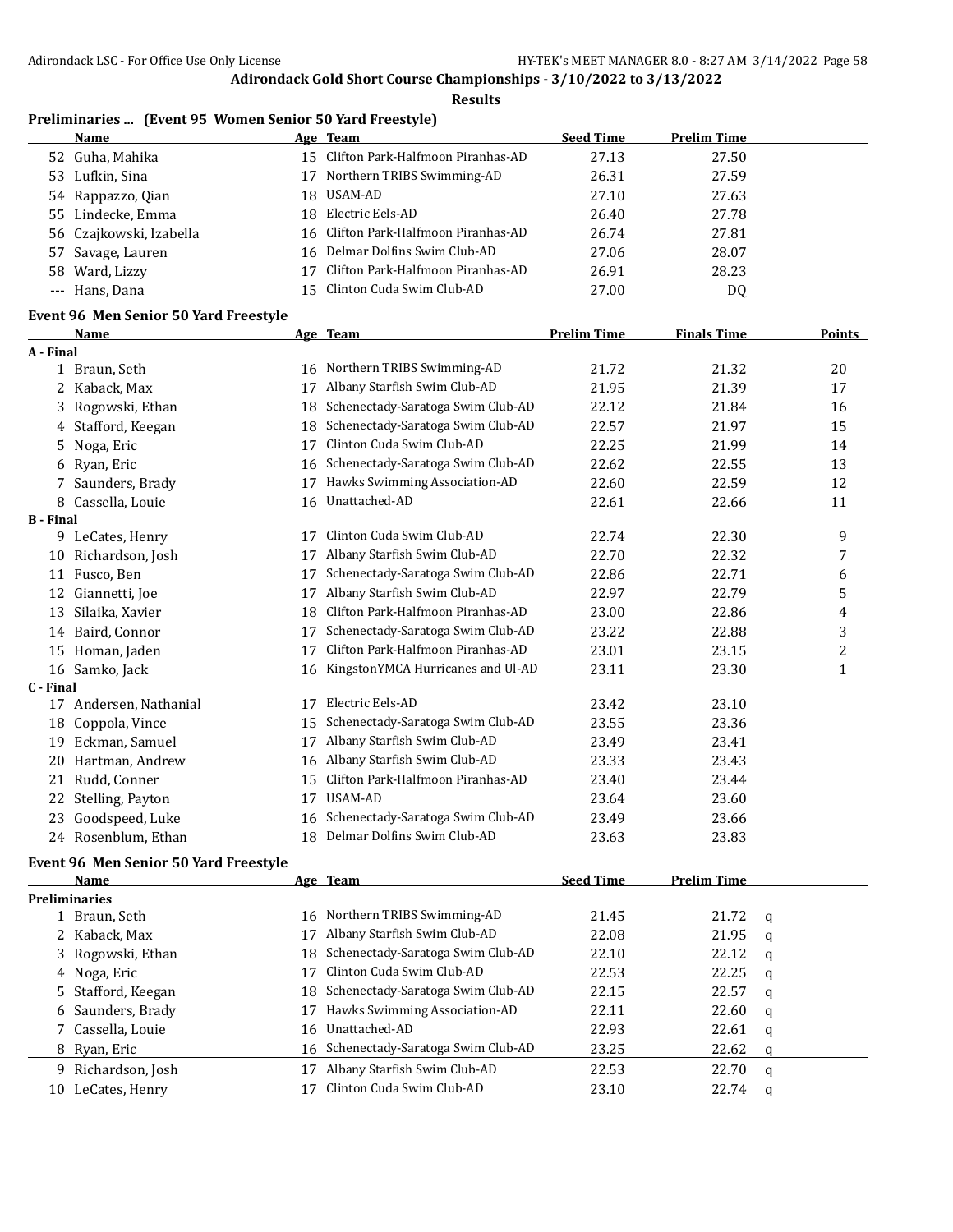Adirondack Gold Short Course Championships - 3/10/2022 to 3/13/2022

**Results**

## Preliminaries ... (Event 95 Women Senior 50 Yard Freestyle)

| | Name | Age | Team | Seed Time | Prelim Time |
|---|---|---|---|---|---|
| 52 | Guha, Mahika | 15 | Clifton Park-Halfmoon Piranhas-AD | 27.13 | 27.50 |
| 53 | Lufkin, Sina | 17 | Northern TRIBS Swimming-AD | 26.31 | 27.59 |
| 54 | Rappazzo, Qian | 18 | USAM-AD | 27.10 | 27.63 |
| 55 | Lindecke, Emma | 18 | Electric Eels-AD | 26.40 | 27.78 |
| 56 | Czajkowski, Izabella | 16 | Clifton Park-Halfmoon Piranhas-AD | 26.74 | 27.81 |
| 57 | Savage, Lauren | 16 | Delmar Dolfins Swim Club-AD | 27.06 | 28.07 |
| 58 | Ward, Lizzy | 17 | Clifton Park-Halfmoon Piranhas-AD | 26.91 | 28.23 |
| --- | Hans, Dana | 15 | Clinton Cuda Swim Club-AD | 27.00 | DQ |

## Event 96 Men Senior 50 Yard Freestyle

| | Name | Age | Team | Prelim Time | Finals Time | Points |
|---|---|---|---|---|---|---|
| **A - Final** | | | | | | |
| 1 | Braun, Seth | 16 | Northern TRIBS Swimming-AD | 21.72 | 21.32 | 20 |
| 2 | Kaback, Max | 17 | Albany Starfish Swim Club-AD | 21.95 | 21.39 | 17 |
| 3 | Rogowski, Ethan | 18 | Schenectady-Saratoga Swim Club-AD | 22.12 | 21.84 | 16 |
| 4 | Stafford, Keegan | 18 | Schenectady-Saratoga Swim Club-AD | 22.57 | 21.97 | 15 |
| 5 | Noga, Eric | 17 | Clinton Cuda Swim Club-AD | 22.25 | 21.99 | 14 |
| 6 | Ryan, Eric | 16 | Schenectady-Saratoga Swim Club-AD | 22.62 | 22.55 | 13 |
| 7 | Saunders, Brady | 17 | Hawks Swimming Association-AD | 22.60 | 22.59 | 12 |
| 8 | Cassella, Louie | 16 | Unattached-AD | 22.61 | 22.66 | 11 |
| **B - Final** | | | | | | |
| 9 | LeCates, Henry | 17 | Clinton Cuda Swim Club-AD | 22.74 | 22.30 | 9 |
| 10 | Richardson, Josh | 17 | Albany Starfish Swim Club-AD | 22.70 | 22.32 | 7 |
| 11 | Fusco, Ben | 17 | Schenectady-Saratoga Swim Club-AD | 22.86 | 22.71 | 6 |
| 12 | Giannetti, Joe | 17 | Albany Starfish Swim Club-AD | 22.97 | 22.79 | 5 |
| 13 | Silaika, Xavier | 18 | Clifton Park-Halfmoon Piranhas-AD | 23.00 | 22.86 | 4 |
| 14 | Baird, Connor | 17 | Schenectady-Saratoga Swim Club-AD | 23.22 | 22.88 | 3 |
| 15 | Homan, Jaden | 17 | Clifton Park-Halfmoon Piranhas-AD | 23.01 | 23.15 | 2 |
| 16 | Samko, Jack | 16 | KingstonYMCA Hurricanes and Ul-AD | 23.11 | 23.30 | 1 |
| **C - Final** | | | | | | |
| 17 | Andersen, Nathanial | 17 | Electric Eels-AD | 23.42 | 23.10 | |
| 18 | Coppola, Vince | 15 | Schenectady-Saratoga Swim Club-AD | 23.55 | 23.36 | |
| 19 | Eckman, Samuel | 17 | Albany Starfish Swim Club-AD | 23.49 | 23.41 | |
| 20 | Hartman, Andrew | 16 | Albany Starfish Swim Club-AD | 23.33 | 23.43 | |
| 21 | Rudd, Conner | 15 | Clifton Park-Halfmoon Piranhas-AD | 23.40 | 23.44 | |
| 22 | Stelling, Payton | 17 | USAM-AD | 23.64 | 23.60 | |
| 23 | Goodspeed, Luke | 16 | Schenectady-Saratoga Swim Club-AD | 23.49 | 23.66 | |
| 24 | Rosenblum, Ethan | 18 | Delmar Dolfins Swim Club-AD | 23.63 | 23.83 | |

## Event 96 Men Senior 50 Yard Freestyle

| | Name | Age | Team | Seed Time | Prelim Time | |
|---|---|---|---|---|---|---|
| **Preliminaries** | | | | | | |
| 1 | Braun, Seth | 16 | Northern TRIBS Swimming-AD | 21.45 | 21.72 | q |
| 2 | Kaback, Max | 17 | Albany Starfish Swim Club-AD | 22.08 | 21.95 | q |
| 3 | Rogowski, Ethan | 18 | Schenectady-Saratoga Swim Club-AD | 22.10 | 22.12 | q |
| 4 | Noga, Eric | 17 | Clinton Cuda Swim Club-AD | 22.53 | 22.25 | q |
| 5 | Stafford, Keegan | 18 | Schenectady-Saratoga Swim Club-AD | 22.15 | 22.57 | q |
| 6 | Saunders, Brady | 17 | Hawks Swimming Association-AD | 22.11 | 22.60 | q |
| 7 | Cassella, Louie | 16 | Unattached-AD | 22.93 | 22.61 | q |
| 8 | Ryan, Eric | 16 | Schenectady-Saratoga Swim Club-AD | 23.25 | 22.62 | q |
| 9 | Richardson, Josh | 17 | Albany Starfish Swim Club-AD | 22.53 | 22.70 | q |
| 10 | LeCates, Henry | 17 | Clinton Cuda Swim Club-AD | 23.10 | 22.74 | q |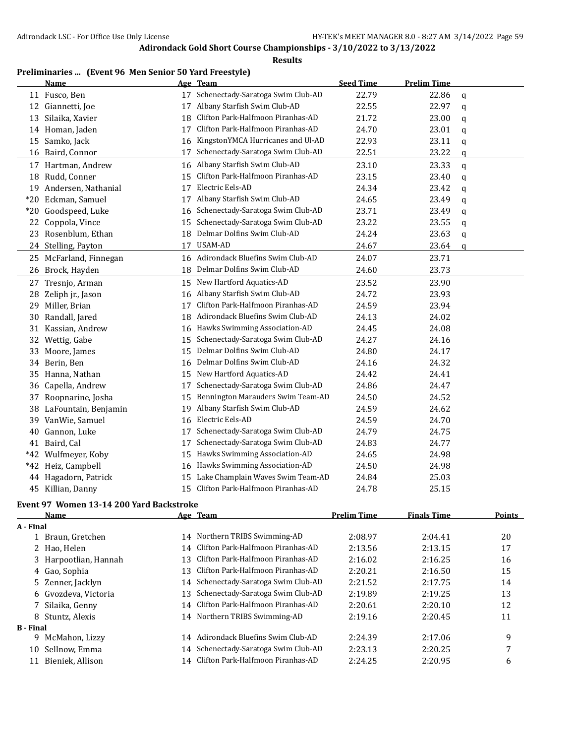# Adirondack Gold Short Course Championships - 3/10/2022 to 3/13/2022

## Results

### Preliminaries ... (Event 96 Men Senior 50 Yard Freestyle)

| | Name | Age | Team | Seed Time | Prelim Time | |
|---|---|---|---|---|---|---|
| 11 | Fusco, Ben | 17 | Schenectady-Saratoga Swim Club-AD | 22.79 | 22.86 | q |
| 12 | Giannetti, Joe | 17 | Albany Starfish Swim Club-AD | 22.55 | 22.97 | q |
| 13 | Silaika, Xavier | 18 | Clifton Park-Halfmoon Piranhas-AD | 21.72 | 23.00 | q |
| 14 | Homan, Jaden | 17 | Clifton Park-Halfmoon Piranhas-AD | 24.70 | 23.01 | q |
| 15 | Samko, Jack | 16 | KingstonYMCA Hurricanes and Ul-AD | 22.93 | 23.11 | q |
| 16 | Baird, Connor | 17 | Schenectady-Saratoga Swim Club-AD | 22.51 | 23.22 | q |
| 17 | Hartman, Andrew | 16 | Albany Starfish Swim Club-AD | 23.10 | 23.33 | q |
| 18 | Rudd, Conner | 15 | Clifton Park-Halfmoon Piranhas-AD | 23.15 | 23.40 | q |
| 19 | Andersen, Nathanial | 17 | Electric Eels-AD | 24.34 | 23.42 | q |
| *20 | Eckman, Samuel | 17 | Albany Starfish Swim Club-AD | 24.65 | 23.49 | q |
| *20 | Goodspeed, Luke | 16 | Schenectady-Saratoga Swim Club-AD | 23.71 | 23.49 | q |
| 22 | Coppola, Vince | 15 | Schenectady-Saratoga Swim Club-AD | 23.22 | 23.55 | q |
| 23 | Rosenblum, Ethan | 18 | Delmar Dolfins Swim Club-AD | 24.24 | 23.63 | q |
| 24 | Stelling, Payton | 17 | USAM-AD | 24.67 | 23.64 | q |
| 25 | McFarland, Finnegan | 16 | Adirondack Bluefins Swim Club-AD | 24.07 | 23.71 | |
| 26 | Brock, Hayden | 18 | Delmar Dolfins Swim Club-AD | 24.60 | 23.73 | |
| 27 | Tresnjo, Arman | 15 | New Hartford Aquatics-AD | 23.52 | 23.90 | |
| 28 | Zeliph jr., Jason | 16 | Albany Starfish Swim Club-AD | 24.72 | 23.93 | |
| 29 | Miller, Brian | 17 | Clifton Park-Halfmoon Piranhas-AD | 24.59 | 23.94 | |
| 30 | Randall, Jared | 18 | Adirondack Bluefins Swim Club-AD | 24.13 | 24.02 | |
| 31 | Kassian, Andrew | 16 | Hawks Swimming Association-AD | 24.45 | 24.08 | |
| 32 | Wettig, Gabe | 15 | Schenectady-Saratoga Swim Club-AD | 24.27 | 24.16 | |
| 33 | Moore, James | 15 | Delmar Dolfins Swim Club-AD | 24.80 | 24.17 | |
| 34 | Berin, Ben | 16 | Delmar Dolfins Swim Club-AD | 24.16 | 24.32 | |
| 35 | Hanna, Nathan | 15 | New Hartford Aquatics-AD | 24.42 | 24.41 | |
| 36 | Capella, Andrew | 17 | Schenectady-Saratoga Swim Club-AD | 24.86 | 24.47 | |
| 37 | Roopnarine, Josha | 15 | Bennington Marauders Swim Team-AD | 24.50 | 24.52 | |
| 38 | LaFountain, Benjamin | 19 | Albany Starfish Swim Club-AD | 24.59 | 24.62 | |
| 39 | VanWie, Samuel | 16 | Electric Eels-AD | 24.59 | 24.70 | |
| 40 | Gannon, Luke | 17 | Schenectady-Saratoga Swim Club-AD | 24.79 | 24.75 | |
| 41 | Baird, Cal | 17 | Schenectady-Saratoga Swim Club-AD | 24.83 | 24.77 | |
| *42 | Wulfmeyer, Koby | 15 | Hawks Swimming Association-AD | 24.65 | 24.98 | |
| *42 | Heiz, Campbell | 16 | Hawks Swimming Association-AD | 24.50 | 24.98 | |
| 44 | Hagadorn, Patrick | 15 | Lake Champlain Waves Swim Team-AD | 24.84 | 25.03 | |
| 45 | Killian, Danny | 15 | Clifton Park-Halfmoon Piranhas-AD | 24.78 | 25.15 | |

### Event 97 Women 13-14 200 Yard Backstroke

| | Name | Age | Team | Prelim Time | Finals Time | Points |
|---|---|---|---|---|---|---|
| **A - Final** | | | | | | |
| 1 | Braun, Gretchen | 14 | Northern TRIBS Swimming-AD | 2:08.97 | 2:04.41 | 20 |
| 2 | Hao, Helen | 14 | Clifton Park-Halfmoon Piranhas-AD | 2:13.56 | 2:13.15 | 17 |
| 3 | Harpootlian, Hannah | 13 | Clifton Park-Halfmoon Piranhas-AD | 2:16.02 | 2:16.25 | 16 |
| 4 | Gao, Sophia | 13 | Clifton Park-Halfmoon Piranhas-AD | 2:20.21 | 2:16.50 | 15 |
| 5 | Zenner, Jacklyn | 14 | Schenectady-Saratoga Swim Club-AD | 2:21.52 | 2:17.75 | 14 |
| 6 | Gvozdeva, Victoria | 13 | Schenectady-Saratoga Swim Club-AD | 2:19.89 | 2:19.25 | 13 |
| 7 | Silaika, Genny | 14 | Clifton Park-Halfmoon Piranhas-AD | 2:20.61 | 2:20.10 | 12 |
| 8 | Stuntz, Alexis | 14 | Northern TRIBS Swimming-AD | 2:19.16 | 2:20.45 | 11 |
| **B - Final** | | | | | | |
| 9 | McMahon, Lizzy | 14 | Adirondack Bluefins Swim Club-AD | 2:24.39 | 2:17.06 | 9 |
| 10 | Sellnow, Emma | 14 | Schenectady-Saratoga Swim Club-AD | 2:23.13 | 2:20.25 | 7 |
| 11 | Bieniek, Allison | 14 | Clifton Park-Halfmoon Piranhas-AD | 2:24.25 | 2:20.95 | 6 |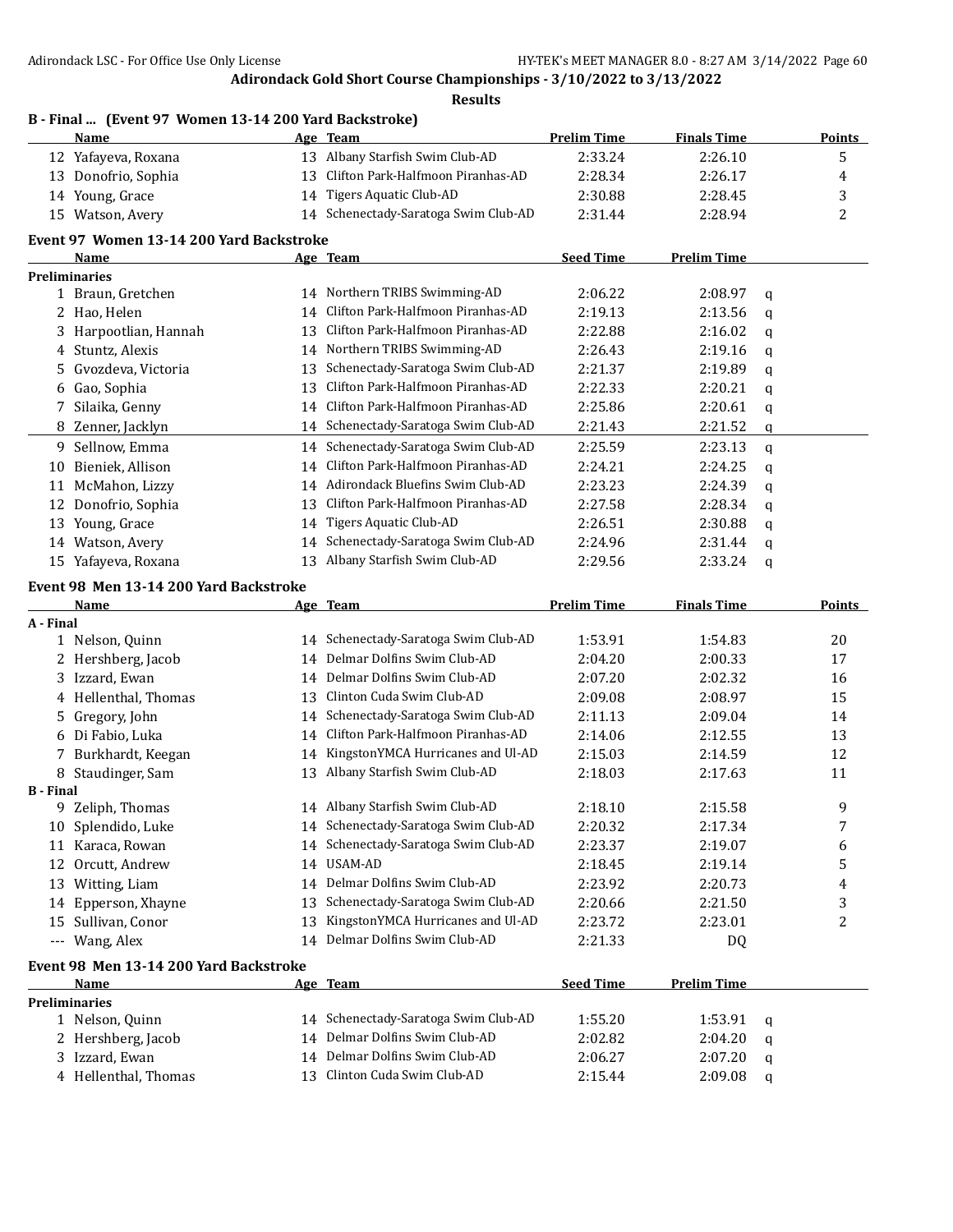## Adirondack Gold Short Course Championships - 3/10/2022 to 3/13/2022

### Results

**B - Final ... (Event 97 Women 13-14 200 Yard Backstroke)**

| | Name | Age | Team | Prelim Time | Finals Time | Points |
|---|---|---|---|---|---|---|
| 12 | Yafayeva, Roxana | 13 | Albany Starfish Swim Club-AD | 2:33.24 | 2:26.10 | 5 |
| 13 | Donofrio, Sophia | 13 | Clifton Park-Halfmoon Piranhas-AD | 2:28.34 | 2:26.17 | 4 |
| 14 | Young, Grace | 14 | Tigers Aquatic Club-AD | 2:30.88 | 2:28.45 | 3 |
| 15 | Watson, Avery | 14 | Schenectady-Saratoga Swim Club-AD | 2:31.44 | 2:28.94 | 2 |

**Event 97 Women 13-14 200 Yard Backstroke**

| | Name | Age | Team | Seed Time | Prelim Time | |
|---|---|---|---|---|---|---|
| **Preliminaries** | | | | | | |
| 1 | Braun, Gretchen | 14 | Northern TRIBS Swimming-AD | 2:06.22 | 2:08.97 | q |
| 2 | Hao, Helen | 14 | Clifton Park-Halfmoon Piranhas-AD | 2:19.13 | 2:13.56 | q |
| 3 | Harpootlian, Hannah | 13 | Clifton Park-Halfmoon Piranhas-AD | 2:22.88 | 2:16.02 | q |
| 4 | Stuntz, Alexis | 14 | Northern TRIBS Swimming-AD | 2:26.43 | 2:19.16 | q |
| 5 | Gvozdeva, Victoria | 13 | Schenectady-Saratoga Swim Club-AD | 2:21.37 | 2:19.89 | q |
| 6 | Gao, Sophia | 13 | Clifton Park-Halfmoon Piranhas-AD | 2:22.33 | 2:20.21 | q |
| 7 | Silaika, Genny | 14 | Clifton Park-Halfmoon Piranhas-AD | 2:25.86 | 2:20.61 | q |
| 8 | Zenner, Jacklyn | 14 | Schenectady-Saratoga Swim Club-AD | 2:21.43 | 2:21.52 | q |
| 9 | Sellnow, Emma | 14 | Schenectady-Saratoga Swim Club-AD | 2:25.59 | 2:23.13 | q |
| 10 | Bieniek, Allison | 14 | Clifton Park-Halfmoon Piranhas-AD | 2:24.21 | 2:24.25 | q |
| 11 | McMahon, Lizzy | 14 | Adirondack Bluefins Swim Club-AD | 2:23.23 | 2:24.39 | q |
| 12 | Donofrio, Sophia | 13 | Clifton Park-Halfmoon Piranhas-AD | 2:27.58 | 2:28.34 | q |
| 13 | Young, Grace | 14 | Tigers Aquatic Club-AD | 2:26.51 | 2:30.88 | q |
| 14 | Watson, Avery | 14 | Schenectady-Saratoga Swim Club-AD | 2:24.96 | 2:31.44 | q |
| 15 | Yafayeva, Roxana | 13 | Albany Starfish Swim Club-AD | 2:29.56 | 2:33.24 | q |

**Event 98 Men 13-14 200 Yard Backstroke**

| | Name | Age | Team | Prelim Time | Finals Time | Points |
|---|---|---|---|---|---|---|
| **A - Final** | | | | | | |
| 1 | Nelson, Quinn | 14 | Schenectady-Saratoga Swim Club-AD | 1:53.91 | 1:54.83 | 20 |
| 2 | Hershberg, Jacob | 14 | Delmar Dolfins Swim Club-AD | 2:04.20 | 2:00.33 | 17 |
| 3 | Izzard, Ewan | 14 | Delmar Dolfins Swim Club-AD | 2:07.20 | 2:02.32 | 16 |
| 4 | Hellenthal, Thomas | 13 | Clinton Cuda Swim Club-AD | 2:09.08 | 2:08.97 | 15 |
| 5 | Gregory, John | 14 | Schenectady-Saratoga Swim Club-AD | 2:11.13 | 2:09.04 | 14 |
| 6 | Di Fabio, Luka | 14 | Clifton Park-Halfmoon Piranhas-AD | 2:14.06 | 2:12.55 | 13 |
| 7 | Burkhardt, Keegan | 14 | KingstonYMCA Hurricanes and Ul-AD | 2:15.03 | 2:14.59 | 12 |
| 8 | Staudinger, Sam | 13 | Albany Starfish Swim Club-AD | 2:18.03 | 2:17.63 | 11 |
| **B - Final** | | | | | | |
| 9 | Zeliph, Thomas | 14 | Albany Starfish Swim Club-AD | 2:18.10 | 2:15.58 | 9 |
| 10 | Splendido, Luke | 14 | Schenectady-Saratoga Swim Club-AD | 2:20.32 | 2:17.34 | 7 |
| 11 | Karaca, Rowan | 14 | Schenectady-Saratoga Swim Club-AD | 2:23.37 | 2:19.07 | 6 |
| 12 | Orcutt, Andrew | 14 | USAM-AD | 2:18.45 | 2:19.14 | 5 |
| 13 | Witting, Liam | 14 | Delmar Dolfins Swim Club-AD | 2:23.92 | 2:20.73 | 4 |
| 14 | Epperson, Xhayne | 13 | Schenectady-Saratoga Swim Club-AD | 2:20.66 | 2:21.50 | 3 |
| 15 | Sullivan, Conor | 13 | KingstonYMCA Hurricanes and Ul-AD | 2:23.72 | 2:23.01 | 2 |
| --- | Wang, Alex | 14 | Delmar Dolfins Swim Club-AD | 2:21.33 | DQ | |

**Event 98 Men 13-14 200 Yard Backstroke**

| | Name | Age | Team | Seed Time | Prelim Time | |
|---|---|---|---|---|---|---|
| **Preliminaries** | | | | | | |
| 1 | Nelson, Quinn | 14 | Schenectady-Saratoga Swim Club-AD | 1:55.20 | 1:53.91 | q |
| 2 | Hershberg, Jacob | 14 | Delmar Dolfins Swim Club-AD | 2:02.82 | 2:04.20 | q |
| 3 | Izzard, Ewan | 14 | Delmar Dolfins Swim Club-AD | 2:06.27 | 2:07.20 | q |
| 4 | Hellenthal, Thomas | 13 | Clinton Cuda Swim Club-AD | 2:15.44 | 2:09.08 | q |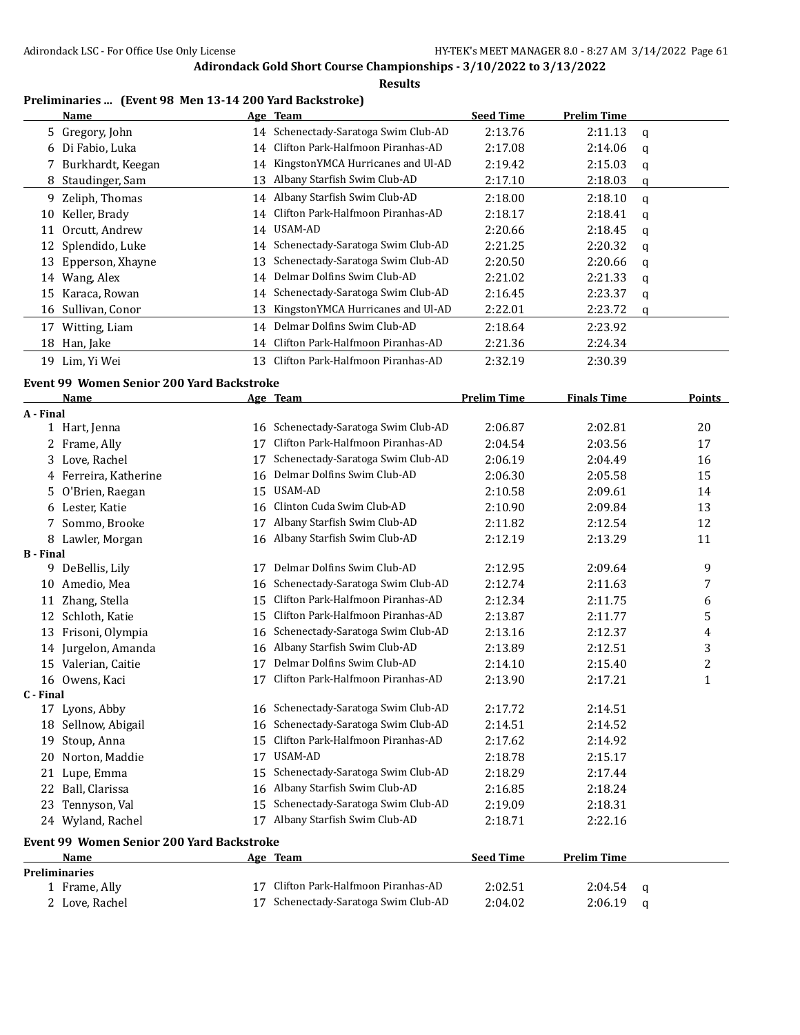## Adirondack Gold Short Course Championships - 3/10/2022 to 3/13/2022

### Results

**Preliminaries ... (Event 98 Men 13-14 200 Yard Backstroke)**

| | Name | Age | Team | Seed Time | Prelim Time | |
|---|---|---|---|---|---|---|
| 5 | Gregory, John | 14 | Schenectady-Saratoga Swim Club-AD | 2:13.76 | 2:11.13 | q |
| 6 | Di Fabio, Luka | 14 | Clifton Park-Halfmoon Piranhas-AD | 2:17.08 | 2:14.06 | q |
| 7 | Burkhardt, Keegan | 14 | KingstonYMCA Hurricanes and Ul-AD | 2:19.42 | 2:15.03 | q |
| 8 | Staudinger, Sam | 13 | Albany Starfish Swim Club-AD | 2:17.10 | 2:18.03 | q |
| 9 | Zeliph, Thomas | 14 | Albany Starfish Swim Club-AD | 2:18.00 | 2:18.10 | q |
| 10 | Keller, Brady | 14 | Clifton Park-Halfmoon Piranhas-AD | 2:18.17 | 2:18.41 | q |
| 11 | Orcutt, Andrew | 14 | USAM-AD | 2:20.66 | 2:18.45 | q |
| 12 | Splendido, Luke | 14 | Schenectady-Saratoga Swim Club-AD | 2:21.25 | 2:20.32 | q |
| 13 | Epperson, Xhayne | 13 | Schenectady-Saratoga Swim Club-AD | 2:20.50 | 2:20.66 | q |
| 14 | Wang, Alex | 14 | Delmar Dolfins Swim Club-AD | 2:21.02 | 2:21.33 | q |
| 15 | Karaca, Rowan | 14 | Schenectady-Saratoga Swim Club-AD | 2:16.45 | 2:23.37 | q |
| 16 | Sullivan, Conor | 13 | KingstonYMCA Hurricanes and Ul-AD | 2:22.01 | 2:23.72 | q |
| 17 | Witting, Liam | 14 | Delmar Dolfins Swim Club-AD | 2:18.64 | 2:23.92 | |
| 18 | Han, Jake | 14 | Clifton Park-Halfmoon Piranhas-AD | 2:21.36 | 2:24.34 | |
| 19 | Lim, Yi Wei | 13 | Clifton Park-Halfmoon Piranhas-AD | 2:32.19 | 2:30.39 | |

**Event 99 Women Senior 200 Yard Backstroke**

| | Name | Age | Team | Prelim Time | Finals Time | Points |
|---|---|---|---|---|---|---|
| **A - Final** | | | | | | |
| 1 | Hart, Jenna | 16 | Schenectady-Saratoga Swim Club-AD | 2:06.87 | 2:02.81 | 20 |
| 2 | Frame, Ally | 17 | Clifton Park-Halfmoon Piranhas-AD | 2:04.54 | 2:03.56 | 17 |
| 3 | Love, Rachel | 17 | Schenectady-Saratoga Swim Club-AD | 2:06.19 | 2:04.49 | 16 |
| 4 | Ferreira, Katherine | 16 | Delmar Dolfins Swim Club-AD | 2:06.30 | 2:05.58 | 15 |
| 5 | O'Brien, Raegan | 15 | USAM-AD | 2:10.58 | 2:09.61 | 14 |
| 6 | Lester, Katie | 16 | Clinton Cuda Swim Club-AD | 2:10.90 | 2:09.84 | 13 |
| 7 | Sommo, Brooke | 17 | Albany Starfish Swim Club-AD | 2:11.82 | 2:12.54 | 12 |
| 8 | Lawler, Morgan | 16 | Albany Starfish Swim Club-AD | 2:12.19 | 2:13.29 | 11 |
| **B - Final** | | | | | | |
| 9 | DeBellis, Lily | 17 | Delmar Dolfins Swim Club-AD | 2:12.95 | 2:09.64 | 9 |
| 10 | Amedio, Mea | 16 | Schenectady-Saratoga Swim Club-AD | 2:12.74 | 2:11.63 | 7 |
| 11 | Zhang, Stella | 15 | Clifton Park-Halfmoon Piranhas-AD | 2:12.34 | 2:11.75 | 6 |
| 12 | Schloth, Katie | 15 | Clifton Park-Halfmoon Piranhas-AD | 2:13.87 | 2:11.77 | 5 |
| 13 | Frisoni, Olympia | 16 | Schenectady-Saratoga Swim Club-AD | 2:13.16 | 2:12.37 | 4 |
| 14 | Jurgelon, Amanda | 16 | Albany Starfish Swim Club-AD | 2:13.89 | 2:12.51 | 3 |
| 15 | Valerian, Caitie | 17 | Delmar Dolfins Swim Club-AD | 2:14.10 | 2:15.40 | 2 |
| 16 | Owens, Kaci | 17 | Clifton Park-Halfmoon Piranhas-AD | 2:13.90 | 2:17.21 | 1 |
| **C - Final** | | | | | | |
| 17 | Lyons, Abby | 16 | Schenectady-Saratoga Swim Club-AD | 2:17.72 | 2:14.51 | |
| 18 | Sellnow, Abigail | 16 | Schenectady-Saratoga Swim Club-AD | 2:14.51 | 2:14.52 | |
| 19 | Stoup, Anna | 15 | Clifton Park-Halfmoon Piranhas-AD | 2:17.62 | 2:14.92 | |
| 20 | Norton, Maddie | 17 | USAM-AD | 2:18.78 | 2:15.17 | |
| 21 | Lupe, Emma | 15 | Schenectady-Saratoga Swim Club-AD | 2:18.29 | 2:17.44 | |
| 22 | Ball, Clarissa | 16 | Albany Starfish Swim Club-AD | 2:16.85 | 2:18.24 | |
| 23 | Tennyson, Val | 15 | Schenectady-Saratoga Swim Club-AD | 2:19.09 | 2:18.31 | |
| 24 | Wyland, Rachel | 17 | Albany Starfish Swim Club-AD | 2:18.71 | 2:22.16 | |

**Event 99 Women Senior 200 Yard Backstroke**

| | Name | Age | Team | Seed Time | Prelim Time | |
|---|---|---|---|---|---|---|
| **Preliminaries** | | | | | | |
| 1 | Frame, Ally | 17 | Clifton Park-Halfmoon Piranhas-AD | 2:02.51 | 2:04.54 | q |
| 2 | Love, Rachel | 17 | Schenectady-Saratoga Swim Club-AD | 2:04.02 | 2:06.19 | q |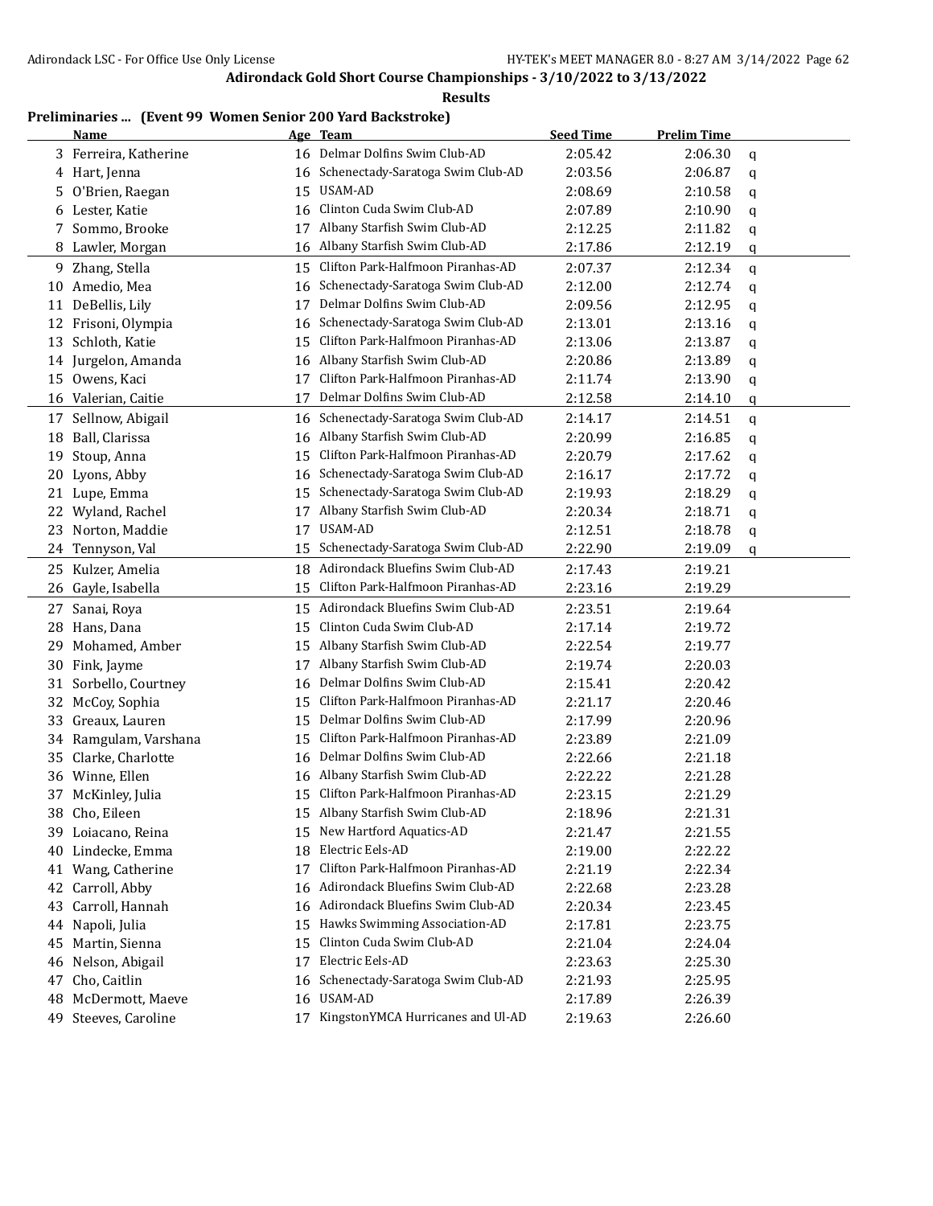## Adirondack Gold Short Course Championships - 3/10/2022 to 3/13/2022

### Results

**Preliminaries ... (Event 99 Women Senior 200 Yard Backstroke)**

| | Name | Age | Team | Seed Time | Prelim Time | |
|---|---|---|---|---|---|---|
| 3 | Ferreira, Katherine | 16 | Delmar Dolfins Swim Club-AD | 2:05.42 | 2:06.30 | q |
| 4 | Hart, Jenna | 16 | Schenectady-Saratoga Swim Club-AD | 2:03.56 | 2:06.87 | q |
| 5 | O'Brien, Raegan | 15 | USAM-AD | 2:08.69 | 2:10.58 | q |
| 6 | Lester, Katie | 16 | Clinton Cuda Swim Club-AD | 2:07.89 | 2:10.90 | q |
| 7 | Sommo, Brooke | 17 | Albany Starfish Swim Club-AD | 2:12.25 | 2:11.82 | q |
| 8 | Lawler, Morgan | 16 | Albany Starfish Swim Club-AD | 2:17.86 | 2:12.19 | q |
| 9 | Zhang, Stella | 15 | Clifton Park-Halfmoon Piranhas-AD | 2:07.37 | 2:12.34 | q |
| 10 | Amedio, Mea | 16 | Schenectady-Saratoga Swim Club-AD | 2:12.00 | 2:12.74 | q |
| 11 | DeBellis, Lily | 17 | Delmar Dolfins Swim Club-AD | 2:09.56 | 2:12.95 | q |
| 12 | Frisoni, Olympia | 16 | Schenectady-Saratoga Swim Club-AD | 2:13.01 | 2:13.16 | q |
| 13 | Schloth, Katie | 15 | Clifton Park-Halfmoon Piranhas-AD | 2:13.06 | 2:13.87 | q |
| 14 | Jurgelon, Amanda | 16 | Albany Starfish Swim Club-AD | 2:20.86 | 2:13.89 | q |
| 15 | Owens, Kaci | 17 | Clifton Park-Halfmoon Piranhas-AD | 2:11.74 | 2:13.90 | q |
| 16 | Valerian, Caitie | 17 | Delmar Dolfins Swim Club-AD | 2:12.58 | 2:14.10 | q |
| 17 | Sellnow, Abigail | 16 | Schenectady-Saratoga Swim Club-AD | 2:14.17 | 2:14.51 | q |
| 18 | Ball, Clarissa | 16 | Albany Starfish Swim Club-AD | 2:20.99 | 2:16.85 | q |
| 19 | Stoup, Anna | 15 | Clifton Park-Halfmoon Piranhas-AD | 2:20.79 | 2:17.62 | q |
| 20 | Lyons, Abby | 16 | Schenectady-Saratoga Swim Club-AD | 2:16.17 | 2:17.72 | q |
| 21 | Lupe, Emma | 15 | Schenectady-Saratoga Swim Club-AD | 2:19.93 | 2:18.29 | q |
| 22 | Wyland, Rachel | 17 | Albany Starfish Swim Club-AD | 2:20.34 | 2:18.71 | q |
| 23 | Norton, Maddie | 17 | USAM-AD | 2:12.51 | 2:18.78 | q |
| 24 | Tennyson, Val | 15 | Schenectady-Saratoga Swim Club-AD | 2:22.90 | 2:19.09 | q |
| 25 | Kulzer, Amelia | 18 | Adirondack Bluefins Swim Club-AD | 2:17.43 | 2:19.21 | |
| 26 | Gayle, Isabella | 15 | Clifton Park-Halfmoon Piranhas-AD | 2:23.16 | 2:19.29 | |
| 27 | Sanai, Roya | 15 | Adirondack Bluefins Swim Club-AD | 2:23.51 | 2:19.64 | |
| 28 | Hans, Dana | 15 | Clinton Cuda Swim Club-AD | 2:17.14 | 2:19.72 | |
| 29 | Mohamed, Amber | 15 | Albany Starfish Swim Club-AD | 2:22.54 | 2:19.77 | |
| 30 | Fink, Jayme | 17 | Albany Starfish Swim Club-AD | 2:19.74 | 2:20.03 | |
| 31 | Sorbello, Courtney | 16 | Delmar Dolfins Swim Club-AD | 2:15.41 | 2:20.42 | |
| 32 | McCoy, Sophia | 15 | Clifton Park-Halfmoon Piranhas-AD | 2:21.17 | 2:20.46 | |
| 33 | Greaux, Lauren | 15 | Delmar Dolfins Swim Club-AD | 2:17.99 | 2:20.96 | |
| 34 | Ramgulam, Varshana | 15 | Clifton Park-Halfmoon Piranhas-AD | 2:23.89 | 2:21.09 | |
| 35 | Clarke, Charlotte | 16 | Delmar Dolfins Swim Club-AD | 2:22.66 | 2:21.18 | |
| 36 | Winne, Ellen | 16 | Albany Starfish Swim Club-AD | 2:22.22 | 2:21.28 | |
| 37 | McKinley, Julia | 15 | Clifton Park-Halfmoon Piranhas-AD | 2:23.15 | 2:21.29 | |
| 38 | Cho, Eileen | 15 | Albany Starfish Swim Club-AD | 2:18.96 | 2:21.31 | |
| 39 | Loiacano, Reina | 15 | New Hartford Aquatics-AD | 2:21.47 | 2:21.55 | |
| 40 | Lindecke, Emma | 18 | Electric Eels-AD | 2:19.00 | 2:22.22 | |
| 41 | Wang, Catherine | 17 | Clifton Park-Halfmoon Piranhas-AD | 2:21.19 | 2:22.34 | |
| 42 | Carroll, Abby | 16 | Adirondack Bluefins Swim Club-AD | 2:22.68 | 2:23.28 | |
| 43 | Carroll, Hannah | 16 | Adirondack Bluefins Swim Club-AD | 2:20.34 | 2:23.45 | |
| 44 | Napoli, Julia | 15 | Hawks Swimming Association-AD | 2:17.81 | 2:23.75 | |
| 45 | Martin, Sienna | 15 | Clinton Cuda Swim Club-AD | 2:21.04 | 2:24.04 | |
| 46 | Nelson, Abigail | 17 | Electric Eels-AD | 2:23.63 | 2:25.30 | |
| 47 | Cho, Caitlin | 16 | Schenectady-Saratoga Swim Club-AD | 2:21.93 | 2:25.95 | |
| 48 | McDermott, Maeve | 16 | USAM-AD | 2:17.89 | 2:26.39 | |
| 49 | Steeves, Caroline | 17 | KingstonYMCA Hurricanes and Ul-AD | 2:19.63 | 2:26.60 | |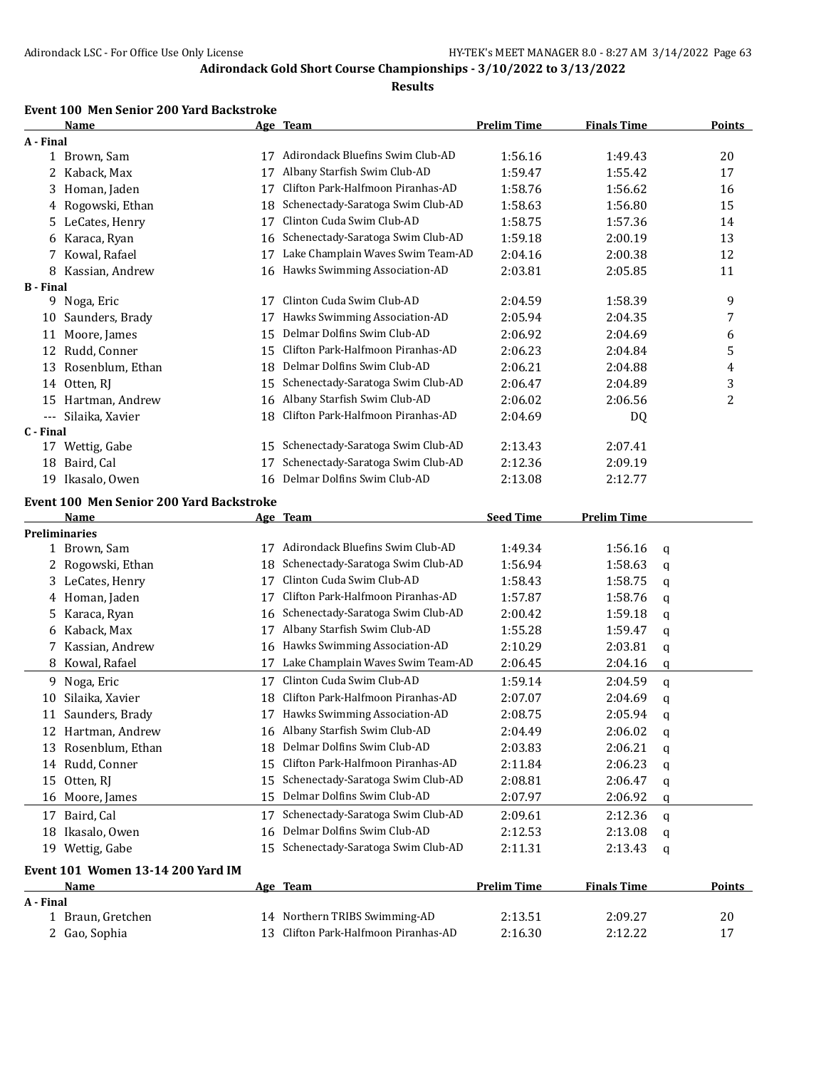# Adirondack Gold Short Course Championships - 3/10/2022 to 3/13/2022

## Results

### Event 100 Men Senior 200 Yard Backstroke

| | Name | Age | Team | Prelim Time | Finals Time | Points |
|---|---|---|---|---|---|---|
| **A - Final** | | | | | | |
| 1 | Brown, Sam | 17 | Adirondack Bluefins Swim Club-AD | 1:56.16 | 1:49.43 | 20 |
| 2 | Kaback, Max | 17 | Albany Starfish Swim Club-AD | 1:59.47 | 1:55.42 | 17 |
| 3 | Homan, Jaden | 17 | Clifton Park-Halfmoon Piranhas-AD | 1:58.76 | 1:56.62 | 16 |
| 4 | Rogowski, Ethan | 18 | Schenectady-Saratoga Swim Club-AD | 1:58.63 | 1:56.80 | 15 |
| 5 | LeCates, Henry | 17 | Clinton Cuda Swim Club-AD | 1:58.75 | 1:57.36 | 14 |
| 6 | Karaca, Ryan | 16 | Schenectady-Saratoga Swim Club-AD | 1:59.18 | 2:00.19 | 13 |
| 7 | Kowal, Rafael | 17 | Lake Champlain Waves Swim Team-AD | 2:04.16 | 2:00.38 | 12 |
| 8 | Kassian, Andrew | 16 | Hawks Swimming Association-AD | 2:03.81 | 2:05.85 | 11 |
| **B - Final** | | | | | | |
| 9 | Noga, Eric | 17 | Clinton Cuda Swim Club-AD | 2:04.59 | 1:58.39 | 9 |
| 10 | Saunders, Brady | 17 | Hawks Swimming Association-AD | 2:05.94 | 2:04.35 | 7 |
| 11 | Moore, James | 15 | Delmar Dolfins Swim Club-AD | 2:06.92 | 2:04.69 | 6 |
| 12 | Rudd, Conner | 15 | Clifton Park-Halfmoon Piranhas-AD | 2:06.23 | 2:04.84 | 5 |
| 13 | Rosenblum, Ethan | 18 | Delmar Dolfins Swim Club-AD | 2:06.21 | 2:04.88 | 4 |
| 14 | Otten, RJ | 15 | Schenectady-Saratoga Swim Club-AD | 2:06.47 | 2:04.89 | 3 |
| 15 | Hartman, Andrew | 16 | Albany Starfish Swim Club-AD | 2:06.02 | 2:06.56 | 2 |
| --- | Silaika, Xavier | 18 | Clifton Park-Halfmoon Piranhas-AD | 2:04.69 | DQ | |
| **C - Final** | | | | | | |
| 17 | Wettig, Gabe | 15 | Schenectady-Saratoga Swim Club-AD | 2:13.43 | 2:07.41 | |
| 18 | Baird, Cal | 17 | Schenectady-Saratoga Swim Club-AD | 2:12.36 | 2:09.19 | |
| 19 | Ikasalo, Owen | 16 | Delmar Dolfins Swim Club-AD | 2:13.08 | 2:12.77 | |

### Event 100 Men Senior 200 Yard Backstroke

| | Name | Age | Team | Seed Time | Prelim Time | |
|---|---|---|---|---|---|---|
| **Preliminaries** | | | | | | |
| 1 | Brown, Sam | 17 | Adirondack Bluefins Swim Club-AD | 1:49.34 | 1:56.16 | q |
| 2 | Rogowski, Ethan | 18 | Schenectady-Saratoga Swim Club-AD | 1:56.94 | 1:58.63 | q |
| 3 | LeCates, Henry | 17 | Clinton Cuda Swim Club-AD | 1:58.43 | 1:58.75 | q |
| 4 | Homan, Jaden | 17 | Clifton Park-Halfmoon Piranhas-AD | 1:57.87 | 1:58.76 | q |
| 5 | Karaca, Ryan | 16 | Schenectady-Saratoga Swim Club-AD | 2:00.42 | 1:59.18 | q |
| 6 | Kaback, Max | 17 | Albany Starfish Swim Club-AD | 1:55.28 | 1:59.47 | q |
| 7 | Kassian, Andrew | 16 | Hawks Swimming Association-AD | 2:10.29 | 2:03.81 | q |
| 8 | Kowal, Rafael | 17 | Lake Champlain Waves Swim Team-AD | 2:06.45 | 2:04.16 | q |
| 9 | Noga, Eric | 17 | Clinton Cuda Swim Club-AD | 1:59.14 | 2:04.59 | q |
| 10 | Silaika, Xavier | 18 | Clifton Park-Halfmoon Piranhas-AD | 2:07.07 | 2:04.69 | q |
| 11 | Saunders, Brady | 17 | Hawks Swimming Association-AD | 2:08.75 | 2:05.94 | q |
| 12 | Hartman, Andrew | 16 | Albany Starfish Swim Club-AD | 2:04.49 | 2:06.02 | q |
| 13 | Rosenblum, Ethan | 18 | Delmar Dolfins Swim Club-AD | 2:03.83 | 2:06.21 | q |
| 14 | Rudd, Conner | 15 | Clifton Park-Halfmoon Piranhas-AD | 2:11.84 | 2:06.23 | q |
| 15 | Otten, RJ | 15 | Schenectady-Saratoga Swim Club-AD | 2:08.81 | 2:06.47 | q |
| 16 | Moore, James | 15 | Delmar Dolfins Swim Club-AD | 2:07.97 | 2:06.92 | q |
| 17 | Baird, Cal | 17 | Schenectady-Saratoga Swim Club-AD | 2:09.61 | 2:12.36 | q |
| 18 | Ikasalo, Owen | 16 | Delmar Dolfins Swim Club-AD | 2:12.53 | 2:13.08 | q |
| 19 | Wettig, Gabe | 15 | Schenectady-Saratoga Swim Club-AD | 2:11.31 | 2:13.43 | q |

### Event 101 Women 13-14 200 Yard IM

| | Name | Age | Team | Prelim Time | Finals Time | Points |
|---|---|---|---|---|---|---|
| **A - Final** | | | | | | |
| 1 | Braun, Gretchen | 14 | Northern TRIBS Swimming-AD | 2:13.51 | 2:09.27 | 20 |
| 2 | Gao, Sophia | 13 | Clifton Park-Halfmoon Piranhas-AD | 2:16.30 | 2:12.22 | 17 |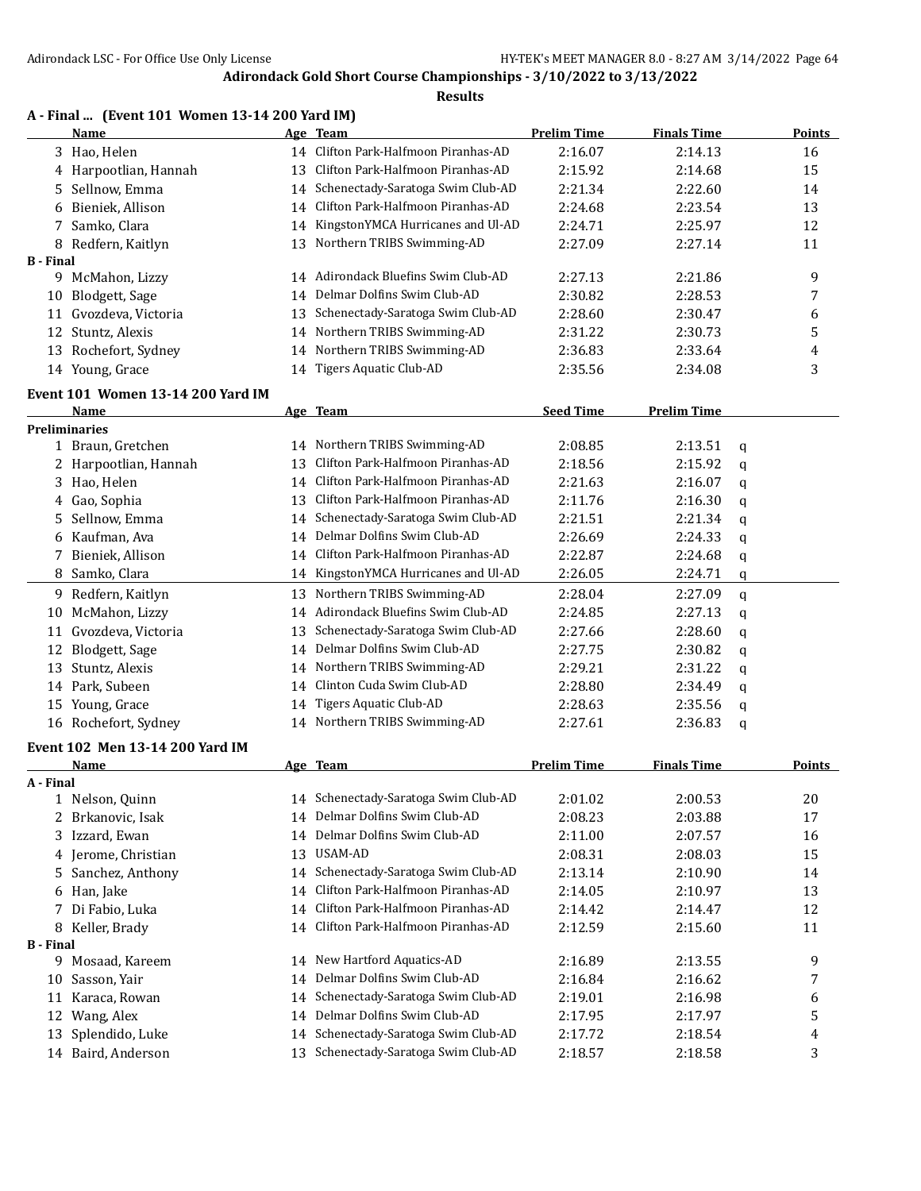**Adirondack Gold Short Course Championships - 3/10/2022 to 3/13/2022**

**Results**

### A - Final ... (Event 101 Women 13-14 200 Yard IM)

| | Name | Age | Team | Prelim Time | Finals Time | Points |
|---|---|---|---|---|---|---|
| 3 | Hao, Helen | 14 | Clifton Park-Halfmoon Piranhas-AD | 2:16.07 | 2:14.13 | 16 |
| 4 | Harpootlian, Hannah | 13 | Clifton Park-Halfmoon Piranhas-AD | 2:15.92 | 2:14.68 | 15 |
| 5 | Sellnow, Emma | 14 | Schenectady-Saratoga Swim Club-AD | 2:21.34 | 2:22.60 | 14 |
| 6 | Bieniek, Allison | 14 | Clifton Park-Halfmoon Piranhas-AD | 2:24.68 | 2:23.54 | 13 |
| 7 | Samko, Clara | 14 | KingstonYMCA Hurricanes and Ul-AD | 2:24.71 | 2:25.97 | 12 |
| 8 | Redfern, Kaitlyn | 13 | Northern TRIBS Swimming-AD | 2:27.09 | 2:27.14 | 11 |
| **B - Final** | | | | | | |
| 9 | McMahon, Lizzy | 14 | Adirondack Bluefins Swim Club-AD | 2:27.13 | 2:21.86 | 9 |
| 10 | Blodgett, Sage | 14 | Delmar Dolfins Swim Club-AD | 2:30.82 | 2:28.53 | 7 |
| 11 | Gvozdeva, Victoria | 13 | Schenectady-Saratoga Swim Club-AD | 2:28.60 | 2:30.47 | 6 |
| 12 | Stuntz, Alexis | 14 | Northern TRIBS Swimming-AD | 2:31.22 | 2:30.73 | 5 |
| 13 | Rochefort, Sydney | 14 | Northern TRIBS Swimming-AD | 2:36.83 | 2:33.64 | 4 |
| 14 | Young, Grace | 14 | Tigers Aquatic Club-AD | 2:35.56 | 2:34.08 | 3 |

### Event 101 Women 13-14 200 Yard IM

| | Name | Age | Team | Seed Time | Prelim Time | |
|---|---|---|---|---|---|---|
| **Preliminaries** | | | | | | |
| 1 | Braun, Gretchen | 14 | Northern TRIBS Swimming-AD | 2:08.85 | 2:13.51 | q |
| 2 | Harpootlian, Hannah | 13 | Clifton Park-Halfmoon Piranhas-AD | 2:18.56 | 2:15.92 | q |
| 3 | Hao, Helen | 14 | Clifton Park-Halfmoon Piranhas-AD | 2:21.63 | 2:16.07 | q |
| 4 | Gao, Sophia | 13 | Clifton Park-Halfmoon Piranhas-AD | 2:11.76 | 2:16.30 | q |
| 5 | Sellnow, Emma | 14 | Schenectady-Saratoga Swim Club-AD | 2:21.51 | 2:21.34 | q |
| 6 | Kaufman, Ava | 14 | Delmar Dolfins Swim Club-AD | 2:26.69 | 2:24.33 | q |
| 7 | Bieniek, Allison | 14 | Clifton Park-Halfmoon Piranhas-AD | 2:22.87 | 2:24.68 | q |
| 8 | Samko, Clara | 14 | KingstonYMCA Hurricanes and Ul-AD | 2:26.05 | 2:24.71 | q |
| 9 | Redfern, Kaitlyn | 13 | Northern TRIBS Swimming-AD | 2:28.04 | 2:27.09 | q |
| 10 | McMahon, Lizzy | 14 | Adirondack Bluefins Swim Club-AD | 2:24.85 | 2:27.13 | q |
| 11 | Gvozdeva, Victoria | 13 | Schenectady-Saratoga Swim Club-AD | 2:27.66 | 2:28.60 | q |
| 12 | Blodgett, Sage | 14 | Delmar Dolfins Swim Club-AD | 2:27.75 | 2:30.82 | q |
| 13 | Stuntz, Alexis | 14 | Northern TRIBS Swimming-AD | 2:29.21 | 2:31.22 | q |
| 14 | Park, Subeen | 14 | Clinton Cuda Swim Club-AD | 2:28.80 | 2:34.49 | q |
| 15 | Young, Grace | 14 | Tigers Aquatic Club-AD | 2:28.63 | 2:35.56 | q |
| 16 | Rochefort, Sydney | 14 | Northern TRIBS Swimming-AD | 2:27.61 | 2:36.83 | q |

### Event 102 Men 13-14 200 Yard IM

| | Name | Age | Team | Prelim Time | Finals Time | Points |
|---|---|---|---|---|---|---|
| **A - Final** | | | | | | |
| 1 | Nelson, Quinn | 14 | Schenectady-Saratoga Swim Club-AD | 2:01.02 | 2:00.53 | 20 |
| 2 | Brkanovic, Isak | 14 | Delmar Dolfins Swim Club-AD | 2:08.23 | 2:03.88 | 17 |
| 3 | Izzard, Ewan | 14 | Delmar Dolfins Swim Club-AD | 2:11.00 | 2:07.57 | 16 |
| 4 | Jerome, Christian | 13 | USAM-AD | 2:08.31 | 2:08.03 | 15 |
| 5 | Sanchez, Anthony | 14 | Schenectady-Saratoga Swim Club-AD | 2:13.14 | 2:10.90 | 14 |
| 6 | Han, Jake | 14 | Clifton Park-Halfmoon Piranhas-AD | 2:14.05 | 2:10.97 | 13 |
| 7 | Di Fabio, Luka | 14 | Clifton Park-Halfmoon Piranhas-AD | 2:14.42 | 2:14.47 | 12 |
| 8 | Keller, Brady | 14 | Clifton Park-Halfmoon Piranhas-AD | 2:12.59 | 2:15.60 | 11 |
| **B - Final** | | | | | | |
| 9 | Mosaad, Kareem | 14 | New Hartford Aquatics-AD | 2:16.89 | 2:13.55 | 9 |
| 10 | Sasson, Yair | 14 | Delmar Dolfins Swim Club-AD | 2:16.84 | 2:16.62 | 7 |
| 11 | Karaca, Rowan | 14 | Schenectady-Saratoga Swim Club-AD | 2:19.01 | 2:16.98 | 6 |
| 12 | Wang, Alex | 14 | Delmar Dolfins Swim Club-AD | 2:17.95 | 2:17.97 | 5 |
| 13 | Splendido, Luke | 14 | Schenectady-Saratoga Swim Club-AD | 2:17.72 | 2:18.54 | 4 |
| 14 | Baird, Anderson | 13 | Schenectady-Saratoga Swim Club-AD | 2:18.57 | 2:18.58 | 3 |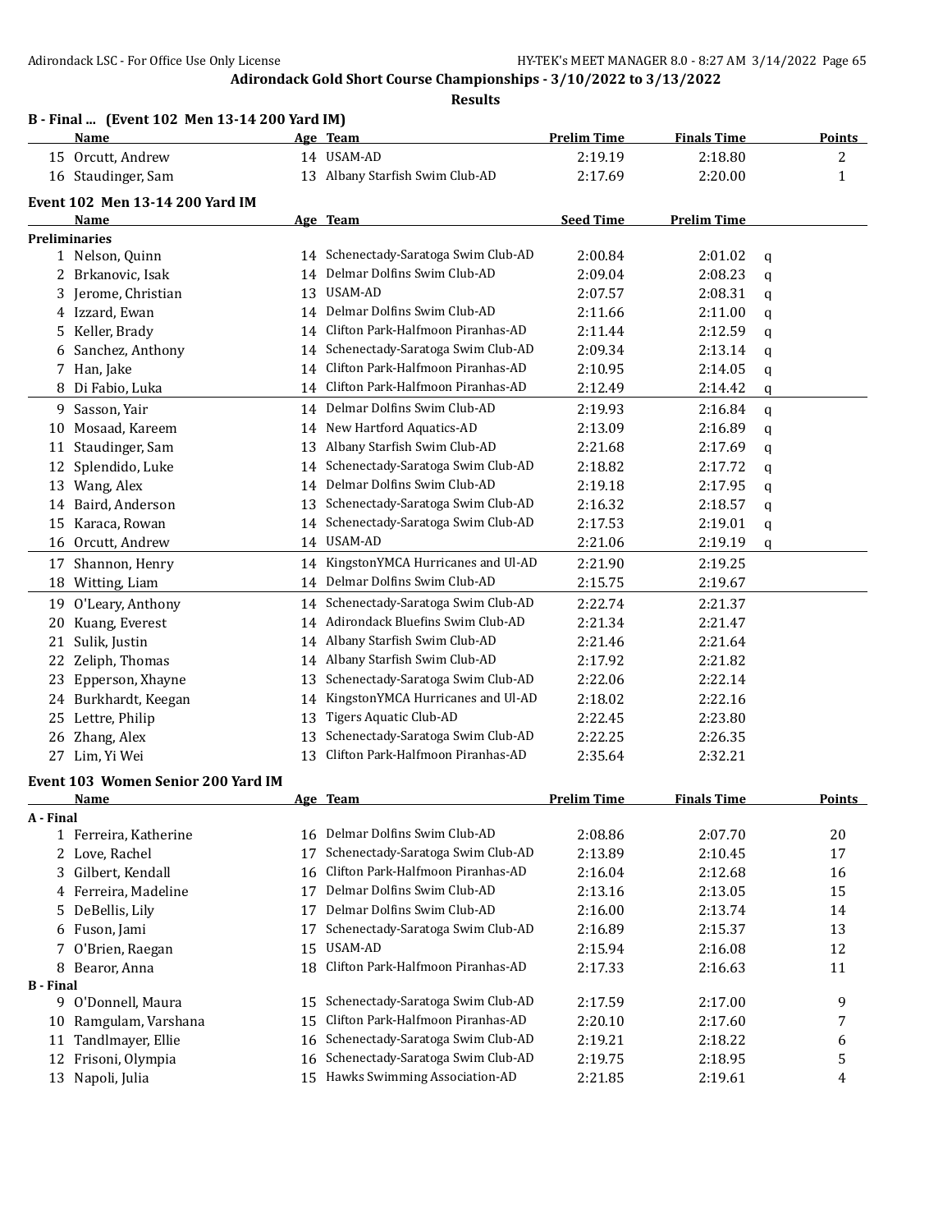**Adirondack Gold Short Course Championships - 3/10/2022 to 3/13/2022**

**Results**

## B - Final ... (Event 102 Men 13-14 200 Yard IM)

| | Name | Age | Team | Prelim Time | Finals Time | Points |
|---|---|---|---|---|---|---|
| 15 | Orcutt, Andrew | 14 | USAM-AD | 2:19.19 | 2:18.80 | 2 |
| 16 | Staudinger, Sam | 13 | Albany Starfish Swim Club-AD | 2:17.69 | 2:20.00 | 1 |

## Event 102 Men 13-14 200 Yard IM

| | Name | Age | Team | Seed Time | Prelim Time | |
|---|---|---|---|---|---|---|
| **Preliminaries** | | | | | | |
| 1 | Nelson, Quinn | 14 | Schenectady-Saratoga Swim Club-AD | 2:00.84 | 2:01.02 | q |
| 2 | Brkanovic, Isak | 14 | Delmar Dolfins Swim Club-AD | 2:09.04 | 2:08.23 | q |
| 3 | Jerome, Christian | 13 | USAM-AD | 2:07.57 | 2:08.31 | q |
| 4 | Izzard, Ewan | 14 | Delmar Dolfins Swim Club-AD | 2:11.66 | 2:11.00 | q |
| 5 | Keller, Brady | 14 | Clifton Park-Halfmoon Piranhas-AD | 2:11.44 | 2:12.59 | q |
| 6 | Sanchez, Anthony | 14 | Schenectady-Saratoga Swim Club-AD | 2:09.34 | 2:13.14 | q |
| 7 | Han, Jake | 14 | Clifton Park-Halfmoon Piranhas-AD | 2:10.95 | 2:14.05 | q |
| 8 | Di Fabio, Luka | 14 | Clifton Park-Halfmoon Piranhas-AD | 2:12.49 | 2:14.42 | q |
| 9 | Sasson, Yair | 14 | Delmar Dolfins Swim Club-AD | 2:19.93 | 2:16.84 | q |
| 10 | Mosaad, Kareem | 14 | New Hartford Aquatics-AD | 2:13.09 | 2:16.89 | q |
| 11 | Staudinger, Sam | 13 | Albany Starfish Swim Club-AD | 2:21.68 | 2:17.69 | q |
| 12 | Splendido, Luke | 14 | Schenectady-Saratoga Swim Club-AD | 2:18.82 | 2:17.72 | q |
| 13 | Wang, Alex | 14 | Delmar Dolfins Swim Club-AD | 2:19.18 | 2:17.95 | q |
| 14 | Baird, Anderson | 13 | Schenectady-Saratoga Swim Club-AD | 2:16.32 | 2:18.57 | q |
| 15 | Karaca, Rowan | 14 | Schenectady-Saratoga Swim Club-AD | 2:17.53 | 2:19.01 | q |
| 16 | Orcutt, Andrew | 14 | USAM-AD | 2:21.06 | 2:19.19 | q |
| 17 | Shannon, Henry | 14 | KingstonYMCA Hurricanes and Ul-AD | 2:21.90 | 2:19.25 | |
| 18 | Witting, Liam | 14 | Delmar Dolfins Swim Club-AD | 2:15.75 | 2:19.67 | |
| 19 | O'Leary, Anthony | 14 | Schenectady-Saratoga Swim Club-AD | 2:22.74 | 2:21.37 | |
| 20 | Kuang, Everest | 14 | Adirondack Bluefins Swim Club-AD | 2:21.34 | 2:21.47 | |
| 21 | Sulik, Justin | 14 | Albany Starfish Swim Club-AD | 2:21.46 | 2:21.64 | |
| 22 | Zeliph, Thomas | 14 | Albany Starfish Swim Club-AD | 2:17.92 | 2:21.82 | |
| 23 | Epperson, Xhayne | 13 | Schenectady-Saratoga Swim Club-AD | 2:22.06 | 2:22.14 | |
| 24 | Burkhardt, Keegan | 14 | KingstonYMCA Hurricanes and Ul-AD | 2:18.02 | 2:22.16 | |
| 25 | Lettre, Philip | 13 | Tigers Aquatic Club-AD | 2:22.45 | 2:23.80 | |
| 26 | Zhang, Alex | 13 | Schenectady-Saratoga Swim Club-AD | 2:22.25 | 2:26.35 | |
| 27 | Lim, Yi Wei | 13 | Clifton Park-Halfmoon Piranhas-AD | 2:35.64 | 2:32.21 | |

## Event 103 Women Senior 200 Yard IM

| | Name | Age | Team | Prelim Time | Finals Time | Points |
|---|---|---|---|---|---|---|
| **A - Final** | | | | | | |
| 1 | Ferreira, Katherine | 16 | Delmar Dolfins Swim Club-AD | 2:08.86 | 2:07.70 | 20 |
| 2 | Love, Rachel | 17 | Schenectady-Saratoga Swim Club-AD | 2:13.89 | 2:10.45 | 17 |
| 3 | Gilbert, Kendall | 16 | Clifton Park-Halfmoon Piranhas-AD | 2:16.04 | 2:12.68 | 16 |
| 4 | Ferreira, Madeline | 17 | Delmar Dolfins Swim Club-AD | 2:13.16 | 2:13.05 | 15 |
| 5 | DeBellis, Lily | 17 | Delmar Dolfins Swim Club-AD | 2:16.00 | 2:13.74 | 14 |
| 6 | Fuson, Jami | 17 | Schenectady-Saratoga Swim Club-AD | 2:16.89 | 2:15.37 | 13 |
| 7 | O'Brien, Raegan | 15 | USAM-AD | 2:15.94 | 2:16.08 | 12 |
| 8 | Bearor, Anna | 18 | Clifton Park-Halfmoon Piranhas-AD | 2:17.33 | 2:16.63 | 11 |
| **B - Final** | | | | | | |
| 9 | O'Donnell, Maura | 15 | Schenectady-Saratoga Swim Club-AD | 2:17.59 | 2:17.00 | 9 |
| 10 | Ramgulam, Varshana | 15 | Clifton Park-Halfmoon Piranhas-AD | 2:20.10 | 2:17.60 | 7 |
| 11 | Tandlmayer, Ellie | 16 | Schenectady-Saratoga Swim Club-AD | 2:19.21 | 2:18.22 | 6 |
| 12 | Frisoni, Olympia | 16 | Schenectady-Saratoga Swim Club-AD | 2:19.75 | 2:18.95 | 5 |
| 13 | Napoli, Julia | 15 | Hawks Swimming Association-AD | 2:21.85 | 2:19.61 | 4 |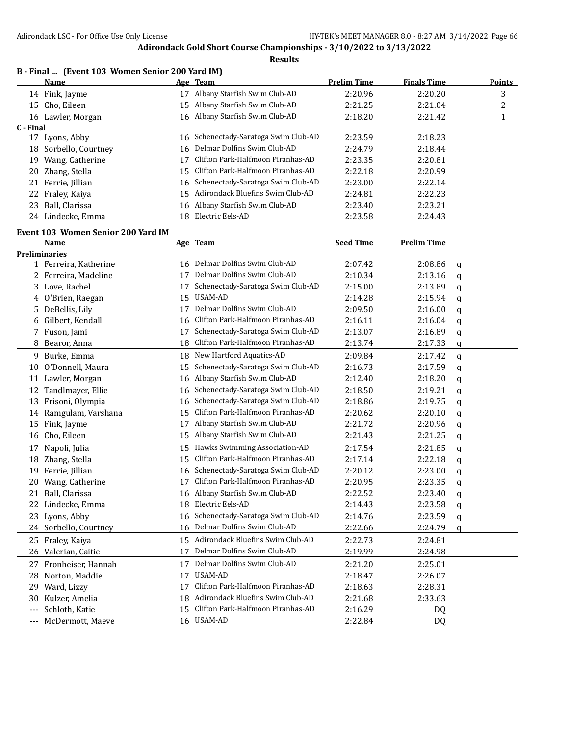# Adirondack Gold Short Course Championships - 3/10/2022 to 3/13/2022

## Results

### B - Final ... (Event 103 Women Senior 200 Yard IM)

| | Name | Age | Team | Prelim Time | Finals Time | Points |
|---|---|---|---|---|---|---|
| 14 | Fink, Jayme | 17 | Albany Starfish Swim Club-AD | 2:20.96 | 2:20.20 | 3 |
| 15 | Cho, Eileen | 15 | Albany Starfish Swim Club-AD | 2:21.25 | 2:21.04 | 2 |
| 16 | Lawler, Morgan | 16 | Albany Starfish Swim Club-AD | 2:18.20 | 2:21.42 | 1 |
| **C - Final** | | | | | | |
| 17 | Lyons, Abby | 16 | Schenectady-Saratoga Swim Club-AD | 2:23.59 | 2:18.23 | |
| 18 | Sorbello, Courtney | 16 | Delmar Dolfins Swim Club-AD | 2:24.79 | 2:18.44 | |
| 19 | Wang, Catherine | 17 | Clifton Park-Halfmoon Piranhas-AD | 2:23.35 | 2:20.81 | |
| 20 | Zhang, Stella | 15 | Clifton Park-Halfmoon Piranhas-AD | 2:22.18 | 2:20.99 | |
| 21 | Ferrie, Jillian | 16 | Schenectady-Saratoga Swim Club-AD | 2:23.00 | 2:22.14 | |
| 22 | Fraley, Kaiya | 15 | Adirondack Bluefins Swim Club-AD | 2:24.81 | 2:22.23 | |
| 23 | Ball, Clarissa | 16 | Albany Starfish Swim Club-AD | 2:23.40 | 2:23.21 | |
| 24 | Lindecke, Emma | 18 | Electric Eels-AD | 2:23.58 | 2:24.43 | |

### Event 103 Women Senior 200 Yard IM

| | Name | Age | Team | Seed Time | Prelim Time | |
|---|---|---|---|---|---|---|
| **Preliminaries** | | | | | | |
| 1 | Ferreira, Katherine | 16 | Delmar Dolfins Swim Club-AD | 2:07.42 | 2:08.86 | q |
| 2 | Ferreira, Madeline | 17 | Delmar Dolfins Swim Club-AD | 2:10.34 | 2:13.16 | q |
| 3 | Love, Rachel | 17 | Schenectady-Saratoga Swim Club-AD | 2:15.00 | 2:13.89 | q |
| 4 | O'Brien, Raegan | 15 | USAM-AD | 2:14.28 | 2:15.94 | q |
| 5 | DeBellis, Lily | 17 | Delmar Dolfins Swim Club-AD | 2:09.50 | 2:16.00 | q |
| 6 | Gilbert, Kendall | 16 | Clifton Park-Halfmoon Piranhas-AD | 2:16.11 | 2:16.04 | q |
| 7 | Fuson, Jami | 17 | Schenectady-Saratoga Swim Club-AD | 2:13.07 | 2:16.89 | q |
| 8 | Bearor, Anna | 18 | Clifton Park-Halfmoon Piranhas-AD | 2:13.74 | 2:17.33 | q |
| 9 | Burke, Emma | 18 | New Hartford Aquatics-AD | 2:09.84 | 2:17.42 | q |
| 10 | O'Donnell, Maura | 15 | Schenectady-Saratoga Swim Club-AD | 2:16.73 | 2:17.59 | q |
| 11 | Lawler, Morgan | 16 | Albany Starfish Swim Club-AD | 2:12.40 | 2:18.20 | q |
| 12 | Tandlmayer, Ellie | 16 | Schenectady-Saratoga Swim Club-AD | 2:18.50 | 2:19.21 | q |
| 13 | Frisoni, Olympia | 16 | Schenectady-Saratoga Swim Club-AD | 2:18.86 | 2:19.75 | q |
| 14 | Ramgulam, Varshana | 15 | Clifton Park-Halfmoon Piranhas-AD | 2:20.62 | 2:20.10 | q |
| 15 | Fink, Jayme | 17 | Albany Starfish Swim Club-AD | 2:21.72 | 2:20.96 | q |
| 16 | Cho, Eileen | 15 | Albany Starfish Swim Club-AD | 2:21.43 | 2:21.25 | q |
| 17 | Napoli, Julia | 15 | Hawks Swimming Association-AD | 2:17.54 | 2:21.85 | q |
| 18 | Zhang, Stella | 15 | Clifton Park-Halfmoon Piranhas-AD | 2:17.14 | 2:22.18 | q |
| 19 | Ferrie, Jillian | 16 | Schenectady-Saratoga Swim Club-AD | 2:20.12 | 2:23.00 | q |
| 20 | Wang, Catherine | 17 | Clifton Park-Halfmoon Piranhas-AD | 2:20.95 | 2:23.35 | q |
| 21 | Ball, Clarissa | 16 | Albany Starfish Swim Club-AD | 2:22.52 | 2:23.40 | q |
| 22 | Lindecke, Emma | 18 | Electric Eels-AD | 2:14.43 | 2:23.58 | q |
| 23 | Lyons, Abby | 16 | Schenectady-Saratoga Swim Club-AD | 2:14.76 | 2:23.59 | q |
| 24 | Sorbello, Courtney | 16 | Delmar Dolfins Swim Club-AD | 2:22.66 | 2:24.79 | q |
| 25 | Fraley, Kaiya | 15 | Adirondack Bluefins Swim Club-AD | 2:22.73 | 2:24.81 | |
| 26 | Valerian, Caitie | 17 | Delmar Dolfins Swim Club-AD | 2:19.99 | 2:24.98 | |
| 27 | Fronheiser, Hannah | 17 | Delmar Dolfins Swim Club-AD | 2:21.20 | 2:25.01 | |
| 28 | Norton, Maddie | 17 | USAM-AD | 2:18.47 | 2:26.07 | |
| 29 | Ward, Lizzy | 17 | Clifton Park-Halfmoon Piranhas-AD | 2:18.63 | 2:28.31 | |
| 30 | Kulzer, Amelia | 18 | Adirondack Bluefins Swim Club-AD | 2:21.68 | 2:33.63 | |
| --- | Schloth, Katie | 15 | Clifton Park-Halfmoon Piranhas-AD | 2:16.29 | DQ | |
| --- | McDermott, Maeve | 16 | USAM-AD | 2:22.84 | DQ | |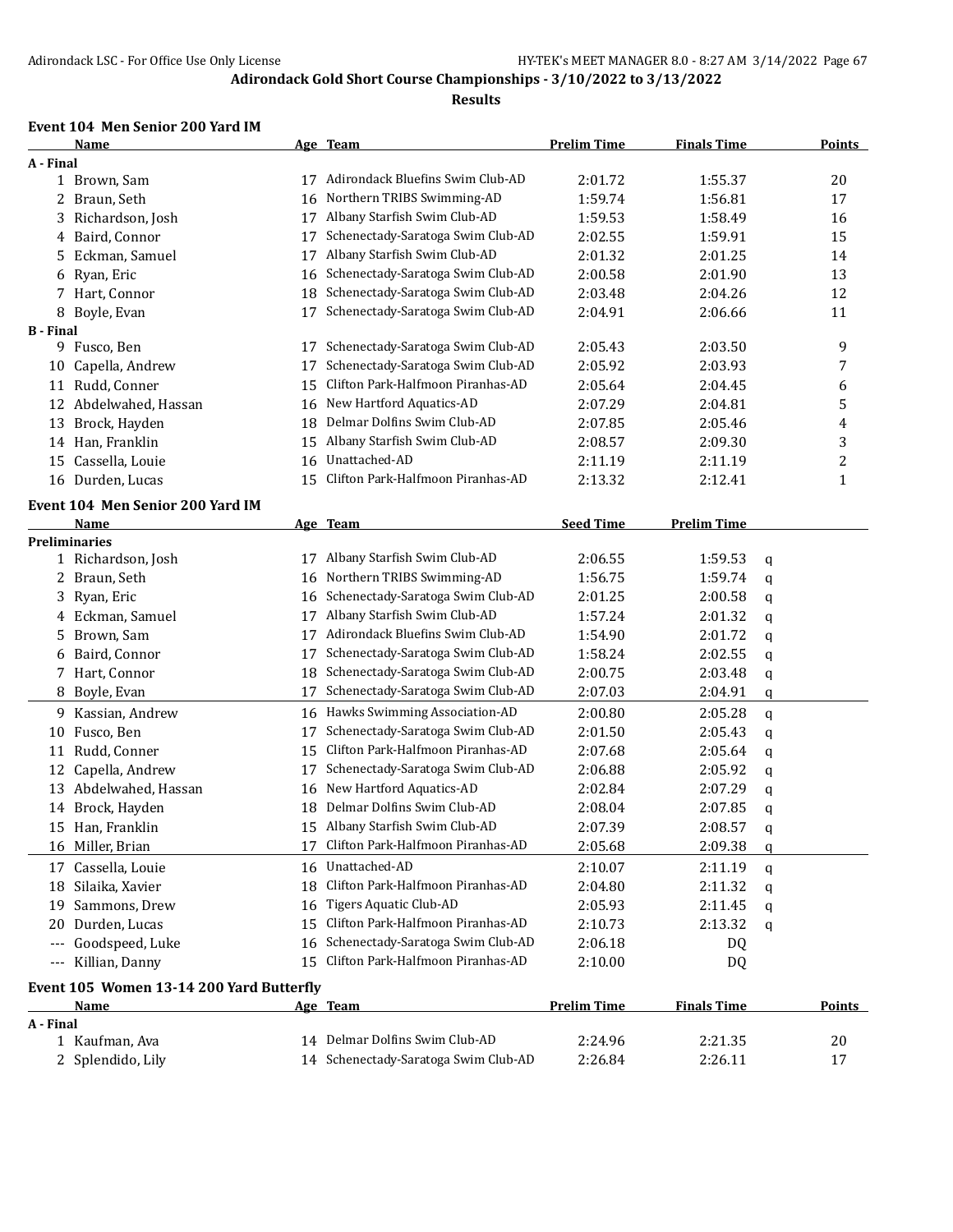## Adirondack Gold Short Course Championships - 3/10/2022 to 3/13/2022

### Results

### Event 104 Men Senior 200 Yard IM

| | Name | Age | Team | Prelim Time | Finals Time | Points |
|---|---|---|---|---|---|---|
| **A - Final** | | | | | | |
| 1 | Brown, Sam | 17 | Adirondack Bluefins Swim Club-AD | 2:01.72 | 1:55.37 | 20 |
| 2 | Braun, Seth | 16 | Northern TRIBS Swimming-AD | 1:59.74 | 1:56.81 | 17 |
| 3 | Richardson, Josh | 17 | Albany Starfish Swim Club-AD | 1:59.53 | 1:58.49 | 16 |
| 4 | Baird, Connor | 17 | Schenectady-Saratoga Swim Club-AD | 2:02.55 | 1:59.91 | 15 |
| 5 | Eckman, Samuel | 17 | Albany Starfish Swim Club-AD | 2:01.32 | 2:01.25 | 14 |
| 6 | Ryan, Eric | 16 | Schenectady-Saratoga Swim Club-AD | 2:00.58 | 2:01.90 | 13 |
| 7 | Hart, Connor | 18 | Schenectady-Saratoga Swim Club-AD | 2:03.48 | 2:04.26 | 12 |
| 8 | Boyle, Evan | 17 | Schenectady-Saratoga Swim Club-AD | 2:04.91 | 2:06.66 | 11 |
| **B - Final** | | | | | | |
| 9 | Fusco, Ben | 17 | Schenectady-Saratoga Swim Club-AD | 2:05.43 | 2:03.50 | 9 |
| 10 | Capella, Andrew | 17 | Schenectady-Saratoga Swim Club-AD | 2:05.92 | 2:03.93 | 7 |
| 11 | Rudd, Conner | 15 | Clifton Park-Halfmoon Piranhas-AD | 2:05.64 | 2:04.45 | 6 |
| 12 | Abdelwahed, Hassan | 16 | New Hartford Aquatics-AD | 2:07.29 | 2:04.81 | 5 |
| 13 | Brock, Hayden | 18 | Delmar Dolfins Swim Club-AD | 2:07.85 | 2:05.46 | 4 |
| 14 | Han, Franklin | 15 | Albany Starfish Swim Club-AD | 2:08.57 | 2:09.30 | 3 |
| 15 | Cassella, Louie | 16 | Unattached-AD | 2:11.19 | 2:11.19 | 2 |
| 16 | Durden, Lucas | 15 | Clifton Park-Halfmoon Piranhas-AD | 2:13.32 | 2:12.41 | 1 |

### Event 104 Men Senior 200 Yard IM

| | Name | Age | Team | Seed Time | Prelim Time | |
|---|---|---|---|---|---|---|
| **Preliminaries** | | | | | | |
| 1 | Richardson, Josh | 17 | Albany Starfish Swim Club-AD | 2:06.55 | 1:59.53 | q |
| 2 | Braun, Seth | 16 | Northern TRIBS Swimming-AD | 1:56.75 | 1:59.74 | q |
| 3 | Ryan, Eric | 16 | Schenectady-Saratoga Swim Club-AD | 2:01.25 | 2:00.58 | q |
| 4 | Eckman, Samuel | 17 | Albany Starfish Swim Club-AD | 1:57.24 | 2:01.32 | q |
| 5 | Brown, Sam | 17 | Adirondack Bluefins Swim Club-AD | 1:54.90 | 2:01.72 | q |
| 6 | Baird, Connor | 17 | Schenectady-Saratoga Swim Club-AD | 1:58.24 | 2:02.55 | q |
| 7 | Hart, Connor | 18 | Schenectady-Saratoga Swim Club-AD | 2:00.75 | 2:03.48 | q |
| 8 | Boyle, Evan | 17 | Schenectady-Saratoga Swim Club-AD | 2:07.03 | 2:04.91 | q |
| 9 | Kassian, Andrew | 16 | Hawks Swimming Association-AD | 2:00.80 | 2:05.28 | q |
| 10 | Fusco, Ben | 17 | Schenectady-Saratoga Swim Club-AD | 2:01.50 | 2:05.43 | q |
| 11 | Rudd, Conner | 15 | Clifton Park-Halfmoon Piranhas-AD | 2:07.68 | 2:05.64 | q |
| 12 | Capella, Andrew | 17 | Schenectady-Saratoga Swim Club-AD | 2:06.88 | 2:05.92 | q |
| 13 | Abdelwahed, Hassan | 16 | New Hartford Aquatics-AD | 2:02.84 | 2:07.29 | q |
| 14 | Brock, Hayden | 18 | Delmar Dolfins Swim Club-AD | 2:08.04 | 2:07.85 | q |
| 15 | Han, Franklin | 15 | Albany Starfish Swim Club-AD | 2:07.39 | 2:08.57 | q |
| 16 | Miller, Brian | 17 | Clifton Park-Halfmoon Piranhas-AD | 2:05.68 | 2:09.38 | q |
| 17 | Cassella, Louie | 16 | Unattached-AD | 2:10.07 | 2:11.19 | q |
| 18 | Silaika, Xavier | 18 | Clifton Park-Halfmoon Piranhas-AD | 2:04.80 | 2:11.32 | q |
| 19 | Sammons, Drew | 16 | Tigers Aquatic Club-AD | 2:05.93 | 2:11.45 | q |
| 20 | Durden, Lucas | 15 | Clifton Park-Halfmoon Piranhas-AD | 2:10.73 | 2:13.32 | q |
| --- | Goodspeed, Luke | 16 | Schenectady-Saratoga Swim Club-AD | 2:06.18 | DQ | |
| --- | Killian, Danny | 15 | Clifton Park-Halfmoon Piranhas-AD | 2:10.00 | DQ | |

### Event 105 Women 13-14 200 Yard Butterfly

| | Name | Age | Team | Prelim Time | Finals Time | Points |
|---|---|---|---|---|---|---|
| **A - Final** | | | | | | |
| 1 | Kaufman, Ava | 14 | Delmar Dolfins Swim Club-AD | 2:24.96 | 2:21.35 | 20 |
| 2 | Splendido, Lily | 14 | Schenectady-Saratoga Swim Club-AD | 2:26.84 | 2:26.11 | 17 |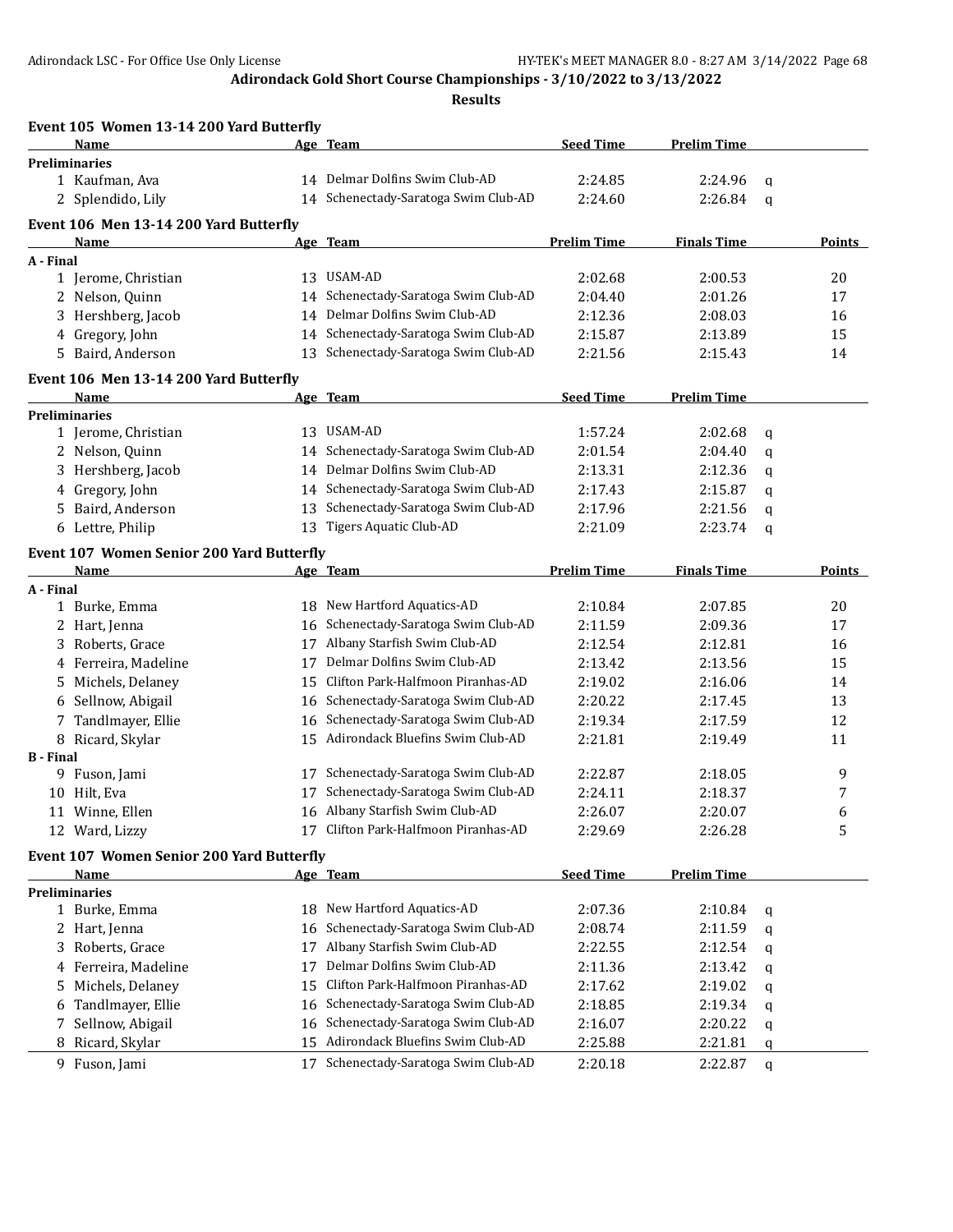**Adirondack Gold Short Course Championships - 3/10/2022 to 3/13/2022**

**Results**

### Event 105 Women 13-14 200 Yard Butterfly

| | Name | Age | Team | Seed Time | Prelim Time | |
|---|---|---|---|---|---|---|
| **Preliminaries** | | | | | | |
| 1 | Kaufman, Ava | 14 | Delmar Dolfins Swim Club-AD | 2:24.85 | 2:24.96 | q |
| 2 | Splendido, Lily | 14 | Schenectady-Saratoga Swim Club-AD | 2:24.60 | 2:26.84 | q |

### Event 106 Men 13-14 200 Yard Butterfly

| | Name | Age | Team | Prelim Time | Finals Time | Points |
|---|---|---|---|---|---|---|
| **A - Final** | | | | | | |
| 1 | Jerome, Christian | 13 | USAM-AD | 2:02.68 | 2:00.53 | 20 |
| 2 | Nelson, Quinn | 14 | Schenectady-Saratoga Swim Club-AD | 2:04.40 | 2:01.26 | 17 |
| 3 | Hershberg, Jacob | 14 | Delmar Dolfins Swim Club-AD | 2:12.36 | 2:08.03 | 16 |
| 4 | Gregory, John | 14 | Schenectady-Saratoga Swim Club-AD | 2:15.87 | 2:13.89 | 15 |
| 5 | Baird, Anderson | 13 | Schenectady-Saratoga Swim Club-AD | 2:21.56 | 2:15.43 | 14 |

### Event 106 Men 13-14 200 Yard Butterfly

| | Name | Age | Team | Seed Time | Prelim Time | |
|---|---|---|---|---|---|---|
| **Preliminaries** | | | | | | |
| 1 | Jerome, Christian | 13 | USAM-AD | 1:57.24 | 2:02.68 | q |
| 2 | Nelson, Quinn | 14 | Schenectady-Saratoga Swim Club-AD | 2:01.54 | 2:04.40 | q |
| 3 | Hershberg, Jacob | 14 | Delmar Dolfins Swim Club-AD | 2:13.31 | 2:12.36 | q |
| 4 | Gregory, John | 14 | Schenectady-Saratoga Swim Club-AD | 2:17.43 | 2:15.87 | q |
| 5 | Baird, Anderson | 13 | Schenectady-Saratoga Swim Club-AD | 2:17.96 | 2:21.56 | q |
| 6 | Lettre, Philip | 13 | Tigers Aquatic Club-AD | 2:21.09 | 2:23.74 | q |

### Event 107 Women Senior 200 Yard Butterfly

| | Name | Age | Team | Prelim Time | Finals Time | Points |
|---|---|---|---|---|---|---|
| **A - Final** | | | | | | |
| 1 | Burke, Emma | 18 | New Hartford Aquatics-AD | 2:10.84 | 2:07.85 | 20 |
| 2 | Hart, Jenna | 16 | Schenectady-Saratoga Swim Club-AD | 2:11.59 | 2:09.36 | 17 |
| 3 | Roberts, Grace | 17 | Albany Starfish Swim Club-AD | 2:12.54 | 2:12.81 | 16 |
| 4 | Ferreira, Madeline | 17 | Delmar Dolfins Swim Club-AD | 2:13.42 | 2:13.56 | 15 |
| 5 | Michels, Delaney | 15 | Clifton Park-Halfmoon Piranhas-AD | 2:19.02 | 2:16.06 | 14 |
| 6 | Sellnow, Abigail | 16 | Schenectady-Saratoga Swim Club-AD | 2:20.22 | 2:17.45 | 13 |
| 7 | Tandlmayer, Ellie | 16 | Schenectady-Saratoga Swim Club-AD | 2:19.34 | 2:17.59 | 12 |
| 8 | Ricard, Skylar | 15 | Adirondack Bluefins Swim Club-AD | 2:21.81 | 2:19.49 | 11 |
| **B - Final** | | | | | | |
| 9 | Fuson, Jami | 17 | Schenectady-Saratoga Swim Club-AD | 2:22.87 | 2:18.05 | 9 |
| 10 | Hilt, Eva | 17 | Schenectady-Saratoga Swim Club-AD | 2:24.11 | 2:18.37 | 7 |
| 11 | Winne, Ellen | 16 | Albany Starfish Swim Club-AD | 2:26.07 | 2:20.07 | 6 |
| 12 | Ward, Lizzy | 17 | Clifton Park-Halfmoon Piranhas-AD | 2:29.69 | 2:26.28 | 5 |

### Event 107 Women Senior 200 Yard Butterfly

| | Name | Age | Team | Seed Time | Prelim Time | |
|---|---|---|---|---|---|---|
| **Preliminaries** | | | | | | |
| 1 | Burke, Emma | 18 | New Hartford Aquatics-AD | 2:07.36 | 2:10.84 | q |
| 2 | Hart, Jenna | 16 | Schenectady-Saratoga Swim Club-AD | 2:08.74 | 2:11.59 | q |
| 3 | Roberts, Grace | 17 | Albany Starfish Swim Club-AD | 2:22.55 | 2:12.54 | q |
| 4 | Ferreira, Madeline | 17 | Delmar Dolfins Swim Club-AD | 2:11.36 | 2:13.42 | q |
| 5 | Michels, Delaney | 15 | Clifton Park-Halfmoon Piranhas-AD | 2:17.62 | 2:19.02 | q |
| 6 | Tandlmayer, Ellie | 16 | Schenectady-Saratoga Swim Club-AD | 2:18.85 | 2:19.34 | q |
| 7 | Sellnow, Abigail | 16 | Schenectady-Saratoga Swim Club-AD | 2:16.07 | 2:20.22 | q |
| 8 | Ricard, Skylar | 15 | Adirondack Bluefins Swim Club-AD | 2:25.88 | 2:21.81 | q |
| 9 | Fuson, Jami | 17 | Schenectady-Saratoga Swim Club-AD | 2:20.18 | 2:22.87 | q |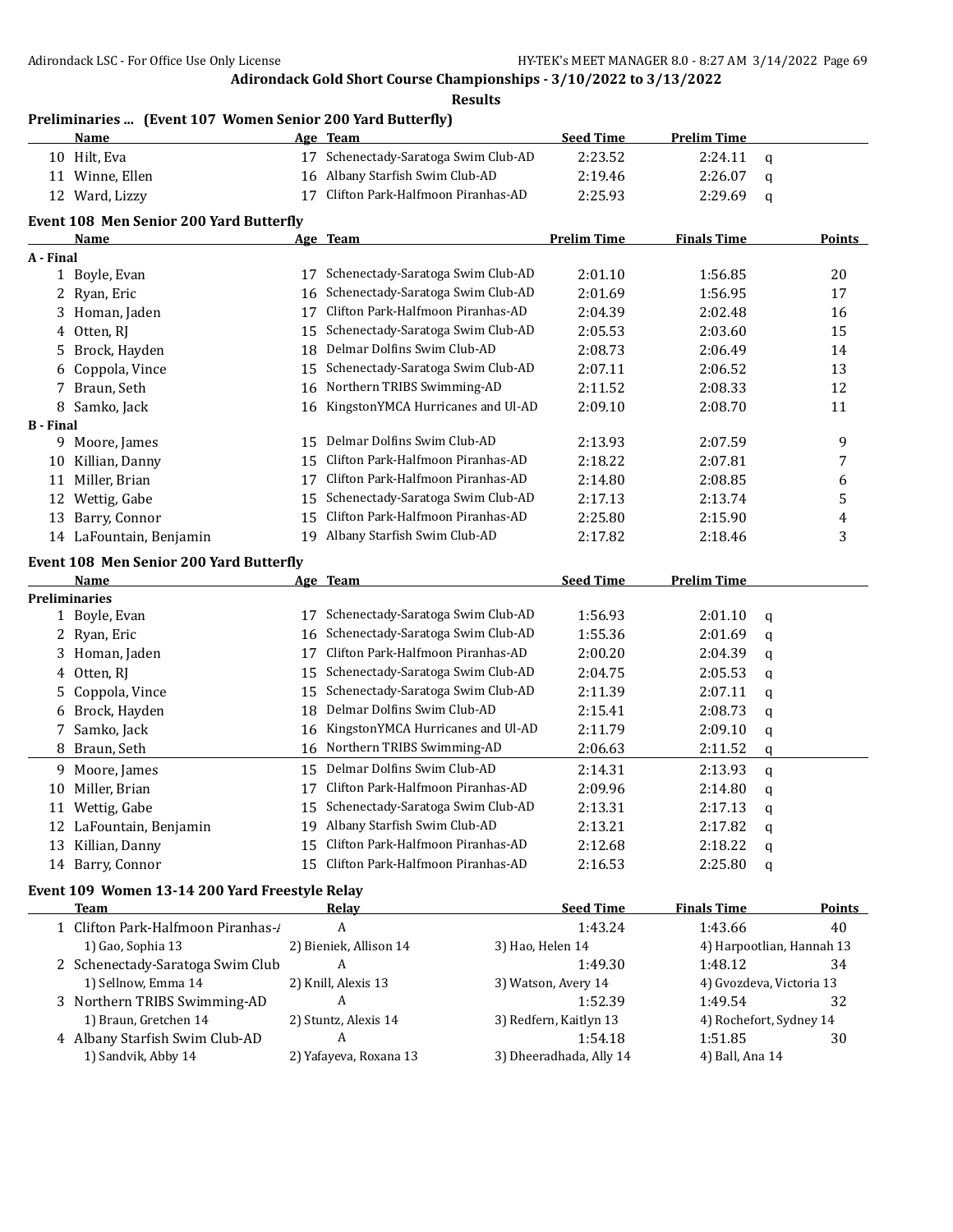## Adirondack Gold Short Course Championships - 3/10/2022 to 3/13/2022

**Results**

### Preliminaries ... (Event 107 Women Senior 200 Yard Butterfly)

| | Name | Age | Team | Seed Time | Prelim Time | |
|---|---|---|---|---|---|---|
| 10 | Hilt, Eva | 17 | Schenectady-Saratoga Swim Club-AD | 2:23.52 | 2:24.11 | q |
| 11 | Winne, Ellen | 16 | Albany Starfish Swim Club-AD | 2:19.46 | 2:26.07 | q |
| 12 | Ward, Lizzy | 17 | Clifton Park-Halfmoon Piranhas-AD | 2:25.93 | 2:29.69 | q |

### Event 108 Men Senior 200 Yard Butterfly

| | Name | Age | Team | Prelim Time | Finals Time | Points |
|---|---|---|---|---|---|---|
| **A - Final** | | | | | | |
| 1 | Boyle, Evan | 17 | Schenectady-Saratoga Swim Club-AD | 2:01.10 | 1:56.85 | 20 |
| 2 | Ryan, Eric | 16 | Schenectady-Saratoga Swim Club-AD | 2:01.69 | 1:56.95 | 17 |
| 3 | Homan, Jaden | 17 | Clifton Park-Halfmoon Piranhas-AD | 2:04.39 | 2:02.48 | 16 |
| 4 | Otten, RJ | 15 | Schenectady-Saratoga Swim Club-AD | 2:05.53 | 2:03.60 | 15 |
| 5 | Brock, Hayden | 18 | Delmar Dolfins Swim Club-AD | 2:08.73 | 2:06.49 | 14 |
| 6 | Coppola, Vince | 15 | Schenectady-Saratoga Swim Club-AD | 2:07.11 | 2:06.52 | 13 |
| 7 | Braun, Seth | 16 | Northern TRIBS Swimming-AD | 2:11.52 | 2:08.33 | 12 |
| 8 | Samko, Jack | 16 | KingstonYMCA Hurricanes and Ul-AD | 2:09.10 | 2:08.70 | 11 |
| **B - Final** | | | | | | |
| 9 | Moore, James | 15 | Delmar Dolfins Swim Club-AD | 2:13.93 | 2:07.59 | 9 |
| 10 | Killian, Danny | 15 | Clifton Park-Halfmoon Piranhas-AD | 2:18.22 | 2:07.81 | 7 |
| 11 | Miller, Brian | 17 | Clifton Park-Halfmoon Piranhas-AD | 2:14.80 | 2:08.85 | 6 |
| 12 | Wettig, Gabe | 15 | Schenectady-Saratoga Swim Club-AD | 2:17.13 | 2:13.74 | 5 |
| 13 | Barry, Connor | 15 | Clifton Park-Halfmoon Piranhas-AD | 2:25.80 | 2:15.90 | 4 |
| 14 | LaFountain, Benjamin | 19 | Albany Starfish Swim Club-AD | 2:17.82 | 2:18.46 | 3 |

### Event 108 Men Senior 200 Yard Butterfly

| | Name | Age | Team | Seed Time | Prelim Time | |
|---|---|---|---|---|---|---|
| **Preliminaries** | | | | | | |
| 1 | Boyle, Evan | 17 | Schenectady-Saratoga Swim Club-AD | 1:56.93 | 2:01.10 | q |
| 2 | Ryan, Eric | 16 | Schenectady-Saratoga Swim Club-AD | 1:55.36 | 2:01.69 | q |
| 3 | Homan, Jaden | 17 | Clifton Park-Halfmoon Piranhas-AD | 2:00.20 | 2:04.39 | q |
| 4 | Otten, RJ | 15 | Schenectady-Saratoga Swim Club-AD | 2:04.75 | 2:05.53 | q |
| 5 | Coppola, Vince | 15 | Schenectady-Saratoga Swim Club-AD | 2:11.39 | 2:07.11 | q |
| 6 | Brock, Hayden | 18 | Delmar Dolfins Swim Club-AD | 2:15.41 | 2:08.73 | q |
| 7 | Samko, Jack | 16 | KingstonYMCA Hurricanes and Ul-AD | 2:11.79 | 2:09.10 | q |
| 8 | Braun, Seth | 16 | Northern TRIBS Swimming-AD | 2:06.63 | 2:11.52 | q |
| 9 | Moore, James | 15 | Delmar Dolfins Swim Club-AD | 2:14.31 | 2:13.93 | q |
| 10 | Miller, Brian | 17 | Clifton Park-Halfmoon Piranhas-AD | 2:09.96 | 2:14.80 | q |
| 11 | Wettig, Gabe | 15 | Schenectady-Saratoga Swim Club-AD | 2:13.31 | 2:17.13 | q |
| 12 | LaFountain, Benjamin | 19 | Albany Starfish Swim Club-AD | 2:13.21 | 2:17.82 | q |
| 13 | Killian, Danny | 15 | Clifton Park-Halfmoon Piranhas-AD | 2:12.68 | 2:18.22 | q |
| 14 | Barry, Connor | 15 | Clifton Park-Halfmoon Piranhas-AD | 2:16.53 | 2:25.80 | q |

### Event 109 Women 13-14 200 Yard Freestyle Relay

| | Team | Relay | Seed Time | Finals Time | Points |
|---|---|---|---|---|---|
| 1 | Clifton Park-Halfmoon Piranhas-A | A | 1:43.24 | 1:43.66 | 40 |
| | 1) Gao, Sophia 13 | 2) Bieniek, Allison 14 | 3) Hao, Helen 14 | 4) Harpootlian, Hannah 13 | |
| 2 | Schenectady-Saratoga Swim Club | A | 1:49.30 | 1:48.12 | 34 |
| | 1) Sellnow, Emma 14 | 2) Knill, Alexis 13 | 3) Watson, Avery 14 | 4) Gvozdeva, Victoria 13 | |
| 3 | Northern TRIBS Swimming-AD | A | 1:52.39 | 1:49.54 | 32 |
| | 1) Braun, Gretchen 14 | 2) Stuntz, Alexis 14 | 3) Redfern, Kaitlyn 13 | 4) Rochefort, Sydney 14 | |
| 4 | Albany Starfish Swim Club-AD | A | 1:54.18 | 1:51.85 | 30 |
| | 1) Sandvik, Abby 14 | 2) Yafayeva, Roxana 13 | 3) Dheeradhada, Ally 14 | 4) Ball, Ana 14 | |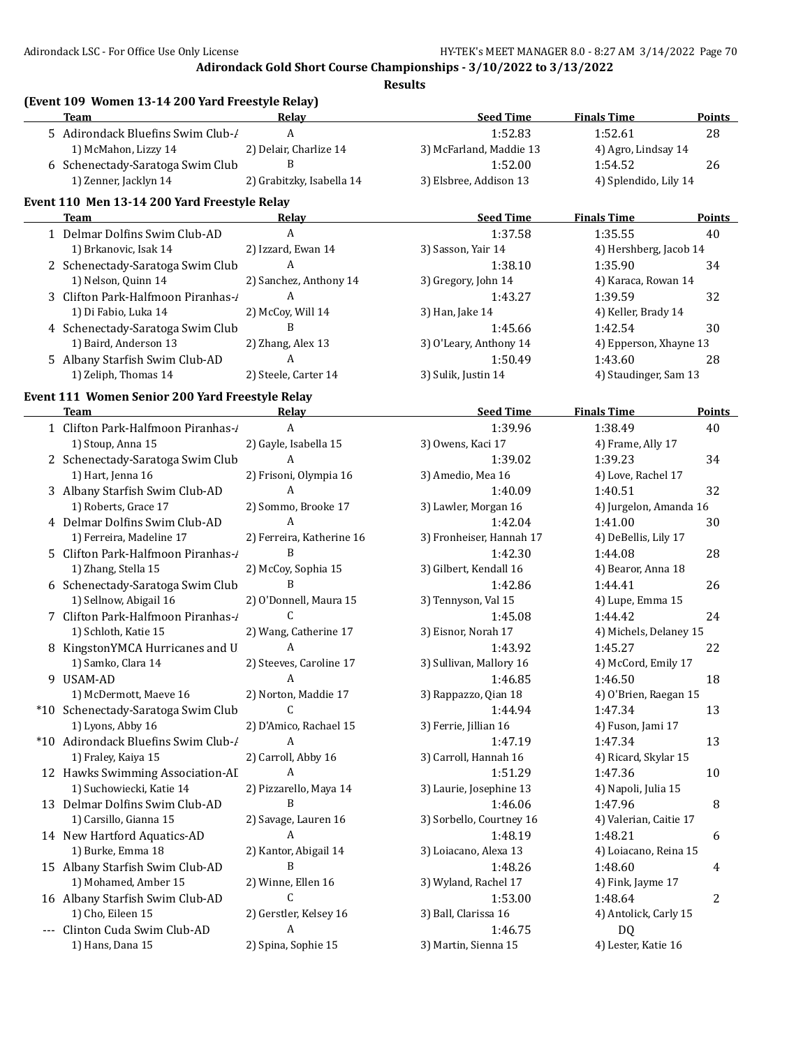**Adirondack Gold Short Course Championships - 3/10/2022 to 3/13/2022**

**Results**

### (Event 109 Women 13-14 200 Yard Freestyle Relay)

| | Team | Relay | Seed Time | Finals Time | Points |
|---|---|---|---|---|---|
| 5 | Adirondack Bluefins Swim Club-A | A | 1:52.83 | 1:52.61 | 28 |
| | 1) McMahon, Lizzy 14 | 2) Delair, Charlize 14 | 3) McFarland, Maddie 13 | 4) Agro, Lindsay 14 | |
| 6 | Schenectady-Saratoga Swim Club | B | 1:52.00 | 1:54.52 | 26 |
| | 1) Zenner, Jacklyn 14 | 2) Grabitzky, Isabella 14 | 3) Elsbree, Addison 13 | 4) Splendido, Lily 14 | |

### Event 110 Men 13-14 200 Yard Freestyle Relay

| | Team | Relay | Seed Time | Finals Time | Points |
|---|---|---|---|---|---|
| 1 | Delmar Dolfins Swim Club-AD | A | 1:37.58 | 1:35.55 | 40 |
| | 1) Brkanovic, Isak 14 | 2) Izzard, Ewan 14 | 3) Sasson, Yair 14 | 4) Hershberg, Jacob 14 | |
| 2 | Schenectady-Saratoga Swim Club | A | 1:38.10 | 1:35.90 | 34 |
| | 1) Nelson, Quinn 14 | 2) Sanchez, Anthony 14 | 3) Gregory, John 14 | 4) Karaca, Rowan 14 | |
| 3 | Clifton Park-Halfmoon Piranhas-A | A | 1:43.27 | 1:39.59 | 32 |
| | 1) Di Fabio, Luka 14 | 2) McCoy, Will 14 | 3) Han, Jake 14 | 4) Keller, Brady 14 | |
| 4 | Schenectady-Saratoga Swim Club | B | 1:45.66 | 1:42.54 | 30 |
| | 1) Baird, Anderson 13 | 2) Zhang, Alex 13 | 3) O'Leary, Anthony 14 | 4) Epperson, Xhayne 13 | |
| 5 | Albany Starfish Swim Club-AD | A | 1:50.49 | 1:43.60 | 28 |
| | 1) Zeliph, Thomas 14 | 2) Steele, Carter 14 | 3) Sulik, Justin 14 | 4) Staudinger, Sam 13 | |

### Event 111 Women Senior 200 Yard Freestyle Relay

| | Team | Relay | Seed Time | Finals Time | Points |
|---|---|---|---|---|---|
| 1 | Clifton Park-Halfmoon Piranhas-A | A | 1:39.96 | 1:38.49 | 40 |
| | 1) Stoup, Anna 15 | 2) Gayle, Isabella 15 | 3) Owens, Kaci 17 | 4) Frame, Ally 17 | |
| 2 | Schenectady-Saratoga Swim Club | A | 1:39.02 | 1:39.23 | 34 |
| | 1) Hart, Jenna 16 | 2) Frisoni, Olympia 16 | 3) Amedio, Mea 16 | 4) Love, Rachel 17 | |
| 3 | Albany Starfish Swim Club-AD | A | 1:40.09 | 1:40.51 | 32 |
| | 1) Roberts, Grace 17 | 2) Sommo, Brooke 17 | 3) Lawler, Morgan 16 | 4) Jurgelon, Amanda 16 | |
| 4 | Delmar Dolfins Swim Club-AD | A | 1:42.04 | 1:41.00 | 30 |
| | 1) Ferreira, Madeline 17 | 2) Ferreira, Katherine 16 | 3) Fronheiser, Hannah 17 | 4) DeBellis, Lily 17 | |
| 5 | Clifton Park-Halfmoon Piranhas-A | B | 1:42.30 | 1:44.08 | 28 |
| | 1) Zhang, Stella 15 | 2) McCoy, Sophia 15 | 3) Gilbert, Kendall 16 | 4) Bearor, Anna 18 | |
| 6 | Schenectady-Saratoga Swim Club | B | 1:42.86 | 1:44.41 | 26 |
| | 1) Sellnow, Abigail 16 | 2) O'Donnell, Maura 15 | 3) Tennyson, Val 15 | 4) Lupe, Emma 15 | |
| 7 | Clifton Park-Halfmoon Piranhas-A | C | 1:45.08 | 1:44.42 | 24 |
| | 1) Schloth, Katie 15 | 2) Wang, Catherine 17 | 3) Eisnor, Norah 17 | 4) Michels, Delaney 15 | |
| 8 | KingstonYMCA Hurricanes and U | A | 1:43.92 | 1:45.27 | 22 |
| | 1) Samko, Clara 14 | 2) Steeves, Caroline 17 | 3) Sullivan, Mallory 16 | 4) McCord, Emily 17 | |
| 9 | USAM-AD | A | 1:46.85 | 1:46.50 | 18 |
| | 1) McDermott, Maeve 16 | 2) Norton, Maddie 17 | 3) Rappazzo, Qian 18 | 4) O'Brien, Raegan 15 | |
| *10 | Schenectady-Saratoga Swim Club | C | 1:44.94 | 1:47.34 | 13 |
| | 1) Lyons, Abby 16 | 2) D'Amico, Rachael 15 | 3) Ferrie, Jillian 16 | 4) Fuson, Jami 17 | |
| *10 | Adirondack Bluefins Swim Club-A | A | 1:47.19 | 1:47.34 | 13 |
| | 1) Fraley, Kaiya 15 | 2) Carroll, Abby 16 | 3) Carroll, Hannah 16 | 4) Ricard, Skylar 15 | |
| 12 | Hawks Swimming Association-AD | A | 1:51.29 | 1:47.36 | 10 |
| | 1) Suchowiecki, Katie 14 | 2) Pizzarello, Maya 14 | 3) Laurie, Josephine 13 | 4) Napoli, Julia 15 | |
| 13 | Delmar Dolfins Swim Club-AD | B | 1:46.06 | 1:47.96 | 8 |
| | 1) Carsillo, Gianna 15 | 2) Savage, Lauren 16 | 3) Sorbello, Courtney 16 | 4) Valerian, Caitie 17 | |
| 14 | New Hartford Aquatics-AD | A | 1:48.19 | 1:48.21 | 6 |
| | 1) Burke, Emma 18 | 2) Kantor, Abigail 14 | 3) Loiacano, Alexa 13 | 4) Loiacano, Reina 15 | |
| 15 | Albany Starfish Swim Club-AD | B | 1:48.26 | 1:48.60 | 4 |
| | 1) Mohamed, Amber 15 | 2) Winne, Ellen 16 | 3) Wyland, Rachel 17 | 4) Fink, Jayme 17 | |
| 16 | Albany Starfish Swim Club-AD | C | 1:53.00 | 1:48.64 | 2 |
| | 1) Cho, Eileen 15 | 2) Gerstler, Kelsey 16 | 3) Ball, Clarissa 16 | 4) Antolick, Carly 15 | |
| --- | Clinton Cuda Swim Club-AD | A | 1:46.75 | DQ | |
| | 1) Hans, Dana 15 | 2) Spina, Sophie 15 | 3) Martin, Sienna 15 | 4) Lester, Katie 16 | |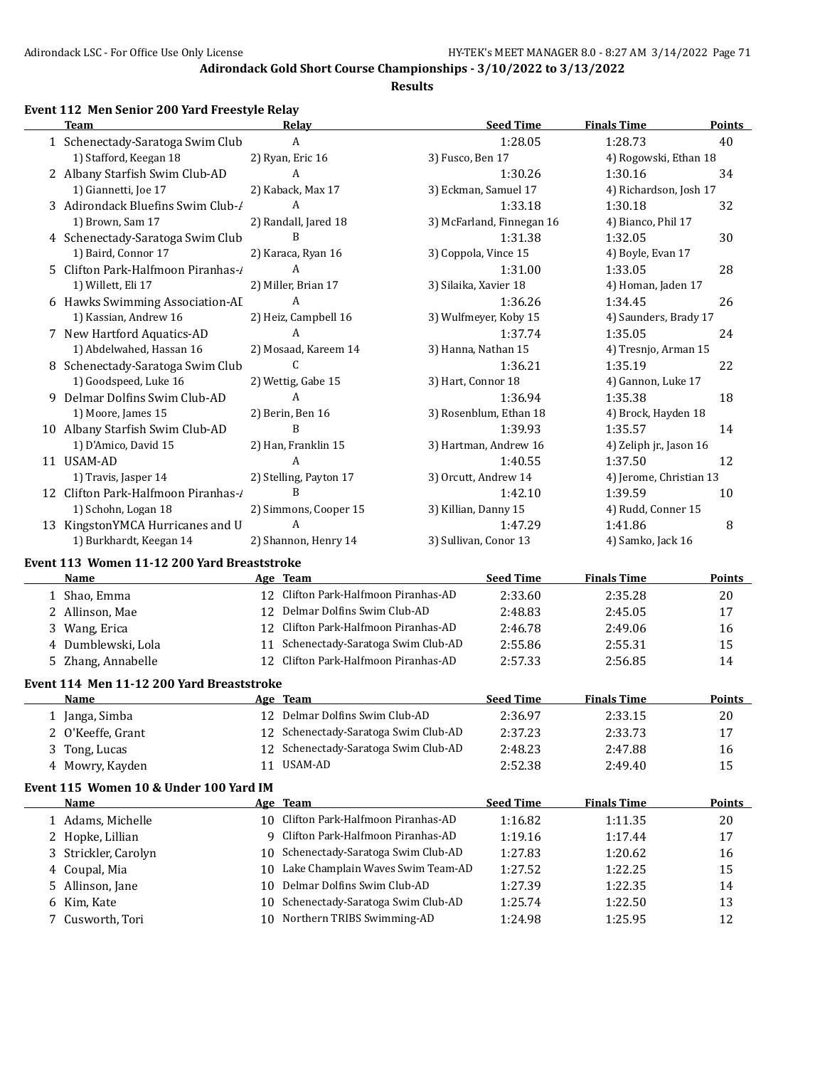## Adirondack Gold Short Course Championships - 3/10/2022 to 3/13/2022

### Results

#### Event 112 Men Senior 200 Yard Freestyle Relay

| | Team | Relay | Seed Time | Finals Time | Points |
|---|---|---|---|---|---|
| 1 | Schenectady-Saratoga Swim Club | A | 1:28.05 | 1:28.73 | 40 |
| | 1) Stafford, Keegan 18 | 2) Ryan, Eric 16 | 3) Fusco, Ben 17 | 4) Rogowski, Ethan 18 | |
| 2 | Albany Starfish Swim Club-AD | A | 1:30.26 | 1:30.16 | 34 |
| | 1) Giannetti, Joe 17 | 2) Kaback, Max 17 | 3) Eckman, Samuel 17 | 4) Richardson, Josh 17 | |
| 3 | Adirondack Bluefins Swim Club-/ | A | 1:33.18 | 1:30.18 | 32 |
| | 1) Brown, Sam 17 | 2) Randall, Jared 18 | 3) McFarland, Finnegan 16 | 4) Bianco, Phil 17 | |
| 4 | Schenectady-Saratoga Swim Club | B | 1:31.38 | 1:32.05 | 30 |
| | 1) Baird, Connor 17 | 2) Karaca, Ryan 16 | 3) Coppola, Vince 15 | 4) Boyle, Evan 17 | |
| 5 | Clifton Park-Halfmoon Piranhas-/ | A | 1:31.00 | 1:33.05 | 28 |
| | 1) Willett, Eli 17 | 2) Miller, Brian 17 | 3) Silaika, Xavier 18 | 4) Homan, Jaden 17 | |
| 6 | Hawks Swimming Association-AI | A | 1:36.26 | 1:34.45 | 26 |
| | 1) Kassian, Andrew 16 | 2) Heiz, Campbell 16 | 3) Wulfmeyer, Koby 15 | 4) Saunders, Brady 17 | |
| 7 | New Hartford Aquatics-AD | A | 1:37.74 | 1:35.05 | 24 |
| | 1) Abdelwahed, Hassan 16 | 2) Mosaad, Kareem 14 | 3) Hanna, Nathan 15 | 4) Tresnjo, Arman 15 | |
| 8 | Schenectady-Saratoga Swim Club | C | 1:36.21 | 1:35.19 | 22 |
| | 1) Goodspeed, Luke 16 | 2) Wettig, Gabe 15 | 3) Hart, Connor 18 | 4) Gannon, Luke 17 | |
| 9 | Delmar Dolfins Swim Club-AD | A | 1:36.94 | 1:35.38 | 18 |
| | 1) Moore, James 15 | 2) Berin, Ben 16 | 3) Rosenblum, Ethan 18 | 4) Brock, Hayden 18 | |
| 10 | Albany Starfish Swim Club-AD | B | 1:39.93 | 1:35.57 | 14 |
| | 1) D'Amico, David 15 | 2) Han, Franklin 15 | 3) Hartman, Andrew 16 | 4) Zeliph jr., Jason 16 | |
| 11 | USAM-AD | A | 1:40.55 | 1:37.50 | 12 |
| | 1) Travis, Jasper 14 | 2) Stelling, Payton 17 | 3) Orcutt, Andrew 14 | 4) Jerome, Christian 13 | |
| 12 | Clifton Park-Halfmoon Piranhas-/ | B | 1:42.10 | 1:39.59 | 10 |
| | 1) Schohn, Logan 18 | 2) Simmons, Cooper 15 | 3) Killian, Danny 15 | 4) Rudd, Conner 15 | |
| 13 | KingstonYMCA Hurricanes and U | A | 1:47.29 | 1:41.86 | 8 |
| | 1) Burkhardt, Keegan 14 | 2) Shannon, Henry 14 | 3) Sullivan, Conor 13 | 4) Samko, Jack 16 | |

#### Event 113 Women 11-12 200 Yard Breaststroke

| | Name | Age | Team | Seed Time | Finals Time | Points |
|---|---|---|---|---|---|---|
| 1 | Shao, Emma | 12 | Clifton Park-Halfmoon Piranhas-AD | 2:33.60 | 2:35.28 | 20 |
| 2 | Allinson, Mae | 12 | Delmar Dolfins Swim Club-AD | 2:48.83 | 2:45.05 | 17 |
| 3 | Wang, Erica | 12 | Clifton Park-Halfmoon Piranhas-AD | 2:46.78 | 2:49.06 | 16 |
| 4 | Dumblewski, Lola | 11 | Schenectady-Saratoga Swim Club-AD | 2:55.86 | 2:55.31 | 15 |
| 5 | Zhang, Annabelle | 12 | Clifton Park-Halfmoon Piranhas-AD | 2:57.33 | 2:56.85 | 14 |

#### Event 114 Men 11-12 200 Yard Breaststroke

| | Name | Age | Team | Seed Time | Finals Time | Points |
|---|---|---|---|---|---|---|
| 1 | Janga, Simba | 12 | Delmar Dolfins Swim Club-AD | 2:36.97 | 2:33.15 | 20 |
| 2 | O'Keeffe, Grant | 12 | Schenectady-Saratoga Swim Club-AD | 2:37.23 | 2:33.73 | 17 |
| 3 | Tong, Lucas | 12 | Schenectady-Saratoga Swim Club-AD | 2:48.23 | 2:47.88 | 16 |
| 4 | Mowry, Kayden | 11 | USAM-AD | 2:52.38 | 2:49.40 | 15 |

#### Event 115 Women 10 & Under 100 Yard IM

| | Name | Age | Team | Seed Time | Finals Time | Points |
|---|---|---|---|---|---|---|
| 1 | Adams, Michelle | 10 | Clifton Park-Halfmoon Piranhas-AD | 1:16.82 | 1:11.35 | 20 |
| 2 | Hopke, Lillian | 9 | Clifton Park-Halfmoon Piranhas-AD | 1:19.16 | 1:17.44 | 17 |
| 3 | Strickler, Carolyn | 10 | Schenectady-Saratoga Swim Club-AD | 1:27.83 | 1:20.62 | 16 |
| 4 | Coupal, Mia | 10 | Lake Champlain Waves Swim Team-AD | 1:27.52 | 1:22.25 | 15 |
| 5 | Allinson, Jane | 10 | Delmar Dolfins Swim Club-AD | 1:27.39 | 1:22.35 | 14 |
| 6 | Kim, Kate | 10 | Schenectady-Saratoga Swim Club-AD | 1:25.74 | 1:22.50 | 13 |
| 7 | Cusworth, Tori | 10 | Northern TRIBS Swimming-AD | 1:24.98 | 1:25.95 | 12 |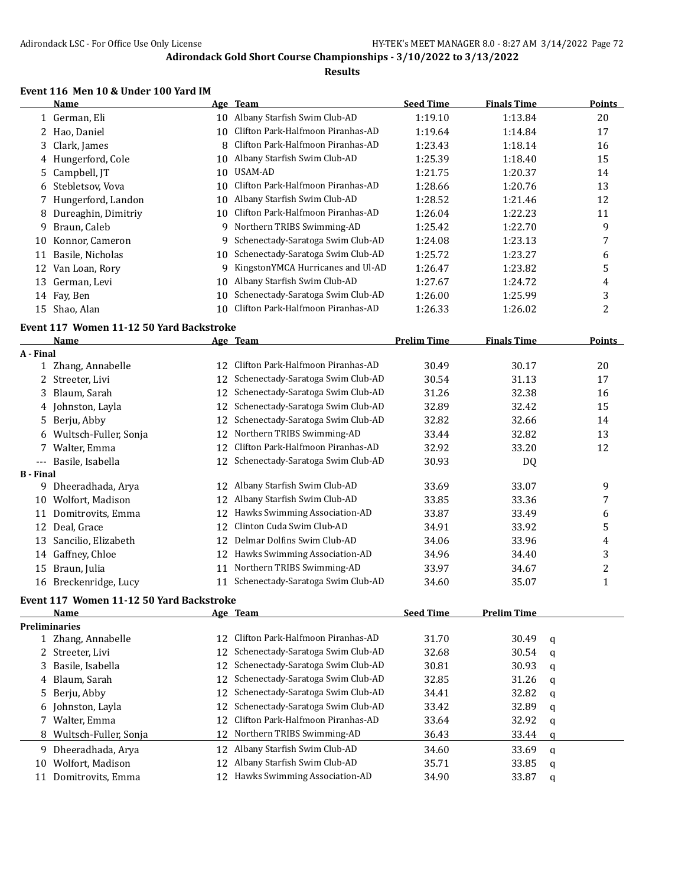# Adirondack Gold Short Course Championships - 3/10/2022 to 3/13/2022

## Results

### Event 116 Men 10 & Under 100 Yard IM

| | Name | Age | Team | Seed Time | Finals Time | Points |
|---|---|---|---|---|---|---|
| 1 | German, Eli | 10 | Albany Starfish Swim Club-AD | 1:19.10 | 1:13.84 | 20 |
| 2 | Hao, Daniel | 10 | Clifton Park-Halfmoon Piranhas-AD | 1:19.64 | 1:14.84 | 17 |
| 3 | Clark, James | 8 | Clifton Park-Halfmoon Piranhas-AD | 1:23.43 | 1:18.14 | 16 |
| 4 | Hungerford, Cole | 10 | Albany Starfish Swim Club-AD | 1:25.39 | 1:18.40 | 15 |
| 5 | Campbell, JT | 10 | USAM-AD | 1:21.75 | 1:20.37 | 14 |
| 6 | Stebletsov, Vova | 10 | Clifton Park-Halfmoon Piranhas-AD | 1:28.66 | 1:20.76 | 13 |
| 7 | Hungerford, Landon | 10 | Albany Starfish Swim Club-AD | 1:28.52 | 1:21.46 | 12 |
| 8 | Dureaghin, Dimitriy | 10 | Clifton Park-Halfmoon Piranhas-AD | 1:26.04 | 1:22.23 | 11 |
| 9 | Braun, Caleb | 9 | Northern TRIBS Swimming-AD | 1:25.42 | 1:22.70 | 9 |
| 10 | Konnor, Cameron | 9 | Schenectady-Saratoga Swim Club-AD | 1:24.08 | 1:23.13 | 7 |
| 11 | Basile, Nicholas | 10 | Schenectady-Saratoga Swim Club-AD | 1:25.72 | 1:23.27 | 6 |
| 12 | Van Loan, Rory | 9 | KingstonYMCA Hurricanes and Ul-AD | 1:26.47 | 1:23.82 | 5 |
| 13 | German, Levi | 10 | Albany Starfish Swim Club-AD | 1:27.67 | 1:24.72 | 4 |
| 14 | Fay, Ben | 10 | Schenectady-Saratoga Swim Club-AD | 1:26.00 | 1:25.99 | 3 |
| 15 | Shao, Alan | 10 | Clifton Park-Halfmoon Piranhas-AD | 1:26.33 | 1:26.02 | 2 |

### Event 117 Women 11-12 50 Yard Backstroke

| | Name | Age | Team | Prelim Time | Finals Time | Points |
|---|---|---|---|---|---|---|
| **A - Final** | | | | | | |
| 1 | Zhang, Annabelle | 12 | Clifton Park-Halfmoon Piranhas-AD | 30.49 | 30.17 | 20 |
| 2 | Streeter, Livi | 12 | Schenectady-Saratoga Swim Club-AD | 30.54 | 31.13 | 17 |
| 3 | Blaum, Sarah | 12 | Schenectady-Saratoga Swim Club-AD | 31.26 | 32.38 | 16 |
| 4 | Johnston, Layla | 12 | Schenectady-Saratoga Swim Club-AD | 32.89 | 32.42 | 15 |
| 5 | Berju, Abby | 12 | Schenectady-Saratoga Swim Club-AD | 32.82 | 32.66 | 14 |
| 6 | Wultsch-Fuller, Sonja | 12 | Northern TRIBS Swimming-AD | 33.44 | 32.82 | 13 |
| 7 | Walter, Emma | 12 | Clifton Park-Halfmoon Piranhas-AD | 32.92 | 33.20 | 12 |
| --- | Basile, Isabella | 12 | Schenectady-Saratoga Swim Club-AD | 30.93 | DQ | |
| **B - Final** | | | | | | |
| 9 | Dheeradhada, Arya | 12 | Albany Starfish Swim Club-AD | 33.69 | 33.07 | 9 |
| 10 | Wolfort, Madison | 12 | Albany Starfish Swim Club-AD | 33.85 | 33.36 | 7 |
| 11 | Domitrovits, Emma | 12 | Hawks Swimming Association-AD | 33.87 | 33.49 | 6 |
| 12 | Deal, Grace | 12 | Clinton Cuda Swim Club-AD | 34.91 | 33.92 | 5 |
| 13 | Sancilio, Elizabeth | 12 | Delmar Dolfins Swim Club-AD | 34.06 | 33.96 | 4 |
| 14 | Gaffney, Chloe | 12 | Hawks Swimming Association-AD | 34.96 | 34.40 | 3 |
| 15 | Braun, Julia | 11 | Northern TRIBS Swimming-AD | 33.97 | 34.67 | 2 |
| 16 | Breckenridge, Lucy | 11 | Schenectady-Saratoga Swim Club-AD | 34.60 | 35.07 | 1 |

### Event 117 Women 11-12 50 Yard Backstroke

| | Name | Age | Team | Seed Time | Prelim Time | |
|---|---|---|---|---|---|---|
| **Preliminaries** | | | | | | |
| 1 | Zhang, Annabelle | 12 | Clifton Park-Halfmoon Piranhas-AD | 31.70 | 30.49 | q |
| 2 | Streeter, Livi | 12 | Schenectady-Saratoga Swim Club-AD | 32.68 | 30.54 | q |
| 3 | Basile, Isabella | 12 | Schenectady-Saratoga Swim Club-AD | 30.81 | 30.93 | q |
| 4 | Blaum, Sarah | 12 | Schenectady-Saratoga Swim Club-AD | 32.85 | 31.26 | q |
| 5 | Berju, Abby | 12 | Schenectady-Saratoga Swim Club-AD | 34.41 | 32.82 | q |
| 6 | Johnston, Layla | 12 | Schenectady-Saratoga Swim Club-AD | 33.42 | 32.89 | q |
| 7 | Walter, Emma | 12 | Clifton Park-Halfmoon Piranhas-AD | 33.64 | 32.92 | q |
| 8 | Wultsch-Fuller, Sonja | 12 | Northern TRIBS Swimming-AD | 36.43 | 33.44 | q |
| 9 | Dheeradhada, Arya | 12 | Albany Starfish Swim Club-AD | 34.60 | 33.69 | q |
| 10 | Wolfort, Madison | 12 | Albany Starfish Swim Club-AD | 35.71 | 33.85 | q |
| 11 | Domitrovits, Emma | 12 | Hawks Swimming Association-AD | 34.90 | 33.87 | q |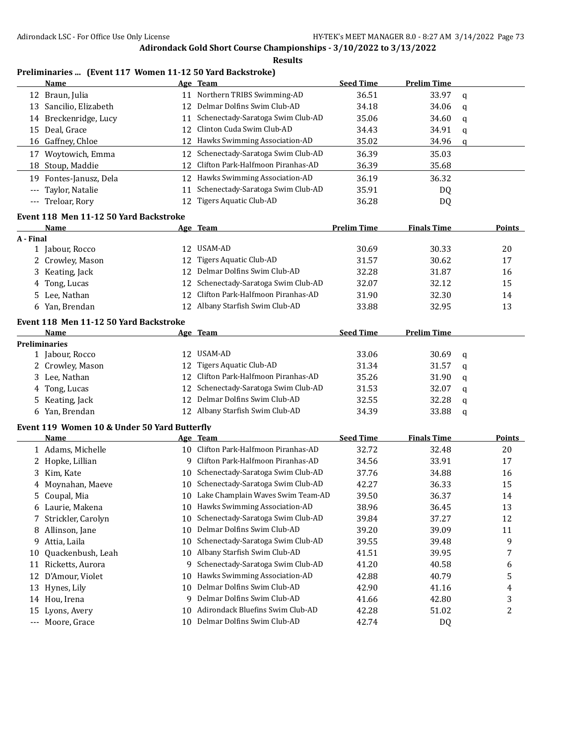**Adirondack Gold Short Course Championships - 3/10/2022 to 3/13/2022**

**Results**

### Preliminaries ... (Event 117 Women 11-12 50 Yard Backstroke)

| | Name | Age | Team | Seed Time | Prelim Time | |
|---|---|---|---|---|---|---|
| 12 | Braun, Julia | 11 | Northern TRIBS Swimming-AD | 36.51 | 33.97 | q |
| 13 | Sancilio, Elizabeth | 12 | Delmar Dolfins Swim Club-AD | 34.18 | 34.06 | q |
| 14 | Breckenridge, Lucy | 11 | Schenectady-Saratoga Swim Club-AD | 35.06 | 34.60 | q |
| 15 | Deal, Grace | 12 | Clinton Cuda Swim Club-AD | 34.43 | 34.91 | q |
| 16 | Gaffney, Chloe | 12 | Hawks Swimming Association-AD | 35.02 | 34.96 | q |
| 17 | Woytowich, Emma | 12 | Schenectady-Saratoga Swim Club-AD | 36.39 | 35.03 | |
| 18 | Stoup, Maddie | 12 | Clifton Park-Halfmoon Piranhas-AD | 36.39 | 35.68 | |
| 19 | Fontes-Janusz, Dela | 12 | Hawks Swimming Association-AD | 36.19 | 36.32 | |
| --- | Taylor, Natalie | 11 | Schenectady-Saratoga Swim Club-AD | 35.91 | DQ | |
| --- | Treloar, Rory | 12 | Tigers Aquatic Club-AD | 36.28 | DQ | |

### Event 118 Men 11-12 50 Yard Backstroke

| | Name | Age | Team | Prelim Time | Finals Time | Points |
|---|---|---|---|---|---|---|
| **A - Final** | | | | | | |
| 1 | Jabour, Rocco | 12 | USAM-AD | 30.69 | 30.33 | 20 |
| 2 | Crowley, Mason | 12 | Tigers Aquatic Club-AD | 31.57 | 30.62 | 17 |
| 3 | Keating, Jack | 12 | Delmar Dolfins Swim Club-AD | 32.28 | 31.87 | 16 |
| 4 | Tong, Lucas | 12 | Schenectady-Saratoga Swim Club-AD | 32.07 | 32.12 | 15 |
| 5 | Lee, Nathan | 12 | Clifton Park-Halfmoon Piranhas-AD | 31.90 | 32.30 | 14 |
| 6 | Yan, Brendan | 12 | Albany Starfish Swim Club-AD | 33.88 | 32.95 | 13 |

### Event 118 Men 11-12 50 Yard Backstroke

| | Name | Age | Team | Seed Time | Prelim Time | |
|---|---|---|---|---|---|---|
| **Preliminaries** | | | | | | |
| 1 | Jabour, Rocco | 12 | USAM-AD | 33.06 | 30.69 | q |
| 2 | Crowley, Mason | 12 | Tigers Aquatic Club-AD | 31.34 | 31.57 | q |
| 3 | Lee, Nathan | 12 | Clifton Park-Halfmoon Piranhas-AD | 35.26 | 31.90 | q |
| 4 | Tong, Lucas | 12 | Schenectady-Saratoga Swim Club-AD | 31.53 | 32.07 | q |
| 5 | Keating, Jack | 12 | Delmar Dolfins Swim Club-AD | 32.55 | 32.28 | q |
| 6 | Yan, Brendan | 12 | Albany Starfish Swim Club-AD | 34.39 | 33.88 | q |

### Event 119 Women 10 & Under 50 Yard Butterfly

| | Name | Age | Team | Seed Time | Finals Time | Points |
|---|---|---|---|---|---|---|
| 1 | Adams, Michelle | 10 | Clifton Park-Halfmoon Piranhas-AD | 32.72 | 32.48 | 20 |
| 2 | Hopke, Lillian | 9 | Clifton Park-Halfmoon Piranhas-AD | 34.56 | 33.91 | 17 |
| 3 | Kim, Kate | 10 | Schenectady-Saratoga Swim Club-AD | 37.76 | 34.88 | 16 |
| 4 | Moynahan, Maeve | 10 | Schenectady-Saratoga Swim Club-AD | 42.27 | 36.33 | 15 |
| 5 | Coupal, Mia | 10 | Lake Champlain Waves Swim Team-AD | 39.50 | 36.37 | 14 |
| 6 | Laurie, Makena | 10 | Hawks Swimming Association-AD | 38.96 | 36.45 | 13 |
| 7 | Strickler, Carolyn | 10 | Schenectady-Saratoga Swim Club-AD | 39.84 | 37.27 | 12 |
| 8 | Allinson, Jane | 10 | Delmar Dolfins Swim Club-AD | 39.20 | 39.09 | 11 |
| 9 | Attia, Laila | 10 | Schenectady-Saratoga Swim Club-AD | 39.55 | 39.48 | 9 |
| 10 | Quackenbush, Leah | 10 | Albany Starfish Swim Club-AD | 41.51 | 39.95 | 7 |
| 11 | Ricketts, Aurora | 9 | Schenectady-Saratoga Swim Club-AD | 41.20 | 40.58 | 6 |
| 12 | D'Amour, Violet | 10 | Hawks Swimming Association-AD | 42.88 | 40.79 | 5 |
| 13 | Hynes, Lily | 10 | Delmar Dolfins Swim Club-AD | 42.90 | 41.16 | 4 |
| 14 | Hou, Irena | 9 | Delmar Dolfins Swim Club-AD | 41.66 | 42.80 | 3 |
| 15 | Lyons, Avery | 10 | Adirondack Bluefins Swim Club-AD | 42.28 | 51.02 | 2 |
| --- | Moore, Grace | 10 | Delmar Dolfins Swim Club-AD | 42.74 | DQ | |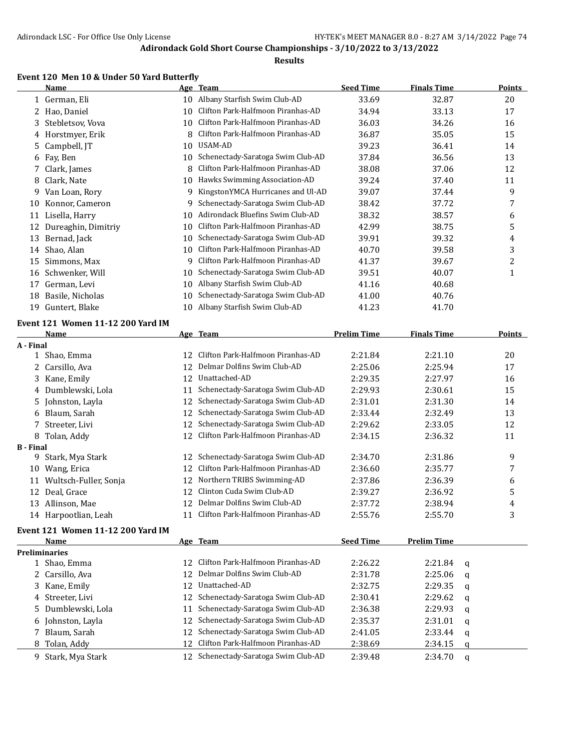# Adirondack Gold Short Course Championships - 3/10/2022 to 3/13/2022

## Results

### Event 120 Men 10 & Under 50 Yard Butterfly

| | Name | Age | Team | Seed Time | Finals Time | Points |
|---|---|---|---|---|---|---|
| 1 | German, Eli | 10 | Albany Starfish Swim Club-AD | 33.69 | 32.87 | 20 |
| 2 | Hao, Daniel | 10 | Clifton Park-Halfmoon Piranhas-AD | 34.94 | 33.13 | 17 |
| 3 | Stebletsov, Vova | 10 | Clifton Park-Halfmoon Piranhas-AD | 36.03 | 34.26 | 16 |
| 4 | Horstmyer, Erik | 8 | Clifton Park-Halfmoon Piranhas-AD | 36.87 | 35.05 | 15 |
| 5 | Campbell, JT | 10 | USAM-AD | 39.23 | 36.41 | 14 |
| 6 | Fay, Ben | 10 | Schenectady-Saratoga Swim Club-AD | 37.84 | 36.56 | 13 |
| 7 | Clark, James | 8 | Clifton Park-Halfmoon Piranhas-AD | 38.08 | 37.06 | 12 |
| 8 | Clark, Nate | 10 | Hawks Swimming Association-AD | 39.24 | 37.40 | 11 |
| 9 | Van Loan, Rory | 9 | KingstonYMCA Hurricanes and Ul-AD | 39.07 | 37.44 | 9 |
| 10 | Konnor, Cameron | 9 | Schenectady-Saratoga Swim Club-AD | 38.42 | 37.72 | 7 |
| 11 | Lisella, Harry | 10 | Adirondack Bluefins Swim Club-AD | 38.32 | 38.57 | 6 |
| 12 | Dureaghin, Dimitriy | 10 | Clifton Park-Halfmoon Piranhas-AD | 42.99 | 38.75 | 5 |
| 13 | Bernad, Jack | 10 | Schenectady-Saratoga Swim Club-AD | 39.91 | 39.32 | 4 |
| 14 | Shao, Alan | 10 | Clifton Park-Halfmoon Piranhas-AD | 40.70 | 39.58 | 3 |
| 15 | Simmons, Max | 9 | Clifton Park-Halfmoon Piranhas-AD | 41.37 | 39.67 | 2 |
| 16 | Schwenker, Will | 10 | Schenectady-Saratoga Swim Club-AD | 39.51 | 40.07 | 1 |
| 17 | German, Levi | 10 | Albany Starfish Swim Club-AD | 41.16 | 40.68 | |
| 18 | Basile, Nicholas | 10 | Schenectady-Saratoga Swim Club-AD | 41.00 | 40.76 | |
| 19 | Guntert, Blake | 10 | Albany Starfish Swim Club-AD | 41.23 | 41.70 | |

### Event 121 Women 11-12 200 Yard IM

| | Name | Age | Team | Prelim Time | Finals Time | Points |
|---|---|---|---|---|---|---|
| **A - Final** | | | | | | |
| 1 | Shao, Emma | 12 | Clifton Park-Halfmoon Piranhas-AD | 2:21.84 | 2:21.10 | 20 |
| 2 | Carsillo, Ava | 12 | Delmar Dolfins Swim Club-AD | 2:25.06 | 2:25.94 | 17 |
| 3 | Kane, Emily | 12 | Unattached-AD | 2:29.35 | 2:27.97 | 16 |
| 4 | Dumblewski, Lola | 11 | Schenectady-Saratoga Swim Club-AD | 2:29.93 | 2:30.61 | 15 |
| 5 | Johnston, Layla | 12 | Schenectady-Saratoga Swim Club-AD | 2:31.01 | 2:31.30 | 14 |
| 6 | Blaum, Sarah | 12 | Schenectady-Saratoga Swim Club-AD | 2:33.44 | 2:32.49 | 13 |
| 7 | Streeter, Livi | 12 | Schenectady-Saratoga Swim Club-AD | 2:29.62 | 2:33.05 | 12 |
| 8 | Tolan, Addy | 12 | Clifton Park-Halfmoon Piranhas-AD | 2:34.15 | 2:36.32 | 11 |
| **B - Final** | | | | | | |
| 9 | Stark, Mya Stark | 12 | Schenectady-Saratoga Swim Club-AD | 2:34.70 | 2:31.86 | 9 |
| 10 | Wang, Erica | 12 | Clifton Park-Halfmoon Piranhas-AD | 2:36.60 | 2:35.77 | 7 |
| 11 | Wultsch-Fuller, Sonja | 12 | Northern TRIBS Swimming-AD | 2:37.86 | 2:36.39 | 6 |
| 12 | Deal, Grace | 12 | Clinton Cuda Swim Club-AD | 2:39.27 | 2:36.92 | 5 |
| 13 | Allinson, Mae | 12 | Delmar Dolfins Swim Club-AD | 2:37.72 | 2:38.94 | 4 |
| 14 | Harpootlian, Leah | 11 | Clifton Park-Halfmoon Piranhas-AD | 2:55.76 | 2:55.70 | 3 |

### Event 121 Women 11-12 200 Yard IM

| | Name | Age | Team | Seed Time | Prelim Time | |
|---|---|---|---|---|---|---|
| **Preliminaries** | | | | | | |
| 1 | Shao, Emma | 12 | Clifton Park-Halfmoon Piranhas-AD | 2:26.22 | 2:21.84 | q |
| 2 | Carsillo, Ava | 12 | Delmar Dolfins Swim Club-AD | 2:31.78 | 2:25.06 | q |
| 3 | Kane, Emily | 12 | Unattached-AD | 2:32.75 | 2:29.35 | q |
| 4 | Streeter, Livi | 12 | Schenectady-Saratoga Swim Club-AD | 2:30.41 | 2:29.62 | q |
| 5 | Dumblewski, Lola | 11 | Schenectady-Saratoga Swim Club-AD | 2:36.38 | 2:29.93 | q |
| 6 | Johnston, Layla | 12 | Schenectady-Saratoga Swim Club-AD | 2:35.37 | 2:31.01 | q |
| 7 | Blaum, Sarah | 12 | Schenectady-Saratoga Swim Club-AD | 2:41.05 | 2:33.44 | q |
| 8 | Tolan, Addy | 12 | Clifton Park-Halfmoon Piranhas-AD | 2:38.69 | 2:34.15 | q |
| 9 | Stark, Mya Stark | 12 | Schenectady-Saratoga Swim Club-AD | 2:39.48 | 2:34.70 | q |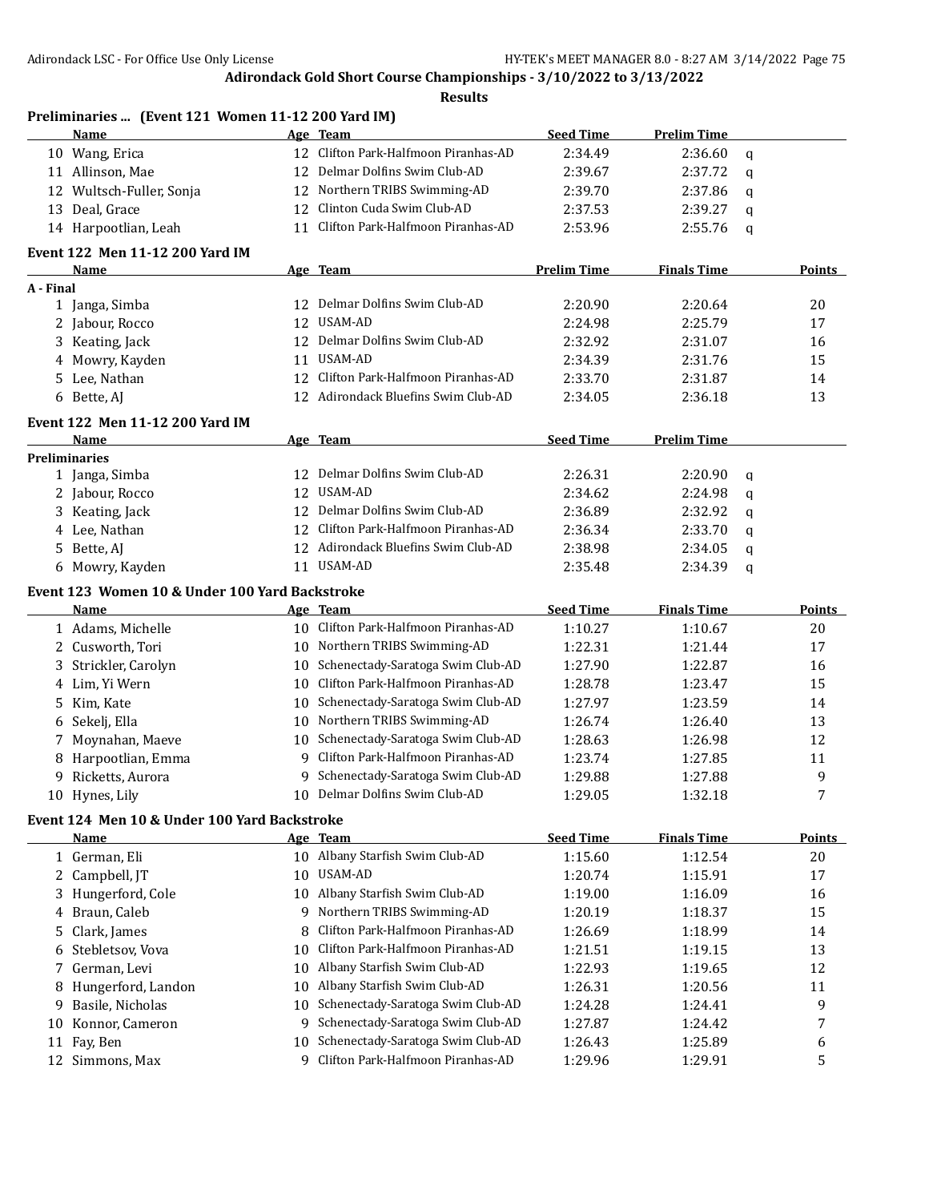## Adirondack Gold Short Course Championships - 3/10/2022 to 3/13/2022

### Results

### Preliminaries ... (Event 121 Women 11-12 200 Yard IM)

| | Name | Age | Team | Seed Time | Prelim Time | |
|---|---|---|---|---|---|---|
| 10 | Wang, Erica | 12 | Clifton Park-Halfmoon Piranhas-AD | 2:34.49 | 2:36.60 | q |
| 11 | Allinson, Mae | 12 | Delmar Dolfins Swim Club-AD | 2:39.67 | 2:37.72 | q |
| 12 | Wultsch-Fuller, Sonja | 12 | Northern TRIBS Swimming-AD | 2:39.70 | 2:37.86 | q |
| 13 | Deal, Grace | 12 | Clinton Cuda Swim Club-AD | 2:37.53 | 2:39.27 | q |
| 14 | Harpootlian, Leah | 11 | Clifton Park-Halfmoon Piranhas-AD | 2:53.96 | 2:55.76 | q |

### Event 122 Men 11-12 200 Yard IM

| | Name | Age | Team | Prelim Time | Finals Time | Points |
|---|---|---|---|---|---|---|
| **A - Final** | | | | | | |
| 1 | Janga, Simba | 12 | Delmar Dolfins Swim Club-AD | 2:20.90 | 2:20.64 | 20 |
| 2 | Jabour, Rocco | 12 | USAM-AD | 2:24.98 | 2:25.79 | 17 |
| 3 | Keating, Jack | 12 | Delmar Dolfins Swim Club-AD | 2:32.92 | 2:31.07 | 16 |
| 4 | Mowry, Kayden | 11 | USAM-AD | 2:34.39 | 2:31.76 | 15 |
| 5 | Lee, Nathan | 12 | Clifton Park-Halfmoon Piranhas-AD | 2:33.70 | 2:31.87 | 14 |
| 6 | Bette, AJ | 12 | Adirondack Bluefins Swim Club-AD | 2:34.05 | 2:36.18 | 13 |

### Event 122 Men 11-12 200 Yard IM

| | Name | Age | Team | Seed Time | Prelim Time | |
|---|---|---|---|---|---|---|
| **Preliminaries** | | | | | | |
| 1 | Janga, Simba | 12 | Delmar Dolfins Swim Club-AD | 2:26.31 | 2:20.90 | q |
| 2 | Jabour, Rocco | 12 | USAM-AD | 2:34.62 | 2:24.98 | q |
| 3 | Keating, Jack | 12 | Delmar Dolfins Swim Club-AD | 2:36.89 | 2:32.92 | q |
| 4 | Lee, Nathan | 12 | Clifton Park-Halfmoon Piranhas-AD | 2:36.34 | 2:33.70 | q |
| 5 | Bette, AJ | 12 | Adirondack Bluefins Swim Club-AD | 2:38.98 | 2:34.05 | q |
| 6 | Mowry, Kayden | 11 | USAM-AD | 2:35.48 | 2:34.39 | q |

### Event 123 Women 10 & Under 100 Yard Backstroke

| | Name | Age | Team | Seed Time | Finals Time | Points |
|---|---|---|---|---|---|---|
| 1 | Adams, Michelle | 10 | Clifton Park-Halfmoon Piranhas-AD | 1:10.27 | 1:10.67 | 20 |
| 2 | Cusworth, Tori | 10 | Northern TRIBS Swimming-AD | 1:22.31 | 1:21.44 | 17 |
| 3 | Strickler, Carolyn | 10 | Schenectady-Saratoga Swim Club-AD | 1:27.90 | 1:22.87 | 16 |
| 4 | Lim, Yi Wern | 10 | Clifton Park-Halfmoon Piranhas-AD | 1:28.78 | 1:23.47 | 15 |
| 5 | Kim, Kate | 10 | Schenectady-Saratoga Swim Club-AD | 1:27.97 | 1:23.59 | 14 |
| 6 | Sekelj, Ella | 10 | Northern TRIBS Swimming-AD | 1:26.74 | 1:26.40 | 13 |
| 7 | Moynahan, Maeve | 10 | Schenectady-Saratoga Swim Club-AD | 1:28.63 | 1:26.98 | 12 |
| 8 | Harpootlian, Emma | 9 | Clifton Park-Halfmoon Piranhas-AD | 1:23.74 | 1:27.85 | 11 |
| 9 | Ricketts, Aurora | 9 | Schenectady-Saratoga Swim Club-AD | 1:29.88 | 1:27.88 | 9 |
| 10 | Hynes, Lily | 10 | Delmar Dolfins Swim Club-AD | 1:29.05 | 1:32.18 | 7 |

### Event 124 Men 10 & Under 100 Yard Backstroke

| | Name | Age | Team | Seed Time | Finals Time | Points |
|---|---|---|---|---|---|---|
| 1 | German, Eli | 10 | Albany Starfish Swim Club-AD | 1:15.60 | 1:12.54 | 20 |
| 2 | Campbell, JT | 10 | USAM-AD | 1:20.74 | 1:15.91 | 17 |
| 3 | Hungerford, Cole | 10 | Albany Starfish Swim Club-AD | 1:19.00 | 1:16.09 | 16 |
| 4 | Braun, Caleb | 9 | Northern TRIBS Swimming-AD | 1:20.19 | 1:18.37 | 15 |
| 5 | Clark, James | 8 | Clifton Park-Halfmoon Piranhas-AD | 1:26.69 | 1:18.99 | 14 |
| 6 | Stebletsov, Vova | 10 | Clifton Park-Halfmoon Piranhas-AD | 1:21.51 | 1:19.15 | 13 |
| 7 | German, Levi | 10 | Albany Starfish Swim Club-AD | 1:22.93 | 1:19.65 | 12 |
| 8 | Hungerford, Landon | 10 | Albany Starfish Swim Club-AD | 1:26.31 | 1:20.56 | 11 |
| 9 | Basile, Nicholas | 10 | Schenectady-Saratoga Swim Club-AD | 1:24.28 | 1:24.41 | 9 |
| 10 | Konnor, Cameron | 9 | Schenectady-Saratoga Swim Club-AD | 1:27.87 | 1:24.42 | 7 |
| 11 | Fay, Ben | 10 | Schenectady-Saratoga Swim Club-AD | 1:26.43 | 1:25.89 | 6 |
| 12 | Simmons, Max | 9 | Clifton Park-Halfmoon Piranhas-AD | 1:29.96 | 1:29.91 | 5 |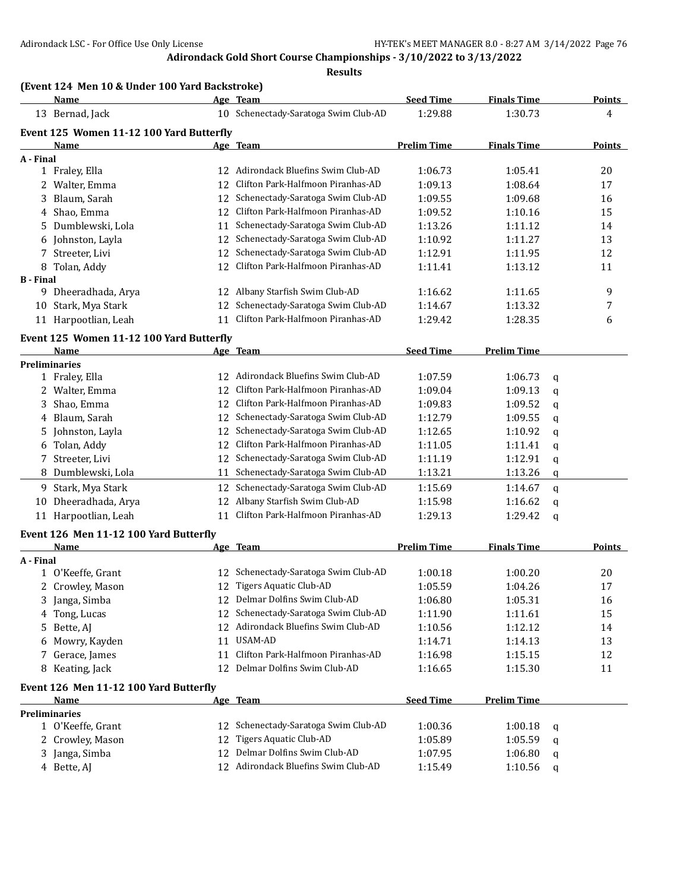**Adirondack Gold Short Course Championships - 3/10/2022 to 3/13/2022**

**Results**

### (Event 124 Men 10 & Under 100 Yard Backstroke)

| | Name | Age | Team | Seed Time | Finals Time | Points |
|---|---|---|---|---|---|---|
| 13 | Bernad, Jack | 10 | Schenectady-Saratoga Swim Club-AD | 1:29.88 | 1:30.73 | 4 |

### Event 125 Women 11-12 100 Yard Butterfly

| | Name | Age | Team | Prelim Time | Finals Time | Points |
|---|---|---|---|---|---|---|
| **A - Final** | | | | | | |
| 1 | Fraley, Ella | 12 | Adirondack Bluefins Swim Club-AD | 1:06.73 | 1:05.41 | 20 |
| 2 | Walter, Emma | 12 | Clifton Park-Halfmoon Piranhas-AD | 1:09.13 | 1:08.64 | 17 |
| 3 | Blaum, Sarah | 12 | Schenectady-Saratoga Swim Club-AD | 1:09.55 | 1:09.68 | 16 |
| 4 | Shao, Emma | 12 | Clifton Park-Halfmoon Piranhas-AD | 1:09.52 | 1:10.16 | 15 |
| 5 | Dumblewski, Lola | 11 | Schenectady-Saratoga Swim Club-AD | 1:13.26 | 1:11.12 | 14 |
| 6 | Johnston, Layla | 12 | Schenectady-Saratoga Swim Club-AD | 1:10.92 | 1:11.27 | 13 |
| 7 | Streeter, Livi | 12 | Schenectady-Saratoga Swim Club-AD | 1:12.91 | 1:11.95 | 12 |
| 8 | Tolan, Addy | 12 | Clifton Park-Halfmoon Piranhas-AD | 1:11.41 | 1:13.12 | 11 |
| **B - Final** | | | | | | |
| 9 | Dheeradhada, Arya | 12 | Albany Starfish Swim Club-AD | 1:16.62 | 1:11.65 | 9 |
| 10 | Stark, Mya Stark | 12 | Schenectady-Saratoga Swim Club-AD | 1:14.67 | 1:13.32 | 7 |
| 11 | Harpootlian, Leah | 11 | Clifton Park-Halfmoon Piranhas-AD | 1:29.42 | 1:28.35 | 6 |

### Event 125 Women 11-12 100 Yard Butterfly

| | Name | Age | Team | Seed Time | Prelim Time | |
|---|---|---|---|---|---|---|
| **Preliminaries** | | | | | | |
| 1 | Fraley, Ella | 12 | Adirondack Bluefins Swim Club-AD | 1:07.59 | 1:06.73 | q |
| 2 | Walter, Emma | 12 | Clifton Park-Halfmoon Piranhas-AD | 1:09.04 | 1:09.13 | q |
| 3 | Shao, Emma | 12 | Clifton Park-Halfmoon Piranhas-AD | 1:09.83 | 1:09.52 | q |
| 4 | Blaum, Sarah | 12 | Schenectady-Saratoga Swim Club-AD | 1:12.79 | 1:09.55 | q |
| 5 | Johnston, Layla | 12 | Schenectady-Saratoga Swim Club-AD | 1:12.65 | 1:10.92 | q |
| 6 | Tolan, Addy | 12 | Clifton Park-Halfmoon Piranhas-AD | 1:11.05 | 1:11.41 | q |
| 7 | Streeter, Livi | 12 | Schenectady-Saratoga Swim Club-AD | 1:11.19 | 1:12.91 | q |
| 8 | Dumblewski, Lola | 11 | Schenectady-Saratoga Swim Club-AD | 1:13.21 | 1:13.26 | q |
| 9 | Stark, Mya Stark | 12 | Schenectady-Saratoga Swim Club-AD | 1:15.69 | 1:14.67 | q |
| 10 | Dheeradhada, Arya | 12 | Albany Starfish Swim Club-AD | 1:15.98 | 1:16.62 | q |
| 11 | Harpootlian, Leah | 11 | Clifton Park-Halfmoon Piranhas-AD | 1:29.13 | 1:29.42 | q |

### Event 126 Men 11-12 100 Yard Butterfly

| | Name | Age | Team | Prelim Time | Finals Time | Points |
|---|---|---|---|---|---|---|
| **A - Final** | | | | | | |
| 1 | O'Keeffe, Grant | 12 | Schenectady-Saratoga Swim Club-AD | 1:00.18 | 1:00.20 | 20 |
| 2 | Crowley, Mason | 12 | Tigers Aquatic Club-AD | 1:05.59 | 1:04.26 | 17 |
| 3 | Janga, Simba | 12 | Delmar Dolfins Swim Club-AD | 1:06.80 | 1:05.31 | 16 |
| 4 | Tong, Lucas | 12 | Schenectady-Saratoga Swim Club-AD | 1:11.90 | 1:11.61 | 15 |
| 5 | Bette, AJ | 12 | Adirondack Bluefins Swim Club-AD | 1:10.56 | 1:12.12 | 14 |
| 6 | Mowry, Kayden | 11 | USAM-AD | 1:14.71 | 1:14.13 | 13 |
| 7 | Gerace, James | 11 | Clifton Park-Halfmoon Piranhas-AD | 1:16.98 | 1:15.15 | 12 |
| 8 | Keating, Jack | 12 | Delmar Dolfins Swim Club-AD | 1:16.65 | 1:15.30 | 11 |

### Event 126 Men 11-12 100 Yard Butterfly

| | Name | Age | Team | Seed Time | Prelim Time | |
|---|---|---|---|---|---|---|
| **Preliminaries** | | | | | | |
| 1 | O'Keeffe, Grant | 12 | Schenectady-Saratoga Swim Club-AD | 1:00.36 | 1:00.18 | q |
| 2 | Crowley, Mason | 12 | Tigers Aquatic Club-AD | 1:05.89 | 1:05.59 | q |
| 3 | Janga, Simba | 12 | Delmar Dolfins Swim Club-AD | 1:07.95 | 1:06.80 | q |
| 4 | Bette, AJ | 12 | Adirondack Bluefins Swim Club-AD | 1:15.49 | 1:10.56 | q |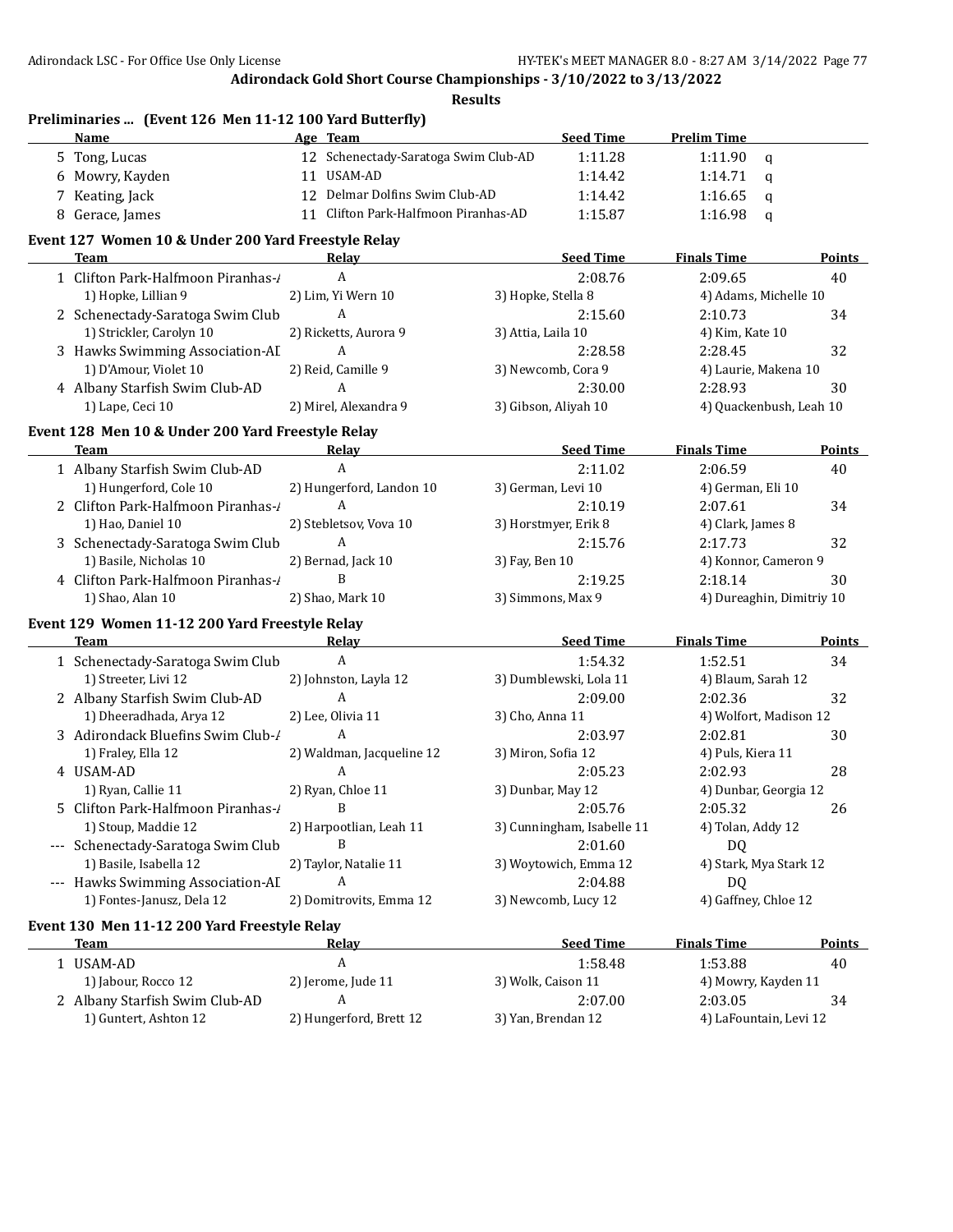## Adirondack Gold Short Course Championships - 3/10/2022 to 3/13/2022

### Results

### Preliminaries ... (Event 126 Men 11-12 100 Yard Butterfly)

| | Name | Age | Team | Seed Time | Prelim Time | |
|---|---|---|---|---|---|---|
| 5 | Tong, Lucas | 12 | Schenectady-Saratoga Swim Club-AD | 1:11.28 | 1:11.90 | q |
| 6 | Mowry, Kayden | 11 | USAM-AD | 1:14.42 | 1:14.71 | q |
| 7 | Keating, Jack | 12 | Delmar Dolfins Swim Club-AD | 1:14.42 | 1:16.65 | q |
| 8 | Gerace, James | 11 | Clifton Park-Halfmoon Piranhas-AD | 1:15.87 | 1:16.98 | q |

### Event 127 Women 10 & Under 200 Yard Freestyle Relay

| | Team | Relay | | Seed Time | Finals Time | Points |
|---|---|---|---|---|---|---|
| 1 | Clifton Park-Halfmoon Piranhas-A | A | | 2:08.76 | 2:09.65 | 40 |
| | 1) Hopke, Lillian 9 | 2) Lim, Yi Wern 10 | 3) Hopke, Stella 8 | | 4) Adams, Michelle 10 | |
| 2 | Schenectady-Saratoga Swim Club | A | | 2:15.60 | 2:10.73 | 34 |
| | 1) Strickler, Carolyn 10 | 2) Ricketts, Aurora 9 | 3) Attia, Laila 10 | | 4) Kim, Kate 10 | |
| 3 | Hawks Swimming Association-AD | A | | 2:28.58 | 2:28.45 | 32 |
| | 1) D'Amour, Violet 10 | 2) Reid, Camille 9 | 3) Newcomb, Cora 9 | | 4) Laurie, Makena 10 | |
| 4 | Albany Starfish Swim Club-AD | A | | 2:30.00 | 2:28.93 | 30 |
| | 1) Lape, Ceci 10 | 2) Mirel, Alexandra 9 | 3) Gibson, Aliyah 10 | | 4) Quackenbush, Leah 10 | |

### Event 128 Men 10 & Under 200 Yard Freestyle Relay

| | Team | Relay | | Seed Time | Finals Time | Points |
|---|---|---|---|---|---|---|
| 1 | Albany Starfish Swim Club-AD | A | | 2:11.02 | 2:06.59 | 40 |
| | 1) Hungerford, Cole 10 | 2) Hungerford, Landon 10 | 3) German, Levi 10 | | 4) German, Eli 10 | |
| 2 | Clifton Park-Halfmoon Piranhas-A | A | | 2:10.19 | 2:07.61 | 34 |
| | 1) Hao, Daniel 10 | 2) Stebletsov, Vova 10 | 3) Horstmyer, Erik 8 | | 4) Clark, James 8 | |
| 3 | Schenectady-Saratoga Swim Club | A | | 2:15.76 | 2:17.73 | 32 |
| | 1) Basile, Nicholas 10 | 2) Bernad, Jack 10 | 3) Fay, Ben 10 | | 4) Konnor, Cameron 9 | |
| 4 | Clifton Park-Halfmoon Piranhas-A | B | | 2:19.25 | 2:18.14 | 30 |
| | 1) Shao, Alan 10 | 2) Shao, Mark 10 | 3) Simmons, Max 9 | | 4) Dureaghin, Dimitriy 10 | |

### Event 129 Women 11-12 200 Yard Freestyle Relay

| | Team | Relay | | Seed Time | Finals Time | Points |
|---|---|---|---|---|---|---|
| 1 | Schenectady-Saratoga Swim Club | A | | 1:54.32 | 1:52.51 | 34 |
| | 1) Streeter, Livi 12 | 2) Johnston, Layla 12 | 3) Dumblewski, Lola 11 | | 4) Blaum, Sarah 12 | |
| 2 | Albany Starfish Swim Club-AD | A | | 2:09.00 | 2:02.36 | 32 |
| | 1) Dheeradhada, Arya 12 | 2) Lee, Olivia 11 | 3) Cho, Anna 11 | | 4) Wolfort, Madison 12 | |
| 3 | Adirondack Bluefins Swim Club-A | A | | 2:03.97 | 2:02.81 | 30 |
| | 1) Fraley, Ella 12 | 2) Waldman, Jacqueline 12 | 3) Miron, Sofia 12 | | 4) Puls, Kiera 11 | |
| 4 | USAM-AD | A | | 2:05.23 | 2:02.93 | 28 |
| | 1) Ryan, Callie 11 | 2) Ryan, Chloe 11 | 3) Dunbar, May 12 | | 4) Dunbar, Georgia 12 | |
| 5 | Clifton Park-Halfmoon Piranhas-A | B | | 2:05.76 | 2:05.32 | 26 |
| | 1) Stoup, Maddie 12 | 2) Harpootlian, Leah 11 | 3) Cunningham, Isabelle 11 | | 4) Tolan, Addy 12 | |
| --- | Schenectady-Saratoga Swim Club | B | | 2:01.60 | DQ | |
| | 1) Basile, Isabella 12 | 2) Taylor, Natalie 11 | 3) Woytowich, Emma 12 | | 4) Stark, Mya Stark 12 | |
| --- | Hawks Swimming Association-AD | A | | 2:04.88 | DQ | |
| | 1) Fontes-Janusz, Dela 12 | 2) Domitrovits, Emma 12 | 3) Newcomb, Lucy 12 | | 4) Gaffney, Chloe 12 | |

### Event 130 Men 11-12 200 Yard Freestyle Relay

| | Team | Relay | | Seed Time | Finals Time | Points |
|---|---|---|---|---|---|---|
| 1 | USAM-AD | A | | 1:58.48 | 1:53.88 | 40 |
| | 1) Jabour, Rocco 12 | 2) Jerome, Jude 11 | 3) Wolk, Caison 11 | | 4) Mowry, Kayden 11 | |
| 2 | Albany Starfish Swim Club-AD | A | | 2:07.00 | 2:03.05 | 34 |
| | 1) Guntert, Ashton 12 | 2) Hungerford, Brett 12 | 3) Yan, Brendan 12 | | 4) LaFountain, Levi 12 | |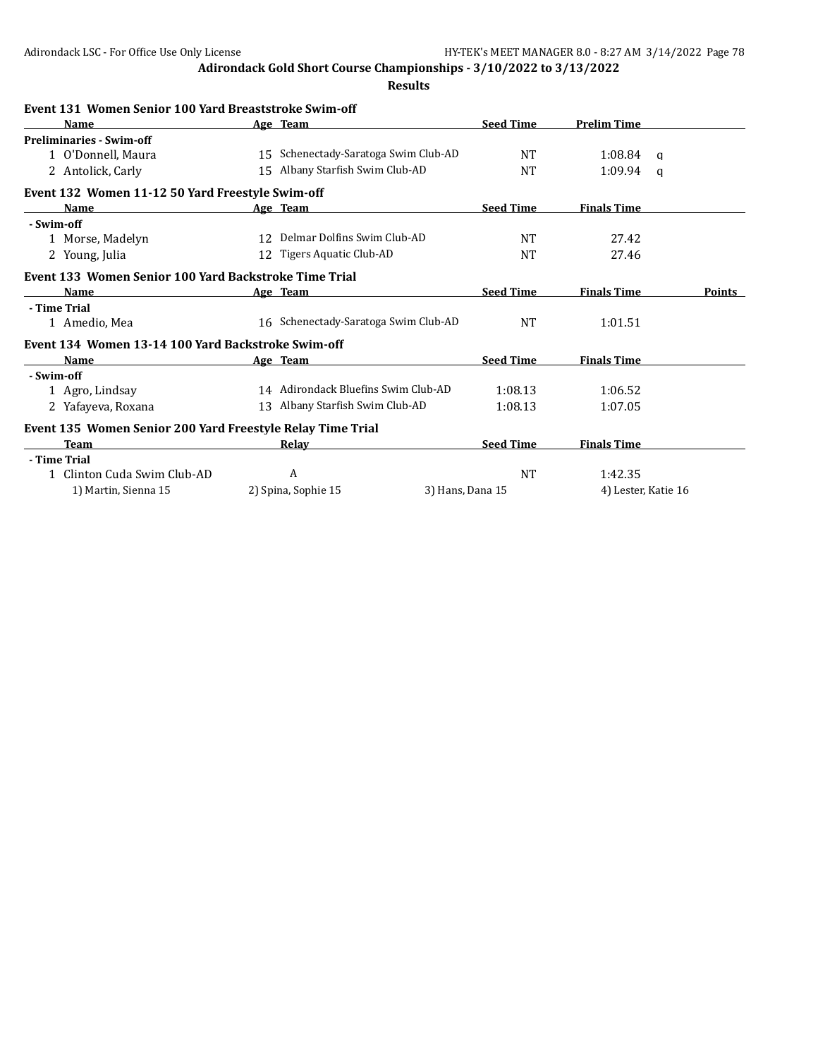**Adirondack Gold Short Course Championships - 3/10/2022 to 3/13/2022**

**Results**

### Event 131 Women Senior 100 Yard Breaststroke Swim-off

| Name | Age | Team | Seed Time | Prelim Time | |
|---|---|---|---|---|---|
| **Preliminaries - Swim-off** | | | | | |
| 1 O'Donnell, Maura | 15 | Schenectady-Saratoga Swim Club-AD | NT | 1:08.84 | q |
| 2 Antolick, Carly | 15 | Albany Starfish Swim Club-AD | NT | 1:09.94 | q |

### Event 132 Women 11-12 50 Yard Freestyle Swim-off

| Name | Age | Team | Seed Time | Finals Time |
|---|---|---|---|---|
| **- Swim-off** | | | | |
| 1 Morse, Madelyn | 12 | Delmar Dolfins Swim Club-AD | NT | 27.42 |
| 2 Young, Julia | 12 | Tigers Aquatic Club-AD | NT | 27.46 |

### Event 133 Women Senior 100 Yard Backstroke Time Trial

| Name | Age | Team | Seed Time | Finals Time | Points |
|---|---|---|---|---|---|
| **- Time Trial** | | | | | |
| 1 Amedio, Mea | 16 | Schenectady-Saratoga Swim Club-AD | NT | 1:01.51 | |

### Event 134 Women 13-14 100 Yard Backstroke Swim-off

| Name | Age | Team | Seed Time | Finals Time |
|---|---|---|---|---|
| **- Swim-off** | | | | |
| 1 Agro, Lindsay | 14 | Adirondack Bluefins Swim Club-AD | 1:08.13 | 1:06.52 |
| 2 Yafayeva, Roxana | 13 | Albany Starfish Swim Club-AD | 1:08.13 | 1:07.05 |

### Event 135 Women Senior 200 Yard Freestyle Relay Time Trial

| Team | Relay | Seed Time | Finals Time |
|---|---|---|---|
| **- Time Trial** | | | |
| 1 Clinton Cuda Swim Club-AD | A | NT | 1:42.35 |

1) Martin, Sienna 15  2) Spina, Sophie 15  3) Hans, Dana 15  4) Lester, Katie 16